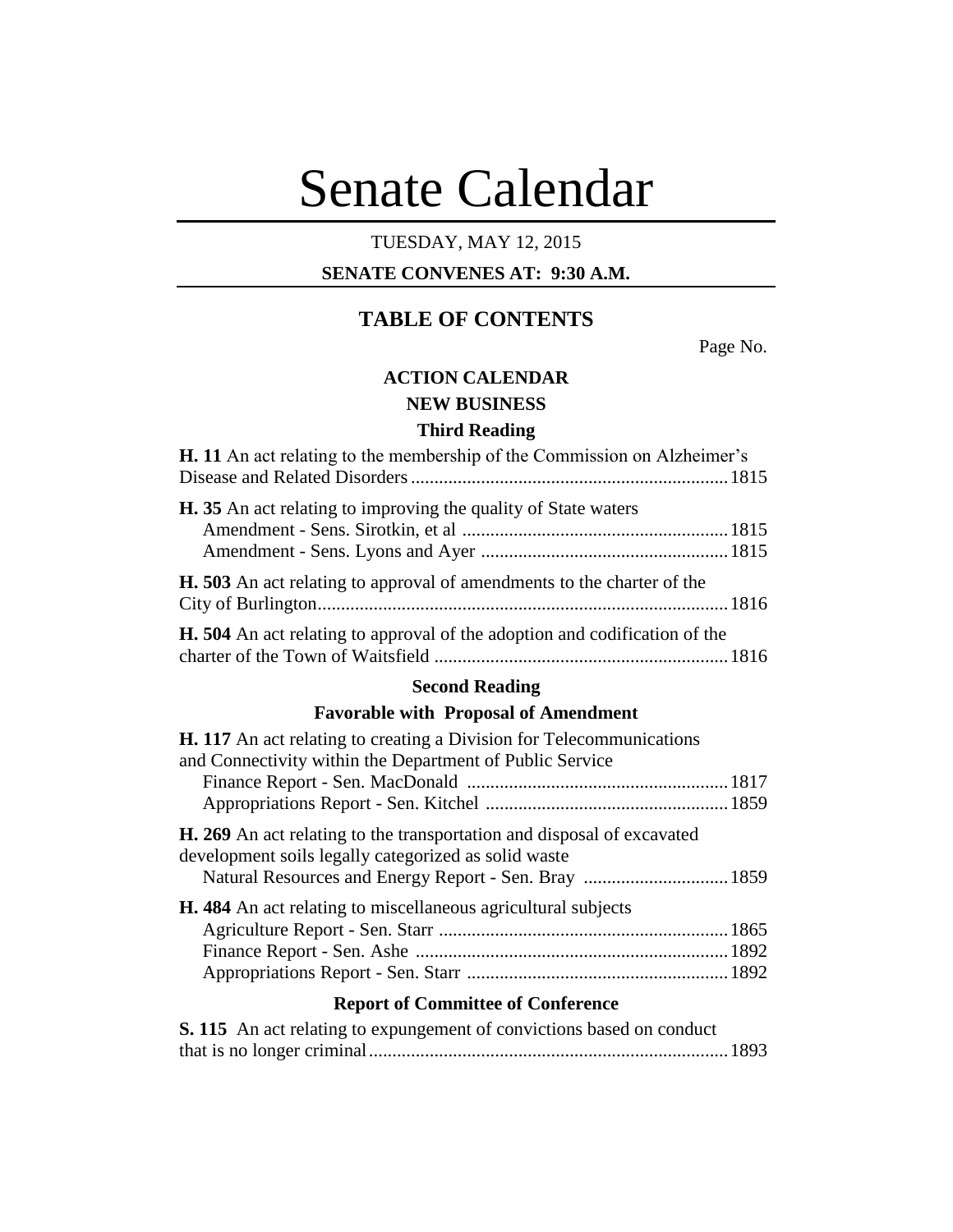# Senate Calendar

TUESDAY, MAY 12, 2015

**SENATE CONVENES AT: 9:30 A.M.**

## TABLE OF CONTENTS

Page No.

### ACTION CALENDAR

### NEW BUSINESS

#### Third Reading

**H. 11** An act relating to the membership of the Commission on Alzheimer's Disease and Related Disorders .................................................................... 1815

**H. 35** An act relating to improving the quality of State waters
- Amendment - Sens. Sirotkin, et al ......................................................... 1815
- Amendment - Sens. Lyons and Ayer ..................................................... 1815

**H. 503** An act relating to approval of amendments to the charter of the City of Burlington ....................................................................................... 1816

**H. 504** An act relating to approval of the adoption and codification of the charter of the Town of Waitsfield .............................................................. 1816

#### Second Reading

#### Favorable with Proposal of Amendment

**H. 117** An act relating to creating a Division for Telecommunications and Connectivity within the Department of Public Service
- Finance Report - Sen. MacDonald ........................................................ 1817
- Appropriations Report - Sen. Kitchel .................................................... 1859

**H. 269** An act relating to the transportation and disposal of excavated development soils legally categorized as solid waste
- Natural Resources and Energy Report - Sen. Bray ............................... 1859

**H. 484** An act relating to miscellaneous agricultural subjects
- Agriculture Report - Sen. Starr .............................................................. 1865
- Finance Report - Sen. Ashe ................................................................... 1892
- Appropriations Report - Sen. Starr ........................................................ 1892

#### Report of Committee of Conference

**S. 115** An act relating to expungement of convictions based on conduct that is no longer criminal ............................................................................. 1893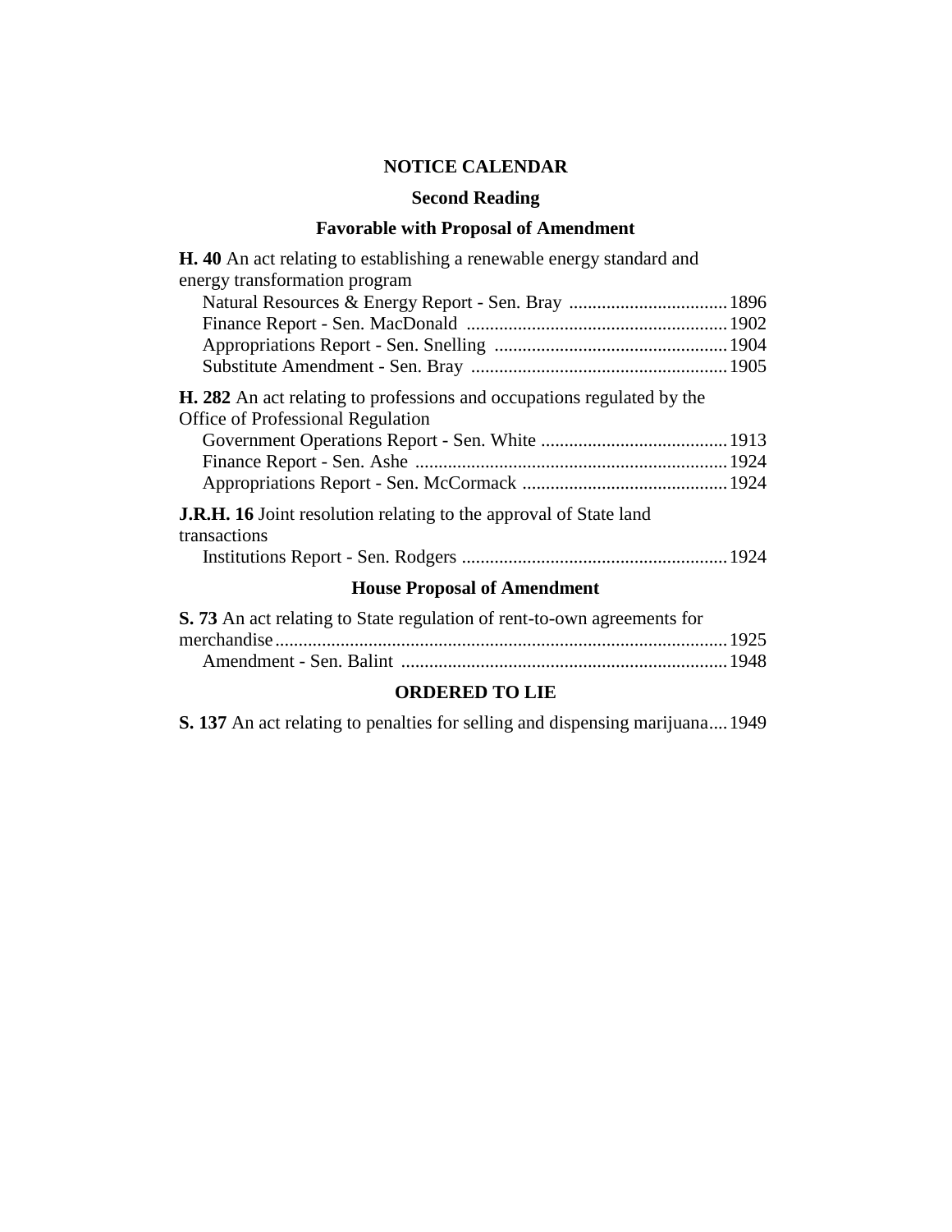## NOTICE CALENDAR

### Second Reading

### Favorable with Proposal of Amendment

**H. 40** An act relating to establishing a renewable energy standard and energy transformation program

Natural Resources & Energy Report - Sen. Bray .................................. 1896
Finance Report - Sen. MacDonald ........................................................ 1902
Appropriations Report - Sen. Snelling .................................................. 1904
Substitute Amendment - Sen. Bray ....................................................... 1905

**H. 282** An act relating to professions and occupations regulated by the Office of Professional Regulation

Government Operations Report - Sen. White ........................................ 1913
Finance Report - Sen. Ashe .................................................................. 1924
Appropriations Report - Sen. McCormack ............................................ 1924

**J.R.H. 16** Joint resolution relating to the approval of State land transactions

Institutions Report - Sen. Rodgers ......................................................... 1924

### House Proposal of Amendment

**S. 73** An act relating to State regulation of rent-to-own agreements for merchandise ................................................................................................ 1925

Amendment - Sen. Balint ...................................................................... 1948

### ORDERED TO LIE

**S. 137** An act relating to penalties for selling and dispensing marijuana.... 1949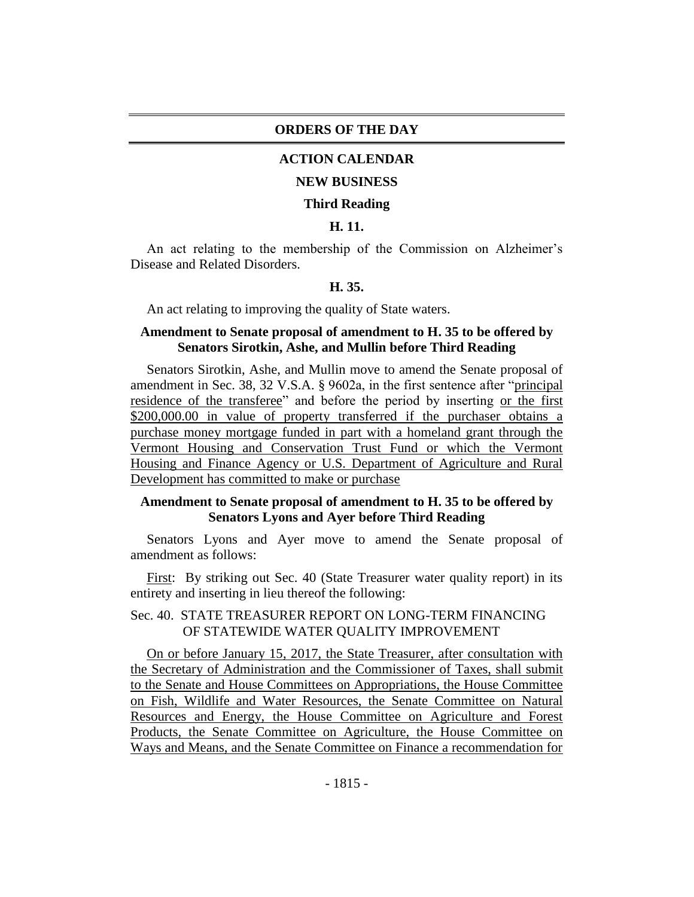## ORDERS OF THE DAY

### ACTION CALENDAR

### NEW BUSINESS

### Third Reading

### H. 11.

An act relating to the membership of the Commission on Alzheimer's Disease and Related Disorders.

### H. 35.

An act relating to improving the quality of State waters.

**Amendment to Senate proposal of amendment to H. 35 to be offered by Senators Sirotkin, Ashe, and Mullin before Third Reading**

Senators Sirotkin, Ashe, and Mullin move to amend the Senate proposal of amendment in Sec. 38, 32 V.S.A. § 9602a, in the first sentence after "principal residence of the transferee" and before the period by inserting or the first $200,000.00 in value of property transferred if the purchaser obtains a purchase money mortgage funded in part with a homeland grant through the Vermont Housing and Conservation Trust Fund or which the Vermont Housing and Finance Agency or U.S. Department of Agriculture and Rural Development has committed to make or purchase

**Amendment to Senate proposal of amendment to H. 35 to be offered by Senators Lyons and Ayer before Third Reading**

Senators Lyons and Ayer move to amend the Senate proposal of amendment as follows:

First: By striking out Sec. 40 (State Treasurer water quality report) in its entirety and inserting in lieu thereof the following:

Sec. 40. STATE TREASURER REPORT ON LONG-TERM FINANCING OF STATEWIDE WATER QUALITY IMPROVEMENT

On or before January 15, 2017, the State Treasurer, after consultation with the Secretary of Administration and the Commissioner of Taxes, shall submit to the Senate and House Committees on Appropriations, the House Committee on Fish, Wildlife and Water Resources, the Senate Committee on Natural Resources and Energy, the House Committee on Agriculture and Forest Products, the Senate Committee on Agriculture, the House Committee on Ways and Means, and the Senate Committee on Finance a recommendation for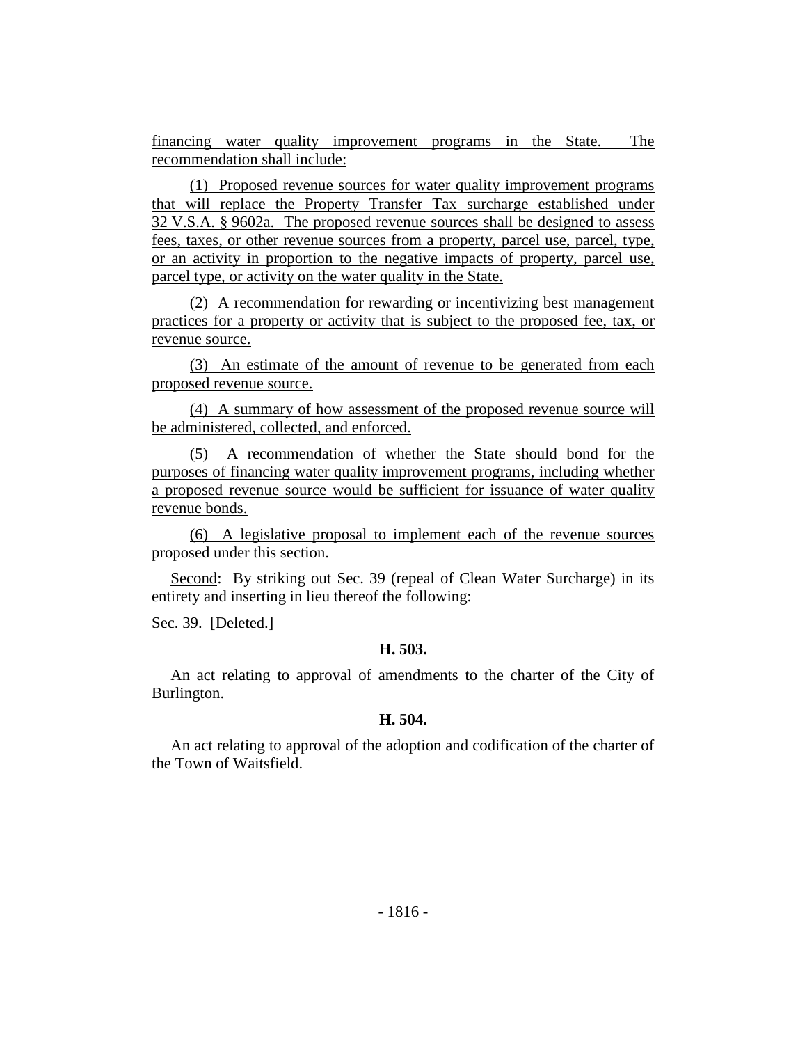financing water quality improvement programs in the State. The recommendation shall include:

(1) Proposed revenue sources for water quality improvement programs that will replace the Property Transfer Tax surcharge established under 32 V.S.A. § 9602a. The proposed revenue sources shall be designed to assess fees, taxes, or other revenue sources from a property, parcel use, parcel, type, or an activity in proportion to the negative impacts of property, parcel use, parcel type, or activity on the water quality in the State.

(2) A recommendation for rewarding or incentivizing best management practices for a property or activity that is subject to the proposed fee, tax, or revenue source.

(3) An estimate of the amount of revenue to be generated from each proposed revenue source.

(4) A summary of how assessment of the proposed revenue source will be administered, collected, and enforced.

(5) A recommendation of whether the State should bond for the purposes of financing water quality improvement programs, including whether a proposed revenue source would be sufficient for issuance of water quality revenue bonds.

(6) A legislative proposal to implement each of the revenue sources proposed under this section.

Second: By striking out Sec. 39 (repeal of Clean Water Surcharge) in its entirety and inserting in lieu thereof the following:

Sec. 39. [Deleted.]

**H. 503.**

An act relating to approval of amendments to the charter of the City of Burlington.

**H. 504.**

An act relating to approval of the adoption and codification of the charter of the Town of Waitsfield.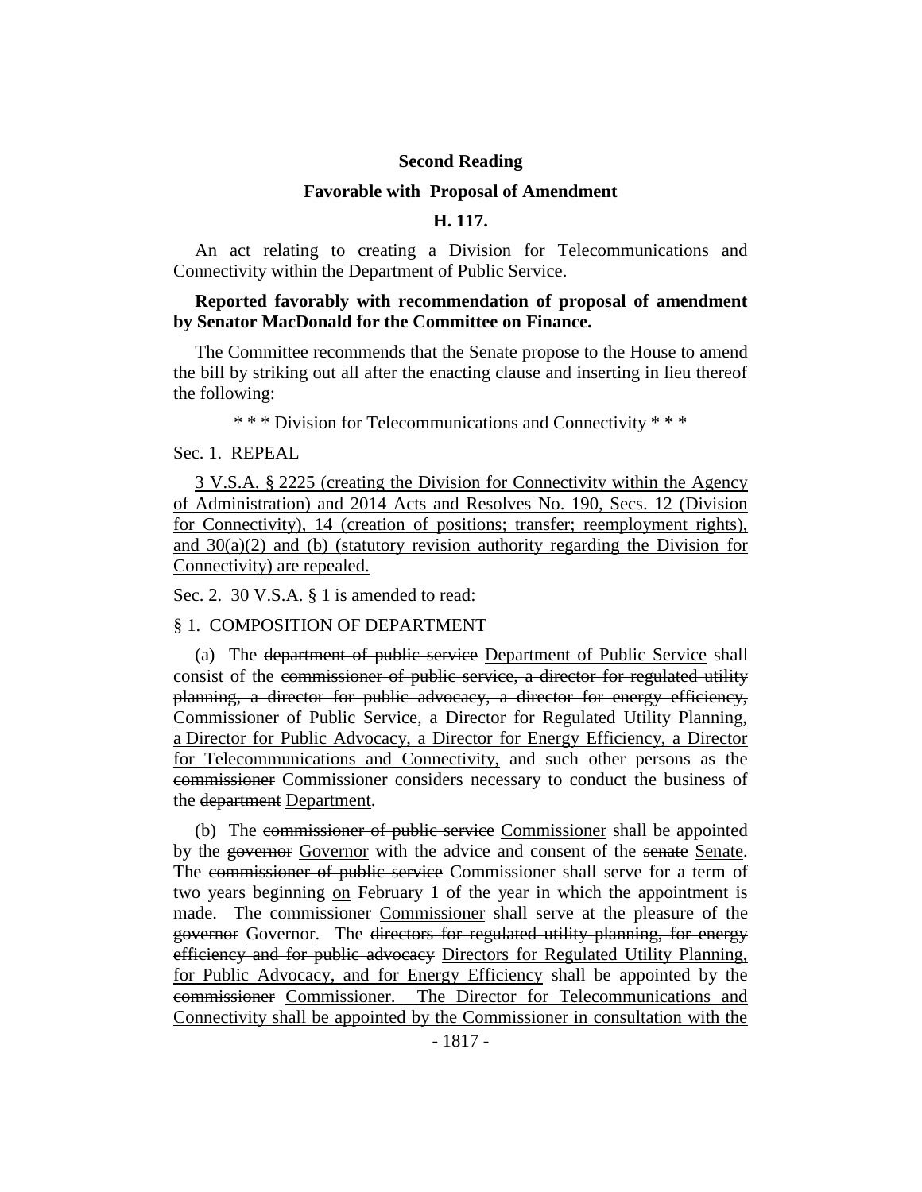**Second Reading**

**Favorable with Proposal of Amendment**

**H. 117.**

An act relating to creating a Division for Telecommunications and Connectivity within the Department of Public Service.

**Reported favorably with recommendation of proposal of amendment by Senator MacDonald for the Committee on Finance.**

The Committee recommends that the Senate propose to the House to amend the bill by striking out all after the enacting clause and inserting in lieu thereof the following:

\* \* \* Division for Telecommunications and Connectivity \* \* \*

Sec. 1. REPEAL

<u>3 V.S.A. § 2225 (creating the Division for Connectivity within the Agency of Administration) and 2014 Acts and Resolves No. 190, Secs. 12 (Division for Connectivity), 14 (creation of positions; transfer; reemployment rights), and 30(a)(2) and (b) (statutory revision authority regarding the Division for Connectivity) are repealed.</u>

Sec. 2. 30 V.S.A. § 1 is amended to read:

§ 1. COMPOSITION OF DEPARTMENT

(a) The ~~department of public service~~ <u>Department of Public Service</u> shall consist of the ~~commissioner of public service, a director for regulated utility planning, a director for public advocacy, a director for energy efficiency,~~ <u>Commissioner of Public Service, a Director for Regulated Utility Planning, a Director for Public Advocacy, a Director for Energy Efficiency, a Director for Telecommunications and Connectivity,</u> and such other persons as the ~~commissioner~~ <u>Commissioner</u> considers necessary to conduct the business of the ~~department~~ <u>Department</u>.

(b) The ~~commissioner of public service~~ <u>Commissioner</u> shall be appointed by the ~~governor~~ <u>Governor</u> with the advice and consent of the ~~senate~~ <u>Senate</u>. The ~~commissioner of public service~~ <u>Commissioner</u> shall serve for a term of two years beginning <u>on</u> February 1 of the year in which the appointment is made. The ~~commissioner~~ <u>Commissioner</u> shall serve at the pleasure of the ~~governor~~ <u>Governor</u>. The ~~directors for regulated utility planning, for energy efficiency and for public advocacy~~ <u>Directors for Regulated Utility Planning, for Public Advocacy, and for Energy Efficiency</u> shall be appointed by the ~~commissioner~~ <u>Commissioner</u>. <u>The Director for Telecommunications and Connectivity shall be appointed by the Commissioner in consultation with the</u>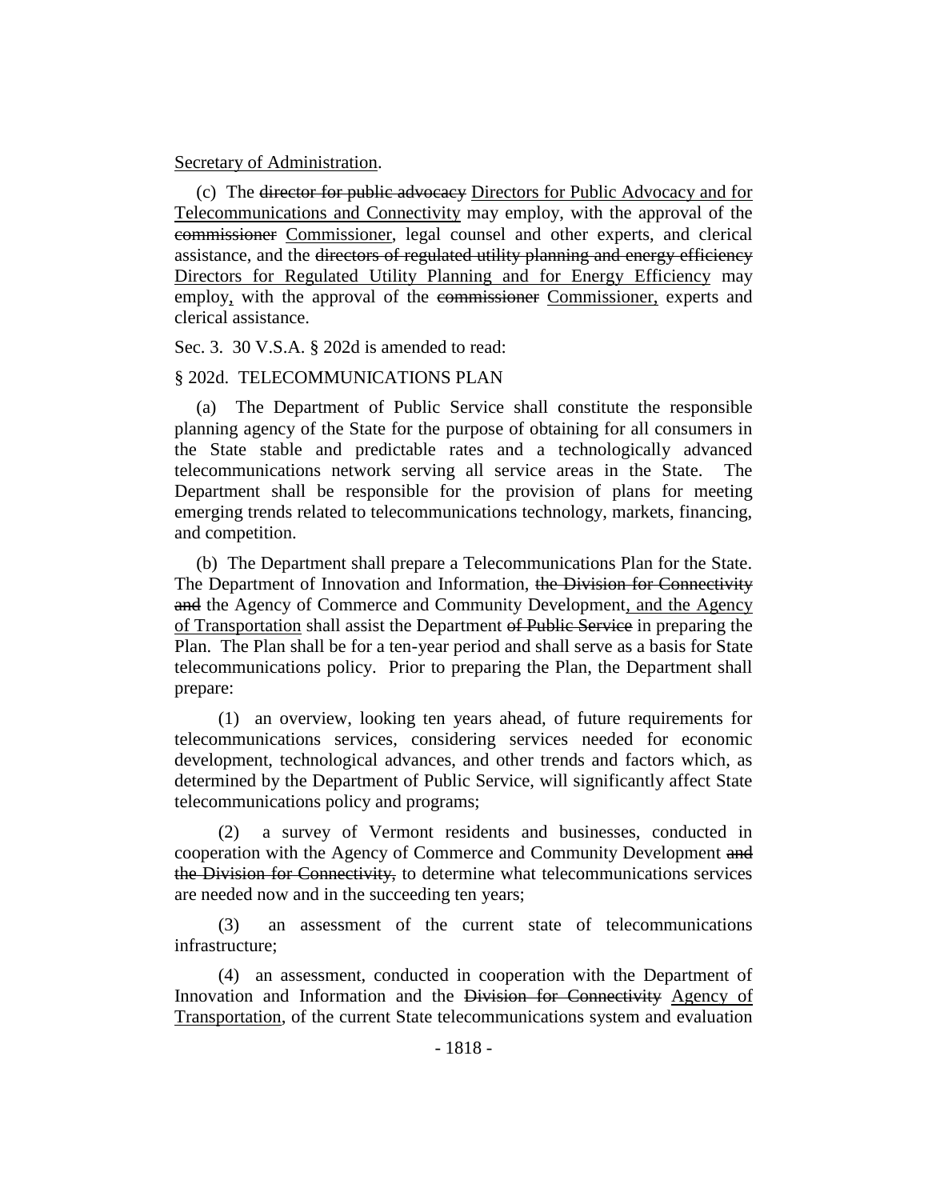<u>Secretary of Administration</u>.

(c) The ~~director for public advocacy~~ <u>Directors for Public Advocacy and for Telecommunications and Connectivity</u> may employ, with the approval of the ~~commissioner~~ <u>Commissioner</u>, legal counsel and other experts, and clerical assistance, and the ~~directors of regulated utility planning and energy efficiency~~ <u>Directors for Regulated Utility Planning and for Energy Efficiency</u> may employ<u>,</u> with the approval of the ~~commissioner~~ <u>Commissioner,</u> experts and clerical assistance.

Sec. 3. 30 V.S.A. § 202d is amended to read:

§ 202d. TELECOMMUNICATIONS PLAN

(a) The Department of Public Service shall constitute the responsible planning agency of the State for the purpose of obtaining for all consumers in the State stable and predictable rates and a technologically advanced telecommunications network serving all service areas in the State. The Department shall be responsible for the provision of plans for meeting emerging trends related to telecommunications technology, markets, financing, and competition.

(b) The Department shall prepare a Telecommunications Plan for the State. The Department of Innovation and Information, ~~the Division for Connectivity and~~ the Agency of Commerce and Community Development<u>, and the Agency of Transportation</u> shall assist the Department ~~of Public Service~~ in preparing the Plan. The Plan shall be for a ten-year period and shall serve as a basis for State telecommunications policy. Prior to preparing the Plan, the Department shall prepare:

(1) an overview, looking ten years ahead, of future requirements for telecommunications services, considering services needed for economic development, technological advances, and other trends and factors which, as determined by the Department of Public Service, will significantly affect State telecommunications policy and programs;

(2) a survey of Vermont residents and businesses, conducted in cooperation with the Agency of Commerce and Community Development ~~and the Division for Connectivity,~~ to determine what telecommunications services are needed now and in the succeeding ten years;

(3) an assessment of the current state of telecommunications infrastructure;

(4) an assessment, conducted in cooperation with the Department of Innovation and Information and the ~~Division for Connectivity~~ <u>Agency of Transportation</u>, of the current State telecommunications system and evaluation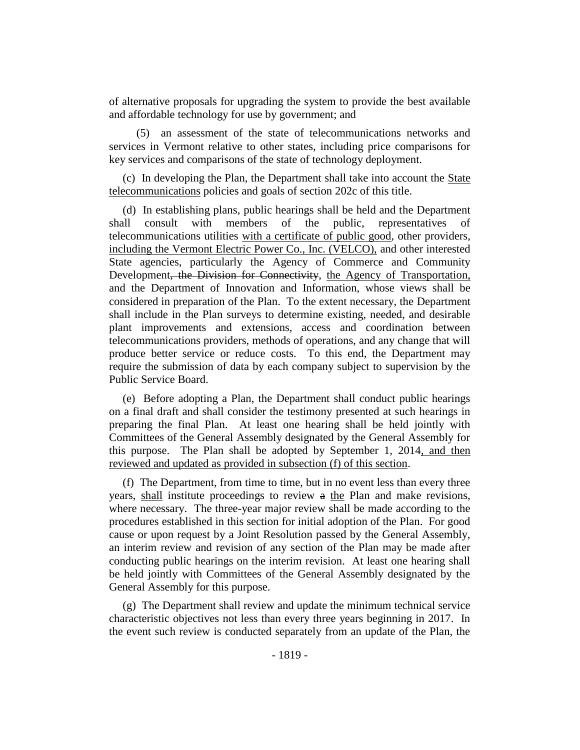of alternative proposals for upgrading the system to provide the best available and affordable technology for use by government; and

(5) an assessment of the state of telecommunications networks and services in Vermont relative to other states, including price comparisons for key services and comparisons of the state of technology deployment.

(c) In developing the Plan, the Department shall take into account the <u>State telecommunications</u> policies and goals of section 202c of this title.

(d) In establishing plans, public hearings shall be held and the Department shall consult with members of the public, representatives of telecommunications utilities <u>with a certificate of public good</u>, other providers, <u>including the Vermont Electric Power Co., Inc. (VELCO),</u> and other interested State agencies, particularly the Agency of Commerce and Community Development~~, the Division for Connectivity~~, <u>the Agency of Transportation,</u> and the Department of Innovation and Information, whose views shall be considered in preparation of the Plan. To the extent necessary, the Department shall include in the Plan surveys to determine existing, needed, and desirable plant improvements and extensions, access and coordination between telecommunications providers, methods of operations, and any change that will produce better service or reduce costs. To this end, the Department may require the submission of data by each company subject to supervision by the Public Service Board.

(e) Before adopting a Plan, the Department shall conduct public hearings on a final draft and shall consider the testimony presented at such hearings in preparing the final Plan. At least one hearing shall be held jointly with Committees of the General Assembly designated by the General Assembly for this purpose. The Plan shall be adopted by September 1, 2014<u>, and then reviewed and updated as provided in subsection (f) of this section</u>.

(f) The Department, from time to time, but in no event less than every three years, <u>shall</u> institute proceedings to review ~~a~~ <u>the</u> Plan and make revisions, where necessary. The three-year major review shall be made according to the procedures established in this section for initial adoption of the Plan. For good cause or upon request by a Joint Resolution passed by the General Assembly, an interim review and revision of any section of the Plan may be made after conducting public hearings on the interim revision. At least one hearing shall be held jointly with Committees of the General Assembly designated by the General Assembly for this purpose.

(g) The Department shall review and update the minimum technical service characteristic objectives not less than every three years beginning in 2017. In the event such review is conducted separately from an update of the Plan, the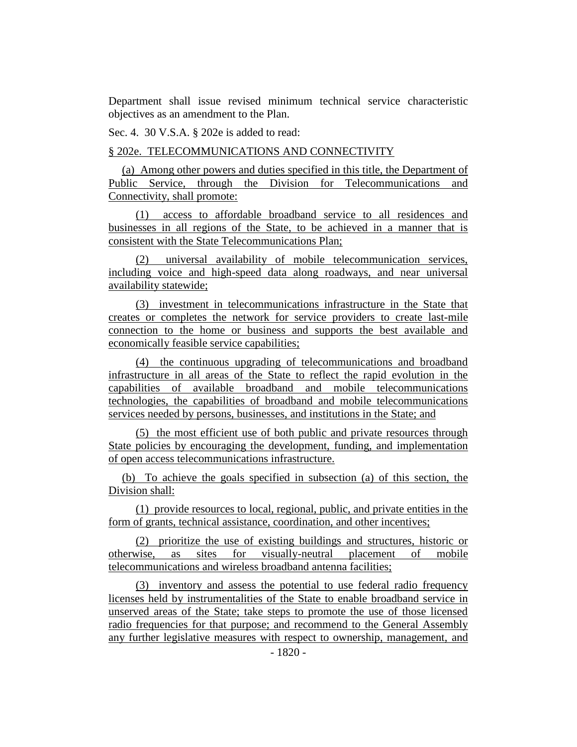Department shall issue revised minimum technical service characteristic objectives as an amendment to the Plan.

Sec. 4. 30 V.S.A. § 202e is added to read:

§ 202e. TELECOMMUNICATIONS AND CONNECTIVITY

(a) Among other powers and duties specified in this title, the Department of Public Service, through the Division for Telecommunications and Connectivity, shall promote:

(1) access to affordable broadband service to all residences and businesses in all regions of the State, to be achieved in a manner that is consistent with the State Telecommunications Plan;

(2) universal availability of mobile telecommunication services, including voice and high-speed data along roadways, and near universal availability statewide;

(3) investment in telecommunications infrastructure in the State that creates or completes the network for service providers to create last-mile connection to the home or business and supports the best available and economically feasible service capabilities;

(4) the continuous upgrading of telecommunications and broadband infrastructure in all areas of the State to reflect the rapid evolution in the capabilities of available broadband and mobile telecommunications technologies, the capabilities of broadband and mobile telecommunications services needed by persons, businesses, and institutions in the State; and

(5) the most efficient use of both public and private resources through State policies by encouraging the development, funding, and implementation of open access telecommunications infrastructure.

(b) To achieve the goals specified in subsection (a) of this section, the Division shall:

(1) provide resources to local, regional, public, and private entities in the form of grants, technical assistance, coordination, and other incentives;

(2) prioritize the use of existing buildings and structures, historic or otherwise, as sites for visually-neutral placement of mobile telecommunications and wireless broadband antenna facilities;

(3) inventory and assess the potential to use federal radio frequency licenses held by instrumentalities of the State to enable broadband service in unserved areas of the State; take steps to promote the use of those licensed radio frequencies for that purpose; and recommend to the General Assembly any further legislative measures with respect to ownership, management, and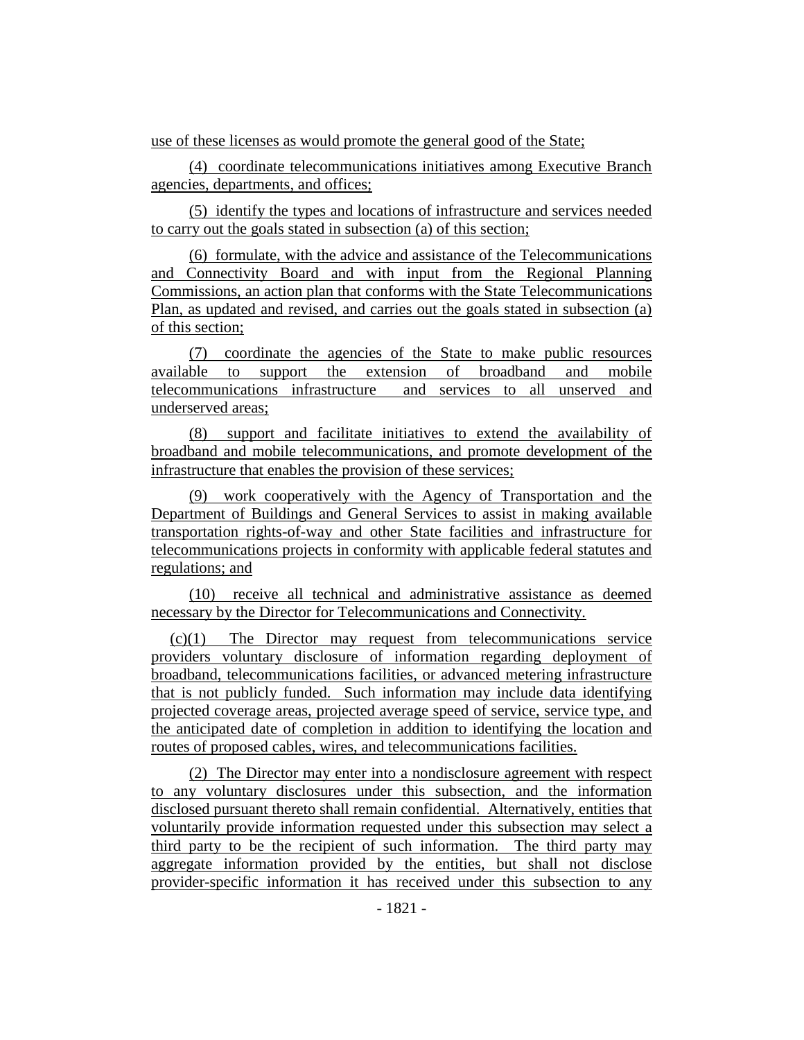use of these licenses as would promote the general good of the State;

(4) coordinate telecommunications initiatives among Executive Branch agencies, departments, and offices;

(5) identify the types and locations of infrastructure and services needed to carry out the goals stated in subsection (a) of this section;

(6) formulate, with the advice and assistance of the Telecommunications and Connectivity Board and with input from the Regional Planning Commissions, an action plan that conforms with the State Telecommunications Plan, as updated and revised, and carries out the goals stated in subsection (a) of this section;

(7) coordinate the agencies of the State to make public resources available to support the extension of broadband and mobile telecommunications infrastructure and services to all unserved and underserved areas;

(8) support and facilitate initiatives to extend the availability of broadband and mobile telecommunications, and promote development of the infrastructure that enables the provision of these services;

(9) work cooperatively with the Agency of Transportation and the Department of Buildings and General Services to assist in making available transportation rights-of-way and other State facilities and infrastructure for telecommunications projects in conformity with applicable federal statutes and regulations; and

(10) receive all technical and administrative assistance as deemed necessary by the Director for Telecommunications and Connectivity.

(c)(1) The Director may request from telecommunications service providers voluntary disclosure of information regarding deployment of broadband, telecommunications facilities, or advanced metering infrastructure that is not publicly funded. Such information may include data identifying projected coverage areas, projected average speed of service, service type, and the anticipated date of completion in addition to identifying the location and routes of proposed cables, wires, and telecommunications facilities.

(2) The Director may enter into a nondisclosure agreement with respect to any voluntary disclosures under this subsection, and the information disclosed pursuant thereto shall remain confidential. Alternatively, entities that voluntarily provide information requested under this subsection may select a third party to be the recipient of such information. The third party may aggregate information provided by the entities, but shall not disclose provider-specific information it has received under this subsection to any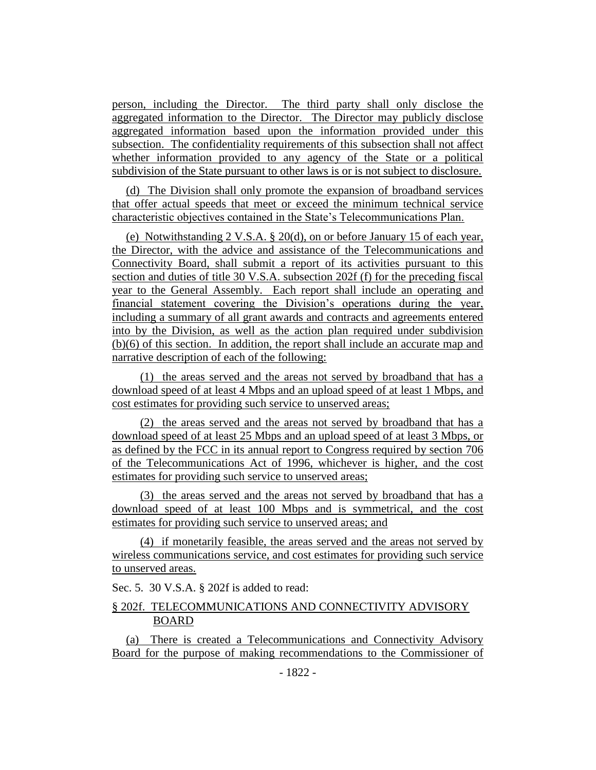person, including the Director. The third party shall only disclose the aggregated information to the Director. The Director may publicly disclose aggregated information based upon the information provided under this subsection. The confidentiality requirements of this subsection shall not affect whether information provided to any agency of the State or a political subdivision of the State pursuant to other laws is or is not subject to disclosure.

(d) The Division shall only promote the expansion of broadband services that offer actual speeds that meet or exceed the minimum technical service characteristic objectives contained in the State's Telecommunications Plan.

(e) Notwithstanding 2 V.S.A. § 20(d), on or before January 15 of each year, the Director, with the advice and assistance of the Telecommunications and Connectivity Board, shall submit a report of its activities pursuant to this section and duties of title 30 V.S.A. subsection 202f (f) for the preceding fiscal year to the General Assembly. Each report shall include an operating and financial statement covering the Division's operations during the year, including a summary of all grant awards and contracts and agreements entered into by the Division, as well as the action plan required under subdivision (b)(6) of this section. In addition, the report shall include an accurate map and narrative description of each of the following:

(1) the areas served and the areas not served by broadband that has a download speed of at least 4 Mbps and an upload speed of at least 1 Mbps, and cost estimates for providing such service to unserved areas;

(2) the areas served and the areas not served by broadband that has a download speed of at least 25 Mbps and an upload speed of at least 3 Mbps, or as defined by the FCC in its annual report to Congress required by section 706 of the Telecommunications Act of 1996, whichever is higher, and the cost estimates for providing such service to unserved areas;

(3) the areas served and the areas not served by broadband that has a download speed of at least 100 Mbps and is symmetrical, and the cost estimates for providing such service to unserved areas; and

(4) if monetarily feasible, the areas served and the areas not served by wireless communications service, and cost estimates for providing such service to unserved areas.

Sec. 5. 30 V.S.A. § 202f is added to read:

§ 202f. TELECOMMUNICATIONS AND CONNECTIVITY ADVISORY BOARD

(a) There is created a Telecommunications and Connectivity Advisory Board for the purpose of making recommendations to the Commissioner of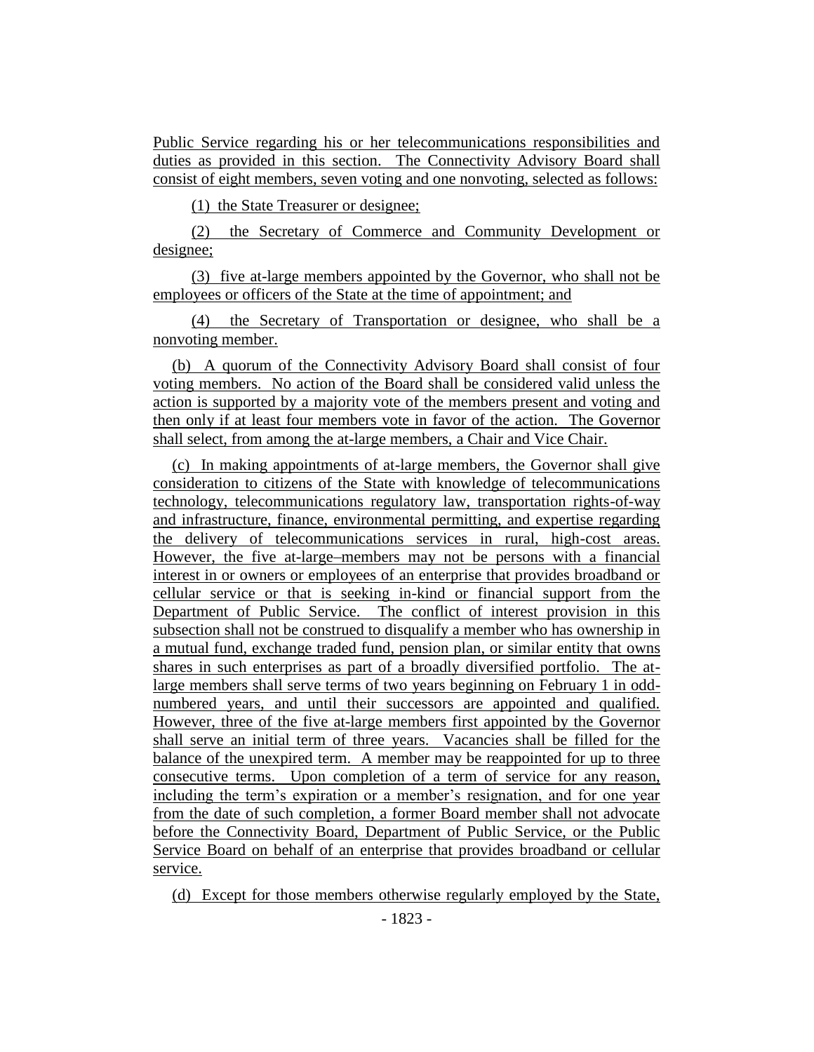Public Service regarding his or her telecommunications responsibilities and duties as provided in this section. The Connectivity Advisory Board shall consist of eight members, seven voting and one nonvoting, selected as follows:

(1) the State Treasurer or designee;

(2) the Secretary of Commerce and Community Development or designee;

(3) five at-large members appointed by the Governor, who shall not be employees or officers of the State at the time of appointment; and

(4) the Secretary of Transportation or designee, who shall be a nonvoting member.

(b) A quorum of the Connectivity Advisory Board shall consist of four voting members. No action of the Board shall be considered valid unless the action is supported by a majority vote of the members present and voting and then only if at least four members vote in favor of the action. The Governor shall select, from among the at-large members, a Chair and Vice Chair.

(c) In making appointments of at-large members, the Governor shall give consideration to citizens of the State with knowledge of telecommunications technology, telecommunications regulatory law, transportation rights-of-way and infrastructure, finance, environmental permitting, and expertise regarding the delivery of telecommunications services in rural, high-cost areas. However, the five at-large–members may not be persons with a financial interest in or owners or employees of an enterprise that provides broadband or cellular service or that is seeking in-kind or financial support from the Department of Public Service. The conflict of interest provision in this subsection shall not be construed to disqualify a member who has ownership in a mutual fund, exchange traded fund, pension plan, or similar entity that owns shares in such enterprises as part of a broadly diversified portfolio. The at-large members shall serve terms of two years beginning on February 1 in odd-numbered years, and until their successors are appointed and qualified. However, three of the five at-large members first appointed by the Governor shall serve an initial term of three years. Vacancies shall be filled for the balance of the unexpired term. A member may be reappointed for up to three consecutive terms. Upon completion of a term of service for any reason, including the term's expiration or a member's resignation, and for one year from the date of such completion, a former Board member shall not advocate before the Connectivity Board, Department of Public Service, or the Public Service Board on behalf of an enterprise that provides broadband or cellular service.

(d) Except for those members otherwise regularly employed by the State,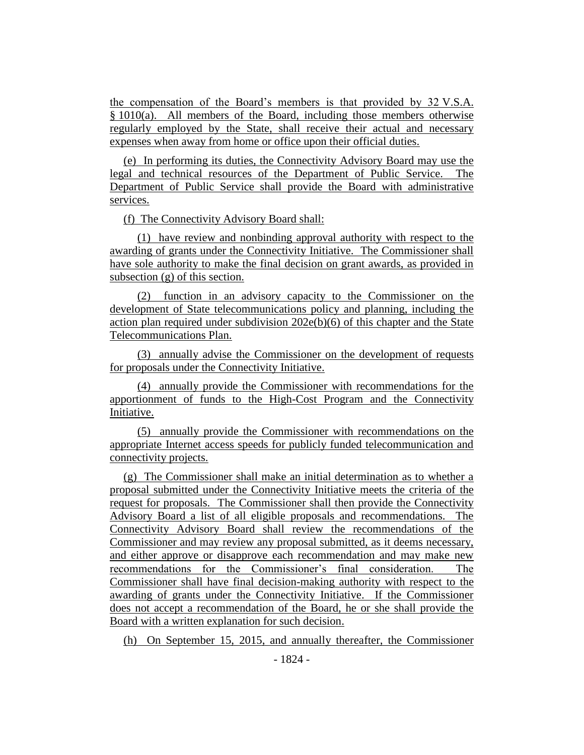the compensation of the Board's members is that provided by 32 V.S.A. § 1010(a). All members of the Board, including those members otherwise regularly employed by the State, shall receive their actual and necessary expenses when away from home or office upon their official duties.

(e) In performing its duties, the Connectivity Advisory Board may use the legal and technical resources of the Department of Public Service. The Department of Public Service shall provide the Board with administrative services.

(f) The Connectivity Advisory Board shall:

(1) have review and nonbinding approval authority with respect to the awarding of grants under the Connectivity Initiative. The Commissioner shall have sole authority to make the final decision on grant awards, as provided in subsection (g) of this section.

(2) function in an advisory capacity to the Commissioner on the development of State telecommunications policy and planning, including the action plan required under subdivision 202e(b)(6) of this chapter and the State Telecommunications Plan.

(3) annually advise the Commissioner on the development of requests for proposals under the Connectivity Initiative.

(4) annually provide the Commissioner with recommendations for the apportionment of funds to the High-Cost Program and the Connectivity Initiative.

(5) annually provide the Commissioner with recommendations on the appropriate Internet access speeds for publicly funded telecommunication and connectivity projects.

(g) The Commissioner shall make an initial determination as to whether a proposal submitted under the Connectivity Initiative meets the criteria of the request for proposals. The Commissioner shall then provide the Connectivity Advisory Board a list of all eligible proposals and recommendations. The Connectivity Advisory Board shall review the recommendations of the Commissioner and may review any proposal submitted, as it deems necessary, and either approve or disapprove each recommendation and may make new recommendations for the Commissioner's final consideration. The Commissioner shall have final decision-making authority with respect to the awarding of grants under the Connectivity Initiative. If the Commissioner does not accept a recommendation of the Board, he or she shall provide the Board with a written explanation for such decision.

(h) On September 15, 2015, and annually thereafter, the Commissioner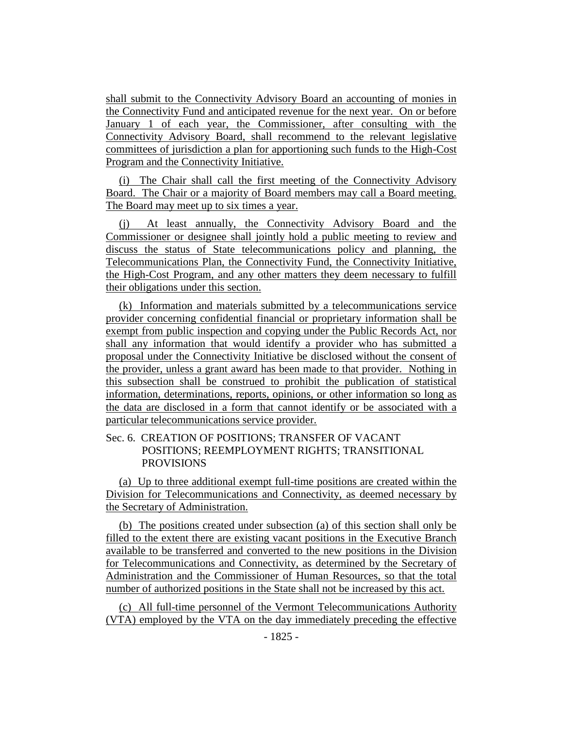shall submit to the Connectivity Advisory Board an accounting of monies in the Connectivity Fund and anticipated revenue for the next year. On or before January 1 of each year, the Commissioner, after consulting with the Connectivity Advisory Board, shall recommend to the relevant legislative committees of jurisdiction a plan for apportioning such funds to the High-Cost Program and the Connectivity Initiative.

(i) The Chair shall call the first meeting of the Connectivity Advisory Board. The Chair or a majority of Board members may call a Board meeting. The Board may meet up to six times a year.

(j) At least annually, the Connectivity Advisory Board and the Commissioner or designee shall jointly hold a public meeting to review and discuss the status of State telecommunications policy and planning, the Telecommunications Plan, the Connectivity Fund, the Connectivity Initiative, the High-Cost Program, and any other matters they deem necessary to fulfill their obligations under this section.

(k) Information and materials submitted by a telecommunications service provider concerning confidential financial or proprietary information shall be exempt from public inspection and copying under the Public Records Act, nor shall any information that would identify a provider who has submitted a proposal under the Connectivity Initiative be disclosed without the consent of the provider, unless a grant award has been made to that provider. Nothing in this subsection shall be construed to prohibit the publication of statistical information, determinations, reports, opinions, or other information so long as the data are disclosed in a form that cannot identify or be associated with a particular telecommunications service provider.

Sec. 6. CREATION OF POSITIONS; TRANSFER OF VACANT POSITIONS; REEMPLOYMENT RIGHTS; TRANSITIONAL PROVISIONS

(a) Up to three additional exempt full-time positions are created within the Division for Telecommunications and Connectivity, as deemed necessary by the Secretary of Administration.

(b) The positions created under subsection (a) of this section shall only be filled to the extent there are existing vacant positions in the Executive Branch available to be transferred and converted to the new positions in the Division for Telecommunications and Connectivity, as determined by the Secretary of Administration and the Commissioner of Human Resources, so that the total number of authorized positions in the State shall not be increased by this act.

(c) All full-time personnel of the Vermont Telecommunications Authority (VTA) employed by the VTA on the day immediately preceding the effective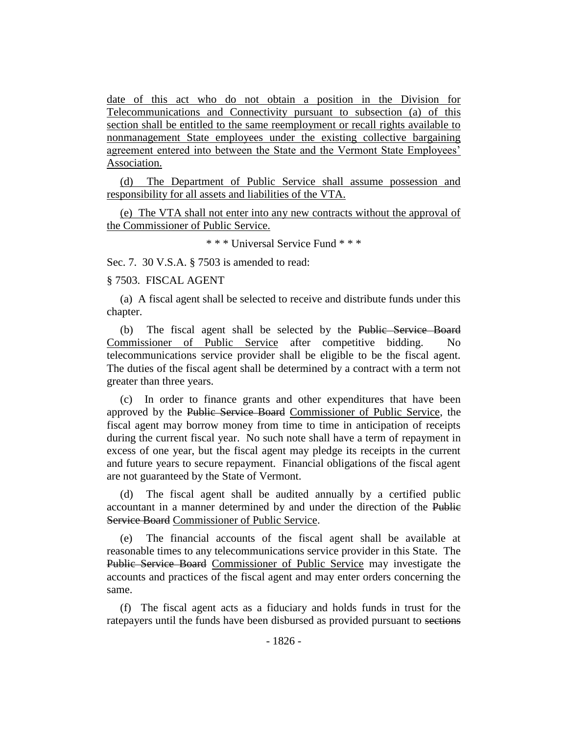date of this act who do not obtain a position in the Division for Telecommunications and Connectivity pursuant to subsection (a) of this section shall be entitled to the same reemployment or recall rights available to nonmanagement State employees under the existing collective bargaining agreement entered into between the State and the Vermont State Employees' Association.

(d) The Department of Public Service shall assume possession and responsibility for all assets and liabilities of the VTA.

(e) The VTA shall not enter into any new contracts without the approval of the Commissioner of Public Service.

\* \* \* Universal Service Fund \* \* \*

Sec. 7. 30 V.S.A. § 7503 is amended to read:

§ 7503. FISCAL AGENT

(a) A fiscal agent shall be selected to receive and distribute funds under this chapter.

(b) The fiscal agent shall be selected by the ~~Public Service Board~~ Commissioner of Public Service after competitive bidding. No telecommunications service provider shall be eligible to be the fiscal agent. The duties of the fiscal agent shall be determined by a contract with a term not greater than three years.

(c) In order to finance grants and other expenditures that have been approved by the ~~Public Service Board~~ Commissioner of Public Service, the fiscal agent may borrow money from time to time in anticipation of receipts during the current fiscal year. No such note shall have a term of repayment in excess of one year, but the fiscal agent may pledge its receipts in the current and future years to secure repayment. Financial obligations of the fiscal agent are not guaranteed by the State of Vermont.

(d) The fiscal agent shall be audited annually by a certified public accountant in a manner determined by and under the direction of the ~~Public Service Board~~ Commissioner of Public Service.

(e) The financial accounts of the fiscal agent shall be available at reasonable times to any telecommunications service provider in this State. The ~~Public Service Board~~ Commissioner of Public Service may investigate the accounts and practices of the fiscal agent and may enter orders concerning the same.

(f) The fiscal agent acts as a fiduciary and holds funds in trust for the ratepayers until the funds have been disbursed as provided pursuant to ~~sections~~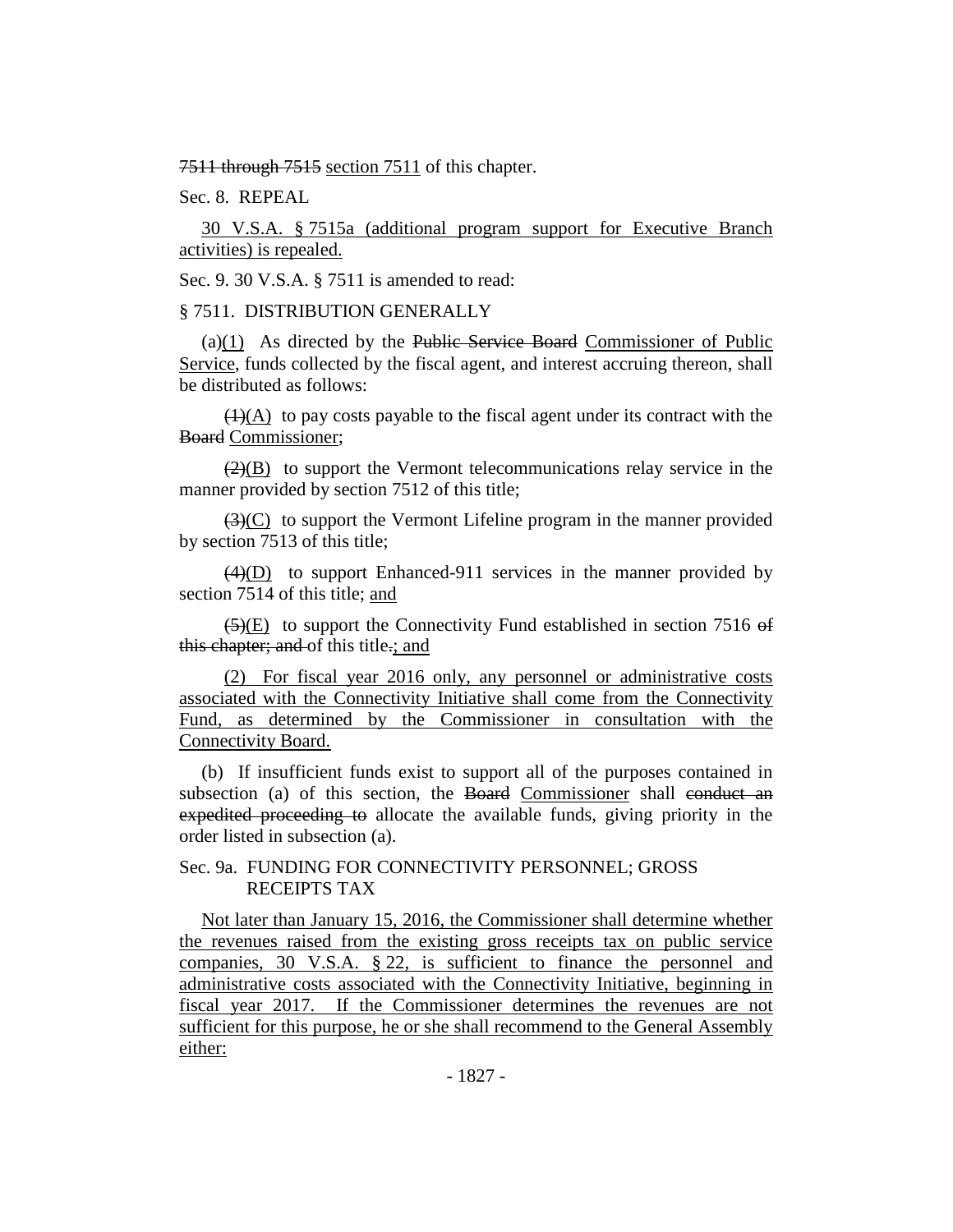~~7511 through 7515~~ section 7511 of this chapter.

Sec. 8. REPEAL

30 V.S.A. § 7515a (additional program support for Executive Branch activities) is repealed.

Sec. 9. 30 V.S.A. § 7511 is amended to read:

§ 7511. DISTRIBUTION GENERALLY

(a)(1) As directed by the ~~Public Service Board~~ Commissioner of Public Service, funds collected by the fiscal agent, and interest accruing thereon, shall be distributed as follows:

~~(1)~~(A) to pay costs payable to the fiscal agent under its contract with the ~~Board~~ Commissioner;

~~(2)~~(B) to support the Vermont telecommunications relay service in the manner provided by section 7512 of this title;

~~(3)~~(C) to support the Vermont Lifeline program in the manner provided by section 7513 of this title;

~~(4)~~(D) to support Enhanced-911 services in the manner provided by section 7514 of this title; and

~~(5)~~(E) to support the Connectivity Fund established in section 7516 ~~of this chapter; and~~ of this title~~.~~; and

(2) For fiscal year 2016 only, any personnel or administrative costs associated with the Connectivity Initiative shall come from the Connectivity Fund, as determined by the Commissioner in consultation with the Connectivity Board.

(b) If insufficient funds exist to support all of the purposes contained in subsection (a) of this section, the ~~Board~~ Commissioner shall ~~conduct an expedited proceeding to~~ allocate the available funds, giving priority in the order listed in subsection (a).

Sec. 9a. FUNDING FOR CONNECTIVITY PERSONNEL; GROSS RECEIPTS TAX

Not later than January 15, 2016, the Commissioner shall determine whether the revenues raised from the existing gross receipts tax on public service companies, 30 V.S.A. § 22, is sufficient to finance the personnel and administrative costs associated with the Connectivity Initiative, beginning in fiscal year 2017. If the Commissioner determines the revenues are not sufficient for this purpose, he or she shall recommend to the General Assembly either: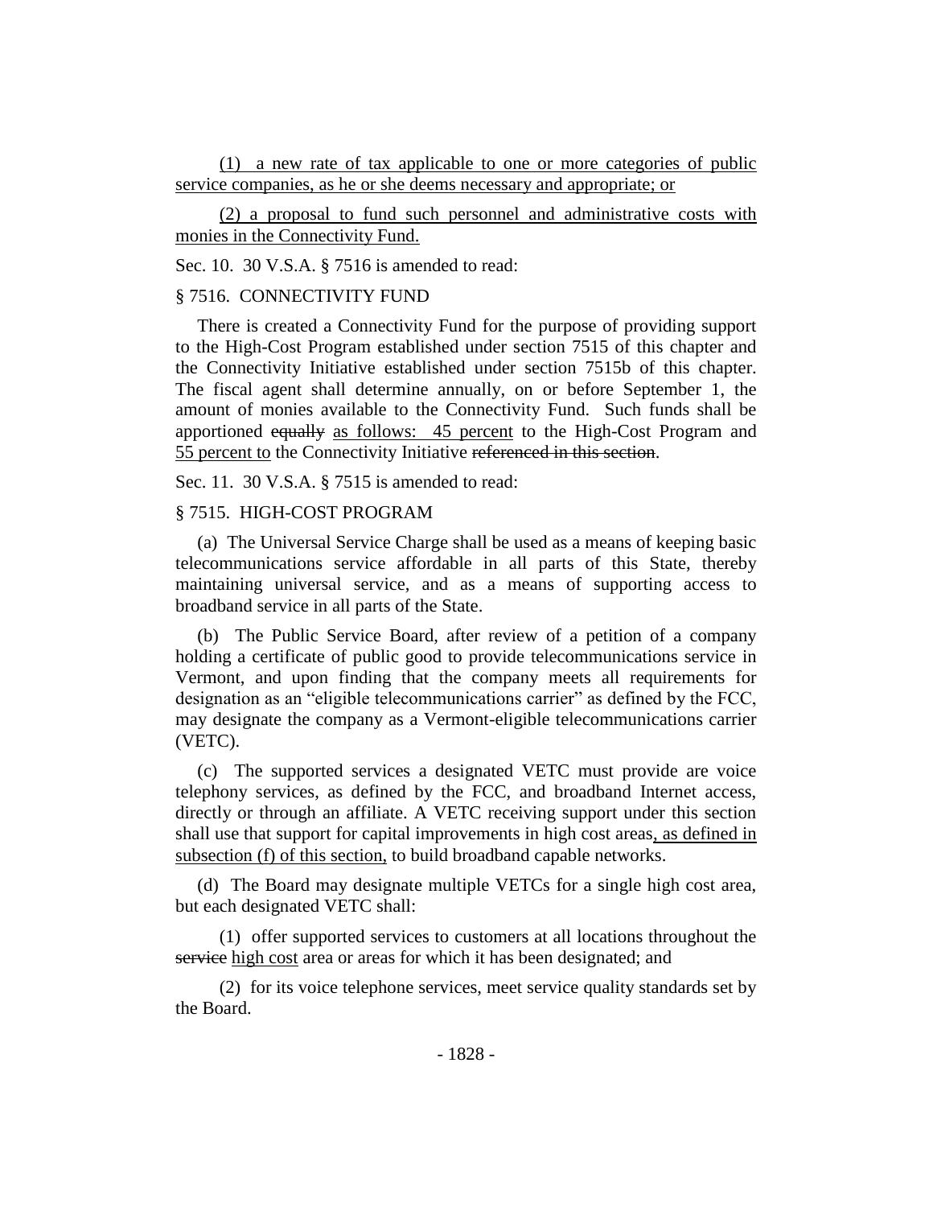(1) a new rate of tax applicable to one or more categories of public service companies, as he or she deems necessary and appropriate; or

(2) a proposal to fund such personnel and administrative costs with monies in the Connectivity Fund.

Sec. 10. 30 V.S.A. § 7516 is amended to read:

§ 7516. CONNECTIVITY FUND

There is created a Connectivity Fund for the purpose of providing support to the High-Cost Program established under section 7515 of this chapter and the Connectivity Initiative established under section 7515b of this chapter. The fiscal agent shall determine annually, on or before September 1, the amount of monies available to the Connectivity Fund. Such funds shall be apportioned ~~equally~~ as follows: 45 percent to the High-Cost Program and 55 percent to the Connectivity Initiative ~~referenced in this section~~.

Sec. 11. 30 V.S.A. § 7515 is amended to read:

§ 7515. HIGH-COST PROGRAM

(a) The Universal Service Charge shall be used as a means of keeping basic telecommunications service affordable in all parts of this State, thereby maintaining universal service, and as a means of supporting access to broadband service in all parts of the State.

(b) The Public Service Board, after review of a petition of a company holding a certificate of public good to provide telecommunications service in Vermont, and upon finding that the company meets all requirements for designation as an "eligible telecommunications carrier" as defined by the FCC, may designate the company as a Vermont-eligible telecommunications carrier (VETC).

(c) The supported services a designated VETC must provide are voice telephony services, as defined by the FCC, and broadband Internet access, directly or through an affiliate. A VETC receiving support under this section shall use that support for capital improvements in high cost areas, as defined in subsection (f) of this section, to build broadband capable networks.

(d) The Board may designate multiple VETCs for a single high cost area, but each designated VETC shall:

(1) offer supported services to customers at all locations throughout the ~~service~~ high cost area or areas for which it has been designated; and

(2) for its voice telephone services, meet service quality standards set by the Board.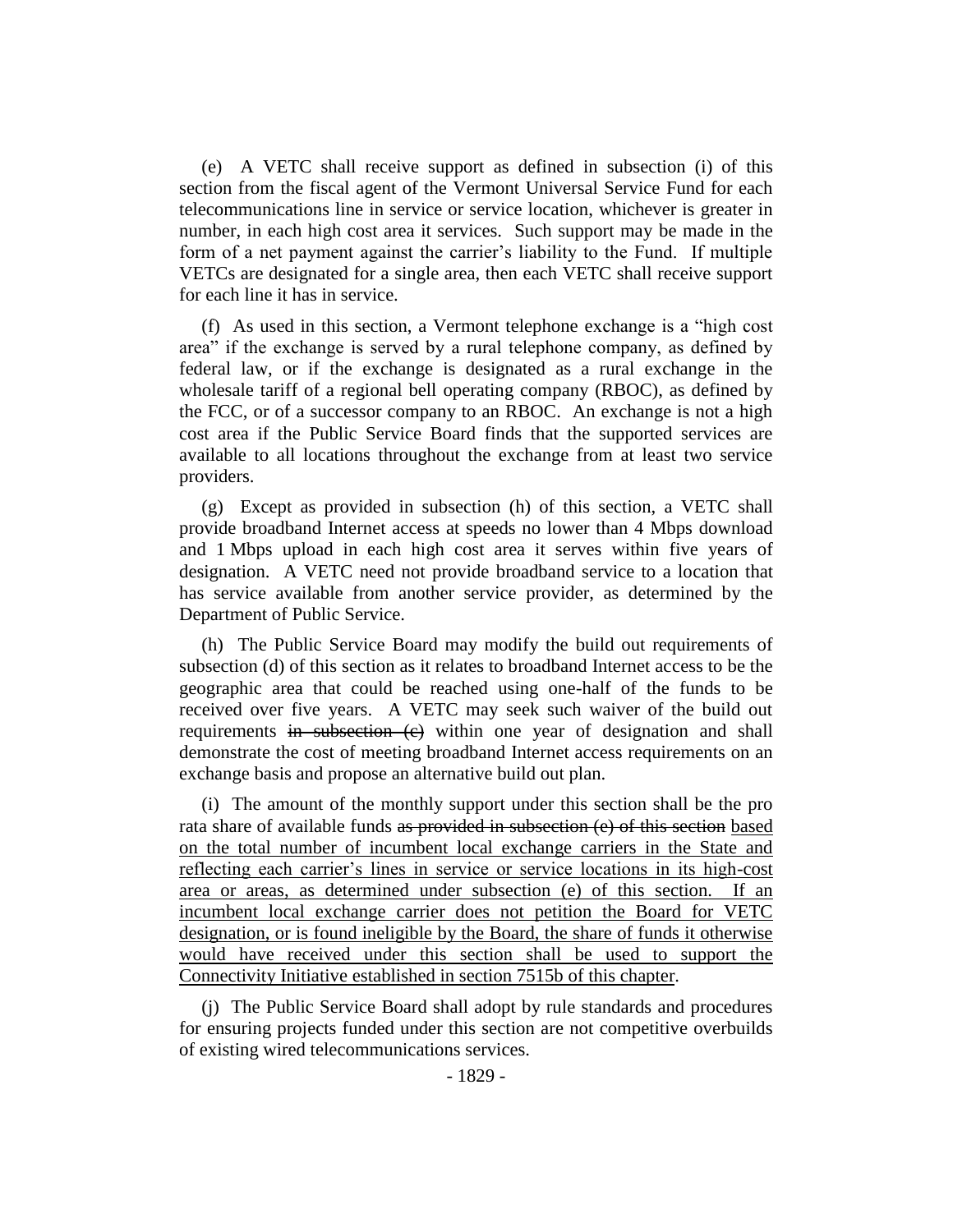(e) A VETC shall receive support as defined in subsection (i) of this section from the fiscal agent of the Vermont Universal Service Fund for each telecommunications line in service or service location, whichever is greater in number, in each high cost area it services. Such support may be made in the form of a net payment against the carrier's liability to the Fund. If multiple VETCs are designated for a single area, then each VETC shall receive support for each line it has in service.

(f) As used in this section, a Vermont telephone exchange is a "high cost area" if the exchange is served by a rural telephone company, as defined by federal law, or if the exchange is designated as a rural exchange in the wholesale tariff of a regional bell operating company (RBOC), as defined by the FCC, or of a successor company to an RBOC. An exchange is not a high cost area if the Public Service Board finds that the supported services are available to all locations throughout the exchange from at least two service providers.

(g) Except as provided in subsection (h) of this section, a VETC shall provide broadband Internet access at speeds no lower than 4 Mbps download and 1 Mbps upload in each high cost area it serves within five years of designation. A VETC need not provide broadband service to a location that has service available from another service provider, as determined by the Department of Public Service.

(h) The Public Service Board may modify the build out requirements of subsection (d) of this section as it relates to broadband Internet access to be the geographic area that could be reached using one-half of the funds to be received over five years. A VETC may seek such waiver of the build out requirements ~~in subsection (c)~~ within one year of designation and shall demonstrate the cost of meeting broadband Internet access requirements on an exchange basis and propose an alternative build out plan.

(i) The amount of the monthly support under this section shall be the pro rata share of available funds ~~as provided in subsection (e) of this section~~ <u>based on the total number of incumbent local exchange carriers in the State and reflecting each carrier's lines in service or service locations in its high-cost area or areas, as determined under subsection (e) of this section. If an incumbent local exchange carrier does not petition the Board for VETC designation, or is found ineligible by the Board, the share of funds it otherwise would have received under this section shall be used to support the Connectivity Initiative established in section 7515b of this chapter</u>.

(j) The Public Service Board shall adopt by rule standards and procedures for ensuring projects funded under this section are not competitive overbuilds of existing wired telecommunications services.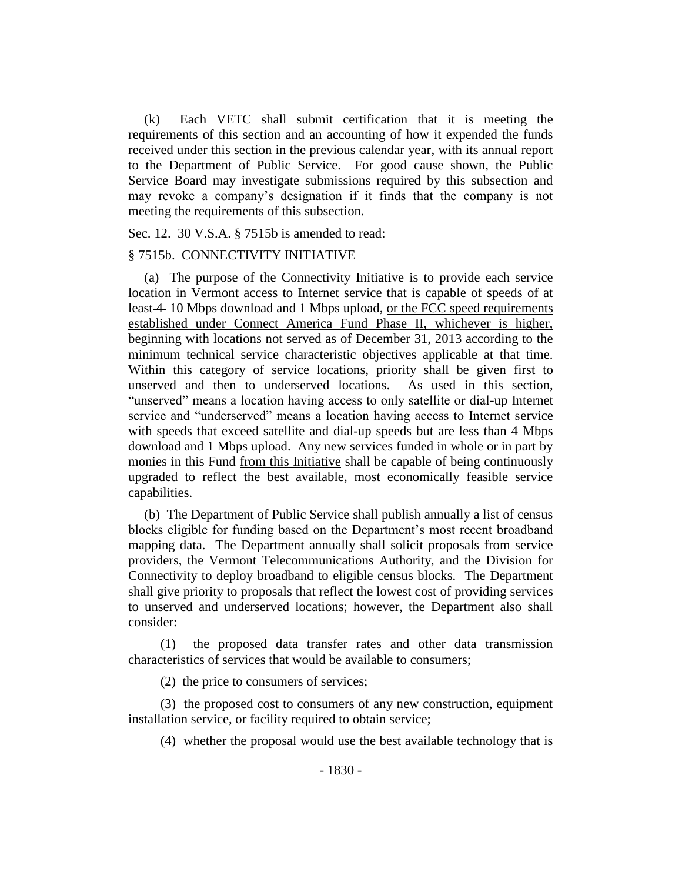(k) Each VETC shall submit certification that it is meeting the requirements of this section and an accounting of how it expended the funds received under this section in the previous calendar year, with its annual report to the Department of Public Service. For good cause shown, the Public Service Board may investigate submissions required by this subsection and may revoke a company's designation if it finds that the company is not meeting the requirements of this subsection.

Sec. 12. 30 V.S.A. § 7515b is amended to read:

§ 7515b. CONNECTIVITY INITIATIVE

(a) The purpose of the Connectivity Initiative is to provide each service location in Vermont access to Internet service that is capable of speeds of at least ~~4~~ 10 Mbps download and 1 Mbps upload, <u>or the FCC speed requirements established under Connect America Fund Phase II, whichever is higher,</u> beginning with locations not served as of December 31, 2013 according to the minimum technical service characteristic objectives applicable at that time. Within this category of service locations, priority shall be given first to unserved and then to underserved locations. As used in this section, "unserved" means a location having access to only satellite or dial-up Internet service and "underserved" means a location having access to Internet service with speeds that exceed satellite and dial-up speeds but are less than 4 Mbps download and 1 Mbps upload. Any new services funded in whole or in part by monies ~~in this Fund~~ <u>from this Initiative</u> shall be capable of being continuously upgraded to reflect the best available, most economically feasible service capabilities.

(b) The Department of Public Service shall publish annually a list of census blocks eligible for funding based on the Department's most recent broadband mapping data. The Department annually shall solicit proposals from service providers~~, the Vermont Telecommunications Authority, and the Division for Connectivity~~ to deploy broadband to eligible census blocks. The Department shall give priority to proposals that reflect the lowest cost of providing services to unserved and underserved locations; however, the Department also shall consider:

(1) the proposed data transfer rates and other data transmission characteristics of services that would be available to consumers;

(2) the price to consumers of services;

(3) the proposed cost to consumers of any new construction, equipment installation service, or facility required to obtain service;

(4) whether the proposal would use the best available technology that is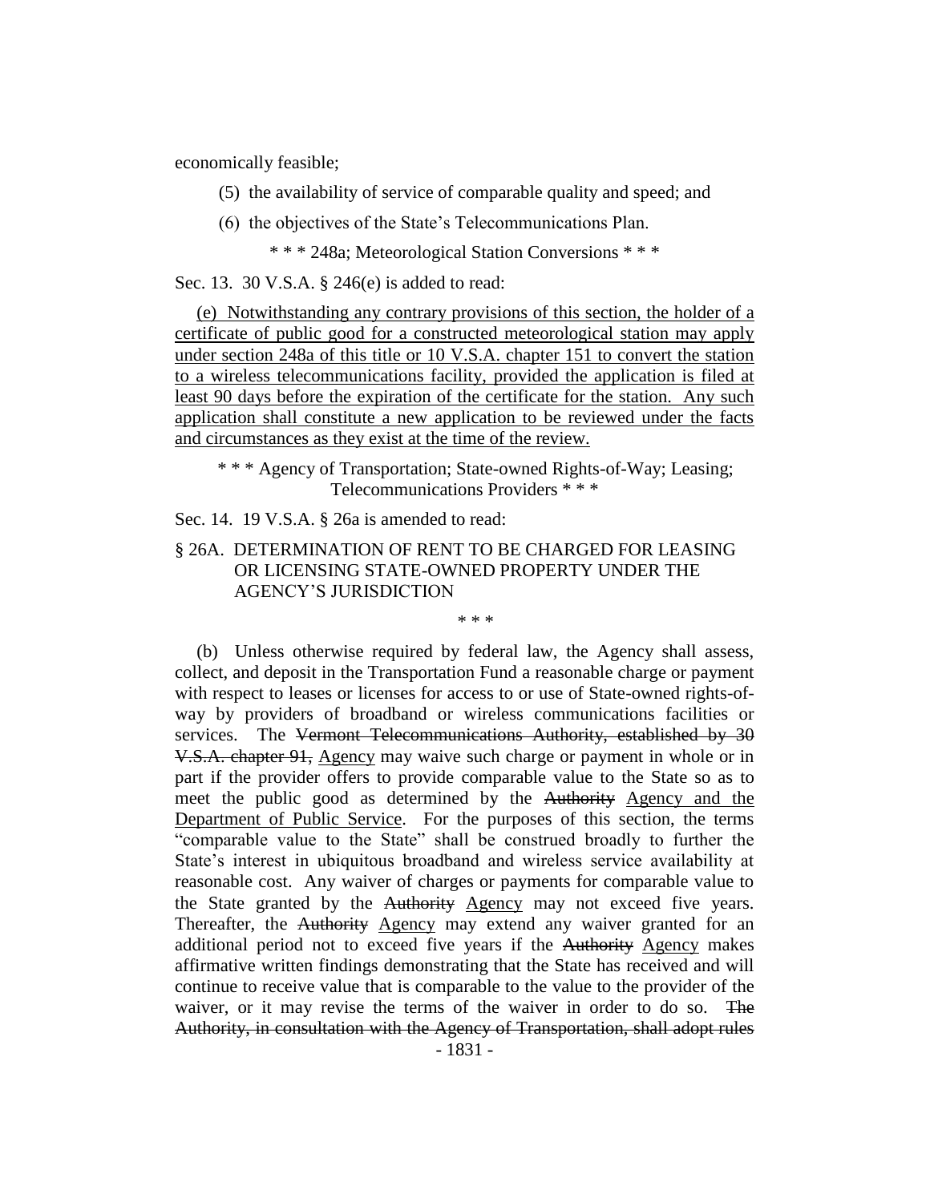economically feasible;

(5) the availability of service of comparable quality and speed; and

(6) the objectives of the State's Telecommunications Plan.

\* \* \* 248a; Meteorological Station Conversions \* \* \*

Sec. 13. 30 V.S.A. § 246(e) is added to read:

<u>(e) Notwithstanding any contrary provisions of this section, the holder of a certificate of public good for a constructed meteorological station may apply under section 248a of this title or 10 V.S.A. chapter 151 to convert the station to a wireless telecommunications facility, provided the application is filed at least 90 days before the expiration of the certificate for the station. Any such application shall constitute a new application to be reviewed under the facts and circumstances as they exist at the time of the review.</u>

\* \* \* Agency of Transportation; State-owned Rights-of-Way; Leasing; Telecommunications Providers \* \* \*

Sec. 14. 19 V.S.A. § 26a is amended to read:

§ 26A. DETERMINATION OF RENT TO BE CHARGED FOR LEASING OR LICENSING STATE-OWNED PROPERTY UNDER THE AGENCY'S JURISDICTION

\* \* \*

(b) Unless otherwise required by federal law, the Agency shall assess, collect, and deposit in the Transportation Fund a reasonable charge or payment with respect to leases or licenses for access to or use of State-owned rights-of-way by providers of broadband or wireless communications facilities or services. The ~~Vermont Telecommunications Authority, established by 30 V.S.A. chapter 91,~~ <u>Agency</u> may waive such charge or payment in whole or in part if the provider offers to provide comparable value to the State so as to meet the public good as determined by the ~~Authority~~ <u>Agency and the Department of Public Service</u>. For the purposes of this section, the terms "comparable value to the State" shall be construed broadly to further the State's interest in ubiquitous broadband and wireless service availability at reasonable cost. Any waiver of charges or payments for comparable value to the State granted by the ~~Authority~~ <u>Agency</u> may not exceed five years. Thereafter, the ~~Authority~~ <u>Agency</u> may extend any waiver granted for an additional period not to exceed five years if the ~~Authority~~ <u>Agency</u> makes affirmative written findings demonstrating that the State has received and will continue to receive value that is comparable to the value to the provider of the waiver, or it may revise the terms of the waiver in order to do so. ~~The Authority, in consultation with the Agency of Transportation, shall adopt rules~~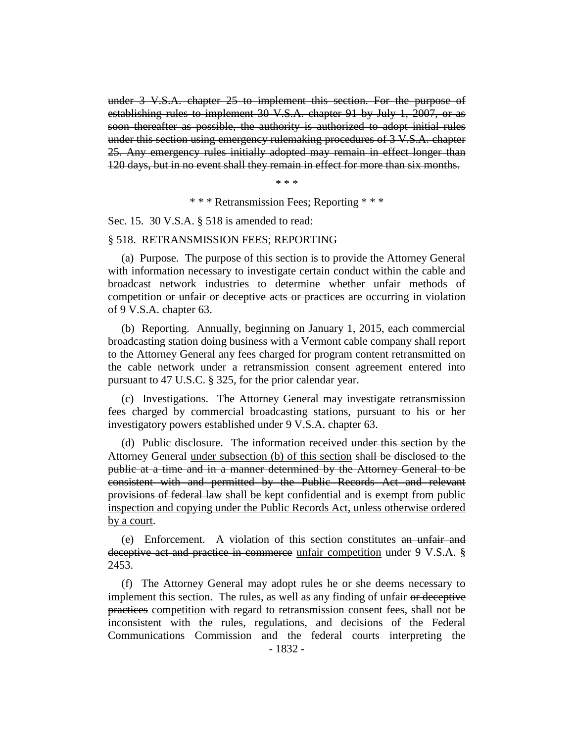~~under 3 V.S.A. chapter 25 to implement this section. For the purpose of establishing rules to implement 30 V.S.A. chapter 91 by July 1, 2007, or as soon thereafter as possible, the authority is authorized to adopt initial rules under this section using emergency rulemaking procedures of 3 V.S.A. chapter 25. Any emergency rules initially adopted may remain in effect longer than 120 days, but in no event shall they remain in effect for more than six months.~~

\* \* \*

\* \* \* Retransmission Fees; Reporting \* \* \*

Sec. 15. 30 V.S.A. § 518 is amended to read:

§ 518. RETRANSMISSION FEES; REPORTING

(a) Purpose. The purpose of this section is to provide the Attorney General with information necessary to investigate certain conduct within the cable and broadcast network industries to determine whether unfair methods of competition ~~or unfair or deceptive acts or practices~~ are occurring in violation of 9 V.S.A. chapter 63.

(b) Reporting. Annually, beginning on January 1, 2015, each commercial broadcasting station doing business with a Vermont cable company shall report to the Attorney General any fees charged for program content retransmitted on the cable network under a retransmission consent agreement entered into pursuant to 47 U.S.C. § 325, for the prior calendar year.

(c) Investigations. The Attorney General may investigate retransmission fees charged by commercial broadcasting stations, pursuant to his or her investigatory powers established under 9 V.S.A. chapter 63.

(d) Public disclosure. The information received ~~under this section~~ by the Attorney General <u>under subsection (b) of this section</u> ~~shall be disclosed to the public at a time and in a manner determined by the Attorney General to be consistent with and permitted by the Public Records Act and relevant provisions of federal law~~ <u>shall be kept confidential and is exempt from public inspection and copying under the Public Records Act, unless otherwise ordered by a court</u>.

(e) Enforcement. A violation of this section constitutes ~~an unfair and deceptive act and practice in commerce~~ <u>unfair competition</u> under 9 V.S.A. § 2453.

(f) The Attorney General may adopt rules he or she deems necessary to implement this section. The rules, as well as any finding of unfair ~~or deceptive practices~~ <u>competition</u> with regard to retransmission consent fees, shall not be inconsistent with the rules, regulations, and decisions of the Federal Communications Commission and the federal courts interpreting the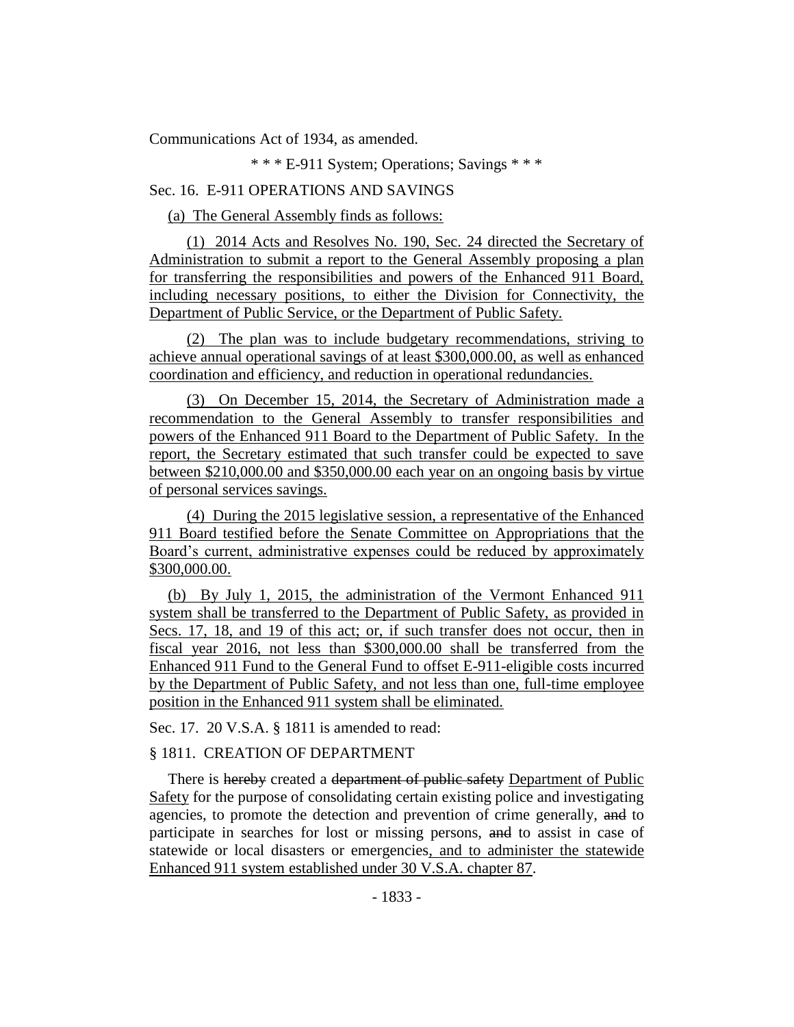Communications Act of 1934, as amended.

\* \* \* E-911 System; Operations; Savings \* \* \*

Sec. 16. E-911 OPERATIONS AND SAVINGS

(a) The General Assembly finds as follows:

(1) 2014 Acts and Resolves No. 190, Sec. 24 directed the Secretary of Administration to submit a report to the General Assembly proposing a plan for transferring the responsibilities and powers of the Enhanced 911 Board, including necessary positions, to either the Division for Connectivity, the Department of Public Service, or the Department of Public Safety.

(2) The plan was to include budgetary recommendations, striving to achieve annual operational savings of at least $300,000.00, as well as enhanced coordination and efficiency, and reduction in operational redundancies.

(3) On December 15, 2014, the Secretary of Administration made a recommendation to the General Assembly to transfer responsibilities and powers of the Enhanced 911 Board to the Department of Public Safety. In the report, the Secretary estimated that such transfer could be expected to save between $210,000.00 and $350,000.00 each year on an ongoing basis by virtue of personal services savings.

(4) During the 2015 legislative session, a representative of the Enhanced 911 Board testified before the Senate Committee on Appropriations that the Board's current, administrative expenses could be reduced by approximately $300,000.00.

(b) By July 1, 2015, the administration of the Vermont Enhanced 911 system shall be transferred to the Department of Public Safety, as provided in Secs. 17, 18, and 19 of this act; or, if such transfer does not occur, then in fiscal year 2016, not less than $300,000.00 shall be transferred from the Enhanced 911 Fund to the General Fund to offset E-911-eligible costs incurred by the Department of Public Safety, and not less than one, full-time employee position in the Enhanced 911 system shall be eliminated.

Sec. 17. 20 V.S.A. § 1811 is amended to read:

§ 1811. CREATION OF DEPARTMENT

There is ~~hereby~~ created a ~~department of public safety~~ Department of Public Safety for the purpose of consolidating certain existing police and investigating agencies, to promote the detection and prevention of crime generally, ~~and~~ to participate in searches for lost or missing persons, ~~and~~ to assist in case of statewide or local disasters or emergencies, and to administer the statewide Enhanced 911 system established under 30 V.S.A. chapter 87.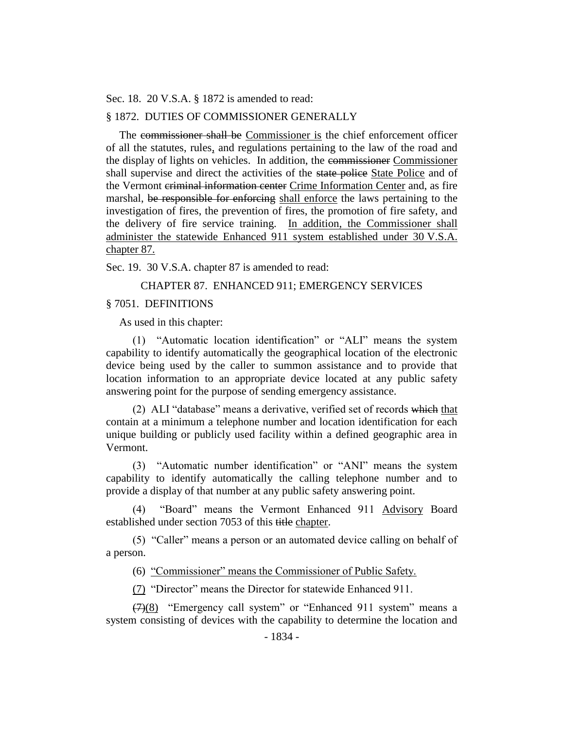Sec. 18. 20 V.S.A. § 1872 is amended to read:

§ 1872. DUTIES OF COMMISSIONER GENERALLY

The ~~commissioner shall be~~ Commissioner is the chief enforcement officer of all the statutes, rules, and regulations pertaining to the law of the road and the display of lights on vehicles. In addition, the ~~commissioner~~ Commissioner shall supervise and direct the activities of the ~~state police~~ State Police and of the Vermont ~~criminal information center~~ Crime Information Center and, as fire marshal, ~~be responsible for enforcing~~ shall enforce the laws pertaining to the investigation of fires, the prevention of fires, the promotion of fire safety, and the delivery of fire service training. In addition, the Commissioner shall administer the statewide Enhanced 911 system established under 30 V.S.A. chapter 87.

Sec. 19. 30 V.S.A. chapter 87 is amended to read:

CHAPTER 87. ENHANCED 911; EMERGENCY SERVICES

§ 7051. DEFINITIONS

As used in this chapter:

(1) "Automatic location identification" or "ALI" means the system capability to identify automatically the geographical location of the electronic device being used by the caller to summon assistance and to provide that location information to an appropriate device located at any public safety answering point for the purpose of sending emergency assistance.

(2) ALI "database" means a derivative, verified set of records ~~which~~ that contain at a minimum a telephone number and location identification for each unique building or publicly used facility within a defined geographic area in Vermont.

(3) "Automatic number identification" or "ANI" means the system capability to identify automatically the calling telephone number and to provide a display of that number at any public safety answering point.

(4) "Board" means the Vermont Enhanced 911 Advisory Board established under section 7053 of this ~~title~~ chapter.

(5) "Caller" means a person or an automated device calling on behalf of a person.

(6) "Commissioner" means the Commissioner of Public Safety.

(7) "Director" means the Director for statewide Enhanced 911.

~~(7)~~(8) "Emergency call system" or "Enhanced 911 system" means a system consisting of devices with the capability to determine the location and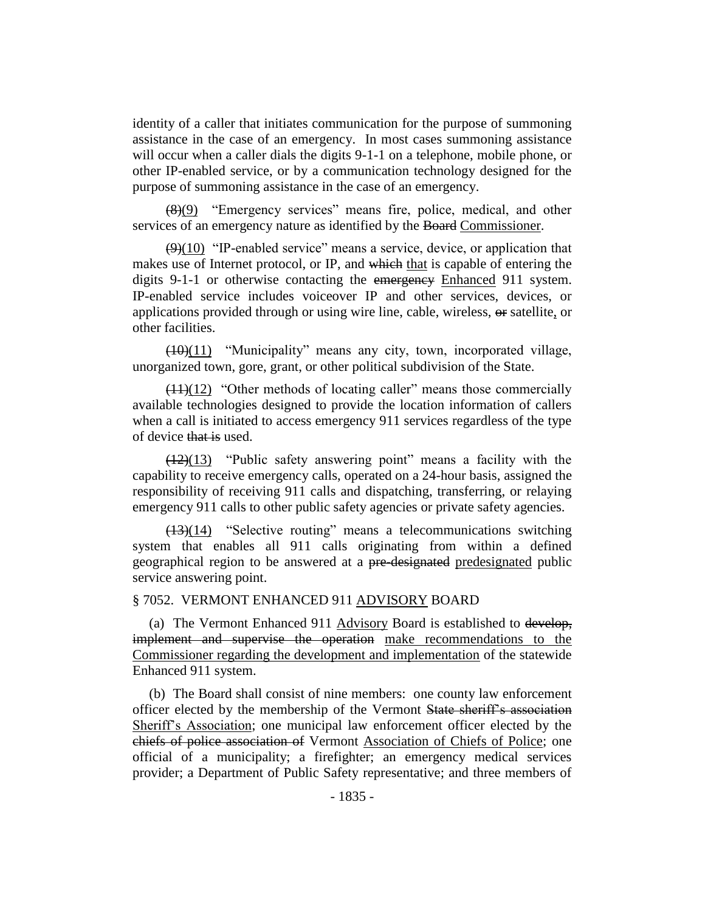identity of a caller that initiates communication for the purpose of summoning assistance in the case of an emergency. In most cases summoning assistance will occur when a caller dials the digits 9-1-1 on a telephone, mobile phone, or other IP-enabled service, or by a communication technology designed for the purpose of summoning assistance in the case of an emergency.

~~(8)~~(9) "Emergency services" means fire, police, medical, and other services of an emergency nature as identified by the ~~Board~~ Commissioner.

~~(9)~~(10) "IP-enabled service" means a service, device, or application that makes use of Internet protocol, or IP, and ~~which~~ that is capable of entering the digits 9-1-1 or otherwise contacting the ~~emergency~~ Enhanced 911 system. IP-enabled service includes voiceover IP and other services, devices, or applications provided through or using wire line, cable, wireless, ~~or~~ satellite, or other facilities.

~~(10)~~(11) "Municipality" means any city, town, incorporated village, unorganized town, gore, grant, or other political subdivision of the State.

~~(11)~~(12) "Other methods of locating caller" means those commercially available technologies designed to provide the location information of callers when a call is initiated to access emergency 911 services regardless of the type of device ~~that is~~ used.

~~(12)~~(13) "Public safety answering point" means a facility with the capability to receive emergency calls, operated on a 24-hour basis, assigned the responsibility of receiving 911 calls and dispatching, transferring, or relaying emergency 911 calls to other public safety agencies or private safety agencies.

~~(13)~~(14) "Selective routing" means a telecommunications switching system that enables all 911 calls originating from within a defined geographical region to be answered at a ~~pre-designated~~ predesignated public service answering point.

§ 7052. VERMONT ENHANCED 911 ADVISORY BOARD

(a) The Vermont Enhanced 911 Advisory Board is established to ~~develop, implement and supervise the operation~~ make recommendations to the Commissioner regarding the development and implementation of the statewide Enhanced 911 system.

(b) The Board shall consist of nine members: one county law enforcement officer elected by the membership of the Vermont ~~State sheriff's association~~ Sheriff's Association; one municipal law enforcement officer elected by the ~~chiefs of police association of~~ Vermont Association of Chiefs of Police; one official of a municipality; a firefighter; an emergency medical services provider; a Department of Public Safety representative; and three members of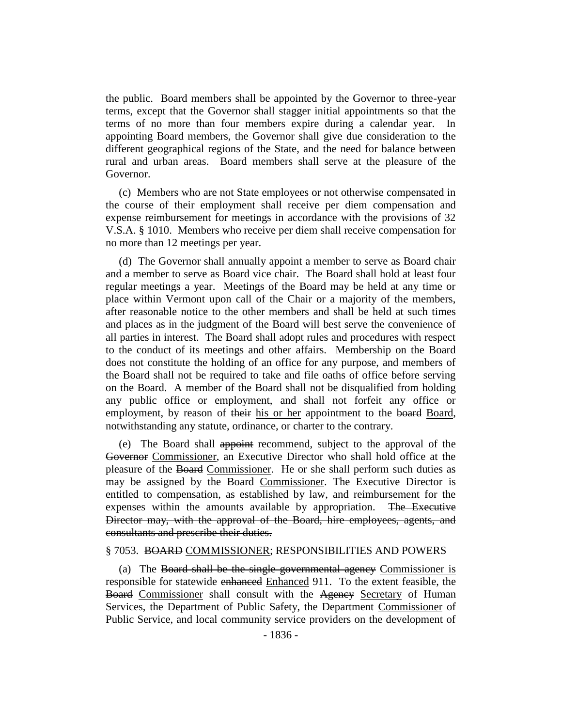the public. Board members shall be appointed by the Governor to three-year terms, except that the Governor shall stagger initial appointments so that the terms of no more than four members expire during a calendar year. In appointing Board members, the Governor shall give due consideration to the different geographical regions of the State~~,~~ and the need for balance between rural and urban areas. Board members shall serve at the pleasure of the Governor.

(c) Members who are not State employees or not otherwise compensated in the course of their employment shall receive per diem compensation and expense reimbursement for meetings in accordance with the provisions of 32 V.S.A. § 1010. Members who receive per diem shall receive compensation for no more than 12 meetings per year.

(d) The Governor shall annually appoint a member to serve as Board chair and a member to serve as Board vice chair. The Board shall hold at least four regular meetings a year. Meetings of the Board may be held at any time or place within Vermont upon call of the Chair or a majority of the members, after reasonable notice to the other members and shall be held at such times and places as in the judgment of the Board will best serve the convenience of all parties in interest. The Board shall adopt rules and procedures with respect to the conduct of its meetings and other affairs. Membership on the Board does not constitute the holding of an office for any purpose, and members of the Board shall not be required to take and file oaths of office before serving on the Board. A member of the Board shall not be disqualified from holding any public office or employment, and shall not forfeit any office or employment, by reason of ~~their~~ <u>his or her</u> appointment to the ~~board~~ <u>Board</u>, notwithstanding any statute, ordinance, or charter to the contrary.

(e) The Board shall ~~appoint~~ <u>recommend</u>, subject to the approval of the ~~Governor~~ <u>Commissioner</u>, an Executive Director who shall hold office at the pleasure of the ~~Board~~ <u>Commissioner</u>. He or she shall perform such duties as may be assigned by the ~~Board~~ <u>Commissioner</u>. The Executive Director is entitled to compensation, as established by law, and reimbursement for the expenses within the amounts available by appropriation. ~~The Executive Director may, with the approval of the Board, hire employees, agents, and consultants and prescribe their duties.~~

§ 7053. ~~BOARD~~ <u>COMMISSIONER</u>; RESPONSIBILITIES AND POWERS

(a) The ~~Board shall be the single governmental agency~~ <u>Commissioner is</u> responsible for statewide ~~enhanced~~ <u>Enhanced</u> 911. To the extent feasible, the ~~Board~~ <u>Commissioner</u> shall consult with the ~~Agency~~ <u>Secretary</u> of Human Services, the ~~Department of Public Safety, the Department~~ <u>Commissioner</u> of Public Service, and local community service providers on the development of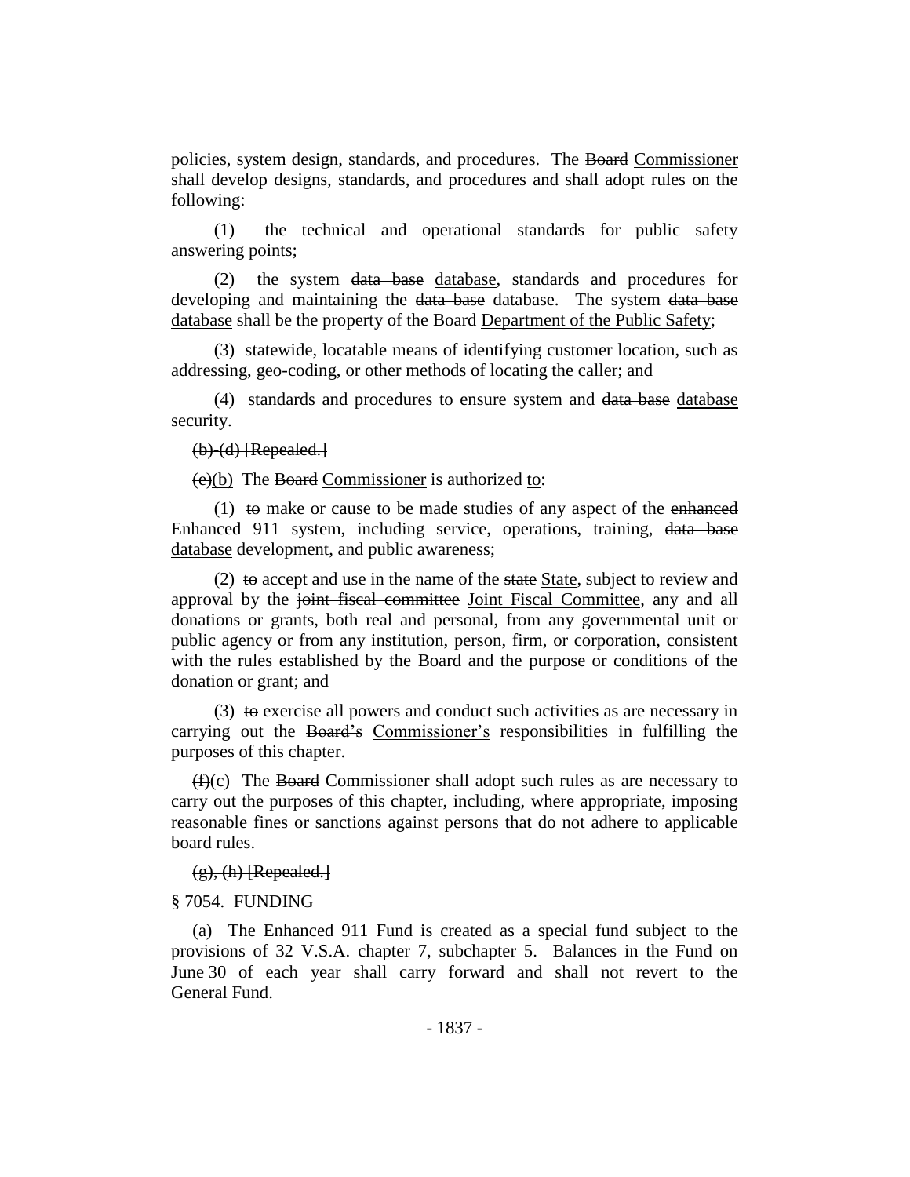policies, system design, standards, and procedures. The ~~Board~~ Commissioner shall develop designs, standards, and procedures and shall adopt rules on the following:

(1) the technical and operational standards for public safety answering points;

(2) the system ~~data base~~ database, standards and procedures for developing and maintaining the ~~data base~~ database. The system ~~data base~~ database shall be the property of the ~~Board~~ Department of the Public Safety;

(3) statewide, locatable means of identifying customer location, such as addressing, geo-coding, or other methods of locating the caller; and

(4) standards and procedures to ensure system and ~~data base~~ database security.

~~(b)-(d) [Repealed.]~~

~~(e)~~(b) The ~~Board~~ Commissioner is authorized to:

(1) ~~to~~ make or cause to be made studies of any aspect of the ~~enhanced~~ Enhanced 911 system, including service, operations, training, ~~data base~~ database development, and public awareness;

(2) ~~to~~ accept and use in the name of the ~~state~~ State, subject to review and approval by the ~~joint fiscal committee~~ Joint Fiscal Committee, any and all donations or grants, both real and personal, from any governmental unit or public agency or from any institution, person, firm, or corporation, consistent with the rules established by the Board and the purpose or conditions of the donation or grant; and

(3) ~~to~~ exercise all powers and conduct such activities as are necessary in carrying out the ~~Board's~~ Commissioner's responsibilities in fulfilling the purposes of this chapter.

~~(f)~~(c) The ~~Board~~ Commissioner shall adopt such rules as are necessary to carry out the purposes of this chapter, including, where appropriate, imposing reasonable fines or sanctions against persons that do not adhere to applicable ~~board~~ rules.

~~(g), (h) [Repealed.]~~

§ 7054. FUNDING

(a) The Enhanced 911 Fund is created as a special fund subject to the provisions of 32 V.S.A. chapter 7, subchapter 5. Balances in the Fund on June 30 of each year shall carry forward and shall not revert to the General Fund.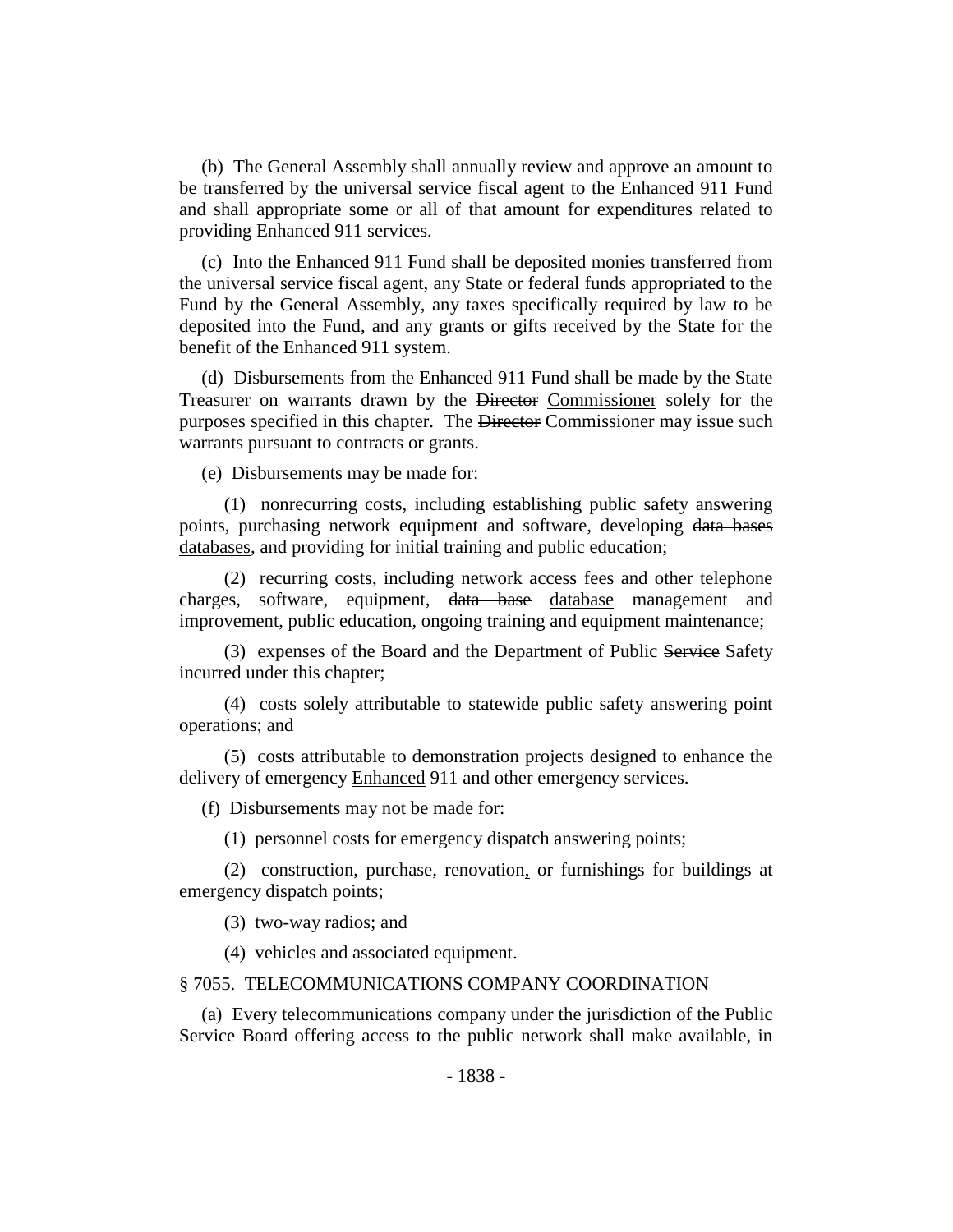(b) The General Assembly shall annually review and approve an amount to be transferred by the universal service fiscal agent to the Enhanced 911 Fund and shall appropriate some or all of that amount for expenditures related to providing Enhanced 911 services.

(c) Into the Enhanced 911 Fund shall be deposited monies transferred from the universal service fiscal agent, any State or federal funds appropriated to the Fund by the General Assembly, any taxes specifically required by law to be deposited into the Fund, and any grants or gifts received by the State for the benefit of the Enhanced 911 system.

(d) Disbursements from the Enhanced 911 Fund shall be made by the State Treasurer on warrants drawn by the ~~Director~~ <u>Commissioner</u> solely for the purposes specified in this chapter. The ~~Director~~ <u>Commissioner</u> may issue such warrants pursuant to contracts or grants.

(e) Disbursements may be made for:

(1) nonrecurring costs, including establishing public safety answering points, purchasing network equipment and software, developing ~~data bases~~ <u>databases</u>, and providing for initial training and public education;

(2) recurring costs, including network access fees and other telephone charges, software, equipment, ~~data base~~ <u>database</u> management and improvement, public education, ongoing training and equipment maintenance;

(3) expenses of the Board and the Department of Public ~~Service~~ <u>Safety</u> incurred under this chapter;

(4) costs solely attributable to statewide public safety answering point operations; and

(5) costs attributable to demonstration projects designed to enhance the delivery of ~~emergency~~ <u>Enhanced</u> 911 and other emergency services.

(f) Disbursements may not be made for:

(1) personnel costs for emergency dispatch answering points;

(2) construction, purchase, renovation<u>,</u> or furnishings for buildings at emergency dispatch points;

(3) two-way radios; and

(4) vehicles and associated equipment.

§ 7055. TELECOMMUNICATIONS COMPANY COORDINATION

(a) Every telecommunications company under the jurisdiction of the Public Service Board offering access to the public network shall make available, in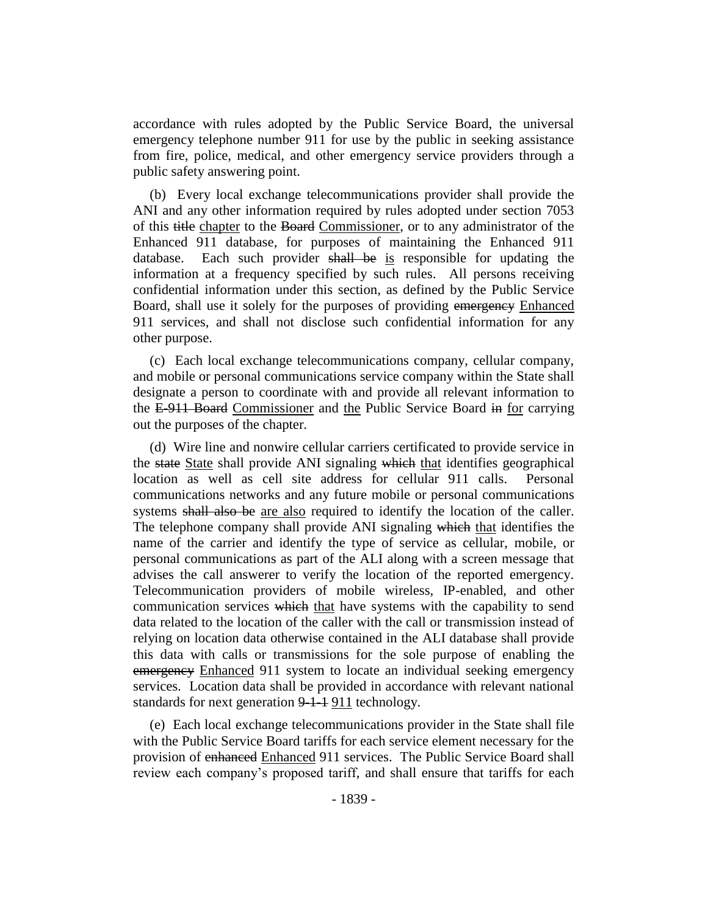accordance with rules adopted by the Public Service Board, the universal emergency telephone number 911 for use by the public in seeking assistance from fire, police, medical, and other emergency service providers through a public safety answering point.

(b) Every local exchange telecommunications provider shall provide the ANI and any other information required by rules adopted under section 7053 of this ~~title~~ <u>chapter</u> to the ~~Board~~ <u>Commissioner</u>, or to any administrator of the Enhanced 911 database, for purposes of maintaining the Enhanced 911 database. Each such provider ~~shall be~~ <u>is</u> responsible for updating the information at a frequency specified by such rules. All persons receiving confidential information under this section, as defined by the Public Service Board, shall use it solely for the purposes of providing ~~emergency~~ <u>Enhanced</u> 911 services, and shall not disclose such confidential information for any other purpose.

(c) Each local exchange telecommunications company, cellular company, and mobile or personal communications service company within the State shall designate a person to coordinate with and provide all relevant information to the ~~E-911 Board~~ <u>Commissioner</u> and <u>the</u> Public Service Board ~~in~~ <u>for</u> carrying out the purposes of the chapter.

(d) Wire line and nonwire cellular carriers certificated to provide service in the ~~state~~ <u>State</u> shall provide ANI signaling ~~which~~ <u>that</u> identifies geographical location as well as cell site address for cellular 911 calls. Personal communications networks and any future mobile or personal communications systems ~~shall also be~~ <u>are also</u> required to identify the location of the caller. The telephone company shall provide ANI signaling ~~which~~ <u>that</u> identifies the name of the carrier and identify the type of service as cellular, mobile, or personal communications as part of the ALI along with a screen message that advises the call answerer to verify the location of the reported emergency. Telecommunication providers of mobile wireless, IP-enabled, and other communication services ~~which~~ <u>that</u> have systems with the capability to send data related to the location of the caller with the call or transmission instead of relying on location data otherwise contained in the ALI database shall provide this data with calls or transmissions for the sole purpose of enabling the ~~emergency~~ <u>Enhanced</u> 911 system to locate an individual seeking emergency services. Location data shall be provided in accordance with relevant national standards for next generation ~~9-1-1~~ <u>911</u> technology.

(e) Each local exchange telecommunications provider in the State shall file with the Public Service Board tariffs for each service element necessary for the provision of ~~enhanced~~ <u>Enhanced</u> 911 services. The Public Service Board shall review each company's proposed tariff, and shall ensure that tariffs for each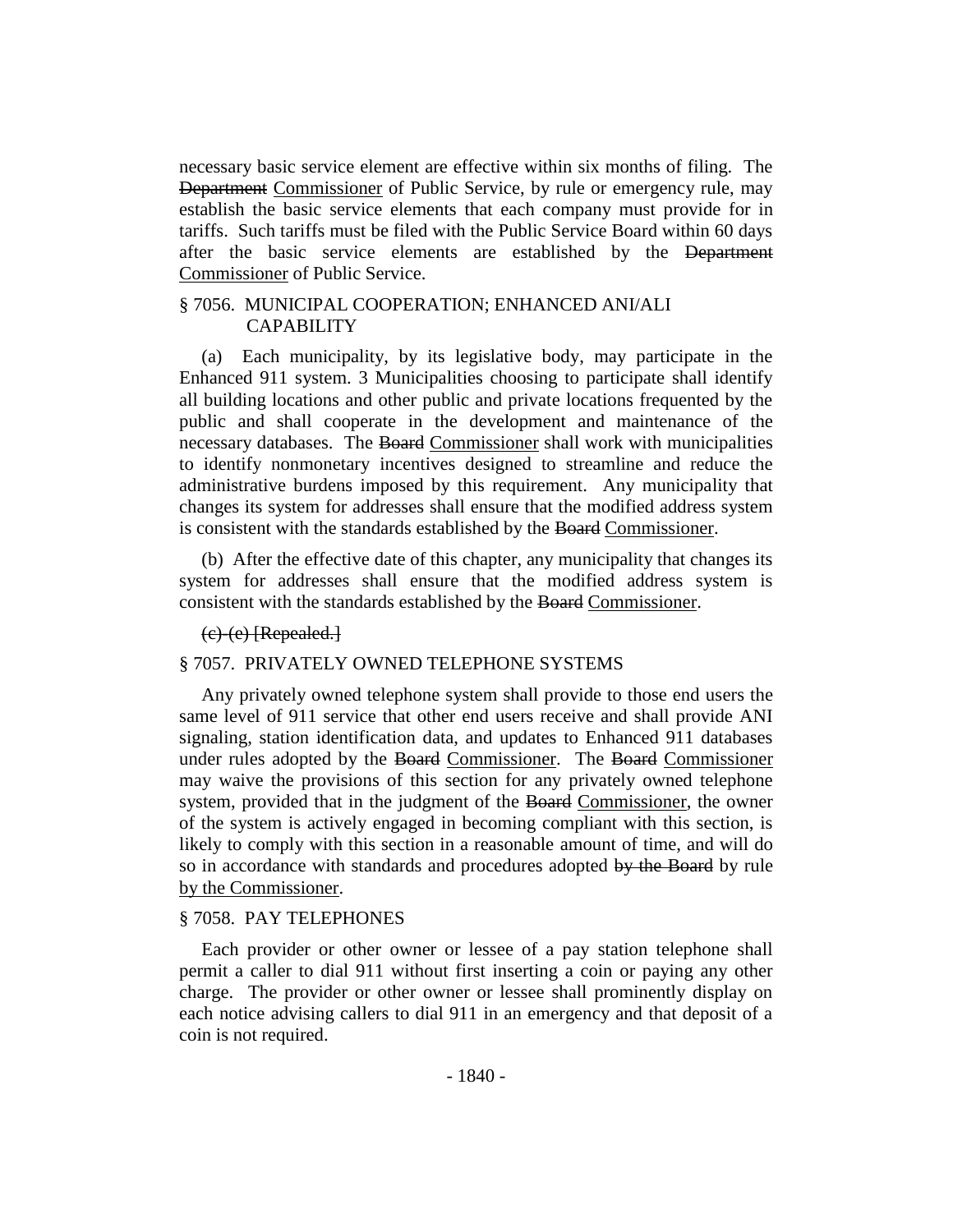necessary basic service element are effective within six months of filing. The ~~Department~~ Commissioner of Public Service, by rule or emergency rule, may establish the basic service elements that each company must provide for in tariffs. Such tariffs must be filed with the Public Service Board within 60 days after the basic service elements are established by the ~~Department~~ Commissioner of Public Service.

§ 7056. MUNICIPAL COOPERATION; ENHANCED ANI/ALI CAPABILITY

(a) Each municipality, by its legislative body, may participate in the Enhanced 911 system. 3 Municipalities choosing to participate shall identify all building locations and other public and private locations frequented by the public and shall cooperate in the development and maintenance of the necessary databases. The ~~Board~~ Commissioner shall work with municipalities to identify nonmonetary incentives designed to streamline and reduce the administrative burdens imposed by this requirement. Any municipality that changes its system for addresses shall ensure that the modified address system is consistent with the standards established by the ~~Board~~ Commissioner.

(b) After the effective date of this chapter, any municipality that changes its system for addresses shall ensure that the modified address system is consistent with the standards established by the ~~Board~~ Commissioner.

~~(c)–(e) [Repealed.]~~

§ 7057. PRIVATELY OWNED TELEPHONE SYSTEMS

Any privately owned telephone system shall provide to those end users the same level of 911 service that other end users receive and shall provide ANI signaling, station identification data, and updates to Enhanced 911 databases under rules adopted by the ~~Board~~ Commissioner. The ~~Board~~ Commissioner may waive the provisions of this section for any privately owned telephone system, provided that in the judgment of the ~~Board~~ Commissioner, the owner of the system is actively engaged in becoming compliant with this section, is likely to comply with this section in a reasonable amount of time, and will do so in accordance with standards and procedures adopted ~~by the Board~~ by rule by the Commissioner.

§ 7058. PAY TELEPHONES

Each provider or other owner or lessee of a pay station telephone shall permit a caller to dial 911 without first inserting a coin or paying any other charge. The provider or other owner or lessee shall prominently display on each notice advising callers to dial 911 in an emergency and that deposit of a coin is not required.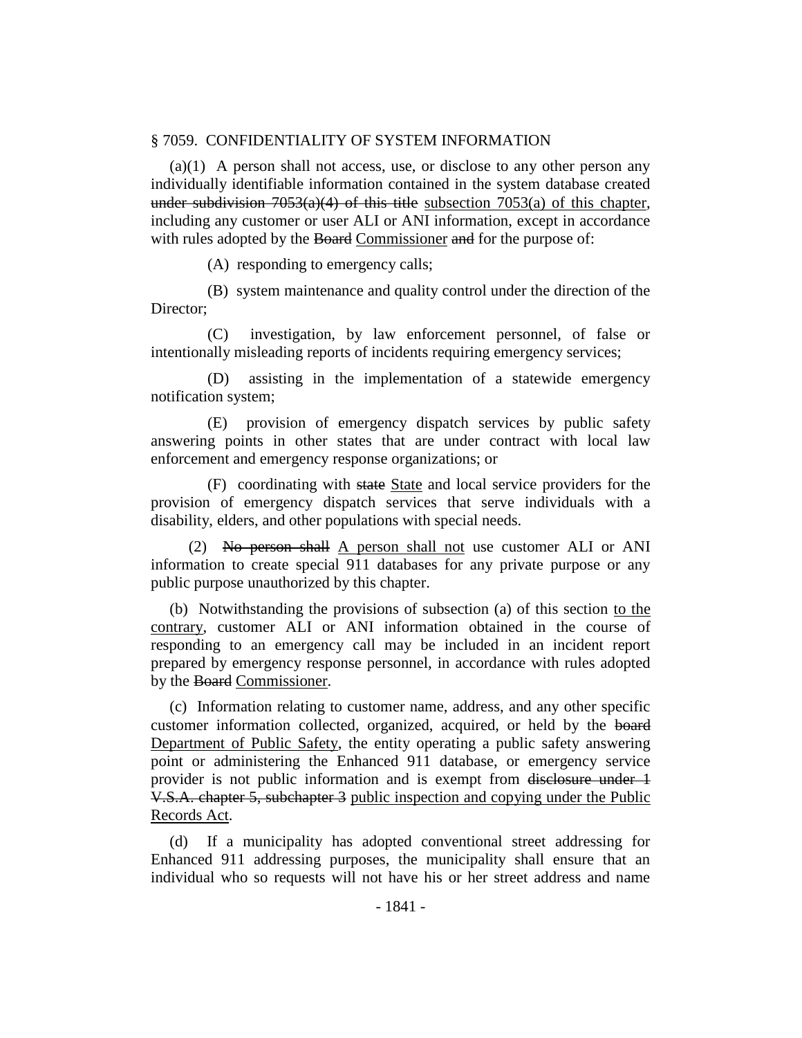§ 7059. CONFIDENTIALITY OF SYSTEM INFORMATION

(a)(1) A person shall not access, use, or disclose to any other person any individually identifiable information contained in the system database created ~~under subdivision 7053(a)(4) of this title~~ <u>subsection 7053(a) of this chapter</u>, including any customer or user ALI or ANI information, except in accordance with rules adopted by the ~~Board~~ <u>Commissioner</u> ~~and~~ for the purpose of:

(A) responding to emergency calls;

(B) system maintenance and quality control under the direction of the Director;

(C) investigation, by law enforcement personnel, of false or intentionally misleading reports of incidents requiring emergency services;

(D) assisting in the implementation of a statewide emergency notification system;

(E) provision of emergency dispatch services by public safety answering points in other states that are under contract with local law enforcement and emergency response organizations; or

(F) coordinating with ~~state~~ <u>State</u> and local service providers for the provision of emergency dispatch services that serve individuals with a disability, elders, and other populations with special needs.

(2) ~~No person shall~~ <u>A person shall not</u> use customer ALI or ANI information to create special 911 databases for any private purpose or any public purpose unauthorized by this chapter.

(b) Notwithstanding the provisions of subsection (a) of this section <u>to the contrary</u>, customer ALI or ANI information obtained in the course of responding to an emergency call may be included in an incident report prepared by emergency response personnel, in accordance with rules adopted by the ~~Board~~ <u>Commissioner</u>.

(c) Information relating to customer name, address, and any other specific customer information collected, organized, acquired, or held by the ~~board~~ <u>Department of Public Safety</u>, the entity operating a public safety answering point or administering the Enhanced 911 database, or emergency service provider is not public information and is exempt from ~~disclosure under 1 V.S.A. chapter 5, subchapter 3~~ <u>public inspection and copying under the Public Records Act</u>.

(d) If a municipality has adopted conventional street addressing for Enhanced 911 addressing purposes, the municipality shall ensure that an individual who so requests will not have his or her street address and name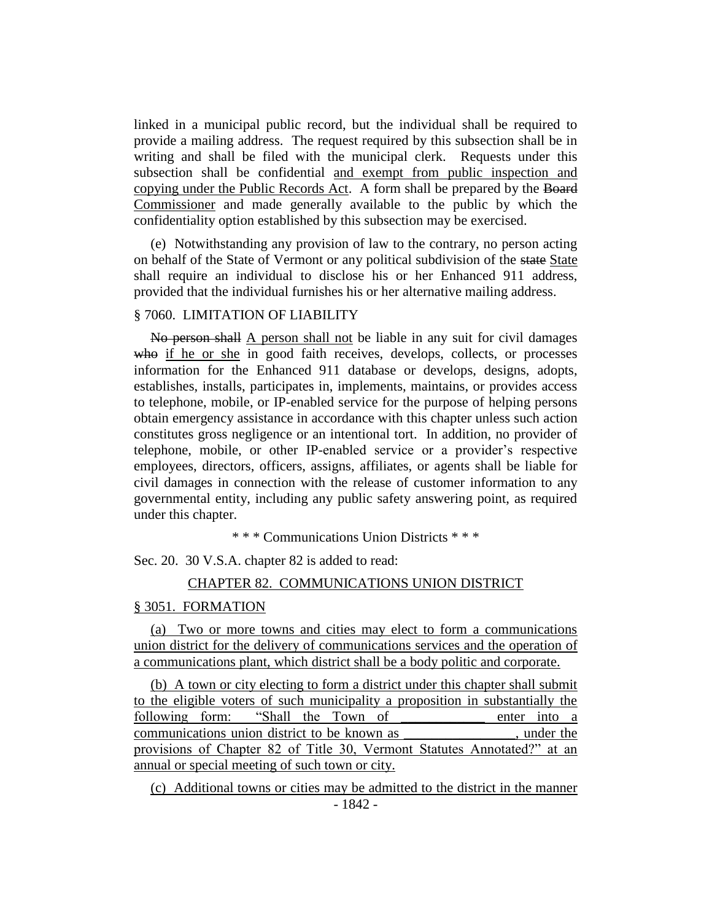linked in a municipal public record, but the individual shall be required to provide a mailing address. The request required by this subsection shall be in writing and shall be filed with the municipal clerk. Requests under this subsection shall be confidential and exempt from public inspection and copying under the Public Records Act. A form shall be prepared by the ~~Board~~ Commissioner and made generally available to the public by which the confidentiality option established by this subsection may be exercised.

(e) Notwithstanding any provision of law to the contrary, no person acting on behalf of the State of Vermont or any political subdivision of the ~~state~~ State shall require an individual to disclose his or her Enhanced 911 address, provided that the individual furnishes his or her alternative mailing address.

§ 7060. LIMITATION OF LIABILITY

~~No person shall~~ A person shall not be liable in any suit for civil damages ~~who~~ if he or she in good faith receives, develops, collects, or processes information for the Enhanced 911 database or develops, designs, adopts, establishes, installs, participates in, implements, maintains, or provides access to telephone, mobile, or IP-enabled service for the purpose of helping persons obtain emergency assistance in accordance with this chapter unless such action constitutes gross negligence or an intentional tort. In addition, no provider of telephone, mobile, or other IP-enabled service or a provider's respective employees, directors, officers, assigns, affiliates, or agents shall be liable for civil damages in connection with the release of customer information to any governmental entity, including any public safety answering point, as required under this chapter.

\* \* \* Communications Union Districts \* \* \*

Sec. 20. 30 V.S.A. chapter 82 is added to read:

CHAPTER 82. COMMUNICATIONS UNION DISTRICT

§ 3051. FORMATION

(a) Two or more towns and cities may elect to form a communications union district for the delivery of communications services and the operation of a communications plant, which district shall be a body politic and corporate.

(b) A town or city electing to form a district under this chapter shall submit to the eligible voters of such municipality a proposition in substantially the following form: "Shall the Town of ____________ enter into a communications union district to be known as ________________, under the provisions of Chapter 82 of Title 30, Vermont Statutes Annotated?" at an annual or special meeting of such town or city.

(c) Additional towns or cities may be admitted to the district in the manner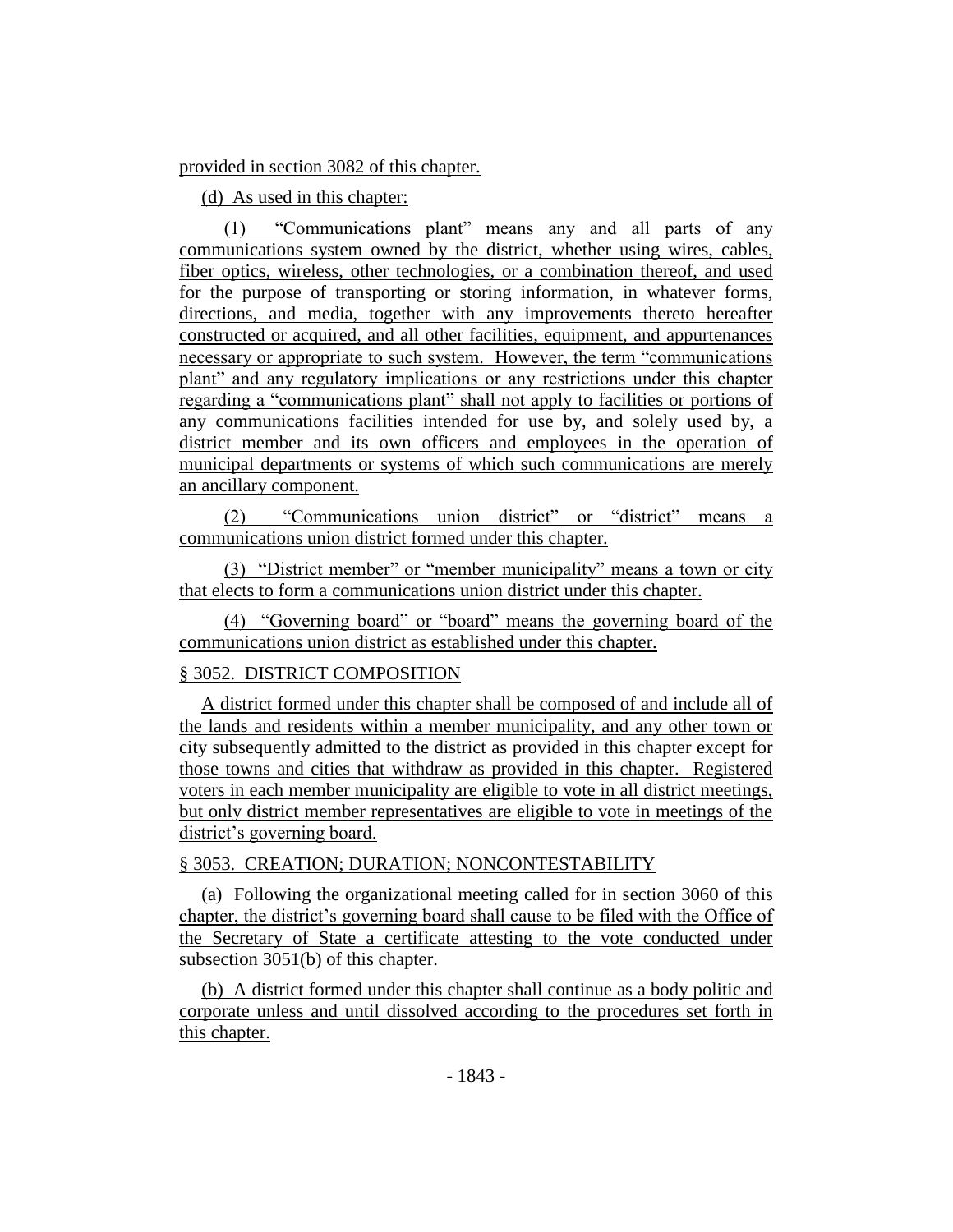provided in section 3082 of this chapter.

(d) As used in this chapter:

(1) "Communications plant" means any and all parts of any communications system owned by the district, whether using wires, cables, fiber optics, wireless, other technologies, or a combination thereof, and used for the purpose of transporting or storing information, in whatever forms, directions, and media, together with any improvements thereto hereafter constructed or acquired, and all other facilities, equipment, and appurtenances necessary or appropriate to such system. However, the term "communications plant" and any regulatory implications or any restrictions under this chapter regarding a "communications plant" shall not apply to facilities or portions of any communications facilities intended for use by, and solely used by, a district member and its own officers and employees in the operation of municipal departments or systems of which such communications are merely an ancillary component.

(2) "Communications union district" or "district" means a communications union district formed under this chapter.

(3) "District member" or "member municipality" means a town or city that elects to form a communications union district under this chapter.

(4) "Governing board" or "board" means the governing board of the communications union district as established under this chapter.

§ 3052. DISTRICT COMPOSITION

A district formed under this chapter shall be composed of and include all of the lands and residents within a member municipality, and any other town or city subsequently admitted to the district as provided in this chapter except for those towns and cities that withdraw as provided in this chapter. Registered voters in each member municipality are eligible to vote in all district meetings, but only district member representatives are eligible to vote in meetings of the district's governing board.

§ 3053. CREATION; DURATION; NONCONTESTABILITY

(a) Following the organizational meeting called for in section 3060 of this chapter, the district's governing board shall cause to be filed with the Office of the Secretary of State a certificate attesting to the vote conducted under subsection 3051(b) of this chapter.

(b) A district formed under this chapter shall continue as a body politic and corporate unless and until dissolved according to the procedures set forth in this chapter.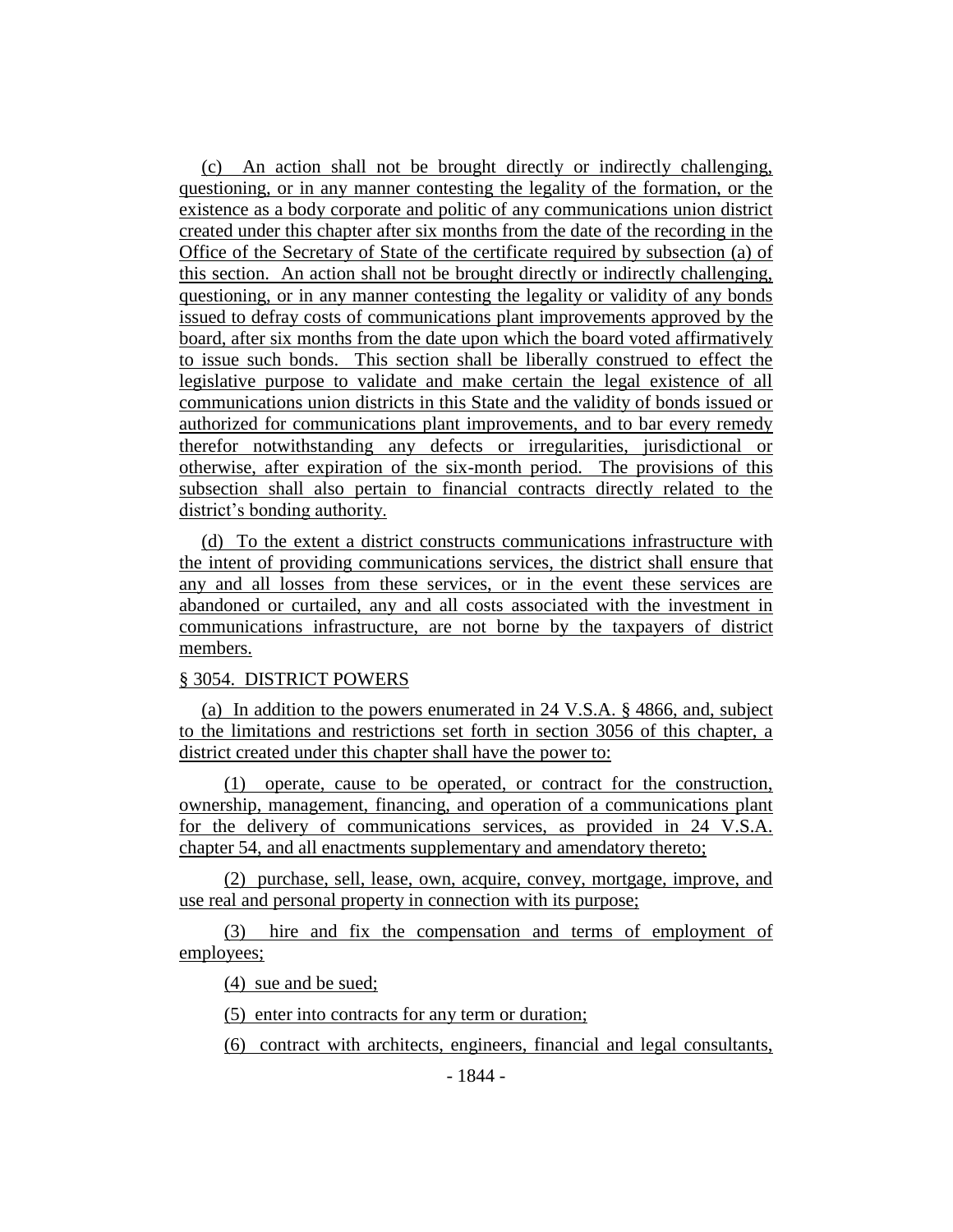(c) An action shall not be brought directly or indirectly challenging, questioning, or in any manner contesting the legality of the formation, or the existence as a body corporate and politic of any communications union district created under this chapter after six months from the date of the recording in the Office of the Secretary of State of the certificate required by subsection (a) of this section. An action shall not be brought directly or indirectly challenging, questioning, or in any manner contesting the legality or validity of any bonds issued to defray costs of communications plant improvements approved by the board, after six months from the date upon which the board voted affirmatively to issue such bonds. This section shall be liberally construed to effect the legislative purpose to validate and make certain the legal existence of all communications union districts in this State and the validity of bonds issued or authorized for communications plant improvements, and to bar every remedy therefor notwithstanding any defects or irregularities, jurisdictional or otherwise, after expiration of the six-month period. The provisions of this subsection shall also pertain to financial contracts directly related to the district's bonding authority.

(d) To the extent a district constructs communications infrastructure with the intent of providing communications services, the district shall ensure that any and all losses from these services, or in the event these services are abandoned or curtailed, any and all costs associated with the investment in communications infrastructure, are not borne by the taxpayers of district members.

§ 3054. DISTRICT POWERS

(a) In addition to the powers enumerated in 24 V.S.A. § 4866, and, subject to the limitations and restrictions set forth in section 3056 of this chapter, a district created under this chapter shall have the power to:

(1) operate, cause to be operated, or contract for the construction, ownership, management, financing, and operation of a communications plant for the delivery of communications services, as provided in 24 V.S.A. chapter 54, and all enactments supplementary and amendatory thereto;

(2) purchase, sell, lease, own, acquire, convey, mortgage, improve, and use real and personal property in connection with its purpose;

(3) hire and fix the compensation and terms of employment of employees;

(4) sue and be sued;

(5) enter into contracts for any term or duration;

(6) contract with architects, engineers, financial and legal consultants,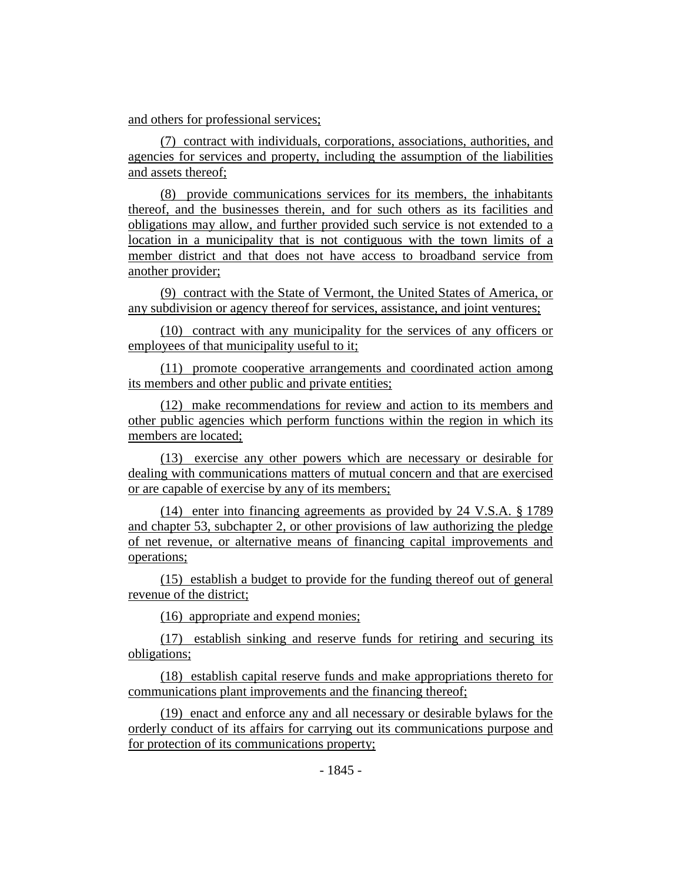and others for professional services;

(7) contract with individuals, corporations, associations, authorities, and agencies for services and property, including the assumption of the liabilities and assets thereof;

(8) provide communications services for its members, the inhabitants thereof, and the businesses therein, and for such others as its facilities and obligations may allow, and further provided such service is not extended to a location in a municipality that is not contiguous with the town limits of a member district and that does not have access to broadband service from another provider;

(9) contract with the State of Vermont, the United States of America, or any subdivision or agency thereof for services, assistance, and joint ventures;

(10) contract with any municipality for the services of any officers or employees of that municipality useful to it;

(11) promote cooperative arrangements and coordinated action among its members and other public and private entities;

(12) make recommendations for review and action to its members and other public agencies which perform functions within the region in which its members are located;

(13) exercise any other powers which are necessary or desirable for dealing with communications matters of mutual concern and that are exercised or are capable of exercise by any of its members;

(14) enter into financing agreements as provided by 24 V.S.A. § 1789 and chapter 53, subchapter 2, or other provisions of law authorizing the pledge of net revenue, or alternative means of financing capital improvements and operations;

(15) establish a budget to provide for the funding thereof out of general revenue of the district;

(16) appropriate and expend monies;

(17) establish sinking and reserve funds for retiring and securing its obligations;

(18) establish capital reserve funds and make appropriations thereto for communications plant improvements and the financing thereof;

(19) enact and enforce any and all necessary or desirable bylaws for the orderly conduct of its affairs for carrying out its communications purpose and for protection of its communications property;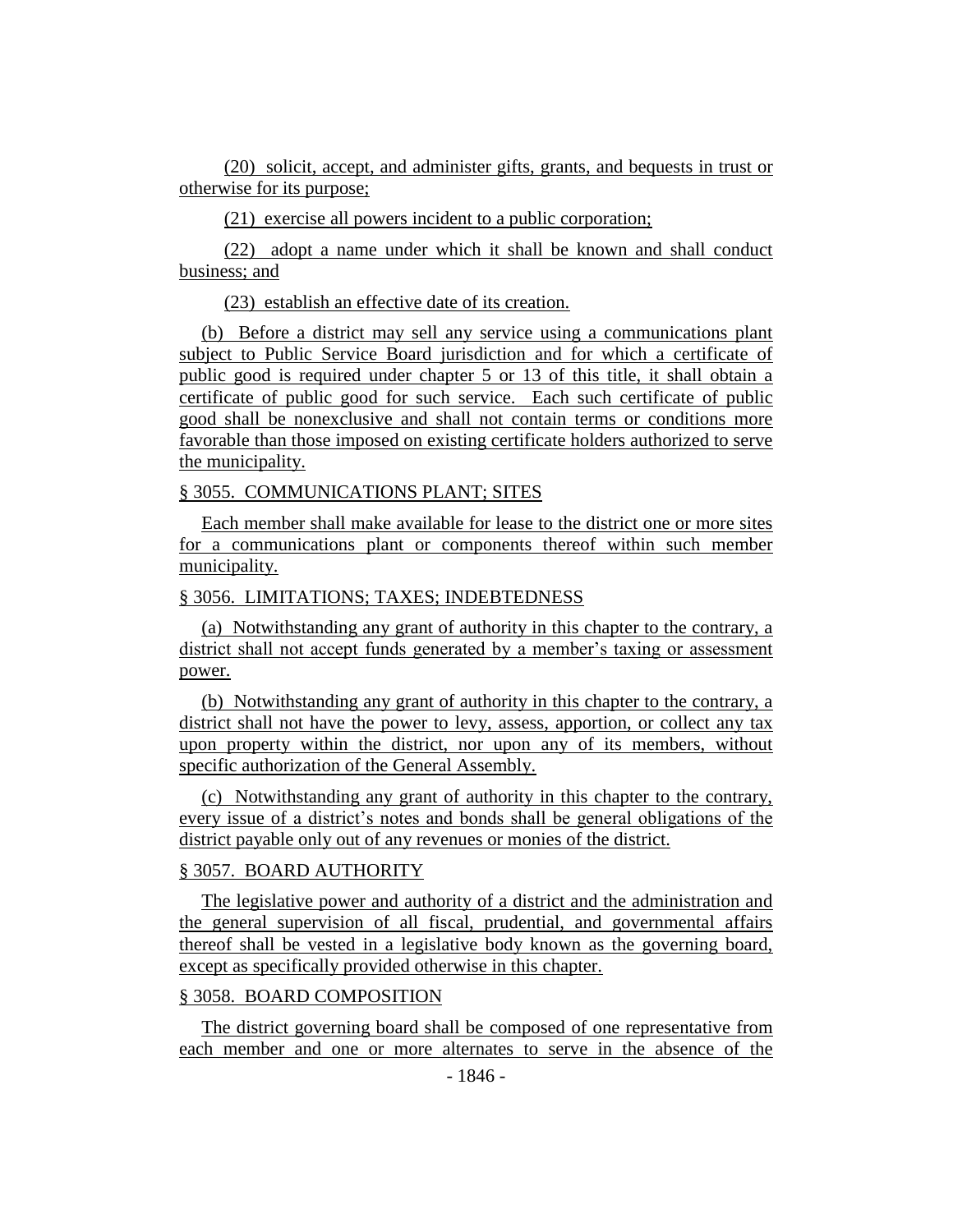(20) solicit, accept, and administer gifts, grants, and bequests in trust or otherwise for its purpose;

(21) exercise all powers incident to a public corporation;

(22) adopt a name under which it shall be known and shall conduct business; and

(23) establish an effective date of its creation.

(b) Before a district may sell any service using a communications plant subject to Public Service Board jurisdiction and for which a certificate of public good is required under chapter 5 or 13 of this title, it shall obtain a certificate of public good for such service. Each such certificate of public good shall be nonexclusive and shall not contain terms or conditions more favorable than those imposed on existing certificate holders authorized to serve the municipality.

§ 3055. COMMUNICATIONS PLANT; SITES

Each member shall make available for lease to the district one or more sites for a communications plant or components thereof within such member municipality.

§ 3056. LIMITATIONS; TAXES; INDEBTEDNESS

(a) Notwithstanding any grant of authority in this chapter to the contrary, a district shall not accept funds generated by a member's taxing or assessment power.

(b) Notwithstanding any grant of authority in this chapter to the contrary, a district shall not have the power to levy, assess, apportion, or collect any tax upon property within the district, nor upon any of its members, without specific authorization of the General Assembly.

(c) Notwithstanding any grant of authority in this chapter to the contrary, every issue of a district's notes and bonds shall be general obligations of the district payable only out of any revenues or monies of the district.

§ 3057. BOARD AUTHORITY

The legislative power and authority of a district and the administration and the general supervision of all fiscal, prudential, and governmental affairs thereof shall be vested in a legislative body known as the governing board, except as specifically provided otherwise in this chapter.

§ 3058. BOARD COMPOSITION

The district governing board shall be composed of one representative from each member and one or more alternates to serve in the absence of the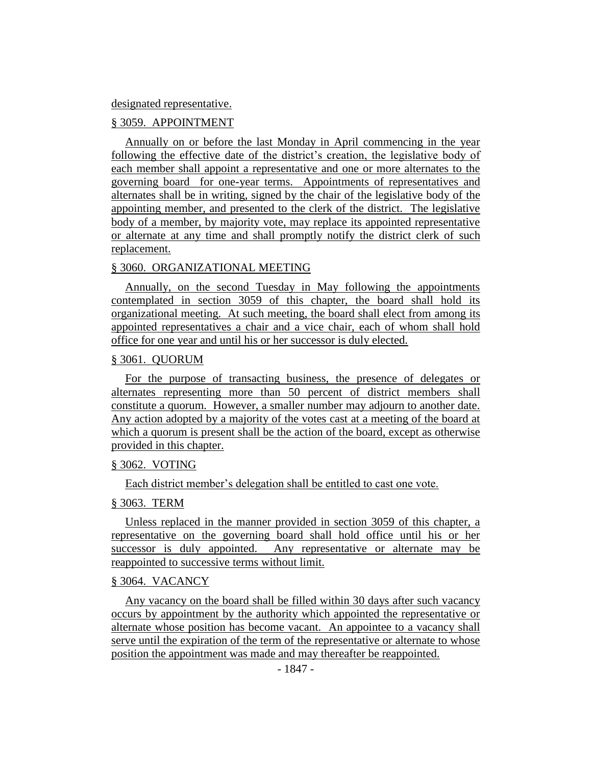designated representative.

§ 3059. APPOINTMENT

Annually on or before the last Monday in April commencing in the year following the effective date of the district's creation, the legislative body of each member shall appoint a representative and one or more alternates to the governing board for one-year terms. Appointments of representatives and alternates shall be in writing, signed by the chair of the legislative body of the appointing member, and presented to the clerk of the district. The legislative body of a member, by majority vote, may replace its appointed representative or alternate at any time and shall promptly notify the district clerk of such replacement.

§ 3060. ORGANIZATIONAL MEETING

Annually, on the second Tuesday in May following the appointments contemplated in section 3059 of this chapter, the board shall hold its organizational meeting. At such meeting, the board shall elect from among its appointed representatives a chair and a vice chair, each of whom shall hold office for one year and until his or her successor is duly elected.

§ 3061. QUORUM

For the purpose of transacting business, the presence of delegates or alternates representing more than 50 percent of district members shall constitute a quorum. However, a smaller number may adjourn to another date. Any action adopted by a majority of the votes cast at a meeting of the board at which a quorum is present shall be the action of the board, except as otherwise provided in this chapter.

§ 3062. VOTING

Each district member's delegation shall be entitled to cast one vote.

§ 3063. TERM

Unless replaced in the manner provided in section 3059 of this chapter, a representative on the governing board shall hold office until his or her successor is duly appointed. Any representative or alternate may be reappointed to successive terms without limit.

§ 3064. VACANCY

Any vacancy on the board shall be filled within 30 days after such vacancy occurs by appointment by the authority which appointed the representative or alternate whose position has become vacant. An appointee to a vacancy shall serve until the expiration of the term of the representative or alternate to whose position the appointment was made and may thereafter be reappointed.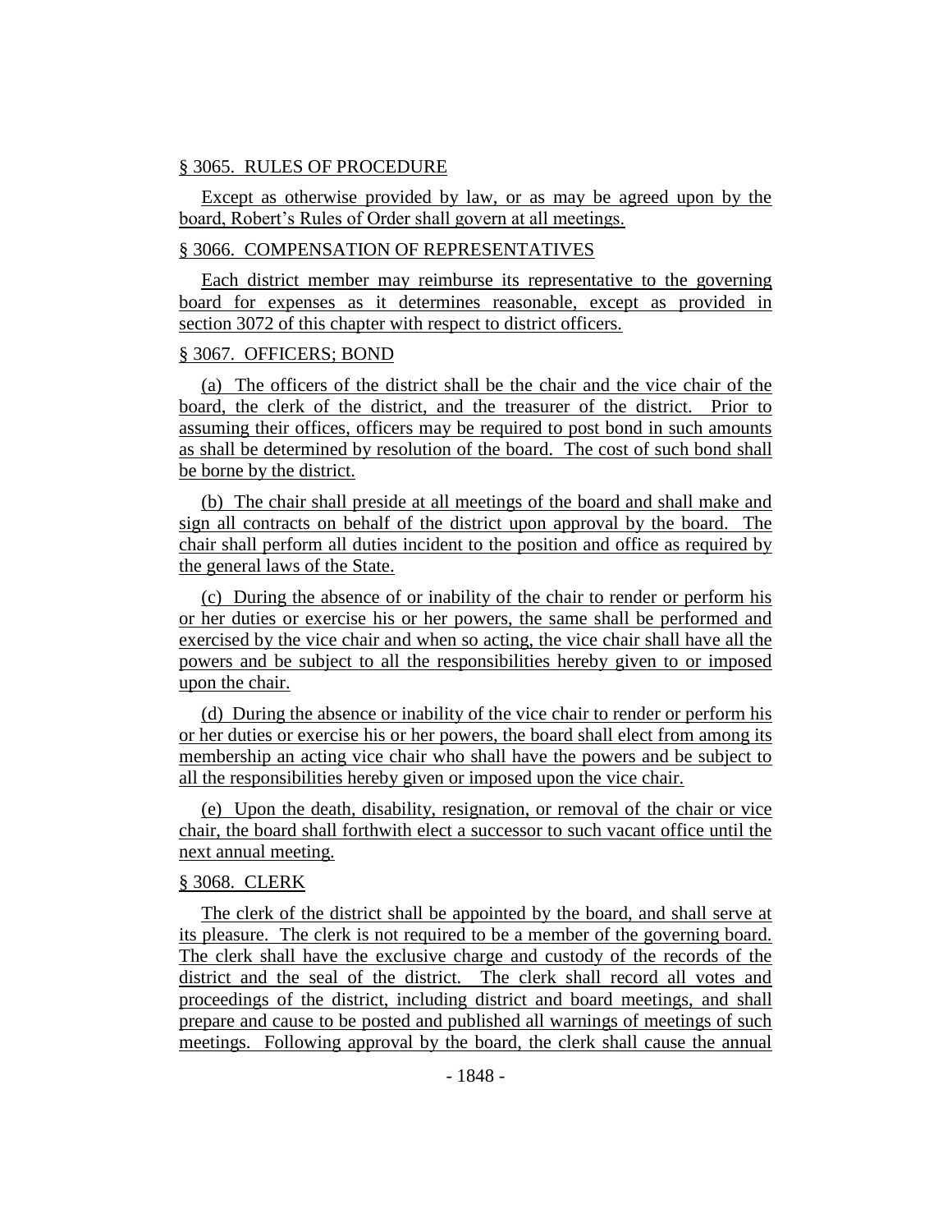§ 3065. RULES OF PROCEDURE

Except as otherwise provided by law, or as may be agreed upon by the board, Robert's Rules of Order shall govern at all meetings.

§ 3066. COMPENSATION OF REPRESENTATIVES

Each district member may reimburse its representative to the governing board for expenses as it determines reasonable, except as provided in section 3072 of this chapter with respect to district officers.

§ 3067. OFFICERS; BOND

(a) The officers of the district shall be the chair and the vice chair of the board, the clerk of the district, and the treasurer of the district. Prior to assuming their offices, officers may be required to post bond in such amounts as shall be determined by resolution of the board. The cost of such bond shall be borne by the district.

(b) The chair shall preside at all meetings of the board and shall make and sign all contracts on behalf of the district upon approval by the board. The chair shall perform all duties incident to the position and office as required by the general laws of the State.

(c) During the absence of or inability of the chair to render or perform his or her duties or exercise his or her powers, the same shall be performed and exercised by the vice chair and when so acting, the vice chair shall have all the powers and be subject to all the responsibilities hereby given to or imposed upon the chair.

(d) During the absence or inability of the vice chair to render or perform his or her duties or exercise his or her powers, the board shall elect from among its membership an acting vice chair who shall have the powers and be subject to all the responsibilities hereby given or imposed upon the vice chair.

(e) Upon the death, disability, resignation, or removal of the chair or vice chair, the board shall forthwith elect a successor to such vacant office until the next annual meeting.

§ 3068. CLERK

The clerk of the district shall be appointed by the board, and shall serve at its pleasure. The clerk is not required to be a member of the governing board. The clerk shall have the exclusive charge and custody of the records of the district and the seal of the district. The clerk shall record all votes and proceedings of the district, including district and board meetings, and shall prepare and cause to be posted and published all warnings of meetings of such meetings. Following approval by the board, the clerk shall cause the annual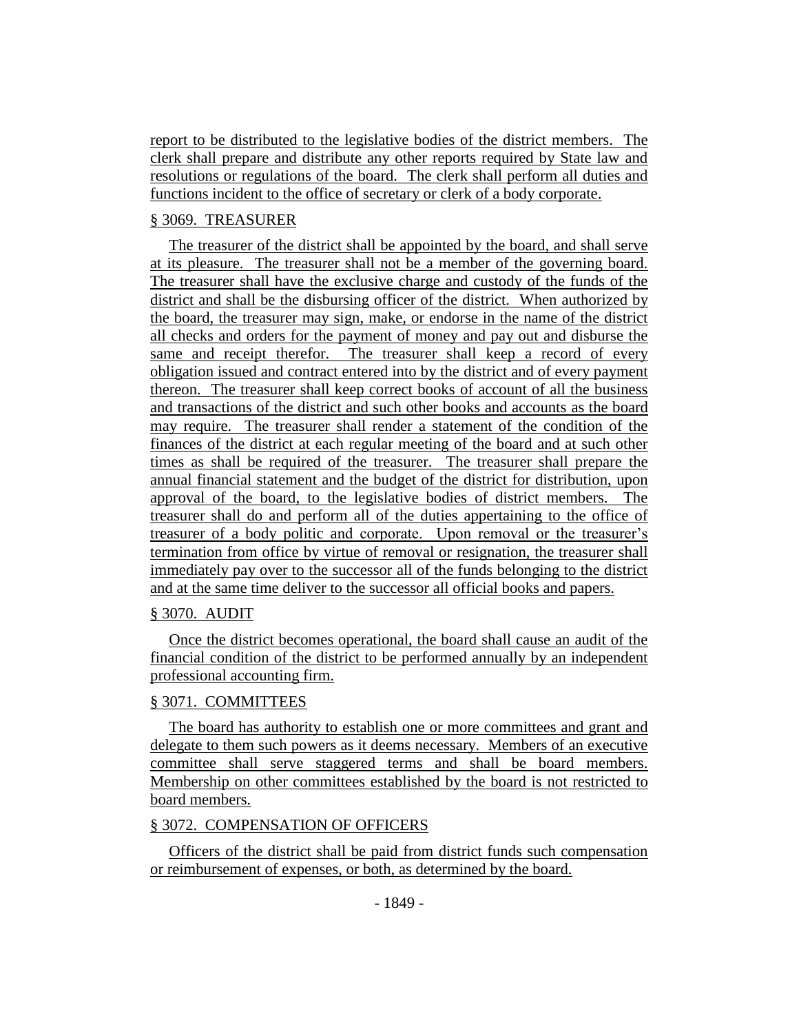report to be distributed to the legislative bodies of the district members. The clerk shall prepare and distribute any other reports required by State law and resolutions or regulations of the board. The clerk shall perform all duties and functions incident to the office of secretary or clerk of a body corporate.

§ 3069. TREASURER

The treasurer of the district shall be appointed by the board, and shall serve at its pleasure. The treasurer shall not be a member of the governing board. The treasurer shall have the exclusive charge and custody of the funds of the district and shall be the disbursing officer of the district. When authorized by the board, the treasurer may sign, make, or endorse in the name of the district all checks and orders for the payment of money and pay out and disburse the same and receipt therefor. The treasurer shall keep a record of every obligation issued and contract entered into by the district and of every payment thereon. The treasurer shall keep correct books of account of all the business and transactions of the district and such other books and accounts as the board may require. The treasurer shall render a statement of the condition of the finances of the district at each regular meeting of the board and at such other times as shall be required of the treasurer. The treasurer shall prepare the annual financial statement and the budget of the district for distribution, upon approval of the board, to the legislative bodies of district members. The treasurer shall do and perform all of the duties appertaining to the office of treasurer of a body politic and corporate. Upon removal or the treasurer's termination from office by virtue of removal or resignation, the treasurer shall immediately pay over to the successor all of the funds belonging to the district and at the same time deliver to the successor all official books and papers.

§ 3070. AUDIT

Once the district becomes operational, the board shall cause an audit of the financial condition of the district to be performed annually by an independent professional accounting firm.

§ 3071. COMMITTEES

The board has authority to establish one or more committees and grant and delegate to them such powers as it deems necessary. Members of an executive committee shall serve staggered terms and shall be board members. Membership on other committees established by the board is not restricted to board members.

§ 3072. COMPENSATION OF OFFICERS

Officers of the district shall be paid from district funds such compensation or reimbursement of expenses, or both, as determined by the board.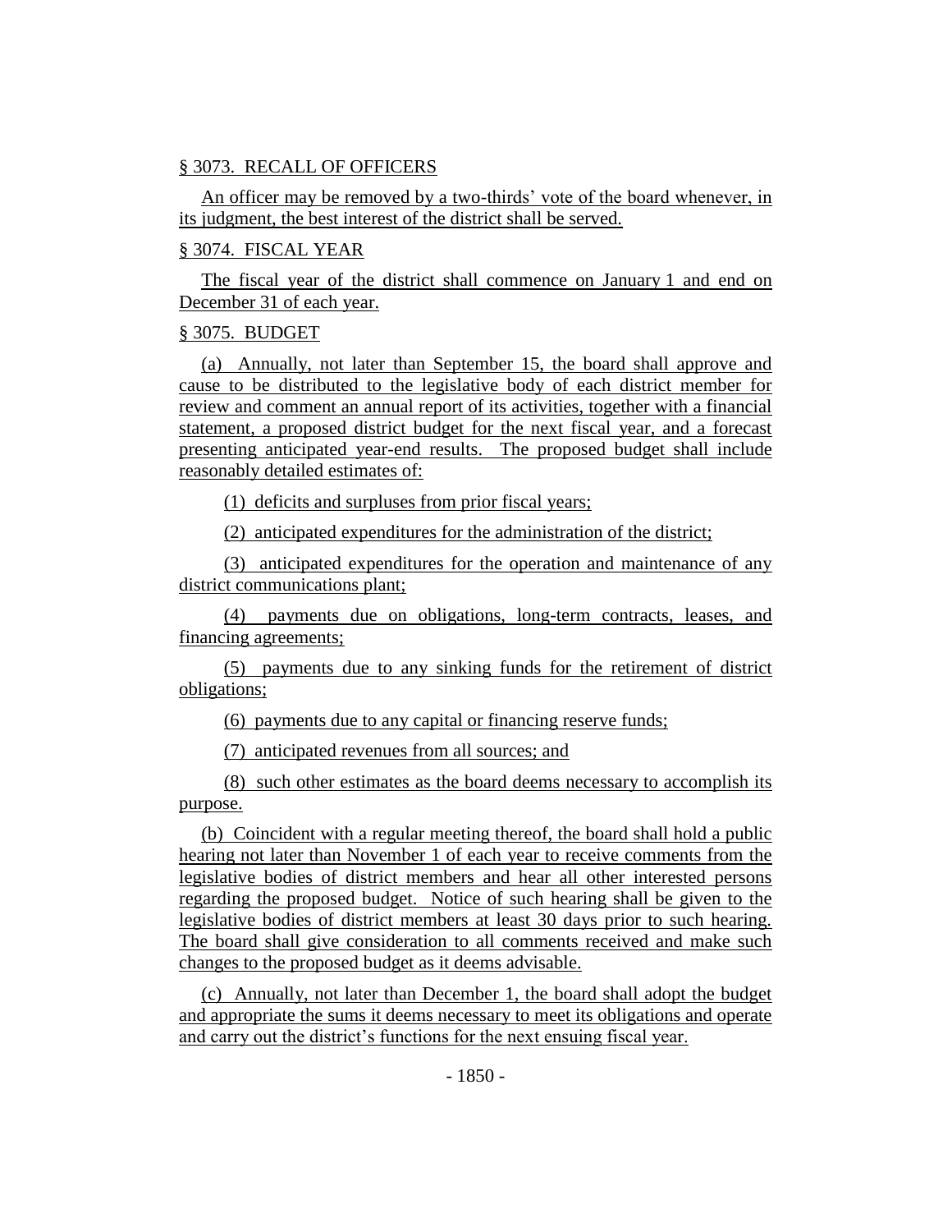§ 3073. RECALL OF OFFICERS

An officer may be removed by a two-thirds' vote of the board whenever, in its judgment, the best interest of the district shall be served.

§ 3074. FISCAL YEAR

The fiscal year of the district shall commence on January 1 and end on December 31 of each year.

§ 3075. BUDGET

(a) Annually, not later than September 15, the board shall approve and cause to be distributed to the legislative body of each district member for review and comment an annual report of its activities, together with a financial statement, a proposed district budget for the next fiscal year, and a forecast presenting anticipated year-end results. The proposed budget shall include reasonably detailed estimates of:

(1) deficits and surpluses from prior fiscal years;

(2) anticipated expenditures for the administration of the district;

(3) anticipated expenditures for the operation and maintenance of any district communications plant;

(4) payments due on obligations, long-term contracts, leases, and financing agreements;

(5) payments due to any sinking funds for the retirement of district obligations;

(6) payments due to any capital or financing reserve funds;

(7) anticipated revenues from all sources; and

(8) such other estimates as the board deems necessary to accomplish its purpose.

(b) Coincident with a regular meeting thereof, the board shall hold a public hearing not later than November 1 of each year to receive comments from the legislative bodies of district members and hear all other interested persons regarding the proposed budget. Notice of such hearing shall be given to the legislative bodies of district members at least 30 days prior to such hearing. The board shall give consideration to all comments received and make such changes to the proposed budget as it deems advisable.

(c) Annually, not later than December 1, the board shall adopt the budget and appropriate the sums it deems necessary to meet its obligations and operate and carry out the district's functions for the next ensuing fiscal year.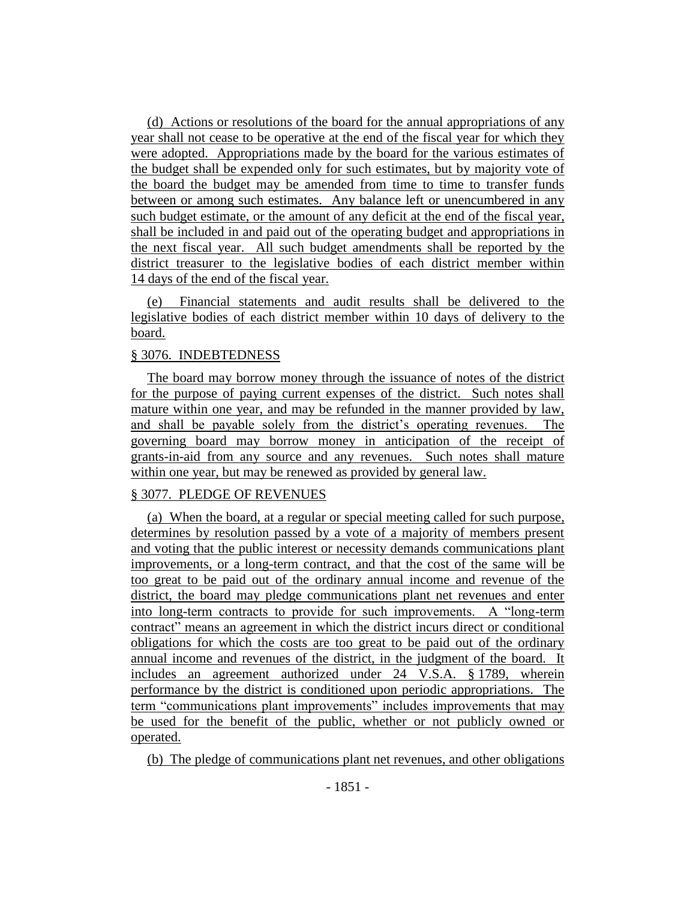(d) Actions or resolutions of the board for the annual appropriations of any year shall not cease to be operative at the end of the fiscal year for which they were adopted. Appropriations made by the board for the various estimates of the budget shall be expended only for such estimates, but by majority vote of the board the budget may be amended from time to time to transfer funds between or among such estimates. Any balance left or unencumbered in any such budget estimate, or the amount of any deficit at the end of the fiscal year, shall be included in and paid out of the operating budget and appropriations in the next fiscal year. All such budget amendments shall be reported by the district treasurer to the legislative bodies of each district member within 14 days of the end of the fiscal year.

(e) Financial statements and audit results shall be delivered to the legislative bodies of each district member within 10 days of delivery to the board.

§ 3076. INDEBTEDNESS

The board may borrow money through the issuance of notes of the district for the purpose of paying current expenses of the district. Such notes shall mature within one year, and may be refunded in the manner provided by law, and shall be payable solely from the district's operating revenues. The governing board may borrow money in anticipation of the receipt of grants-in-aid from any source and any revenues. Such notes shall mature within one year, but may be renewed as provided by general law.

§ 3077. PLEDGE OF REVENUES

(a) When the board, at a regular or special meeting called for such purpose, determines by resolution passed by a vote of a majority of members present and voting that the public interest or necessity demands communications plant improvements, or a long-term contract, and that the cost of the same will be too great to be paid out of the ordinary annual income and revenue of the district, the board may pledge communications plant net revenues and enter into long-term contracts to provide for such improvements. A "long-term contract" means an agreement in which the district incurs direct or conditional obligations for which the costs are too great to be paid out of the ordinary annual income and revenues of the district, in the judgment of the board. It includes an agreement authorized under 24 V.S.A. § 1789, wherein performance by the district is conditioned upon periodic appropriations. The term "communications plant improvements" includes improvements that may be used for the benefit of the public, whether or not publicly owned or operated.

(b) The pledge of communications plant net revenues, and other obligations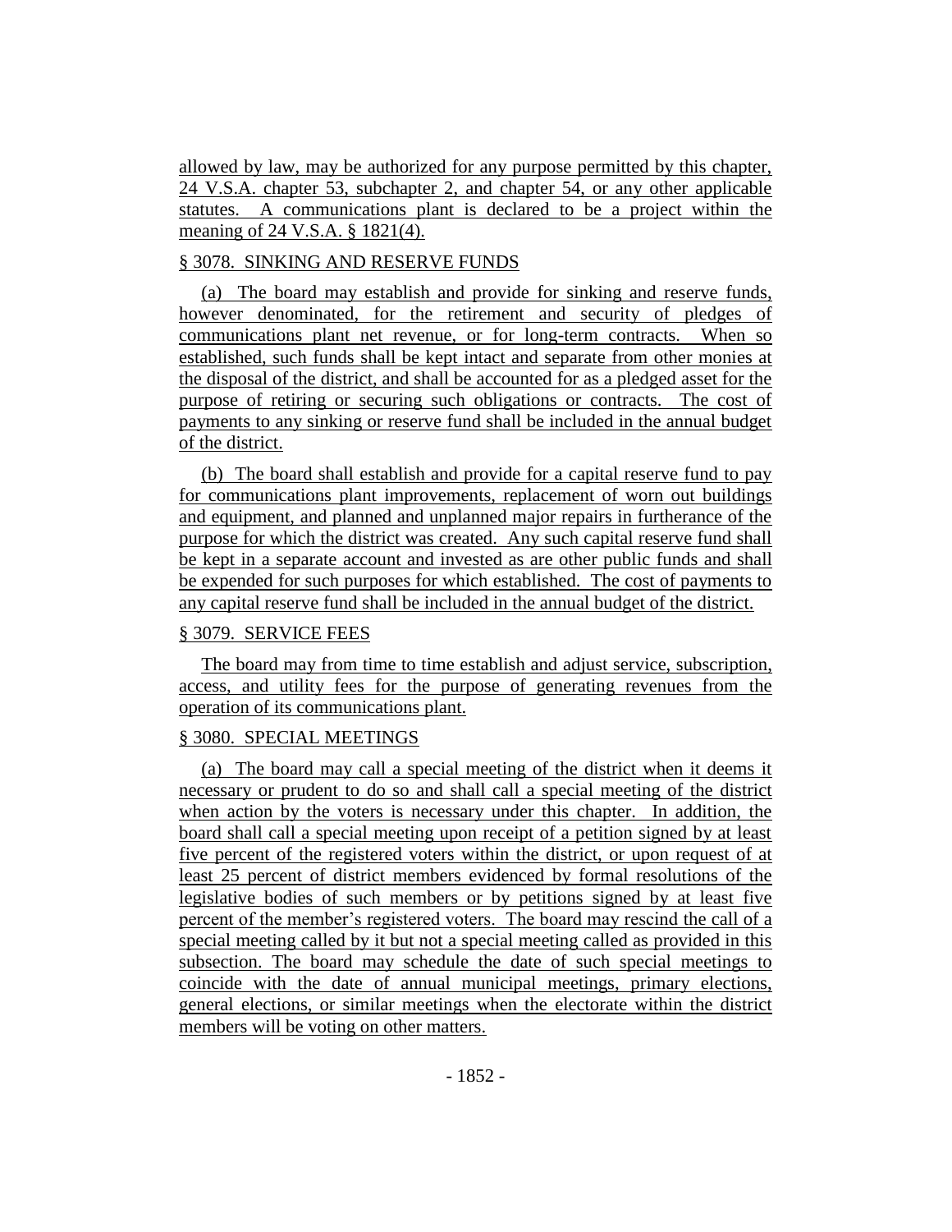allowed by law, may be authorized for any purpose permitted by this chapter, 24 V.S.A. chapter 53, subchapter 2, and chapter 54, or any other applicable statutes. A communications plant is declared to be a project within the meaning of 24 V.S.A. § 1821(4).

§ 3078. SINKING AND RESERVE FUNDS

(a) The board may establish and provide for sinking and reserve funds, however denominated, for the retirement and security of pledges of communications plant net revenue, or for long-term contracts. When so established, such funds shall be kept intact and separate from other monies at the disposal of the district, and shall be accounted for as a pledged asset for the purpose of retiring or securing such obligations or contracts. The cost of payments to any sinking or reserve fund shall be included in the annual budget of the district.

(b) The board shall establish and provide for a capital reserve fund to pay for communications plant improvements, replacement of worn out buildings and equipment, and planned and unplanned major repairs in furtherance of the purpose for which the district was created. Any such capital reserve fund shall be kept in a separate account and invested as are other public funds and shall be expended for such purposes for which established. The cost of payments to any capital reserve fund shall be included in the annual budget of the district.

§ 3079. SERVICE FEES

The board may from time to time establish and adjust service, subscription, access, and utility fees for the purpose of generating revenues from the operation of its communications plant.

§ 3080. SPECIAL MEETINGS

(a) The board may call a special meeting of the district when it deems it necessary or prudent to do so and shall call a special meeting of the district when action by the voters is necessary under this chapter. In addition, the board shall call a special meeting upon receipt of a petition signed by at least five percent of the registered voters within the district, or upon request of at least 25 percent of district members evidenced by formal resolutions of the legislative bodies of such members or by petitions signed by at least five percent of the member's registered voters. The board may rescind the call of a special meeting called by it but not a special meeting called as provided in this subsection. The board may schedule the date of such special meetings to coincide with the date of annual municipal meetings, primary elections, general elections, or similar meetings when the electorate within the district members will be voting on other matters.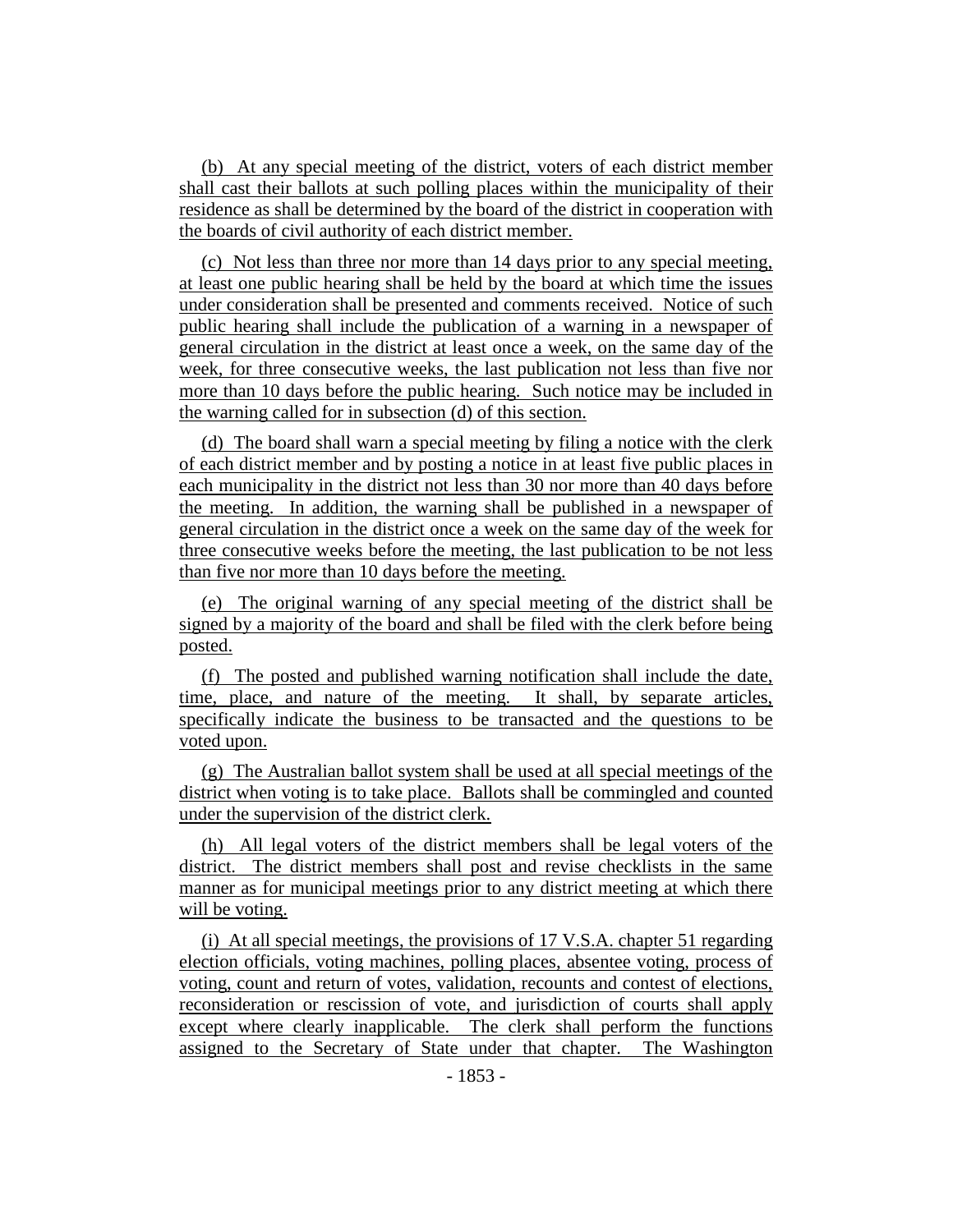(b) At any special meeting of the district, voters of each district member shall cast their ballots at such polling places within the municipality of their residence as shall be determined by the board of the district in cooperation with the boards of civil authority of each district member.

(c) Not less than three nor more than 14 days prior to any special meeting, at least one public hearing shall be held by the board at which time the issues under consideration shall be presented and comments received. Notice of such public hearing shall include the publication of a warning in a newspaper of general circulation in the district at least once a week, on the same day of the week, for three consecutive weeks, the last publication not less than five nor more than 10 days before the public hearing. Such notice may be included in the warning called for in subsection (d) of this section.

(d) The board shall warn a special meeting by filing a notice with the clerk of each district member and by posting a notice in at least five public places in each municipality in the district not less than 30 nor more than 40 days before the meeting. In addition, the warning shall be published in a newspaper of general circulation in the district once a week on the same day of the week for three consecutive weeks before the meeting, the last publication to be not less than five nor more than 10 days before the meeting.

(e) The original warning of any special meeting of the district shall be signed by a majority of the board and shall be filed with the clerk before being posted.

(f) The posted and published warning notification shall include the date, time, place, and nature of the meeting. It shall, by separate articles, specifically indicate the business to be transacted and the questions to be voted upon.

(g) The Australian ballot system shall be used at all special meetings of the district when voting is to take place. Ballots shall be commingled and counted under the supervision of the district clerk.

(h) All legal voters of the district members shall be legal voters of the district. The district members shall post and revise checklists in the same manner as for municipal meetings prior to any district meeting at which there will be voting.

(i) At all special meetings, the provisions of 17 V.S.A. chapter 51 regarding election officials, voting machines, polling places, absentee voting, process of voting, count and return of votes, validation, recounts and contest of elections, reconsideration or rescission of vote, and jurisdiction of courts shall apply except where clearly inapplicable. The clerk shall perform the functions assigned to the Secretary of State under that chapter. The Washington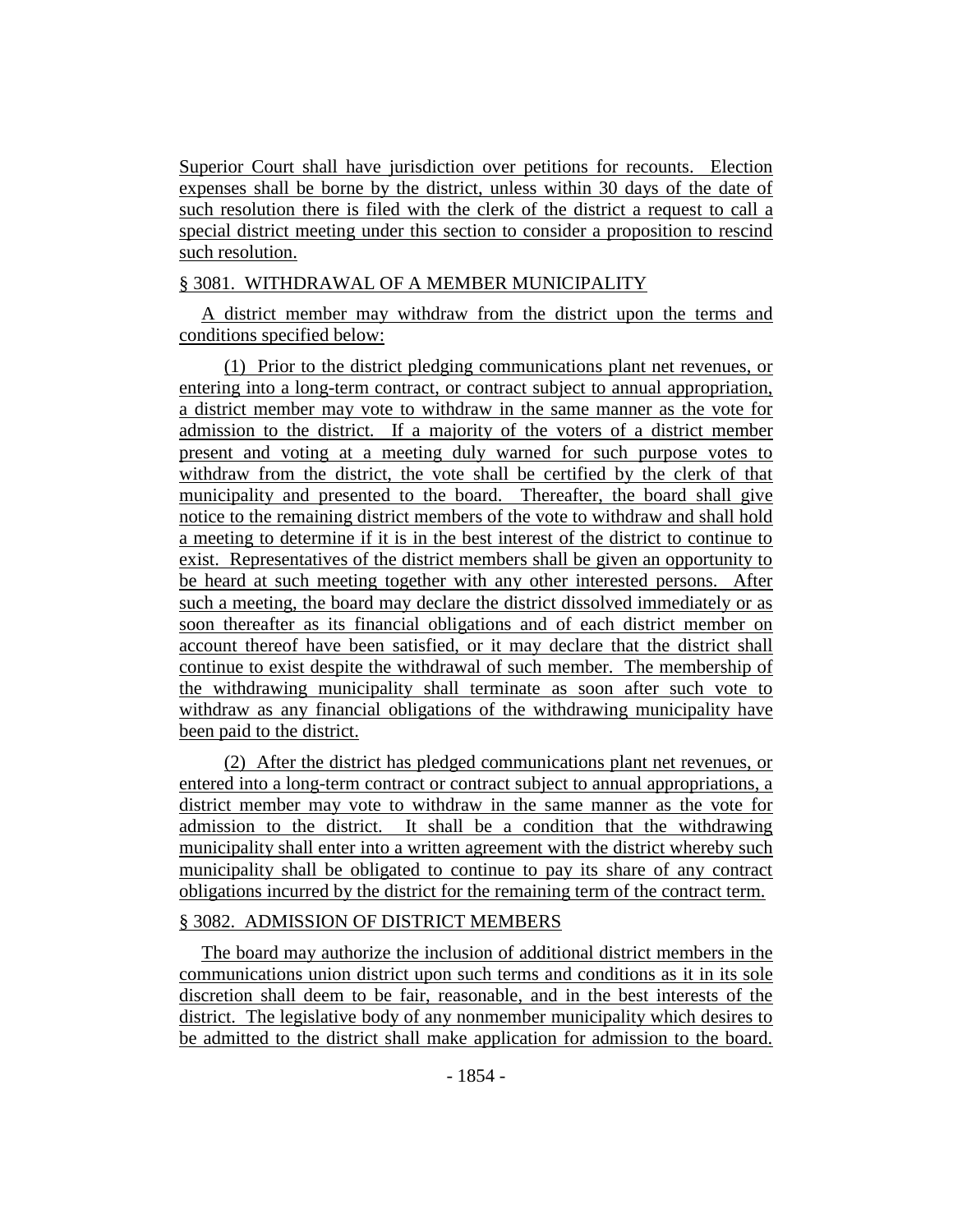Superior Court shall have jurisdiction over petitions for recounts. Election expenses shall be borne by the district, unless within 30 days of the date of such resolution there is filed with the clerk of the district a request to call a special district meeting under this section to consider a proposition to rescind such resolution.

§ 3081. WITHDRAWAL OF A MEMBER MUNICIPALITY

A district member may withdraw from the district upon the terms and conditions specified below:

(1) Prior to the district pledging communications plant net revenues, or entering into a long-term contract, or contract subject to annual appropriation, a district member may vote to withdraw in the same manner as the vote for admission to the district. If a majority of the voters of a district member present and voting at a meeting duly warned for such purpose votes to withdraw from the district, the vote shall be certified by the clerk of that municipality and presented to the board. Thereafter, the board shall give notice to the remaining district members of the vote to withdraw and shall hold a meeting to determine if it is in the best interest of the district to continue to exist. Representatives of the district members shall be given an opportunity to be heard at such meeting together with any other interested persons. After such a meeting, the board may declare the district dissolved immediately or as soon thereafter as its financial obligations and of each district member on account thereof have been satisfied, or it may declare that the district shall continue to exist despite the withdrawal of such member. The membership of the withdrawing municipality shall terminate as soon after such vote to withdraw as any financial obligations of the withdrawing municipality have been paid to the district.

(2) After the district has pledged communications plant net revenues, or entered into a long-term contract or contract subject to annual appropriations, a district member may vote to withdraw in the same manner as the vote for admission to the district. It shall be a condition that the withdrawing municipality shall enter into a written agreement with the district whereby such municipality shall be obligated to continue to pay its share of any contract obligations incurred by the district for the remaining term of the contract term.

§ 3082. ADMISSION OF DISTRICT MEMBERS

The board may authorize the inclusion of additional district members in the communications union district upon such terms and conditions as it in its sole discretion shall deem to be fair, reasonable, and in the best interests of the district. The legislative body of any nonmember municipality which desires to be admitted to the district shall make application for admission to the board.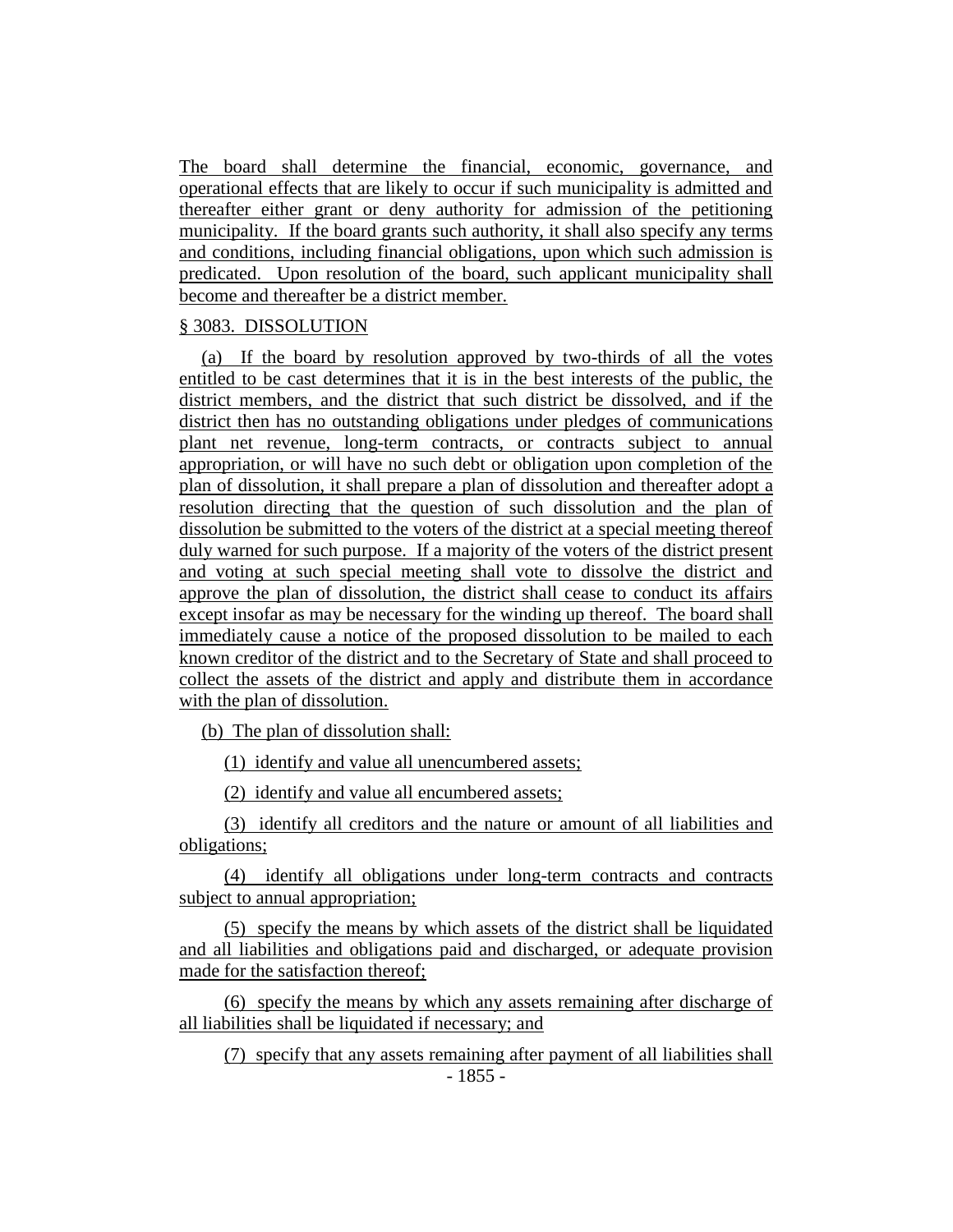The board shall determine the financial, economic, governance, and operational effects that are likely to occur if such municipality is admitted and thereafter either grant or deny authority for admission of the petitioning municipality. If the board grants such authority, it shall also specify any terms and conditions, including financial obligations, upon which such admission is predicated. Upon resolution of the board, such applicant municipality shall become and thereafter be a district member.

§ 3083. DISSOLUTION

(a) If the board by resolution approved by two-thirds of all the votes entitled to be cast determines that it is in the best interests of the public, the district members, and the district that such district be dissolved, and if the district then has no outstanding obligations under pledges of communications plant net revenue, long-term contracts, or contracts subject to annual appropriation, or will have no such debt or obligation upon completion of the plan of dissolution, it shall prepare a plan of dissolution and thereafter adopt a resolution directing that the question of such dissolution and the plan of dissolution be submitted to the voters of the district at a special meeting thereof duly warned for such purpose. If a majority of the voters of the district present and voting at such special meeting shall vote to dissolve the district and approve the plan of dissolution, the district shall cease to conduct its affairs except insofar as may be necessary for the winding up thereof. The board shall immediately cause a notice of the proposed dissolution to be mailed to each known creditor of the district and to the Secretary of State and shall proceed to collect the assets of the district and apply and distribute them in accordance with the plan of dissolution.

(b) The plan of dissolution shall:

(1) identify and value all unencumbered assets;

(2) identify and value all encumbered assets;

(3) identify all creditors and the nature or amount of all liabilities and obligations;

(4) identify all obligations under long-term contracts and contracts subject to annual appropriation;

(5) specify the means by which assets of the district shall be liquidated and all liabilities and obligations paid and discharged, or adequate provision made for the satisfaction thereof;

(6) specify the means by which any assets remaining after discharge of all liabilities shall be liquidated if necessary; and

(7) specify that any assets remaining after payment of all liabilities shall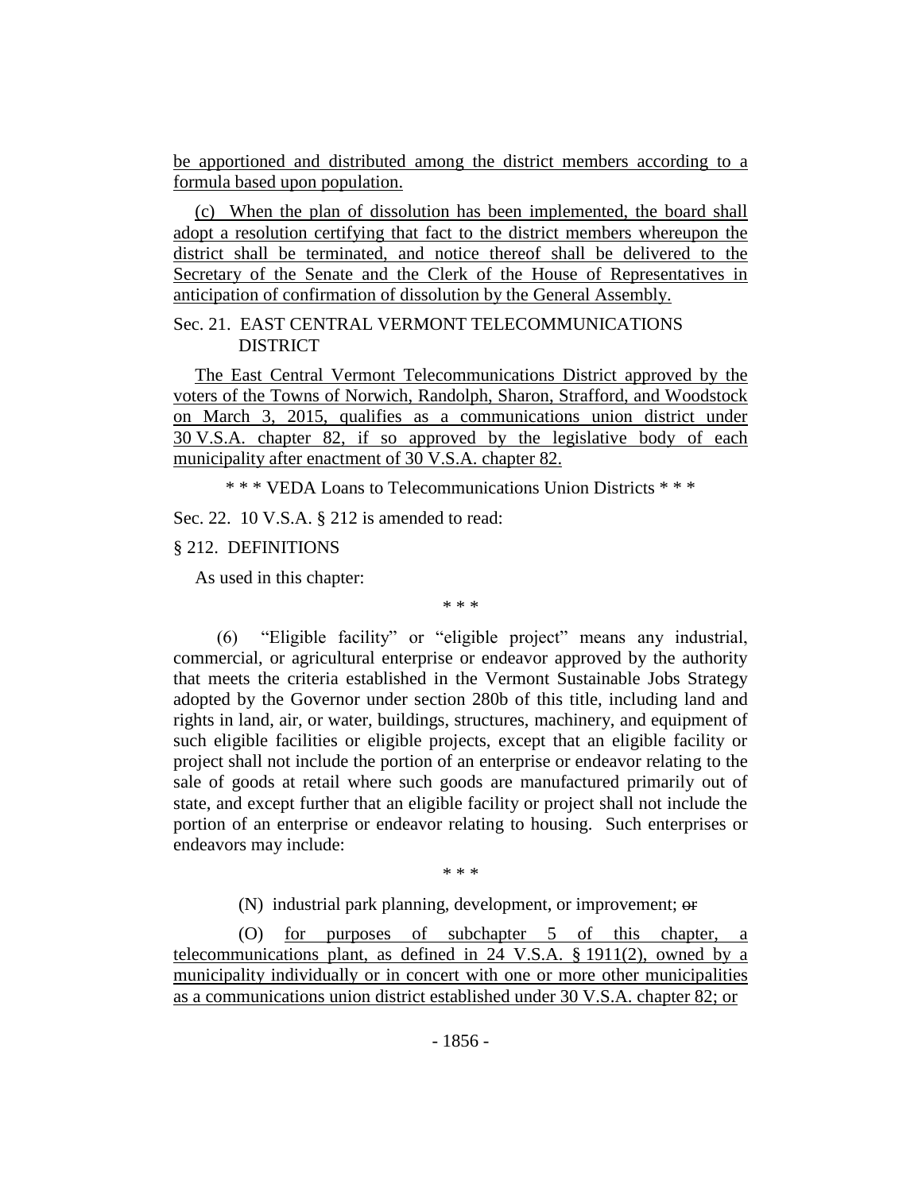be apportioned and distributed among the district members according to a formula based upon population.

(c) When the plan of dissolution has been implemented, the board shall adopt a resolution certifying that fact to the district members whereupon the district shall be terminated, and notice thereof shall be delivered to the Secretary of the Senate and the Clerk of the House of Representatives in anticipation of confirmation of dissolution by the General Assembly.

Sec. 21. EAST CENTRAL VERMONT TELECOMMUNICATIONS DISTRICT

The East Central Vermont Telecommunications District approved by the voters of the Towns of Norwich, Randolph, Sharon, Strafford, and Woodstock on March 3, 2015, qualifies as a communications union district under 30 V.S.A. chapter 82, if so approved by the legislative body of each municipality after enactment of 30 V.S.A. chapter 82.

\* \* \* VEDA Loans to Telecommunications Union Districts \* \* \*

Sec. 22. 10 V.S.A. § 212 is amended to read:

§ 212. DEFINITIONS

As used in this chapter:

\* \* \*

(6) "Eligible facility" or "eligible project" means any industrial, commercial, or agricultural enterprise or endeavor approved by the authority that meets the criteria established in the Vermont Sustainable Jobs Strategy adopted by the Governor under section 280b of this title, including land and rights in land, air, or water, buildings, structures, machinery, and equipment of such eligible facilities or eligible projects, except that an eligible facility or project shall not include the portion of an enterprise or endeavor relating to the sale of goods at retail where such goods are manufactured primarily out of state, and except further that an eligible facility or project shall not include the portion of an enterprise or endeavor relating to housing. Such enterprises or endeavors may include:

\* \* \*

(N) industrial park planning, development, or improvement; ~~or~~

(O) for purposes of subchapter 5 of this chapter, a telecommunications plant, as defined in 24 V.S.A. § 1911(2), owned by a municipality individually or in concert with one or more other municipalities as a communications union district established under 30 V.S.A. chapter 82; or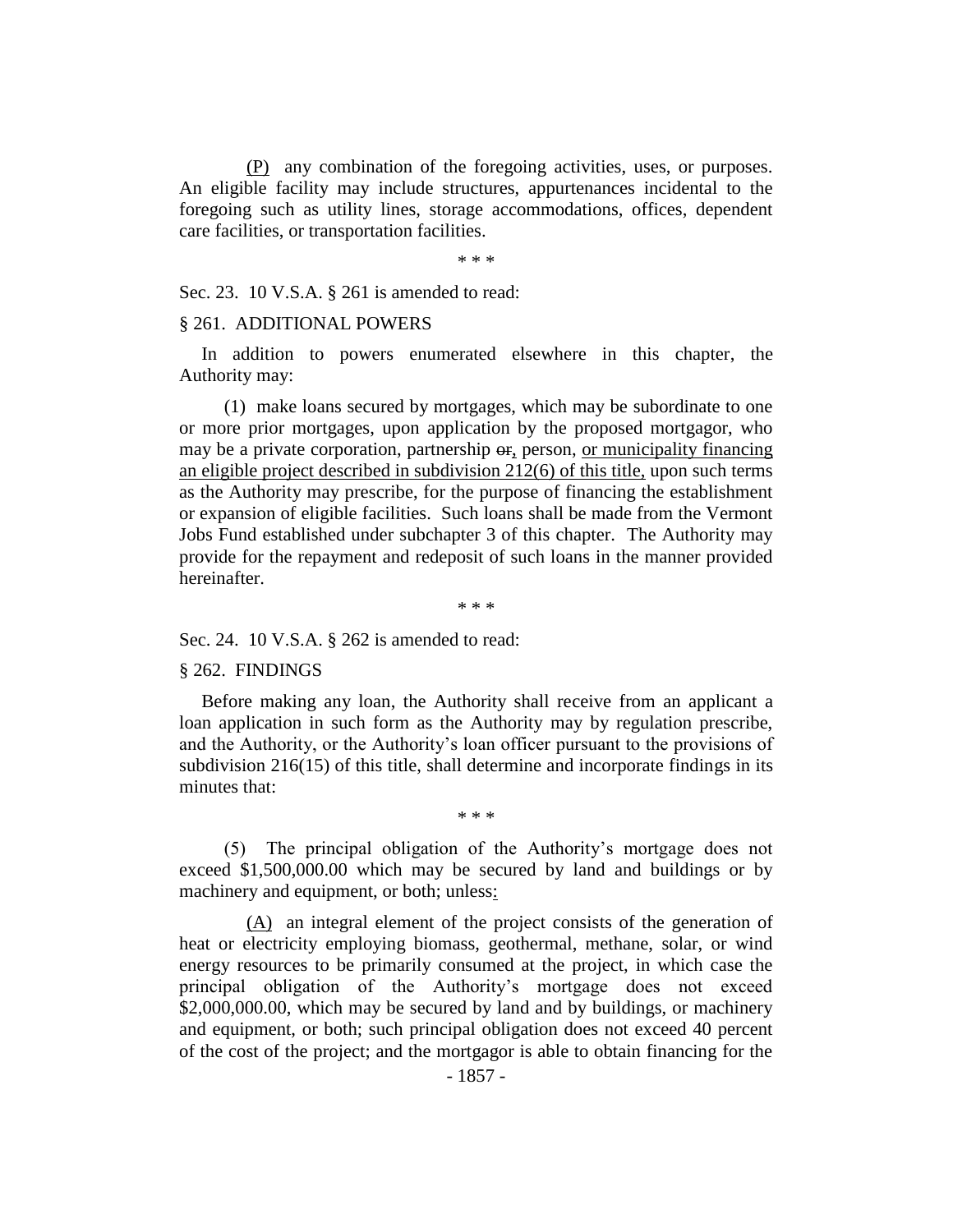(P) any combination of the foregoing activities, uses, or purposes. An eligible facility may include structures, appurtenances incidental to the foregoing such as utility lines, storage accommodations, offices, dependent care facilities, or transportation facilities.

\* \* \*

Sec. 23. 10 V.S.A. § 261 is amended to read:

§ 261. ADDITIONAL POWERS

In addition to powers enumerated elsewhere in this chapter, the Authority may:

(1) make loans secured by mortgages, which may be subordinate to one or more prior mortgages, upon application by the proposed mortgagor, who may be a private corporation, partnership ~~or~~, person, or municipality financing an eligible project described in subdivision 212(6) of this title, upon such terms as the Authority may prescribe, for the purpose of financing the establishment or expansion of eligible facilities. Such loans shall be made from the Vermont Jobs Fund established under subchapter 3 of this chapter. The Authority may provide for the repayment and redeposit of such loans in the manner provided hereinafter.

\* \* \*

Sec. 24. 10 V.S.A. § 262 is amended to read:

§ 262. FINDINGS

Before making any loan, the Authority shall receive from an applicant a loan application in such form as the Authority may by regulation prescribe, and the Authority, or the Authority's loan officer pursuant to the provisions of subdivision 216(15) of this title, shall determine and incorporate findings in its minutes that:

\* \* \*

(5) The principal obligation of the Authority's mortgage does not exceed $1,500,000.00 which may be secured by land and buildings or by machinery and equipment, or both; unless:

(A) an integral element of the project consists of the generation of heat or electricity employing biomass, geothermal, methane, solar, or wind energy resources to be primarily consumed at the project, in which case the principal obligation of the Authority's mortgage does not exceed $2,000,000.00, which may be secured by land and by buildings, or machinery and equipment, or both; such principal obligation does not exceed 40 percent of the cost of the project; and the mortgagor is able to obtain financing for the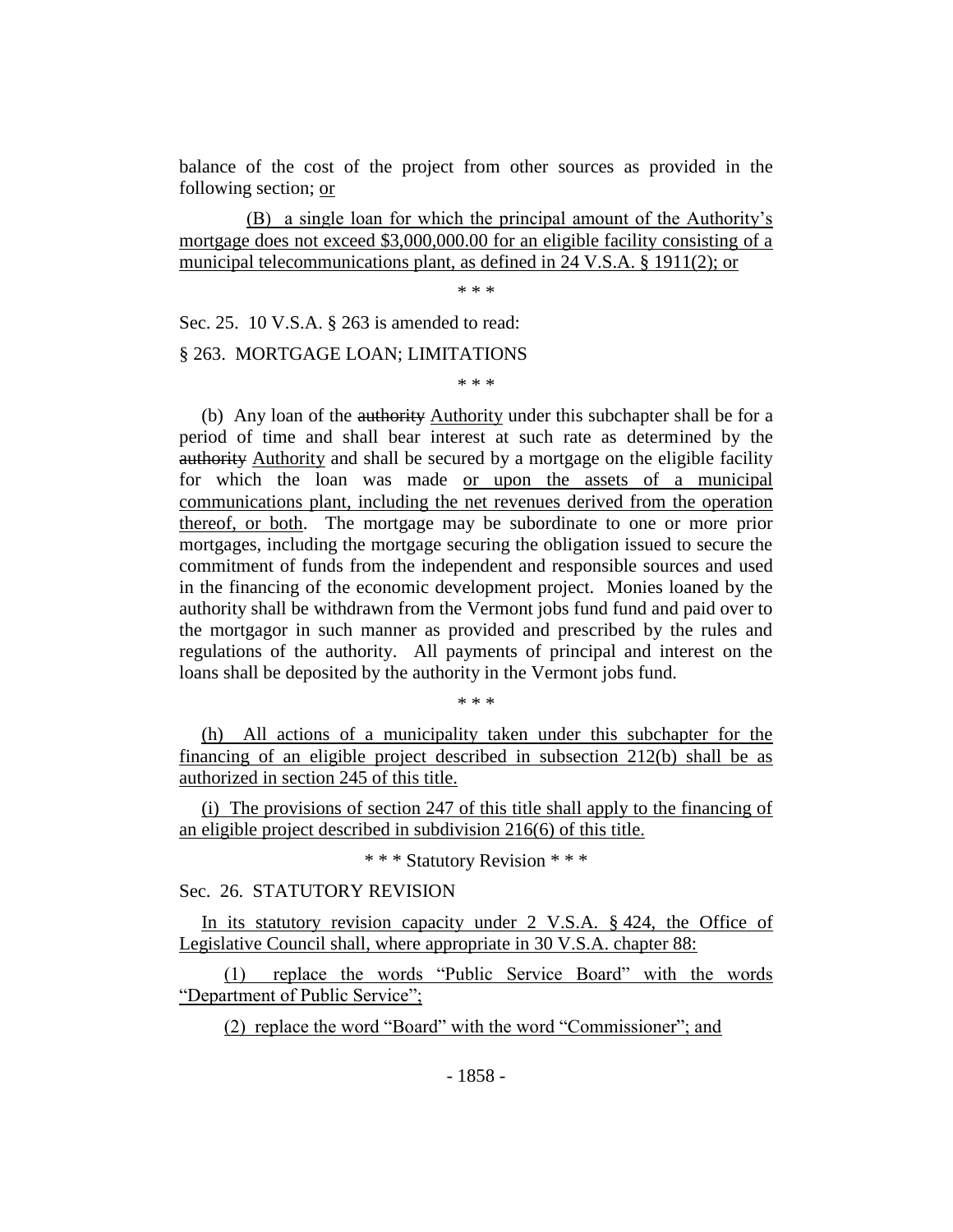balance of the cost of the project from other sources as provided in the following section; or

(B) a single loan for which the principal amount of the Authority's mortgage does not exceed $3,000,000.00 for an eligible facility consisting of a municipal telecommunications plant, as defined in 24 V.S.A. § 1911(2); or

\* \* \*

Sec. 25. 10 V.S.A. § 263 is amended to read:

§ 263. MORTGAGE LOAN; LIMITATIONS

\* \* \*

(b) Any loan of the ~~authority~~ Authority under this subchapter shall be for a period of time and shall bear interest at such rate as determined by the ~~authority~~ Authority and shall be secured by a mortgage on the eligible facility for which the loan was made or upon the assets of a municipal communications plant, including the net revenues derived from the operation thereof, or both. The mortgage may be subordinate to one or more prior mortgages, including the mortgage securing the obligation issued to secure the commitment of funds from the independent and responsible sources and used in the financing of the economic development project. Monies loaned by the authority shall be withdrawn from the Vermont jobs fund fund and paid over to the mortgagor in such manner as provided and prescribed by the rules and regulations of the authority. All payments of principal and interest on the loans shall be deposited by the authority in the Vermont jobs fund.

\* \* \*

(h) All actions of a municipality taken under this subchapter for the financing of an eligible project described in subsection 212(b) shall be as authorized in section 245 of this title.

(i) The provisions of section 247 of this title shall apply to the financing of an eligible project described in subdivision 216(6) of this title.

\* \* \* Statutory Revision \* \* \*

Sec. 26. STATUTORY REVISION

In its statutory revision capacity under 2 V.S.A. § 424, the Office of Legislative Council shall, where appropriate in 30 V.S.A. chapter 88:

(1) replace the words "Public Service Board" with the words "Department of Public Service";

(2) replace the word "Board" with the word "Commissioner"; and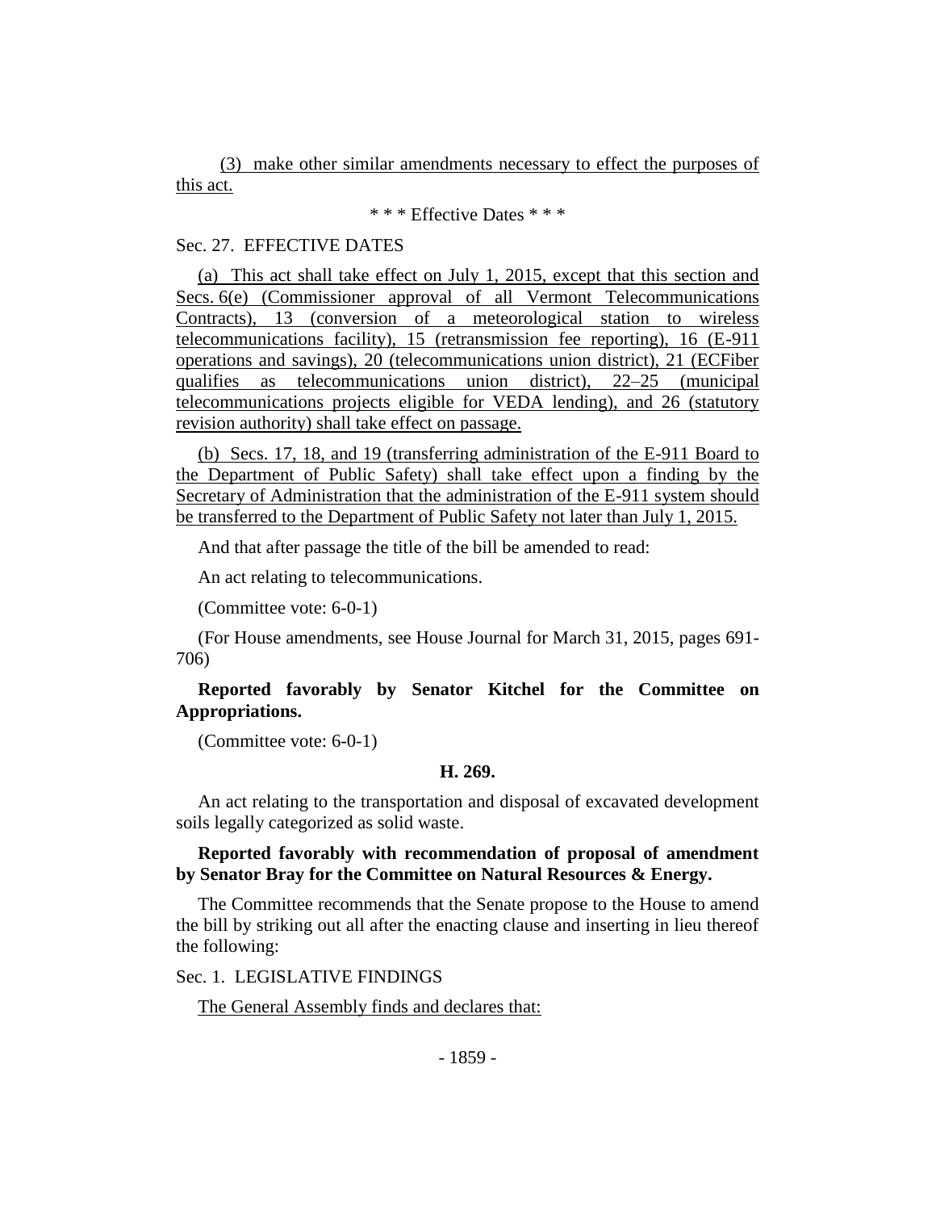(3) make other similar amendments necessary to effect the purposes of this act.

\* \* \* Effective Dates \* \* \*

Sec. 27. EFFECTIVE DATES

(a) This act shall take effect on July 1, 2015, except that this section and Secs. 6(e) (Commissioner approval of all Vermont Telecommunications Contracts), 13 (conversion of a meteorological station to wireless telecommunications facility), 15 (retransmission fee reporting), 16 (E-911 operations and savings), 20 (telecommunications union district), 21 (ECFiber qualifies as telecommunications union district), 22–25 (municipal telecommunications projects eligible for VEDA lending), and 26 (statutory revision authority) shall take effect on passage.

(b) Secs. 17, 18, and 19 (transferring administration of the E-911 Board to the Department of Public Safety) shall take effect upon a finding by the Secretary of Administration that the administration of the E-911 system should be transferred to the Department of Public Safety not later than July 1, 2015.

And that after passage the title of the bill be amended to read:

An act relating to telecommunications.

(Committee vote: 6-0-1)

(For House amendments, see House Journal for March 31, 2015, pages 691-706)

**Reported favorably by Senator Kitchel for the Committee on Appropriations.**

(Committee vote: 6-0-1)

**H. 269.**

An act relating to the transportation and disposal of excavated development soils legally categorized as solid waste.

**Reported favorably with recommendation of proposal of amendment by Senator Bray for the Committee on Natural Resources & Energy.**

The Committee recommends that the Senate propose to the House to amend the bill by striking out all after the enacting clause and inserting in lieu thereof the following:

Sec. 1. LEGISLATIVE FINDINGS

The General Assembly finds and declares that: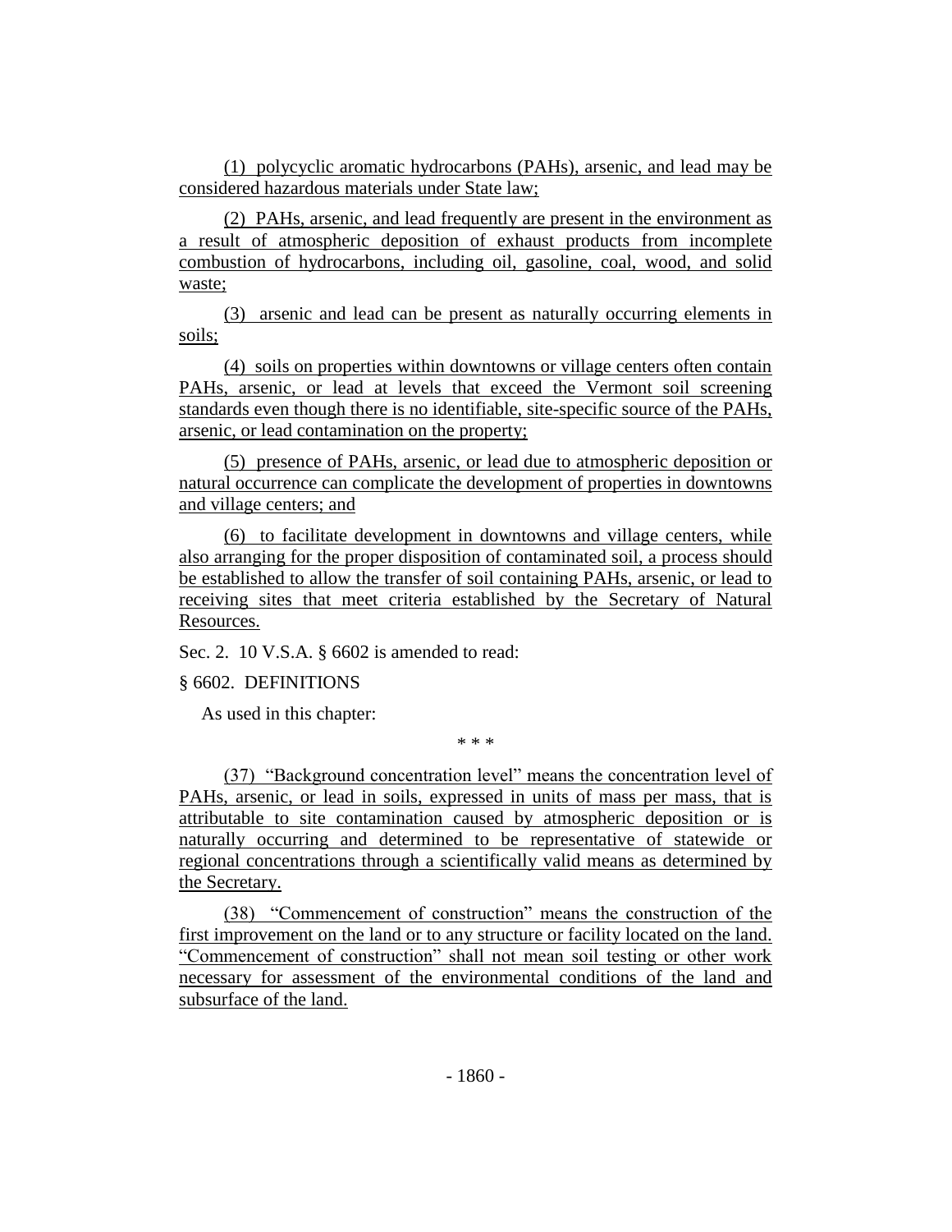(1) polycyclic aromatic hydrocarbons (PAHs), arsenic, and lead may be considered hazardous materials under State law;

(2) PAHs, arsenic, and lead frequently are present in the environment as a result of atmospheric deposition of exhaust products from incomplete combustion of hydrocarbons, including oil, gasoline, coal, wood, and solid waste;

(3) arsenic and lead can be present as naturally occurring elements in soils;

(4) soils on properties within downtowns or village centers often contain PAHs, arsenic, or lead at levels that exceed the Vermont soil screening standards even though there is no identifiable, site-specific source of the PAHs, arsenic, or lead contamination on the property;

(5) presence of PAHs, arsenic, or lead due to atmospheric deposition or natural occurrence can complicate the development of properties in downtowns and village centers; and

(6) to facilitate development in downtowns and village centers, while also arranging for the proper disposition of contaminated soil, a process should be established to allow the transfer of soil containing PAHs, arsenic, or lead to receiving sites that meet criteria established by the Secretary of Natural Resources.

Sec. 2. 10 V.S.A. § 6602 is amended to read:

§ 6602. DEFINITIONS

As used in this chapter:

\* \* \*

(37) "Background concentration level" means the concentration level of PAHs, arsenic, or lead in soils, expressed in units of mass per mass, that is attributable to site contamination caused by atmospheric deposition or is naturally occurring and determined to be representative of statewide or regional concentrations through a scientifically valid means as determined by the Secretary.

(38) "Commencement of construction" means the construction of the first improvement on the land or to any structure or facility located on the land. "Commencement of construction" shall not mean soil testing or other work necessary for assessment of the environmental conditions of the land and subsurface of the land.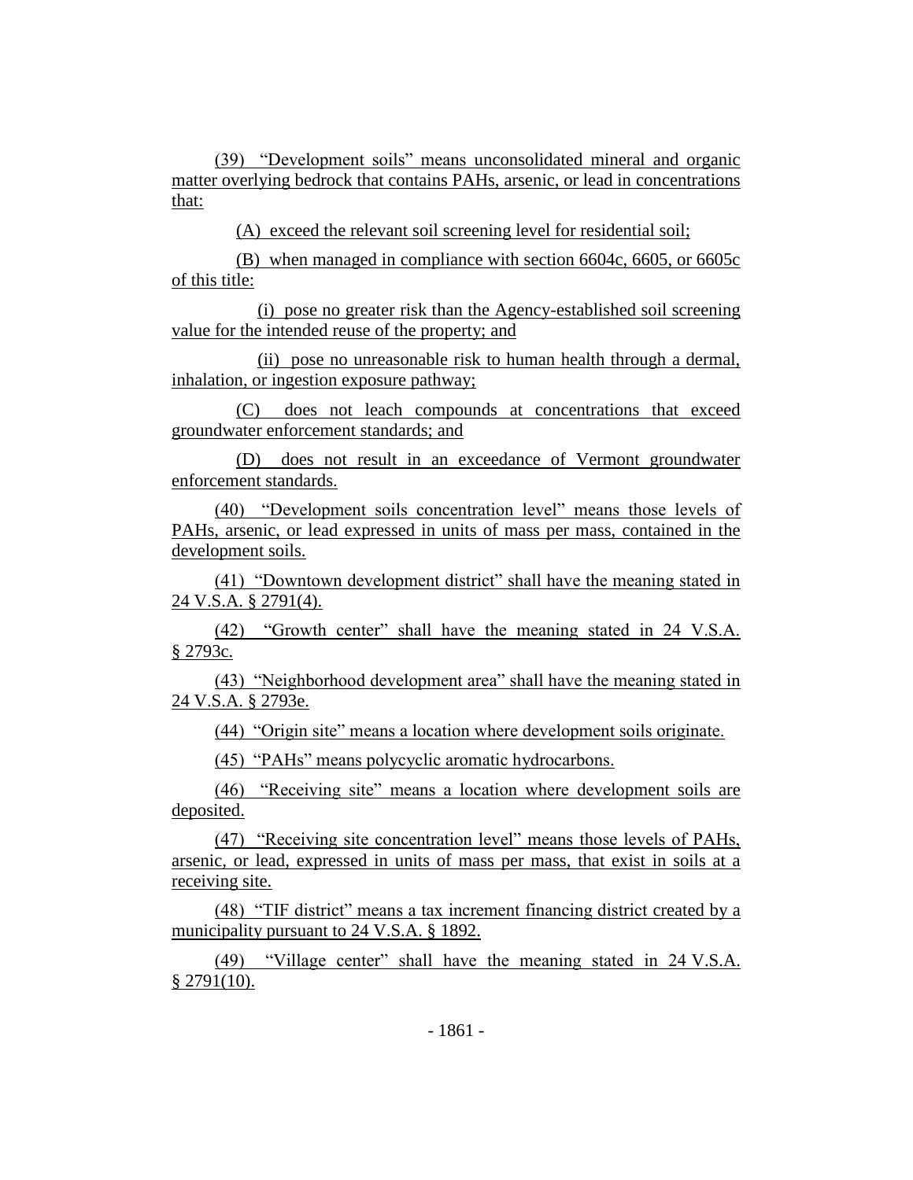(39) "Development soils" means unconsolidated mineral and organic matter overlying bedrock that contains PAHs, arsenic, or lead in concentrations that:

(A) exceed the relevant soil screening level for residential soil;

(B) when managed in compliance with section 6604c, 6605, or 6605c of this title:

(i) pose no greater risk than the Agency-established soil screening value for the intended reuse of the property; and

(ii) pose no unreasonable risk to human health through a dermal, inhalation, or ingestion exposure pathway;

(C) does not leach compounds at concentrations that exceed groundwater enforcement standards; and

(D) does not result in an exceedance of Vermont groundwater enforcement standards.

(40) "Development soils concentration level" means those levels of PAHs, arsenic, or lead expressed in units of mass per mass, contained in the development soils.

(41) "Downtown development district" shall have the meaning stated in 24 V.S.A. § 2791(4).

(42) "Growth center" shall have the meaning stated in 24 V.S.A. § 2793c.

(43) "Neighborhood development area" shall have the meaning stated in 24 V.S.A. § 2793e.

(44) "Origin site" means a location where development soils originate.

(45) "PAHs" means polycyclic aromatic hydrocarbons.

(46) "Receiving site" means a location where development soils are deposited.

(47) "Receiving site concentration level" means those levels of PAHs, arsenic, or lead, expressed in units of mass per mass, that exist in soils at a receiving site.

(48) "TIF district" means a tax increment financing district created by a municipality pursuant to 24 V.S.A. § 1892.

(49) "Village center" shall have the meaning stated in 24 V.S.A. § 2791(10).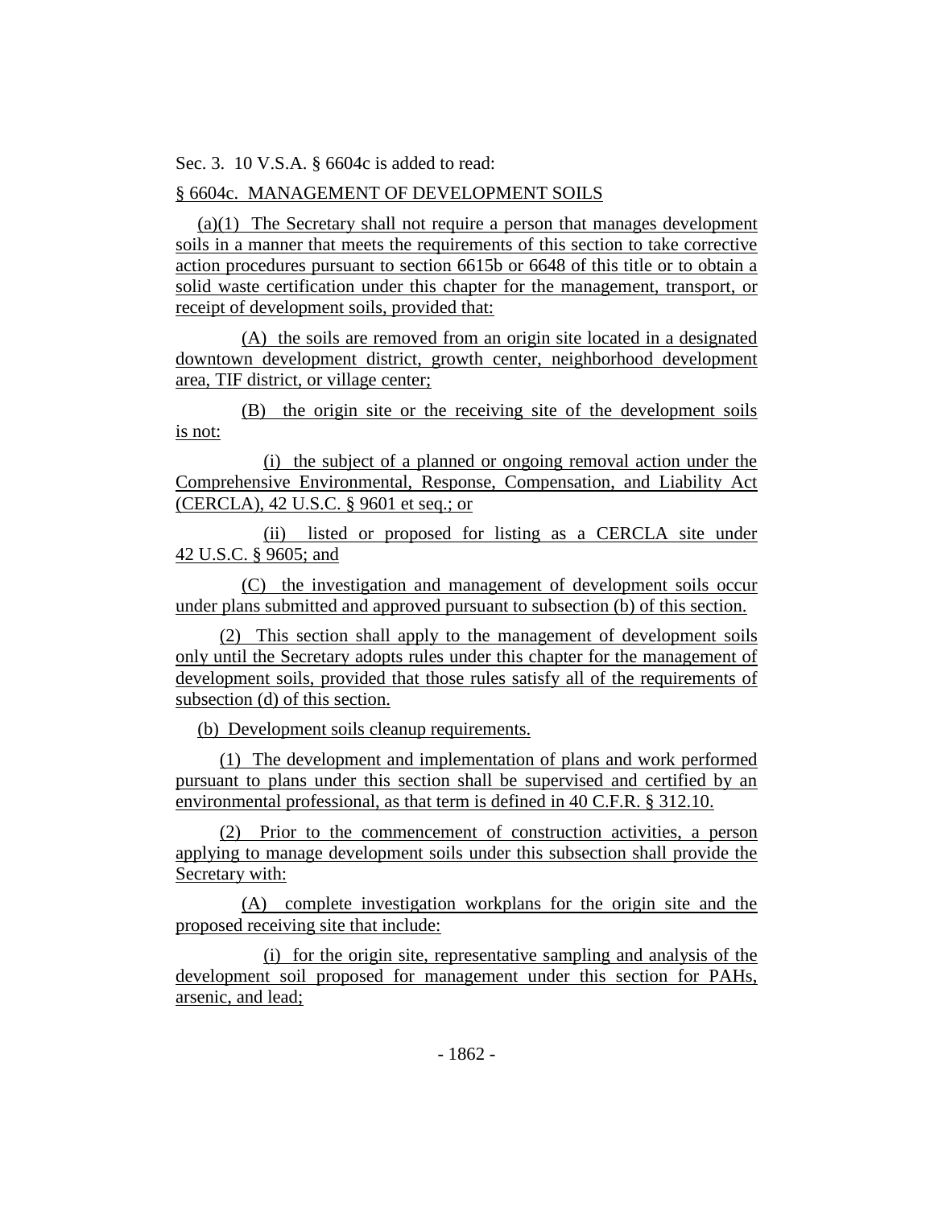Sec. 3. 10 V.S.A. § 6604c is added to read:

§ 6604c. MANAGEMENT OF DEVELOPMENT SOILS

(a)(1) The Secretary shall not require a person that manages development soils in a manner that meets the requirements of this section to take corrective action procedures pursuant to section 6615b or 6648 of this title or to obtain a solid waste certification under this chapter for the management, transport, or receipt of development soils, provided that:

(A) the soils are removed from an origin site located in a designated downtown development district, growth center, neighborhood development area, TIF district, or village center;

(B) the origin site or the receiving site of the development soils is not:

(i) the subject of a planned or ongoing removal action under the Comprehensive Environmental, Response, Compensation, and Liability Act (CERCLA), 42 U.S.C. § 9601 et seq.; or

(ii) listed or proposed for listing as a CERCLA site under 42 U.S.C. § 9605; and

(C) the investigation and management of development soils occur under plans submitted and approved pursuant to subsection (b) of this section.

(2) This section shall apply to the management of development soils only until the Secretary adopts rules under this chapter for the management of development soils, provided that those rules satisfy all of the requirements of subsection (d) of this section.

(b) Development soils cleanup requirements.

(1) The development and implementation of plans and work performed pursuant to plans under this section shall be supervised and certified by an environmental professional, as that term is defined in 40 C.F.R. § 312.10.

(2) Prior to the commencement of construction activities, a person applying to manage development soils under this subsection shall provide the Secretary with:

(A) complete investigation workplans for the origin site and the proposed receiving site that include:

(i) for the origin site, representative sampling and analysis of the development soil proposed for management under this section for PAHs, arsenic, and lead;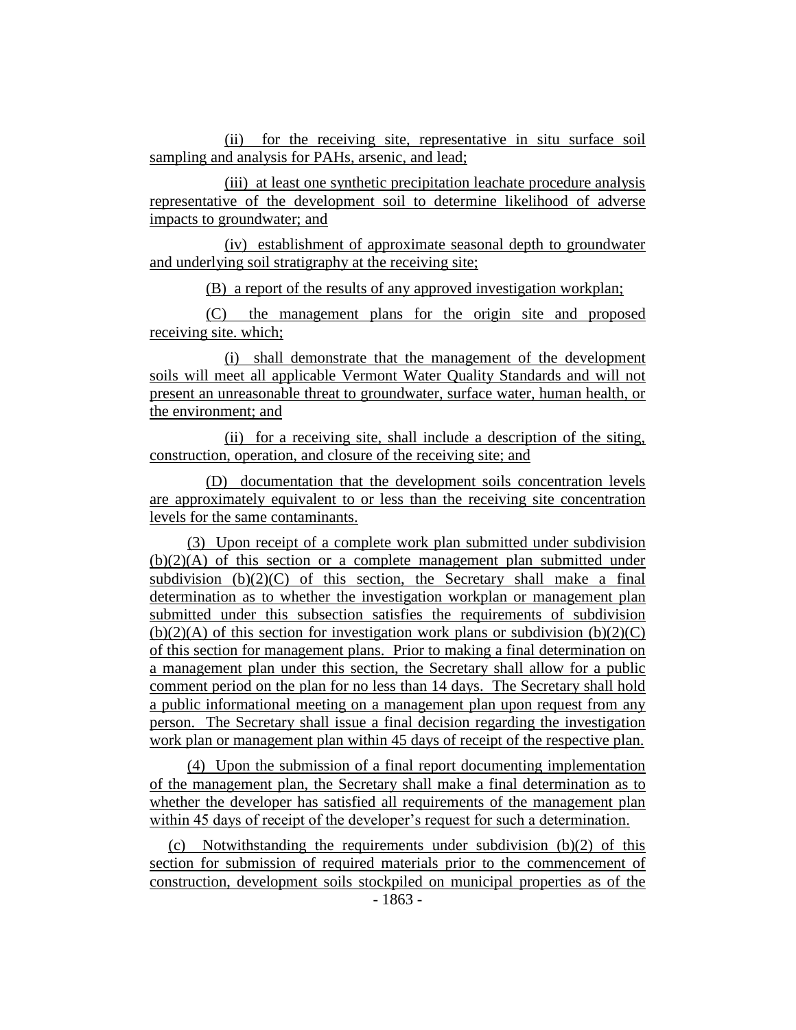(ii) for the receiving site, representative in situ surface soil sampling and analysis for PAHs, arsenic, and lead;

(iii) at least one synthetic precipitation leachate procedure analysis representative of the development soil to determine likelihood of adverse impacts to groundwater; and

(iv) establishment of approximate seasonal depth to groundwater and underlying soil stratigraphy at the receiving site;

(B) a report of the results of any approved investigation workplan;

(C) the management plans for the origin site and proposed receiving site. which;

(i) shall demonstrate that the management of the development soils will meet all applicable Vermont Water Quality Standards and will not present an unreasonable threat to groundwater, surface water, human health, or the environment; and

(ii) for a receiving site, shall include a description of the siting, construction, operation, and closure of the receiving site; and

(D) documentation that the development soils concentration levels are approximately equivalent to or less than the receiving site concentration levels for the same contaminants.

(3) Upon receipt of a complete work plan submitted under subdivision (b)(2)(A) of this section or a complete management plan submitted under subdivision (b)(2)(C) of this section, the Secretary shall make a final determination as to whether the investigation workplan or management plan submitted under this subsection satisfies the requirements of subdivision (b)(2)(A) of this section for investigation work plans or subdivision (b)(2)(C) of this section for management plans. Prior to making a final determination on a management plan under this section, the Secretary shall allow for a public comment period on the plan for no less than 14 days. The Secretary shall hold a public informational meeting on a management plan upon request from any person. The Secretary shall issue a final decision regarding the investigation work plan or management plan within 45 days of receipt of the respective plan.

(4) Upon the submission of a final report documenting implementation of the management plan, the Secretary shall make a final determination as to whether the developer has satisfied all requirements of the management plan within 45 days of receipt of the developer's request for such a determination.

(c) Notwithstanding the requirements under subdivision (b)(2) of this section for submission of required materials prior to the commencement of construction, development soils stockpiled on municipal properties as of the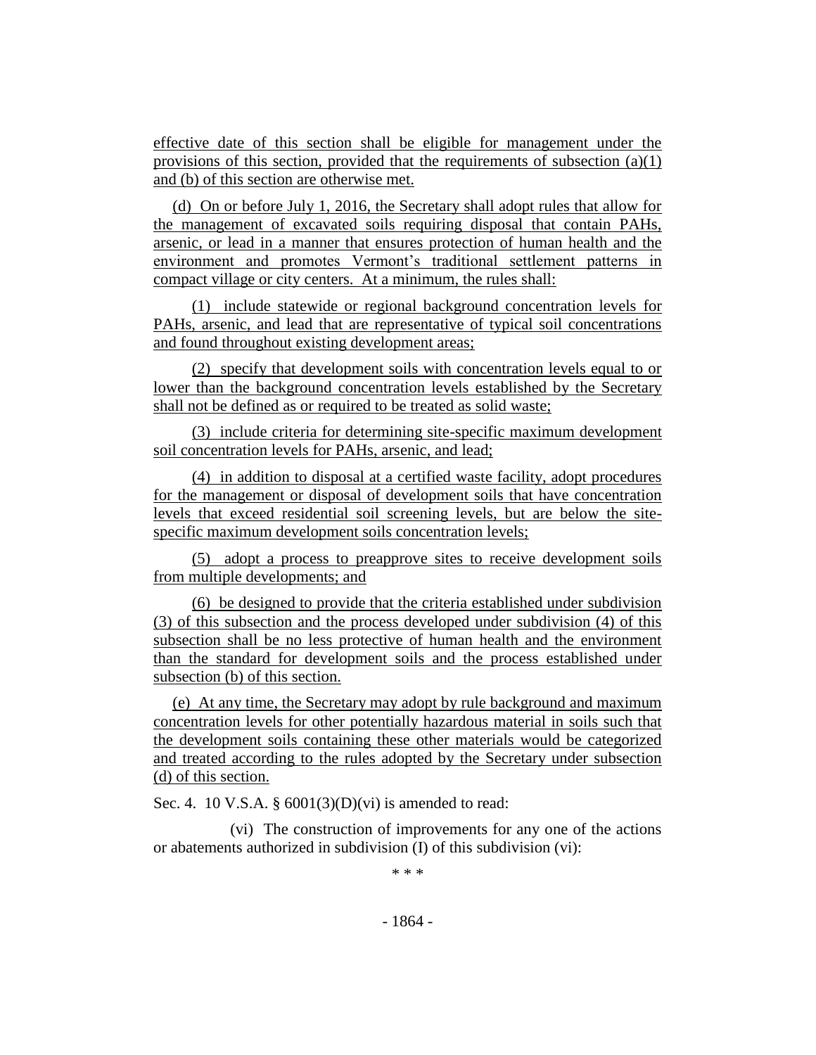effective date of this section shall be eligible for management under the provisions of this section, provided that the requirements of subsection (a)(1) and (b) of this section are otherwise met.

(d) On or before July 1, 2016, the Secretary shall adopt rules that allow for the management of excavated soils requiring disposal that contain PAHs, arsenic, or lead in a manner that ensures protection of human health and the environment and promotes Vermont's traditional settlement patterns in compact village or city centers. At a minimum, the rules shall:

(1) include statewide or regional background concentration levels for PAHs, arsenic, and lead that are representative of typical soil concentrations and found throughout existing development areas;

(2) specify that development soils with concentration levels equal to or lower than the background concentration levels established by the Secretary shall not be defined as or required to be treated as solid waste;

(3) include criteria for determining site-specific maximum development soil concentration levels for PAHs, arsenic, and lead;

(4) in addition to disposal at a certified waste facility, adopt procedures for the management or disposal of development soils that have concentration levels that exceed residential soil screening levels, but are below the site-specific maximum development soils concentration levels;

(5) adopt a process to preapprove sites to receive development soils from multiple developments; and

(6) be designed to provide that the criteria established under subdivision (3) of this subsection and the process developed under subdivision (4) of this subsection shall be no less protective of human health and the environment than the standard for development soils and the process established under subsection (b) of this section.

(e) At any time, the Secretary may adopt by rule background and maximum concentration levels for other potentially hazardous material in soils such that the development soils containing these other materials would be categorized and treated according to the rules adopted by the Secretary under subsection (d) of this section.

Sec. 4. 10 V.S.A. § 6001(3)(D)(vi) is amended to read:

(vi) The construction of improvements for any one of the actions or abatements authorized in subdivision (I) of this subdivision (vi):

\* \* \*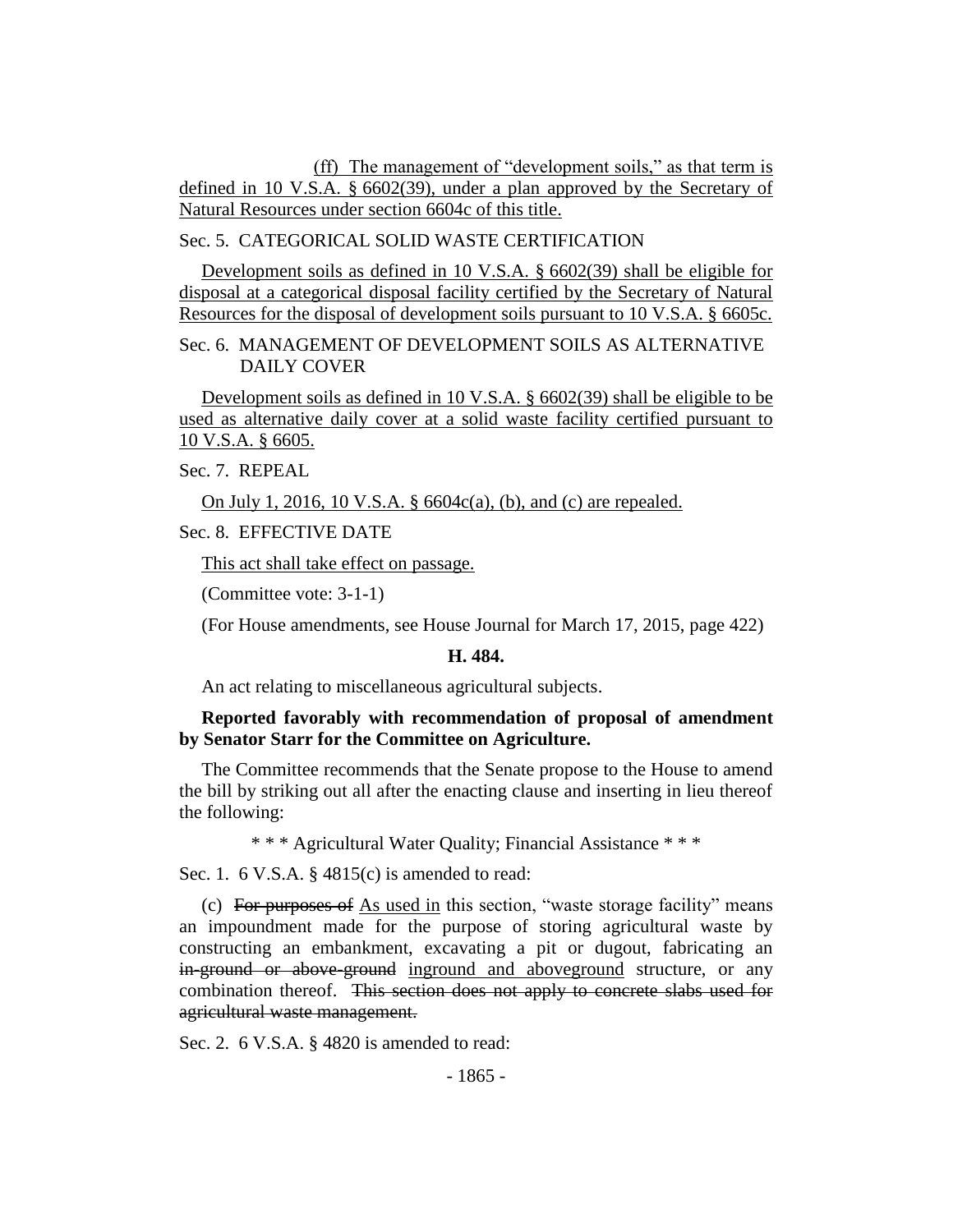(ff) The management of "development soils," as that term is defined in 10 V.S.A. § 6602(39), under a plan approved by the Secretary of Natural Resources under section 6604c of this title.

Sec. 5. CATEGORICAL SOLID WASTE CERTIFICATION

Development soils as defined in 10 V.S.A. § 6602(39) shall be eligible for disposal at a categorical disposal facility certified by the Secretary of Natural Resources for the disposal of development soils pursuant to 10 V.S.A. § 6605c.

Sec. 6. MANAGEMENT OF DEVELOPMENT SOILS AS ALTERNATIVE DAILY COVER

Development soils as defined in 10 V.S.A. § 6602(39) shall be eligible to be used as alternative daily cover at a solid waste facility certified pursuant to 10 V.S.A. § 6605.

Sec. 7. REPEAL

On July 1, 2016, 10 V.S.A. § 6604c(a), (b), and (c) are repealed.

Sec. 8. EFFECTIVE DATE

This act shall take effect on passage.

(Committee vote: 3-1-1)

(For House amendments, see House Journal for March 17, 2015, page 422)

**H. 484.**

An act relating to miscellaneous agricultural subjects.

**Reported favorably with recommendation of proposal of amendment by Senator Starr for the Committee on Agriculture.**

The Committee recommends that the Senate propose to the House to amend the bill by striking out all after the enacting clause and inserting in lieu thereof the following:

\* \* \* Agricultural Water Quality; Financial Assistance \* \* \*

Sec. 1. 6 V.S.A. § 4815(c) is amended to read:

(c) ~~For purposes of~~ As used in this section, "waste storage facility" means an impoundment made for the purpose of storing agricultural waste by constructing an embankment, excavating a pit or dugout, fabricating an ~~in-ground or above-ground~~ inground and aboveground structure, or any combination thereof. ~~This section does not apply to concrete slabs used for agricultural waste management.~~

Sec. 2. 6 V.S.A. § 4820 is amended to read: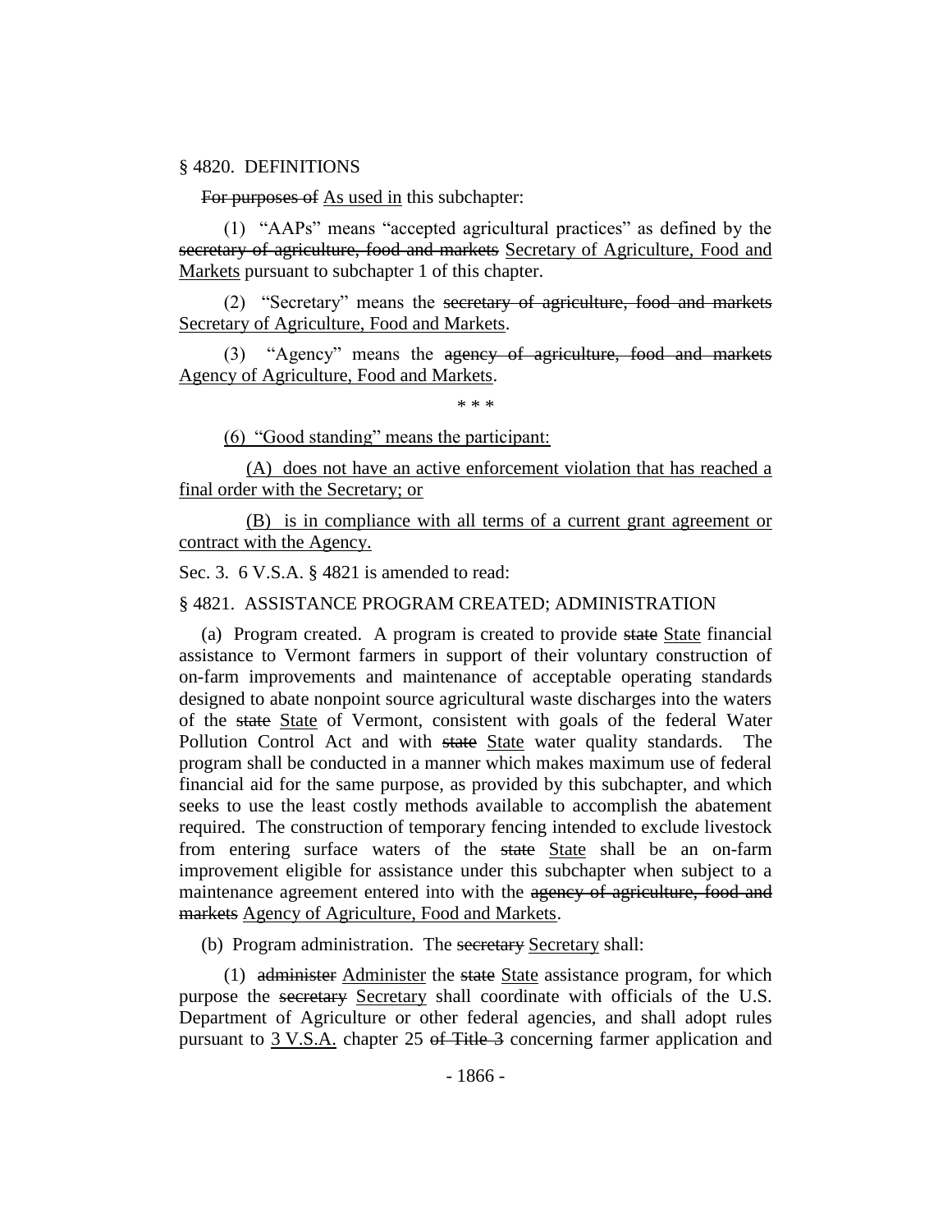§ 4820. DEFINITIONS

~~For purposes of~~ As used in this subchapter:

(1) "AAPs" means "accepted agricultural practices" as defined by the ~~secretary of agriculture, food and markets~~ Secretary of Agriculture, Food and Markets pursuant to subchapter 1 of this chapter.

(2) "Secretary" means the ~~secretary of agriculture, food and markets~~ Secretary of Agriculture, Food and Markets.

(3) "Agency" means the ~~agency of agriculture, food and markets~~ Agency of Agriculture, Food and Markets.

\* \* \*

(6) "Good standing" means the participant:

(A) does not have an active enforcement violation that has reached a final order with the Secretary; or

(B) is in compliance with all terms of a current grant agreement or contract with the Agency.

Sec. 3. 6 V.S.A. § 4821 is amended to read:

§ 4821. ASSISTANCE PROGRAM CREATED; ADMINISTRATION

(a) Program created. A program is created to provide ~~state~~ State financial assistance to Vermont farmers in support of their voluntary construction of on-farm improvements and maintenance of acceptable operating standards designed to abate nonpoint source agricultural waste discharges into the waters of the ~~state~~ State of Vermont, consistent with goals of the federal Water Pollution Control Act and with ~~state~~ State water quality standards. The program shall be conducted in a manner which makes maximum use of federal financial aid for the same purpose, as provided by this subchapter, and which seeks to use the least costly methods available to accomplish the abatement required. The construction of temporary fencing intended to exclude livestock from entering surface waters of the ~~state~~ State shall be an on-farm improvement eligible for assistance under this subchapter when subject to a maintenance agreement entered into with the ~~agency of agriculture, food and markets~~ Agency of Agriculture, Food and Markets.

(b) Program administration. The ~~secretary~~ Secretary shall:

(1) ~~administer~~ Administer the ~~state~~ State assistance program, for which purpose the ~~secretary~~ Secretary shall coordinate with officials of the U.S. Department of Agriculture or other federal agencies, and shall adopt rules pursuant to 3 V.S.A. chapter 25 ~~of Title 3~~ concerning farmer application and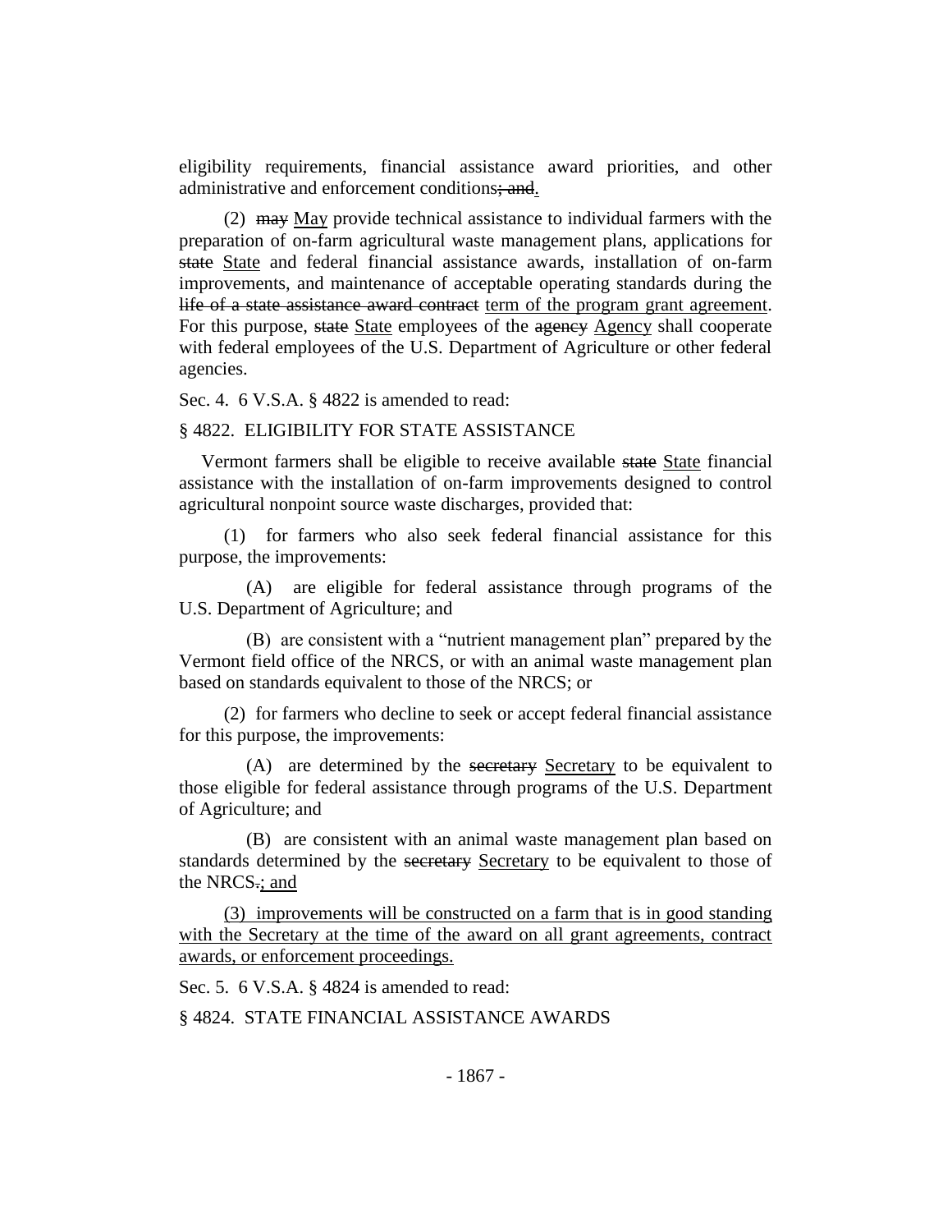eligibility requirements, financial assistance award priorities, and other administrative and enforcement conditions~~; and~~.

(2) ~~may~~ May provide technical assistance to individual farmers with the preparation of on-farm agricultural waste management plans, applications for ~~state~~ State and federal financial assistance awards, installation of on-farm improvements, and maintenance of acceptable operating standards during the ~~life of a state assistance award contract~~ term of the program grant agreement. For this purpose, ~~state~~ State employees of the ~~agency~~ Agency shall cooperate with federal employees of the U.S. Department of Agriculture or other federal agencies.

Sec. 4. 6 V.S.A. § 4822 is amended to read:

§ 4822. ELIGIBILITY FOR STATE ASSISTANCE

Vermont farmers shall be eligible to receive available ~~state~~ State financial assistance with the installation of on-farm improvements designed to control agricultural nonpoint source waste discharges, provided that:

(1) for farmers who also seek federal financial assistance for this purpose, the improvements:

(A) are eligible for federal assistance through programs of the U.S. Department of Agriculture; and

(B) are consistent with a "nutrient management plan" prepared by the Vermont field office of the NRCS, or with an animal waste management plan based on standards equivalent to those of the NRCS; or

(2) for farmers who decline to seek or accept federal financial assistance for this purpose, the improvements:

(A) are determined by the ~~secretary~~ Secretary to be equivalent to those eligible for federal assistance through programs of the U.S. Department of Agriculture; and

(B) are consistent with an animal waste management plan based on standards determined by the ~~secretary~~ Secretary to be equivalent to those of the NRCS~~.~~; and

(3) improvements will be constructed on a farm that is in good standing with the Secretary at the time of the award on all grant agreements, contract awards, or enforcement proceedings.

Sec. 5. 6 V.S.A. § 4824 is amended to read:

§ 4824. STATE FINANCIAL ASSISTANCE AWARDS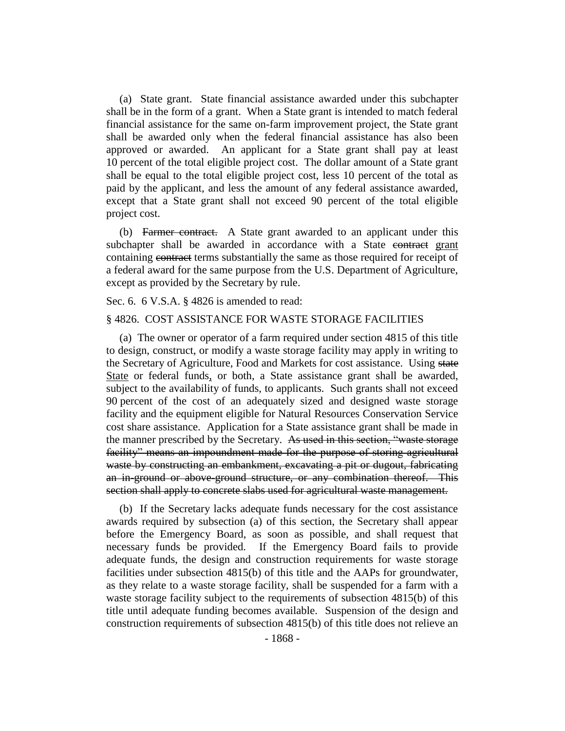(a) State grant. State financial assistance awarded under this subchapter shall be in the form of a grant. When a State grant is intended to match federal financial assistance for the same on-farm improvement project, the State grant shall be awarded only when the federal financial assistance has also been approved or awarded. An applicant for a State grant shall pay at least 10 percent of the total eligible project cost. The dollar amount of a State grant shall be equal to the total eligible project cost, less 10 percent of the total as paid by the applicant, and less the amount of any federal assistance awarded, except that a State grant shall not exceed 90 percent of the total eligible project cost.

(b) ~~Farmer contract.~~ A State grant awarded to an applicant under this subchapter shall be awarded in accordance with a State ~~contract~~ grant containing ~~contract~~ terms substantially the same as those required for receipt of a federal award for the same purpose from the U.S. Department of Agriculture, except as provided by the Secretary by rule.

Sec. 6. 6 V.S.A. § 4826 is amended to read:

§ 4826. COST ASSISTANCE FOR WASTE STORAGE FACILITIES

(a) The owner or operator of a farm required under section 4815 of this title to design, construct, or modify a waste storage facility may apply in writing to the Secretary of Agriculture, Food and Markets for cost assistance. Using ~~state~~ State or federal funds, or both, a State assistance grant shall be awarded, subject to the availability of funds, to applicants. Such grants shall not exceed 90 percent of the cost of an adequately sized and designed waste storage facility and the equipment eligible for Natural Resources Conservation Service cost share assistance. Application for a State assistance grant shall be made in the manner prescribed by the Secretary. ~~As used in this section, "waste storage facility" means an impoundment made for the purpose of storing agricultural waste by constructing an embankment, excavating a pit or dugout, fabricating an in-ground or above-ground structure, or any combination thereof. This section shall apply to concrete slabs used for agricultural waste management.~~

(b) If the Secretary lacks adequate funds necessary for the cost assistance awards required by subsection (a) of this section, the Secretary shall appear before the Emergency Board, as soon as possible, and shall request that necessary funds be provided. If the Emergency Board fails to provide adequate funds, the design and construction requirements for waste storage facilities under subsection 4815(b) of this title and the AAPs for groundwater, as they relate to a waste storage facility, shall be suspended for a farm with a waste storage facility subject to the requirements of subsection 4815(b) of this title until adequate funding becomes available. Suspension of the design and construction requirements of subsection 4815(b) of this title does not relieve an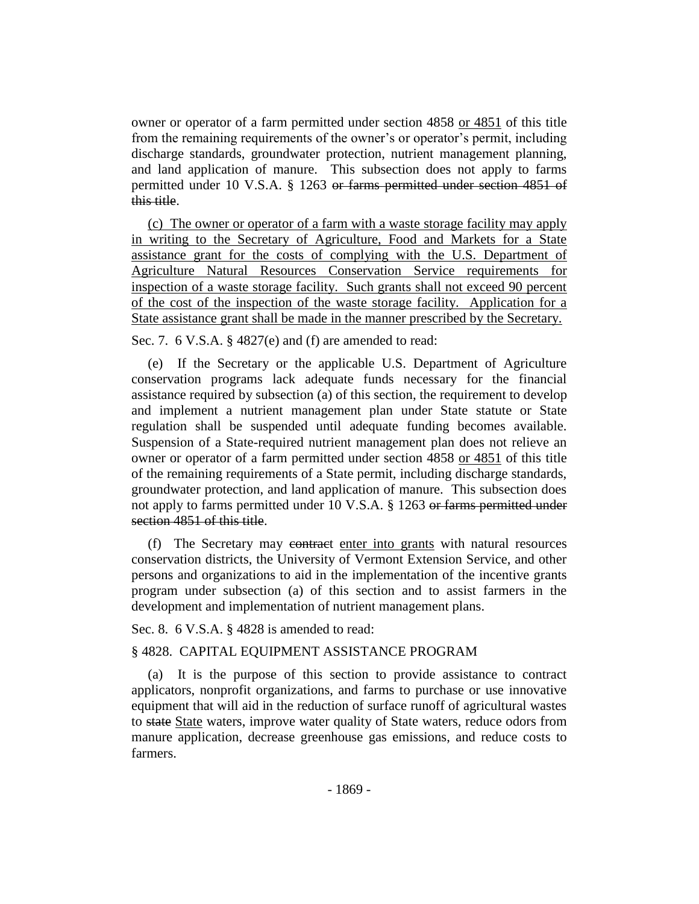owner or operator of a farm permitted under section 4858 <u>or 4851</u> of this title from the remaining requirements of the owner's or operator's permit, including discharge standards, groundwater protection, nutrient management planning, and land application of manure. This subsection does not apply to farms permitted under 10 V.S.A. § 1263 ~~or farms permitted under section 4851 of this title~~.

<u>(c) The owner or operator of a farm with a waste storage facility may apply in writing to the Secretary of Agriculture, Food and Markets for a State assistance grant for the costs of complying with the U.S. Department of Agriculture Natural Resources Conservation Service requirements for inspection of a waste storage facility. Such grants shall not exceed 90 percent of the cost of the inspection of the waste storage facility. Application for a State assistance grant shall be made in the manner prescribed by the Secretary.</u>

Sec. 7. 6 V.S.A. § 4827(e) and (f) are amended to read:

(e) If the Secretary or the applicable U.S. Department of Agriculture conservation programs lack adequate funds necessary for the financial assistance required by subsection (a) of this section, the requirement to develop and implement a nutrient management plan under State statute or State regulation shall be suspended until adequate funding becomes available. Suspension of a State-required nutrient management plan does not relieve an owner or operator of a farm permitted under section 4858 <u>or 4851</u> of this title of the remaining requirements of a State permit, including discharge standards, groundwater protection, and land application of manure. This subsection does not apply to farms permitted under 10 V.S.A. § 1263 ~~or farms permitted under section 4851 of this title~~.

(f) The Secretary may ~~contract~~ <u>enter into grants</u> with natural resources conservation districts, the University of Vermont Extension Service, and other persons and organizations to aid in the implementation of the incentive grants program under subsection (a) of this section and to assist farmers in the development and implementation of nutrient management plans.

Sec. 8. 6 V.S.A. § 4828 is amended to read:

§ 4828. CAPITAL EQUIPMENT ASSISTANCE PROGRAM

(a) It is the purpose of this section to provide assistance to contract applicators, nonprofit organizations, and farms to purchase or use innovative equipment that will aid in the reduction of surface runoff of agricultural wastes to ~~state~~ <u>State</u> waters, improve water quality of State waters, reduce odors from manure application, decrease greenhouse gas emissions, and reduce costs to farmers.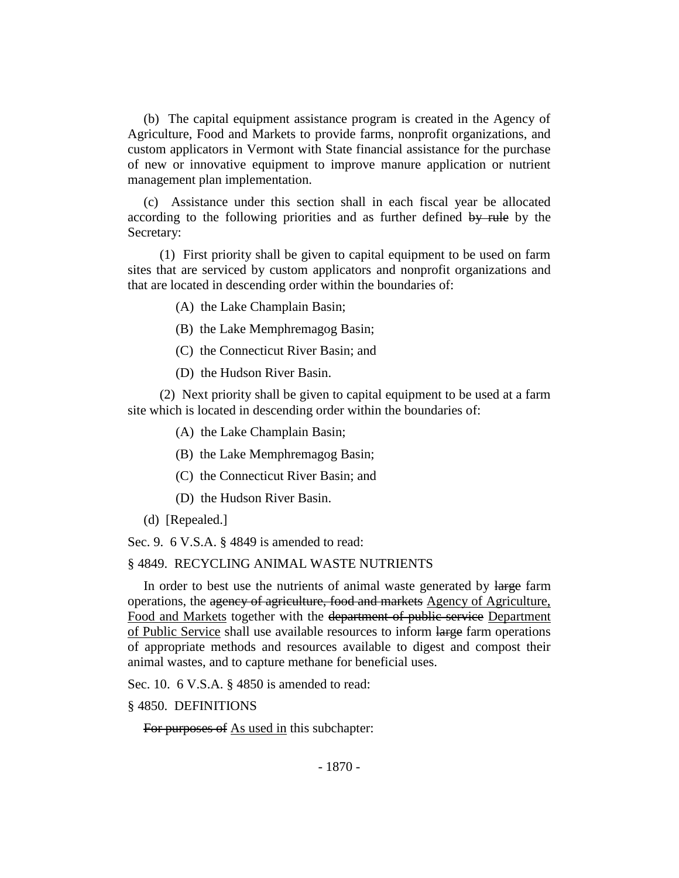(b) The capital equipment assistance program is created in the Agency of Agriculture, Food and Markets to provide farms, nonprofit organizations, and custom applicators in Vermont with State financial assistance for the purchase of new or innovative equipment to improve manure application or nutrient management plan implementation.

(c) Assistance under this section shall in each fiscal year be allocated according to the following priorities and as further defined ~~by rule~~ by the Secretary:

(1) First priority shall be given to capital equipment to be used on farm sites that are serviced by custom applicators and nonprofit organizations and that are located in descending order within the boundaries of:

(A) the Lake Champlain Basin;

(B) the Lake Memphremagog Basin;

(C) the Connecticut River Basin; and

(D) the Hudson River Basin.

(2) Next priority shall be given to capital equipment to be used at a farm site which is located in descending order within the boundaries of:

(A) the Lake Champlain Basin;

(B) the Lake Memphremagog Basin;

(C) the Connecticut River Basin; and

(D) the Hudson River Basin.

(d) [Repealed.]

Sec. 9. 6 V.S.A. § 4849 is amended to read:

§ 4849. RECYCLING ANIMAL WASTE NUTRIENTS

In order to best use the nutrients of animal waste generated by ~~large~~ farm operations, the ~~agency of agriculture, food and markets~~ <u>Agency of Agriculture, Food and Markets</u> together with the ~~department of public service~~ <u>Department of Public Service</u> shall use available resources to inform ~~large~~ farm operations of appropriate methods and resources available to digest and compost their animal wastes, and to capture methane for beneficial uses.

Sec. 10. 6 V.S.A. § 4850 is amended to read:

§ 4850. DEFINITIONS

~~For purposes of~~ <u>As used in</u> this subchapter: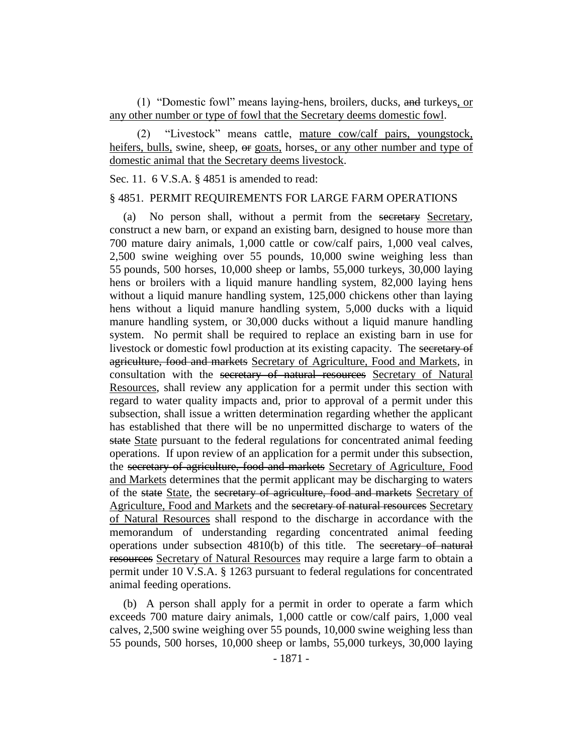(1) "Domestic fowl" means laying-hens, broilers, ducks, ~~and~~ turkeys, or any other number or type of fowl that the Secretary deems domestic fowl.

(2) "Livestock" means cattle, mature cow/calf pairs, youngstock, heifers, bulls, swine, sheep, ~~or~~ goats, horses, or any other number and type of domestic animal that the Secretary deems livestock.

Sec. 11. 6 V.S.A. § 4851 is amended to read:

§ 4851. PERMIT REQUIREMENTS FOR LARGE FARM OPERATIONS

(a) No person shall, without a permit from the ~~secretary~~ Secretary, construct a new barn, or expand an existing barn, designed to house more than 700 mature dairy animals, 1,000 cattle or cow/calf pairs, 1,000 veal calves, 2,500 swine weighing over 55 pounds, 10,000 swine weighing less than 55 pounds, 500 horses, 10,000 sheep or lambs, 55,000 turkeys, 30,000 laying hens or broilers with a liquid manure handling system, 82,000 laying hens without a liquid manure handling system, 125,000 chickens other than laying hens without a liquid manure handling system, 5,000 ducks with a liquid manure handling system, or 30,000 ducks without a liquid manure handling system. No permit shall be required to replace an existing barn in use for livestock or domestic fowl production at its existing capacity. The ~~secretary of agriculture, food and markets~~ Secretary of Agriculture, Food and Markets, in consultation with the ~~secretary of natural resources~~ Secretary of Natural Resources, shall review any application for a permit under this section with regard to water quality impacts and, prior to approval of a permit under this subsection, shall issue a written determination regarding whether the applicant has established that there will be no unpermitted discharge to waters of the ~~state~~ State pursuant to the federal regulations for concentrated animal feeding operations. If upon review of an application for a permit under this subsection, the ~~secretary of agriculture, food and markets~~ Secretary of Agriculture, Food and Markets determines that the permit applicant may be discharging to waters of the ~~state~~ State, the ~~secretary of agriculture, food and markets~~ Secretary of Agriculture, Food and Markets and the ~~secretary of natural resources~~ Secretary of Natural Resources shall respond to the discharge in accordance with the memorandum of understanding regarding concentrated animal feeding operations under subsection 4810(b) of this title. The ~~secretary of natural resources~~ Secretary of Natural Resources may require a large farm to obtain a permit under 10 V.S.A. § 1263 pursuant to federal regulations for concentrated animal feeding operations.

(b) A person shall apply for a permit in order to operate a farm which exceeds 700 mature dairy animals, 1,000 cattle or cow/calf pairs, 1,000 veal calves, 2,500 swine weighing over 55 pounds, 10,000 swine weighing less than 55 pounds, 500 horses, 10,000 sheep or lambs, 55,000 turkeys, 30,000 laying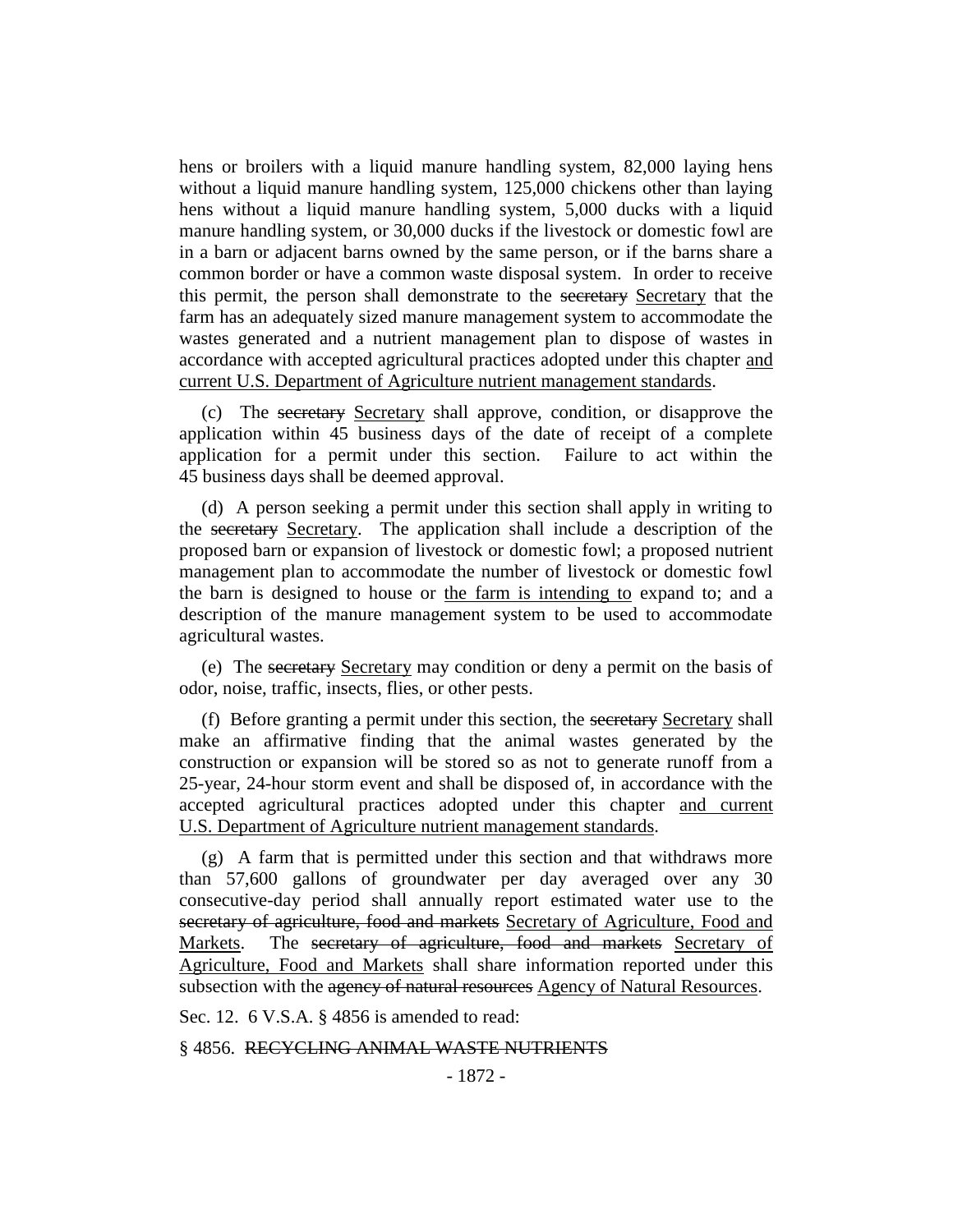hens or broilers with a liquid manure handling system, 82,000 laying hens without a liquid manure handling system, 125,000 chickens other than laying hens without a liquid manure handling system, 5,000 ducks with a liquid manure handling system, or 30,000 ducks if the livestock or domestic fowl are in a barn or adjacent barns owned by the same person, or if the barns share a common border or have a common waste disposal system. In order to receive this permit, the person shall demonstrate to the ~~secretary~~ Secretary that the farm has an adequately sized manure management system to accommodate the wastes generated and a nutrient management plan to dispose of wastes in accordance with accepted agricultural practices adopted under this chapter and current U.S. Department of Agriculture nutrient management standards.

(c) The ~~secretary~~ Secretary shall approve, condition, or disapprove the application within 45 business days of the date of receipt of a complete application for a permit under this section. Failure to act within the 45 business days shall be deemed approval.

(d) A person seeking a permit under this section shall apply in writing to the ~~secretary~~ Secretary. The application shall include a description of the proposed barn or expansion of livestock or domestic fowl; a proposed nutrient management plan to accommodate the number of livestock or domestic fowl the barn is designed to house or the farm is intending to expand to; and a description of the manure management system to be used to accommodate agricultural wastes.

(e) The ~~secretary~~ Secretary may condition or deny a permit on the basis of odor, noise, traffic, insects, flies, or other pests.

(f) Before granting a permit under this section, the ~~secretary~~ Secretary shall make an affirmative finding that the animal wastes generated by the construction or expansion will be stored so as not to generate runoff from a 25-year, 24-hour storm event and shall be disposed of, in accordance with the accepted agricultural practices adopted under this chapter and current U.S. Department of Agriculture nutrient management standards.

(g) A farm that is permitted under this section and that withdraws more than 57,600 gallons of groundwater per day averaged over any 30 consecutive-day period shall annually report estimated water use to the ~~secretary of agriculture, food and markets~~ Secretary of Agriculture, Food and Markets. The ~~secretary of agriculture, food and markets~~ Secretary of Agriculture, Food and Markets shall share information reported under this subsection with the ~~agency of natural resources~~ Agency of Natural Resources.

Sec. 12. 6 V.S.A. § 4856 is amended to read:

§ 4856. ~~RECYCLING ANIMAL WASTE NUTRIENTS~~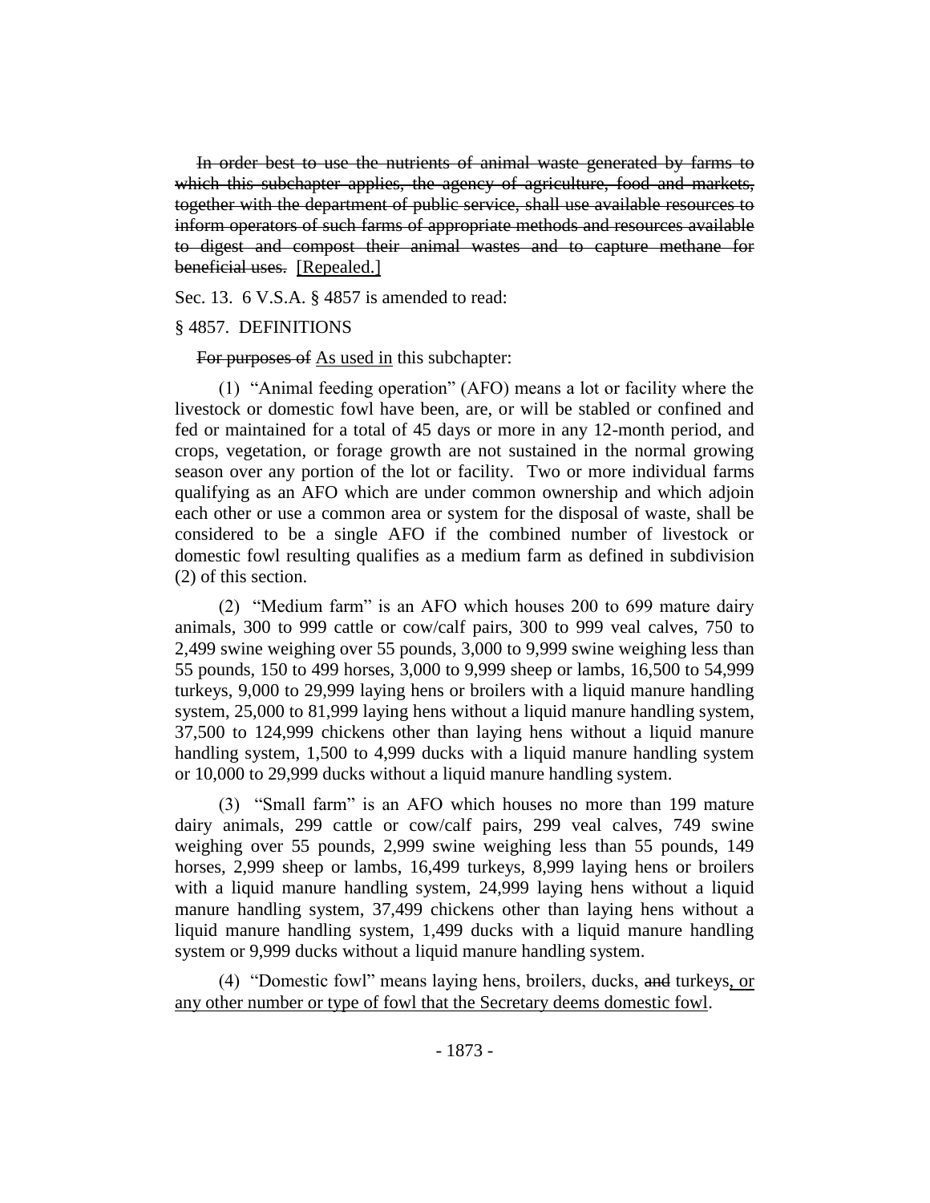~~In order best to use the nutrients of animal waste generated by farms to which this subchapter applies, the agency of agriculture, food and markets, together with the department of public service, shall use available resources to inform operators of such farms of appropriate methods and resources available to digest and compost their animal wastes and to capture methane for beneficial uses.~~ [Repealed.]

Sec. 13. 6 V.S.A. § 4857 is amended to read:

§ 4857. DEFINITIONS

~~For purposes of~~ As used in this subchapter:

(1) "Animal feeding operation" (AFO) means a lot or facility where the livestock or domestic fowl have been, are, or will be stabled or confined and fed or maintained for a total of 45 days or more in any 12-month period, and crops, vegetation, or forage growth are not sustained in the normal growing season over any portion of the lot or facility. Two or more individual farms qualifying as an AFO which are under common ownership and which adjoin each other or use a common area or system for the disposal of waste, shall be considered to be a single AFO if the combined number of livestock or domestic fowl resulting qualifies as a medium farm as defined in subdivision (2) of this section.

(2) "Medium farm" is an AFO which houses 200 to 699 mature dairy animals, 300 to 999 cattle or cow/calf pairs, 300 to 999 veal calves, 750 to 2,499 swine weighing over 55 pounds, 3,000 to 9,999 swine weighing less than 55 pounds, 150 to 499 horses, 3,000 to 9,999 sheep or lambs, 16,500 to 54,999 turkeys, 9,000 to 29,999 laying hens or broilers with a liquid manure handling system, 25,000 to 81,999 laying hens without a liquid manure handling system, 37,500 to 124,999 chickens other than laying hens without a liquid manure handling system, 1,500 to 4,999 ducks with a liquid manure handling system or 10,000 to 29,999 ducks without a liquid manure handling system.

(3) "Small farm" is an AFO which houses no more than 199 mature dairy animals, 299 cattle or cow/calf pairs, 299 veal calves, 749 swine weighing over 55 pounds, 2,999 swine weighing less than 55 pounds, 149 horses, 2,999 sheep or lambs, 16,499 turkeys, 8,999 laying hens or broilers with a liquid manure handling system, 24,999 laying hens without a liquid manure handling system, 37,499 chickens other than laying hens without a liquid manure handling system, 1,499 ducks with a liquid manure handling system or 9,999 ducks without a liquid manure handling system.

(4) "Domestic fowl" means laying hens, broilers, ducks, ~~and~~ turkeys, or any other number or type of fowl that the Secretary deems domestic fowl.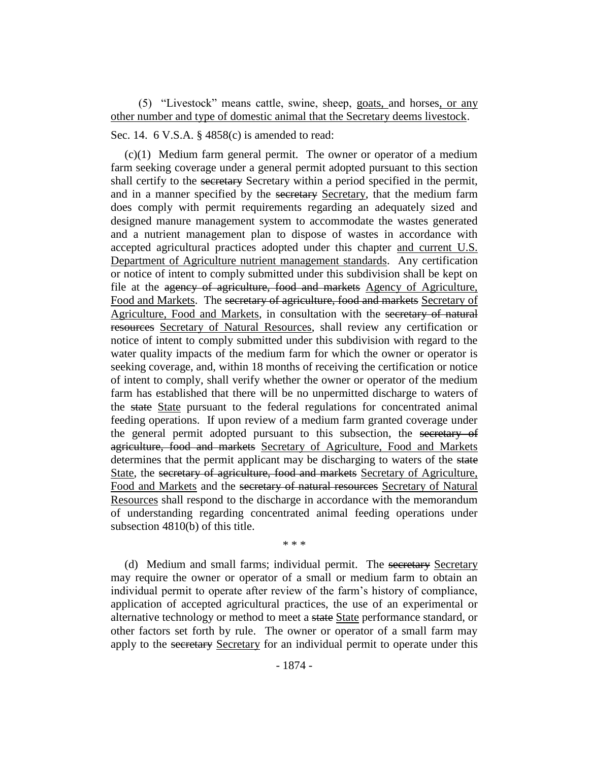(5) "Livestock" means cattle, swine, sheep, <u>goats,</u> and horses<u>, or any other number and type of domestic animal that the Secretary deems livestock</u>.

Sec. 14. 6 V.S.A. § 4858(c) is amended to read:

(c)(1) Medium farm general permit. The owner or operator of a medium farm seeking coverage under a general permit adopted pursuant to this section shall certify to the ~~secretary~~ Secretary within a period specified in the permit, and in a manner specified by the ~~secretary~~ <u>Secretary</u>, that the medium farm does comply with permit requirements regarding an adequately sized and designed manure management system to accommodate the wastes generated and a nutrient management plan to dispose of wastes in accordance with accepted agricultural practices adopted under this chapter <u>and current U.S. Department of Agriculture nutrient management standards</u>. Any certification or notice of intent to comply submitted under this subdivision shall be kept on file at the ~~agency of agriculture, food and markets~~ <u>Agency of Agriculture, Food and Markets</u>. The ~~secretary of agriculture, food and markets~~ <u>Secretary of Agriculture, Food and Markets</u>, in consultation with the ~~secretary of natural resources~~ <u>Secretary of Natural Resources</u>, shall review any certification or notice of intent to comply submitted under this subdivision with regard to the water quality impacts of the medium farm for which the owner or operator is seeking coverage, and, within 18 months of receiving the certification or notice of intent to comply, shall verify whether the owner or operator of the medium farm has established that there will be no unpermitted discharge to waters of the ~~state~~ <u>State</u> pursuant to the federal regulations for concentrated animal feeding operations. If upon review of a medium farm granted coverage under the general permit adopted pursuant to this subsection, the ~~secretary of agriculture, food and markets~~ <u>Secretary of Agriculture, Food and Markets</u> determines that the permit applicant may be discharging to waters of the ~~state~~ <u>State</u>, the ~~secretary of agriculture, food and markets~~ <u>Secretary of Agriculture, Food and Markets</u> and the ~~secretary of natural resources~~ <u>Secretary of Natural Resources</u> shall respond to the discharge in accordance with the memorandum of understanding regarding concentrated animal feeding operations under subsection 4810(b) of this title.

\* \* \*

(d) Medium and small farms; individual permit. The ~~secretary~~ <u>Secretary</u> may require the owner or operator of a small or medium farm to obtain an individual permit to operate after review of the farm's history of compliance, application of accepted agricultural practices, the use of an experimental or alternative technology or method to meet a ~~state~~ <u>State</u> performance standard, or other factors set forth by rule. The owner or operator of a small farm may apply to the ~~secretary~~ <u>Secretary</u> for an individual permit to operate under this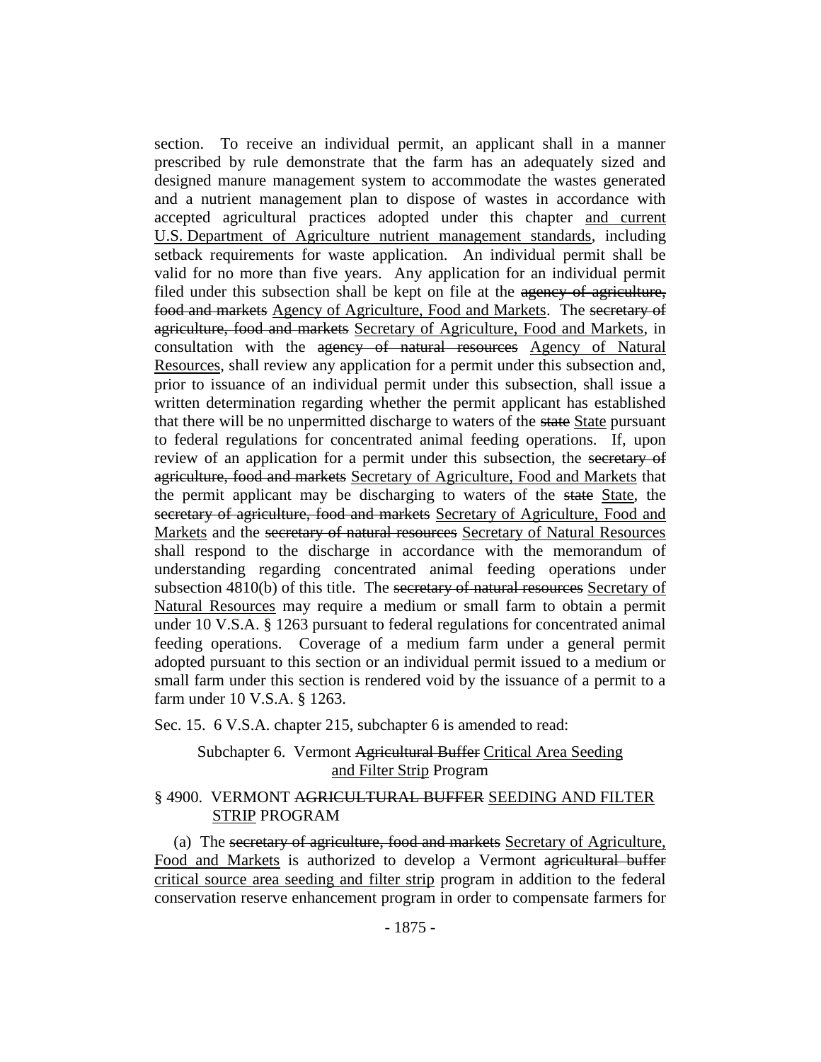section. To receive an individual permit, an applicant shall in a manner prescribed by rule demonstrate that the farm has an adequately sized and designed manure management system to accommodate the wastes generated and a nutrient management plan to dispose of wastes in accordance with accepted agricultural practices adopted under this chapter and current U.S. Department of Agriculture nutrient management standards, including setback requirements for waste application. An individual permit shall be valid for no more than five years. Any application for an individual permit filed under this subsection shall be kept on file at the ~~agency of agriculture, food and markets~~ Agency of Agriculture, Food and Markets. The ~~secretary of agriculture, food and markets~~ Secretary of Agriculture, Food and Markets, in consultation with the ~~agency of natural resources~~ Agency of Natural Resources, shall review any application for a permit under this subsection and, prior to issuance of an individual permit under this subsection, shall issue a written determination regarding whether the permit applicant has established that there will be no unpermitted discharge to waters of the ~~state~~ State pursuant to federal regulations for concentrated animal feeding operations. If, upon review of an application for a permit under this subsection, the ~~secretary of agriculture, food and markets~~ Secretary of Agriculture, Food and Markets that the permit applicant may be discharging to waters of the ~~state~~ State, the ~~secretary of agriculture, food and markets~~ Secretary of Agriculture, Food and Markets and the ~~secretary of natural resources~~ Secretary of Natural Resources shall respond to the discharge in accordance with the memorandum of understanding regarding concentrated animal feeding operations under subsection 4810(b) of this title. The ~~secretary of natural resources~~ Secretary of Natural Resources may require a medium or small farm to obtain a permit under 10 V.S.A. § 1263 pursuant to federal regulations for concentrated animal feeding operations. Coverage of a medium farm under a general permit adopted pursuant to this section or an individual permit issued to a medium or small farm under this section is rendered void by the issuance of a permit to a farm under 10 V.S.A. § 1263.

Sec. 15. 6 V.S.A. chapter 215, subchapter 6 is amended to read:

Subchapter 6. Vermont ~~Agricultural Buffer~~ Critical Area Seeding and Filter Strip Program

§ 4900. VERMONT ~~AGRICULTURAL BUFFER~~ SEEDING AND FILTER STRIP PROGRAM

(a) The ~~secretary of agriculture, food and markets~~ Secretary of Agriculture, Food and Markets is authorized to develop a Vermont ~~agricultural buffer~~ critical source area seeding and filter strip program in addition to the federal conservation reserve enhancement program in order to compensate farmers for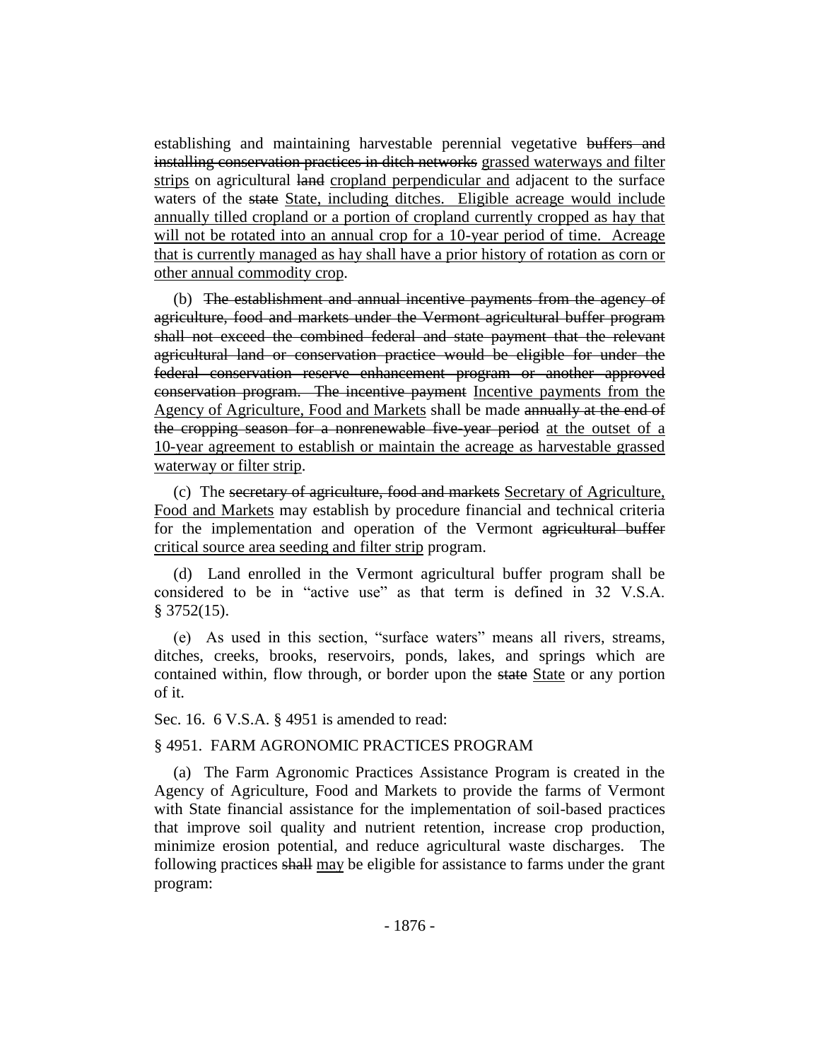establishing and maintaining harvestable perennial vegetative ~~buffers and installing conservation practices in ditch networks~~ <u>grassed waterways and filter strips</u> on agricultural ~~land~~ <u>cropland perpendicular and</u> adjacent to the surface waters of the ~~state~~ <u>State, including ditches. Eligible acreage would include annually tilled cropland or a portion of cropland currently cropped as hay that will not be rotated into an annual crop for a 10-year period of time. Acreage that is currently managed as hay shall have a prior history of rotation as corn or other annual commodity crop</u>.

(b) ~~The establishment and annual incentive payments from the agency of agriculture, food and markets under the Vermont agricultural buffer program shall not exceed the combined federal and state payment that the relevant agricultural land or conservation practice would be eligible for under the federal conservation reserve enhancement program or another approved conservation program. The incentive payment~~ <u>Incentive payments from the Agency of Agriculture, Food and Markets</u> shall be made ~~annually at the end of the cropping season for a nonrenewable five-year period~~ <u>at the outset of a 10-year agreement to establish or maintain the acreage as harvestable grassed waterway or filter strip</u>.

(c) The ~~secretary of agriculture, food and markets~~ <u>Secretary of Agriculture, Food and Markets</u> may establish by procedure financial and technical criteria for the implementation and operation of the Vermont ~~agricultural buffer~~ <u>critical source area seeding and filter strip</u> program.

(d) Land enrolled in the Vermont agricultural buffer program shall be considered to be in "active use" as that term is defined in 32 V.S.A. § 3752(15).

(e) As used in this section, "surface waters" means all rivers, streams, ditches, creeks, brooks, reservoirs, ponds, lakes, and springs which are contained within, flow through, or border upon the ~~state~~ <u>State</u> or any portion of it.

Sec. 16. 6 V.S.A. § 4951 is amended to read:

§ 4951. FARM AGRONOMIC PRACTICES PROGRAM

(a) The Farm Agronomic Practices Assistance Program is created in the Agency of Agriculture, Food and Markets to provide the farms of Vermont with State financial assistance for the implementation of soil-based practices that improve soil quality and nutrient retention, increase crop production, minimize erosion potential, and reduce agricultural waste discharges. The following practices ~~shall~~ <u>may</u> be eligible for assistance to farms under the grant program: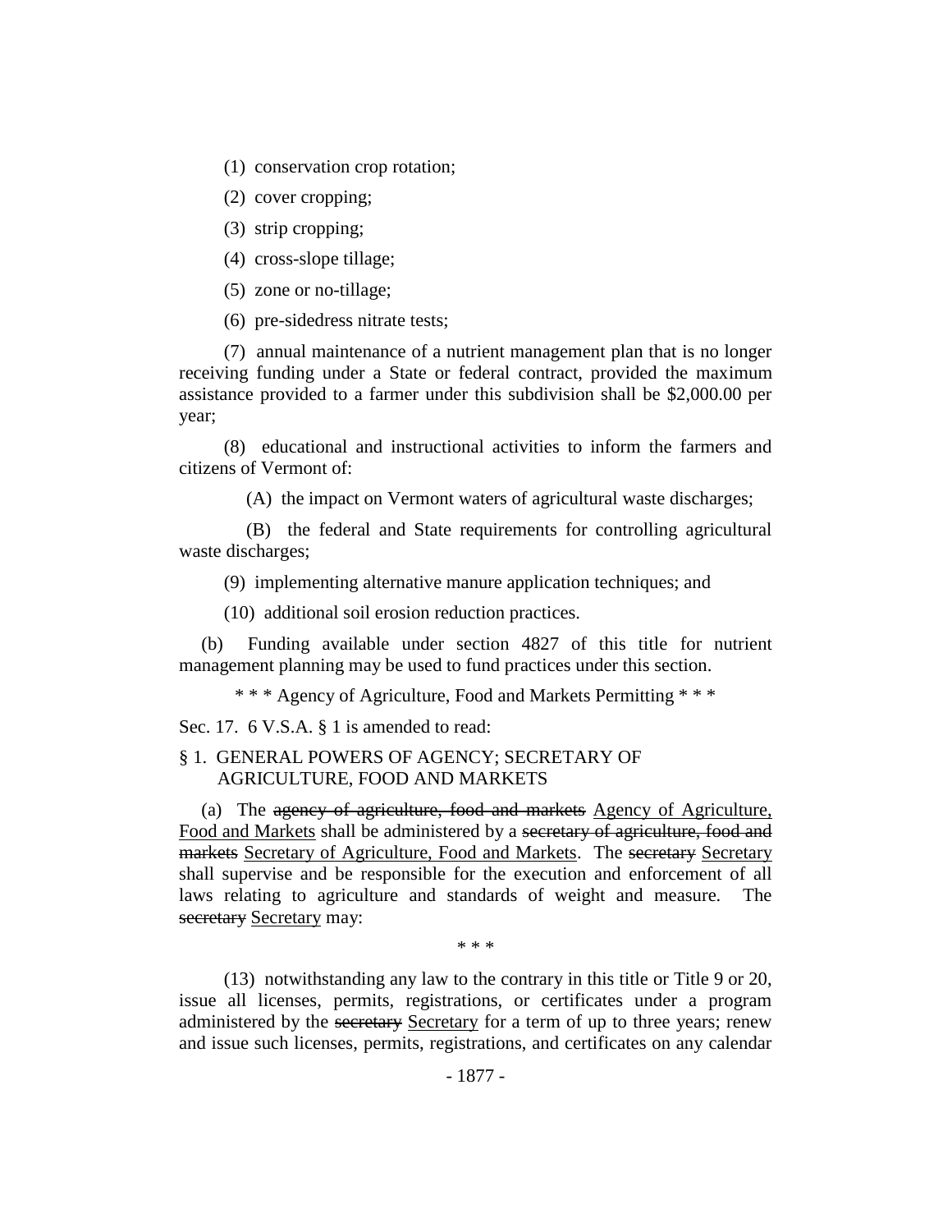(1) conservation crop rotation;

(2) cover cropping;

(3) strip cropping;

(4) cross-slope tillage;

(5) zone or no-tillage;

(6) pre-sidedress nitrate tests;

(7) annual maintenance of a nutrient management plan that is no longer receiving funding under a State or federal contract, provided the maximum assistance provided to a farmer under this subdivision shall be $2,000.00 per year;

(8) educational and instructional activities to inform the farmers and citizens of Vermont of:

(A) the impact on Vermont waters of agricultural waste discharges;

(B) the federal and State requirements for controlling agricultural waste discharges;

(9) implementing alternative manure application techniques; and

(10) additional soil erosion reduction practices.

(b) Funding available under section 4827 of this title for nutrient management planning may be used to fund practices under this section.

\* \* \* Agency of Agriculture, Food and Markets Permitting \* \* \*

Sec. 17. 6 V.S.A. § 1 is amended to read:

§ 1. GENERAL POWERS OF AGENCY; SECRETARY OF AGRICULTURE, FOOD AND MARKETS

(a) The ~~agency of agriculture, food and markets~~ <u>Agency of Agriculture, Food and Markets</u> shall be administered by a ~~secretary of agriculture, food and markets~~ <u>Secretary of Agriculture, Food and Markets</u>. The ~~secretary~~ <u>Secretary</u> shall supervise and be responsible for the execution and enforcement of all laws relating to agriculture and standards of weight and measure. The ~~secretary~~ <u>Secretary</u> may:

\* \* \*

(13) notwithstanding any law to the contrary in this title or Title 9 or 20, issue all licenses, permits, registrations, or certificates under a program administered by the ~~secretary~~ <u>Secretary</u> for a term of up to three years; renew and issue such licenses, permits, registrations, and certificates on any calendar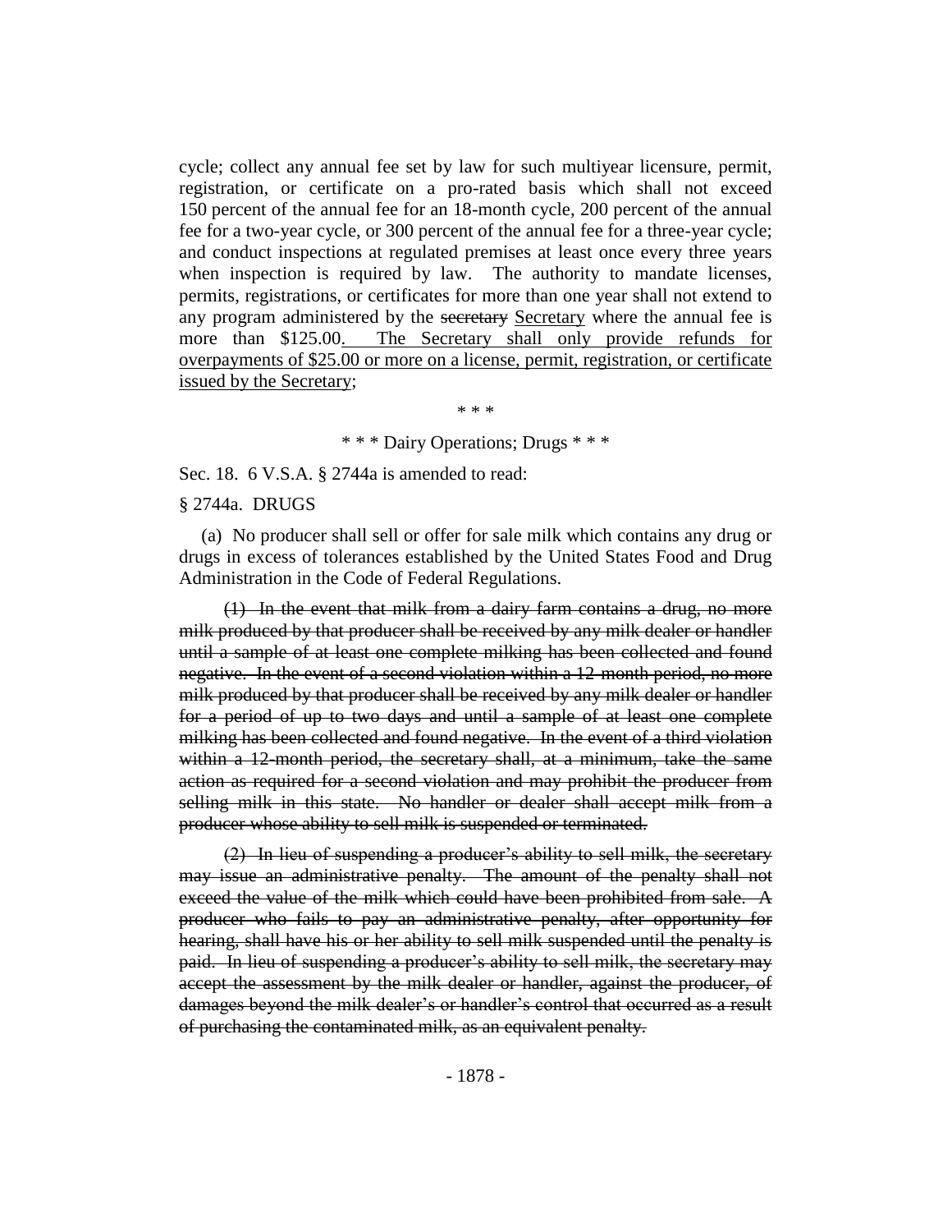cycle; collect any annual fee set by law for such multiyear licensure, permit, registration, or certificate on a pro-rated basis which shall not exceed 150 percent of the annual fee for an 18-month cycle, 200 percent of the annual fee for a two-year cycle, or 300 percent of the annual fee for a three-year cycle; and conduct inspections at regulated premises at least once every three years when inspection is required by law. The authority to mandate licenses, permits, registrations, or certificates for more than one year shall not extend to any program administered by the ~~secretary~~ Secretary where the annual fee is more than $125.00. The Secretary shall only provide refunds for overpayments of $25.00 or more on a license, permit, registration, or certificate issued by the Secretary;

\* \* \*

\* \* \* Dairy Operations; Drugs \* \* \*

Sec. 18. 6 V.S.A. § 2744a is amended to read:

§ 2744a. DRUGS

(a) No producer shall sell or offer for sale milk which contains any drug or drugs in excess of tolerances established by the United States Food and Drug Administration in the Code of Federal Regulations.

~~(1) In the event that milk from a dairy farm contains a drug, no more milk produced by that producer shall be received by any milk dealer or handler until a sample of at least one complete milking has been collected and found negative. In the event of a second violation within a 12-month period, no more milk produced by that producer shall be received by any milk dealer or handler for a period of up to two days and until a sample of at least one complete milking has been collected and found negative. In the event of a third violation within a 12-month period, the secretary shall, at a minimum, take the same action as required for a second violation and may prohibit the producer from selling milk in this state. No handler or dealer shall accept milk from a producer whose ability to sell milk is suspended or terminated.~~

~~(2) In lieu of suspending a producer's ability to sell milk, the secretary may issue an administrative penalty. The amount of the penalty shall not exceed the value of the milk which could have been prohibited from sale. A producer who fails to pay an administrative penalty, after opportunity for hearing, shall have his or her ability to sell milk suspended until the penalty is paid. In lieu of suspending a producer's ability to sell milk, the secretary may accept the assessment by the milk dealer or handler, against the producer, of damages beyond the milk dealer's or handler's control that occurred as a result of purchasing the contaminated milk, as an equivalent penalty.~~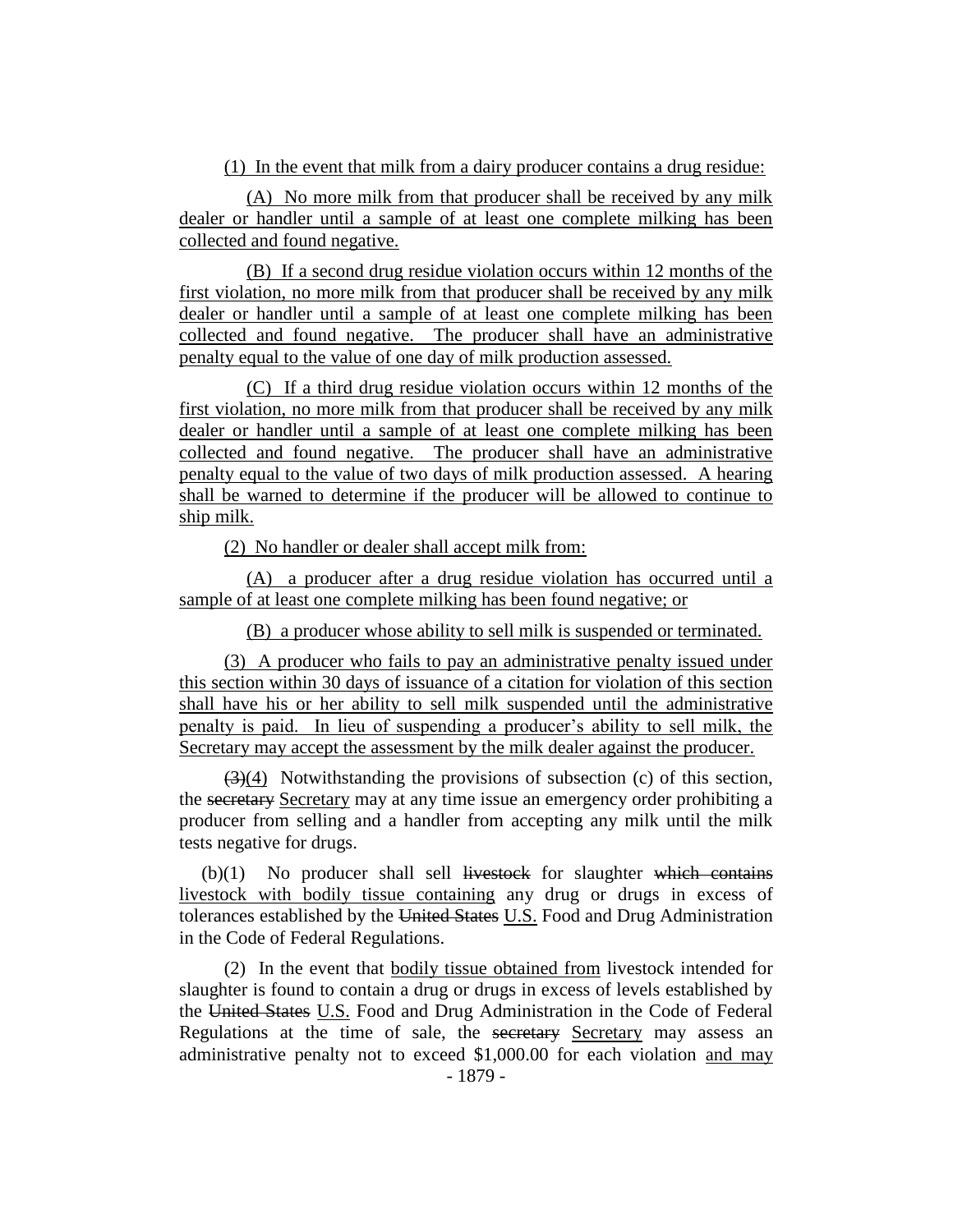(1) In the event that milk from a dairy producer contains a drug residue:

(A) No more milk from that producer shall be received by any milk dealer or handler until a sample of at least one complete milking has been collected and found negative.

(B) If a second drug residue violation occurs within 12 months of the first violation, no more milk from that producer shall be received by any milk dealer or handler until a sample of at least one complete milking has been collected and found negative. The producer shall have an administrative penalty equal to the value of one day of milk production assessed.

(C) If a third drug residue violation occurs within 12 months of the first violation, no more milk from that producer shall be received by any milk dealer or handler until a sample of at least one complete milking has been collected and found negative. The producer shall have an administrative penalty equal to the value of two days of milk production assessed. A hearing shall be warned to determine if the producer will be allowed to continue to ship milk.

(2) No handler or dealer shall accept milk from:

(A) a producer after a drug residue violation has occurred until a sample of at least one complete milking has been found negative; or

(B) a producer whose ability to sell milk is suspended or terminated.

(3) A producer who fails to pay an administrative penalty issued under this section within 30 days of issuance of a citation for violation of this section shall have his or her ability to sell milk suspended until the administrative penalty is paid. In lieu of suspending a producer's ability to sell milk, the Secretary may accept the assessment by the milk dealer against the producer.

~~(3)~~(4) Notwithstanding the provisions of subsection (c) of this section, the ~~secretary~~ Secretary may at any time issue an emergency order prohibiting a producer from selling and a handler from accepting any milk until the milk tests negative for drugs.

(b)(1) No producer shall sell ~~livestock~~ for slaughter ~~which contains~~ livestock with bodily tissue containing any drug or drugs in excess of tolerances established by the ~~United States~~ U.S. Food and Drug Administration in the Code of Federal Regulations.

(2) In the event that bodily tissue obtained from livestock intended for slaughter is found to contain a drug or drugs in excess of levels established by the ~~United States~~ U.S. Food and Drug Administration in the Code of Federal Regulations at the time of sale, the ~~secretary~~ Secretary may assess an administrative penalty not to exceed $1,000.00 for each violation and may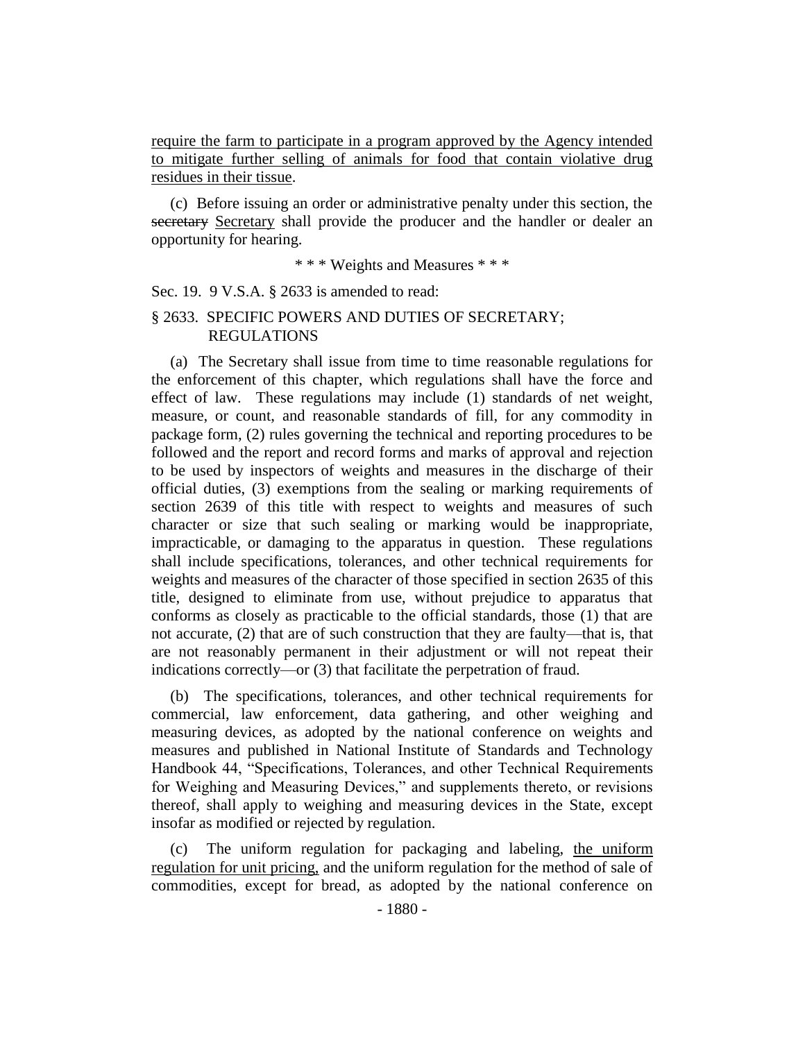require the farm to participate in a program approved by the Agency intended to mitigate further selling of animals for food that contain violative drug residues in their tissue.

(c) Before issuing an order or administrative penalty under this section, the ~~secretary~~ Secretary shall provide the producer and the handler or dealer an opportunity for hearing.

\* \* \* Weights and Measures \* \* \*

Sec. 19. 9 V.S.A. § 2633 is amended to read:

§ 2633. SPECIFIC POWERS AND DUTIES OF SECRETARY; REGULATIONS

(a) The Secretary shall issue from time to time reasonable regulations for the enforcement of this chapter, which regulations shall have the force and effect of law. These regulations may include (1) standards of net weight, measure, or count, and reasonable standards of fill, for any commodity in package form, (2) rules governing the technical and reporting procedures to be followed and the report and record forms and marks of approval and rejection to be used by inspectors of weights and measures in the discharge of their official duties, (3) exemptions from the sealing or marking requirements of section 2639 of this title with respect to weights and measures of such character or size that such sealing or marking would be inappropriate, impracticable, or damaging to the apparatus in question. These regulations shall include specifications, tolerances, and other technical requirements for weights and measures of the character of those specified in section 2635 of this title, designed to eliminate from use, without prejudice to apparatus that conforms as closely as practicable to the official standards, those (1) that are not accurate, (2) that are of such construction that they are faulty—that is, that are not reasonably permanent in their adjustment or will not repeat their indications correctly—or (3) that facilitate the perpetration of fraud.

(b) The specifications, tolerances, and other technical requirements for commercial, law enforcement, data gathering, and other weighing and measuring devices, as adopted by the national conference on weights and measures and published in National Institute of Standards and Technology Handbook 44, "Specifications, Tolerances, and other Technical Requirements for Weighing and Measuring Devices," and supplements thereto, or revisions thereof, shall apply to weighing and measuring devices in the State, except insofar as modified or rejected by regulation.

(c) The uniform regulation for packaging and labeling, the uniform regulation for unit pricing, and the uniform regulation for the method of sale of commodities, except for bread, as adopted by the national conference on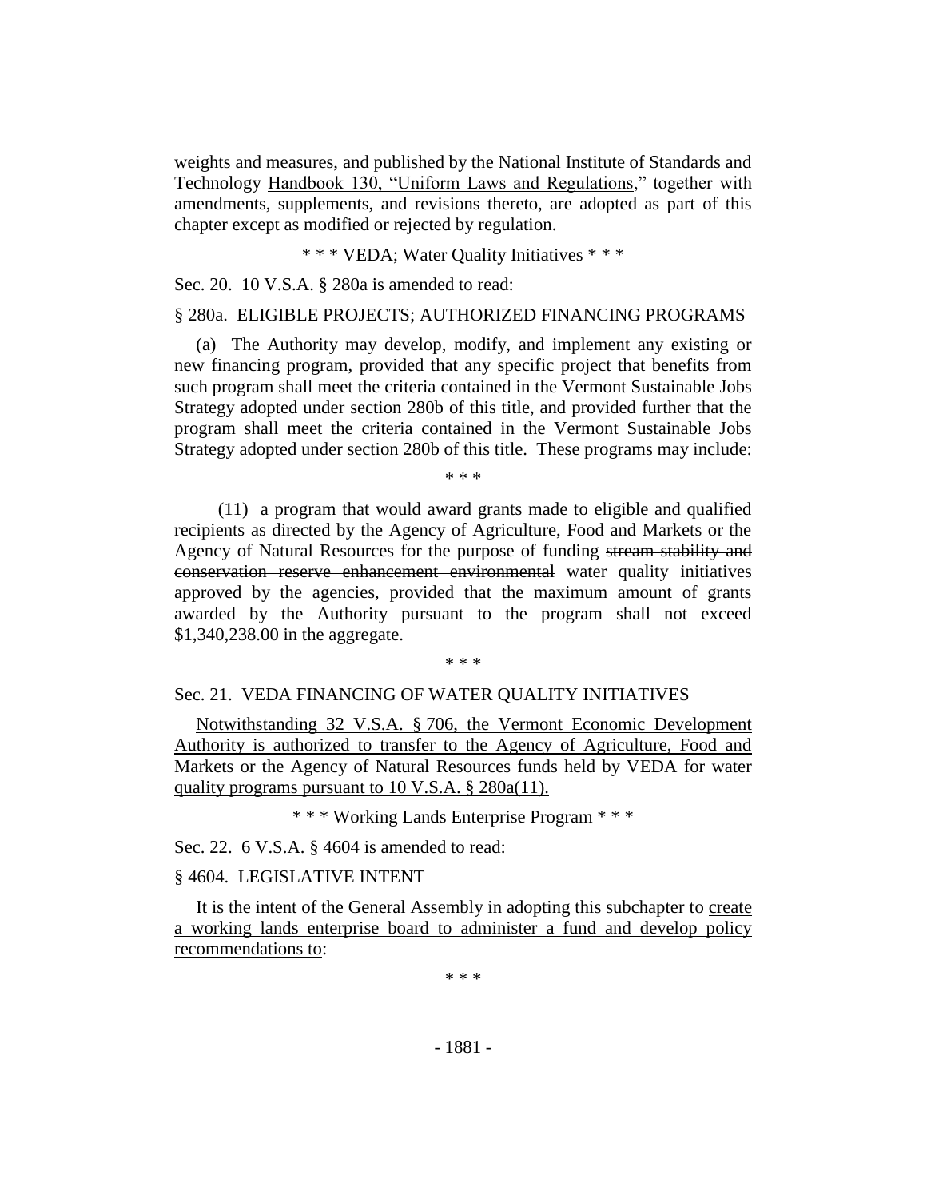weights and measures, and published by the National Institute of Standards and Technology <u>Handbook 130, "Uniform Laws and Regulations</u>," together with amendments, supplements, and revisions thereto, are adopted as part of this chapter except as modified or rejected by regulation.

\* \* \* VEDA; Water Quality Initiatives \* \* \*

Sec. 20. 10 V.S.A. § 280a is amended to read:

§ 280a. ELIGIBLE PROJECTS; AUTHORIZED FINANCING PROGRAMS

(a) The Authority may develop, modify, and implement any existing or new financing program, provided that any specific project that benefits from such program shall meet the criteria contained in the Vermont Sustainable Jobs Strategy adopted under section 280b of this title, and provided further that the program shall meet the criteria contained in the Vermont Sustainable Jobs Strategy adopted under section 280b of this title. These programs may include:

\* \* \*

(11) a program that would award grants made to eligible and qualified recipients as directed by the Agency of Agriculture, Food and Markets or the Agency of Natural Resources for the purpose of funding ~~stream stability and conservation reserve enhancement environmental~~ <u>water quality</u> initiatives approved by the agencies, provided that the maximum amount of grants awarded by the Authority pursuant to the program shall not exceed $1,340,238.00 in the aggregate.

\* \* \*

Sec. 21. VEDA FINANCING OF WATER QUALITY INITIATIVES

<u>Notwithstanding 32 V.S.A. § 706, the Vermont Economic Development Authority is authorized to transfer to the Agency of Agriculture, Food and Markets or the Agency of Natural Resources funds held by VEDA for water quality programs pursuant to 10 V.S.A. § 280a(11).</u>

\* \* \* Working Lands Enterprise Program \* \* \*

Sec. 22. 6 V.S.A. § 4604 is amended to read:

§ 4604. LEGISLATIVE INTENT

It is the intent of the General Assembly in adopting this subchapter to <u>create a working lands enterprise board to administer a fund and develop policy recommendations to</u>:

\* \* \*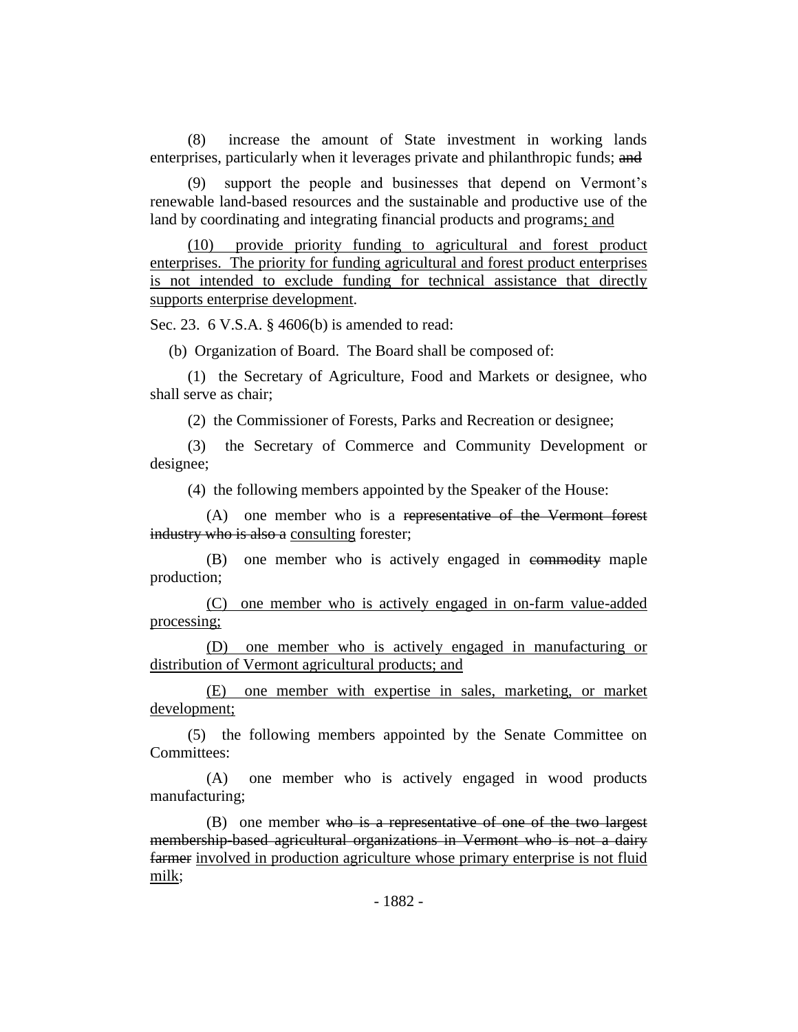(8) increase the amount of State investment in working lands enterprises, particularly when it leverages private and philanthropic funds; ~~and~~

(9) support the people and businesses that depend on Vermont's renewable land-based resources and the sustainable and productive use of the land by coordinating and integrating financial products and programs<u>; and</u>

<u>(10) provide priority funding to agricultural and forest product enterprises. The priority for funding agricultural and forest product enterprises is not intended to exclude funding for technical assistance that directly supports enterprise development</u>.

Sec. 23. 6 V.S.A. § 4606(b) is amended to read:

(b) Organization of Board. The Board shall be composed of:

(1) the Secretary of Agriculture, Food and Markets or designee, who shall serve as chair;

(2) the Commissioner of Forests, Parks and Recreation or designee;

(3) the Secretary of Commerce and Community Development or designee;

(4) the following members appointed by the Speaker of the House:

(A) one member who is a ~~representative of the Vermont forest industry who is also a~~ <u>consulting</u> forester;

(B) one member who is actively engaged in ~~commodity~~ maple production;

<u>(C) one member who is actively engaged in on-farm value-added processing;</u>

<u>(D) one member who is actively engaged in manufacturing or distribution of Vermont agricultural products; and</u>

<u>(E) one member with expertise in sales, marketing, or market development;</u>

(5) the following members appointed by the Senate Committee on Committees:

(A) one member who is actively engaged in wood products manufacturing;

(B) one member ~~who is a representative of one of the two largest membership-based agricultural organizations in Vermont who is not a dairy farmer~~ <u>involved in production agriculture whose primary enterprise is not fluid milk</u>;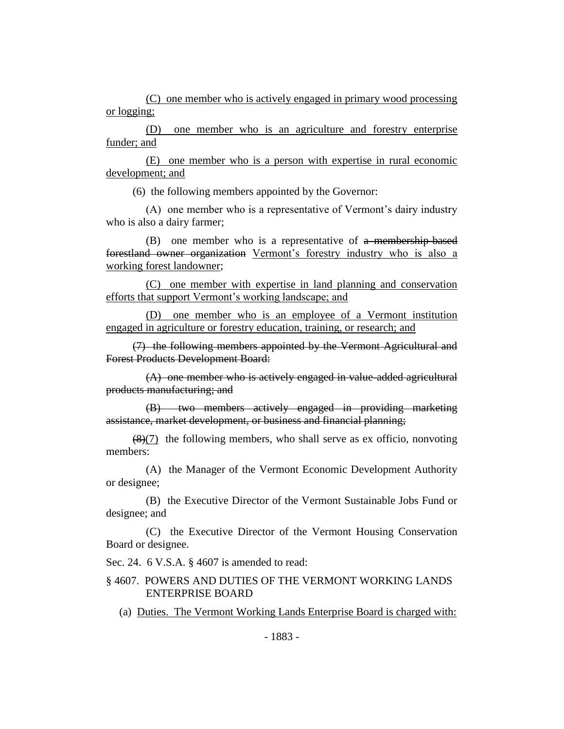(C) one member who is actively engaged in primary wood processing or logging;

(D) one member who is an agriculture and forestry enterprise funder; and

(E) one member who is a person with expertise in rural economic development; and

(6) the following members appointed by the Governor:

(A) one member who is a representative of Vermont's dairy industry who is also a dairy farmer;

(B) one member who is a representative of ~~a membership-based forestland owner organization~~ Vermont's forestry industry who is also a working forest landowner;

(C) one member with expertise in land planning and conservation efforts that support Vermont's working landscape; and

(D) one member who is an employee of a Vermont institution engaged in agriculture or forestry education, training, or research; and

~~(7) the following members appointed by the Vermont Agricultural and Forest Products Development Board:~~

~~(A) one member who is actively engaged in value-added agricultural products manufacturing; and~~

~~(B) two members actively engaged in providing marketing assistance, market development, or business and financial planning;~~

~~(8)~~(7) the following members, who shall serve as ex officio, nonvoting members:

(A) the Manager of the Vermont Economic Development Authority or designee;

(B) the Executive Director of the Vermont Sustainable Jobs Fund or designee; and

(C) the Executive Director of the Vermont Housing Conservation Board or designee.

Sec. 24. 6 V.S.A. § 4607 is amended to read:

§ 4607. POWERS AND DUTIES OF THE VERMONT WORKING LANDS ENTERPRISE BOARD

(a) Duties. The Vermont Working Lands Enterprise Board is charged with: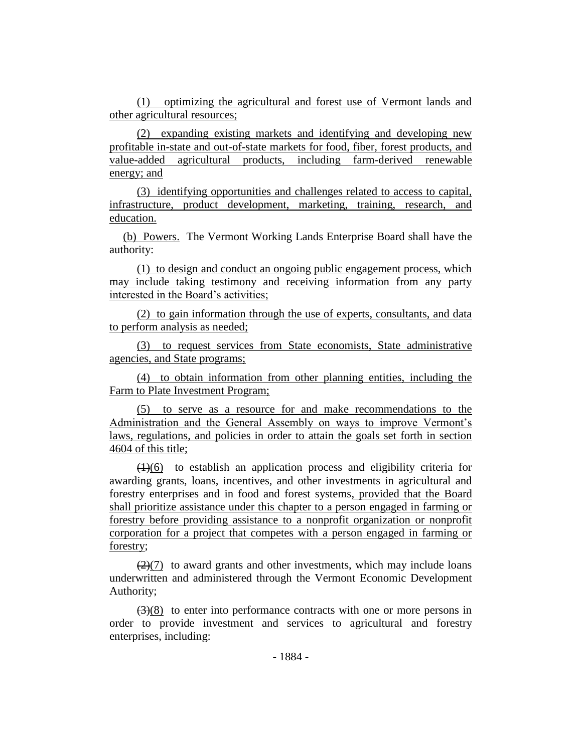(1) optimizing the agricultural and forest use of Vermont lands and other agricultural resources;

(2) expanding existing markets and identifying and developing new profitable in-state and out-of-state markets for food, fiber, forest products, and value-added agricultural products, including farm-derived renewable energy; and

(3) identifying opportunities and challenges related to access to capital, infrastructure, product development, marketing, training, research, and education.

(b) Powers. The Vermont Working Lands Enterprise Board shall have the authority:

(1) to design and conduct an ongoing public engagement process, which may include taking testimony and receiving information from any party interested in the Board's activities;

(2) to gain information through the use of experts, consultants, and data to perform analysis as needed;

(3) to request services from State economists, State administrative agencies, and State programs;

(4) to obtain information from other planning entities, including the Farm to Plate Investment Program;

(5) to serve as a resource for and make recommendations to the Administration and the General Assembly on ways to improve Vermont's laws, regulations, and policies in order to attain the goals set forth in section 4604 of this title;

~~(1)~~(6) to establish an application process and eligibility criteria for awarding grants, loans, incentives, and other investments in agricultural and forestry enterprises and in food and forest systems, provided that the Board shall prioritize assistance under this chapter to a person engaged in farming or forestry before providing assistance to a nonprofit organization or nonprofit corporation for a project that competes with a person engaged in farming or forestry;

~~(2)~~(7) to award grants and other investments, which may include loans underwritten and administered through the Vermont Economic Development Authority;

~~(3)~~(8) to enter into performance contracts with one or more persons in order to provide investment and services to agricultural and forestry enterprises, including: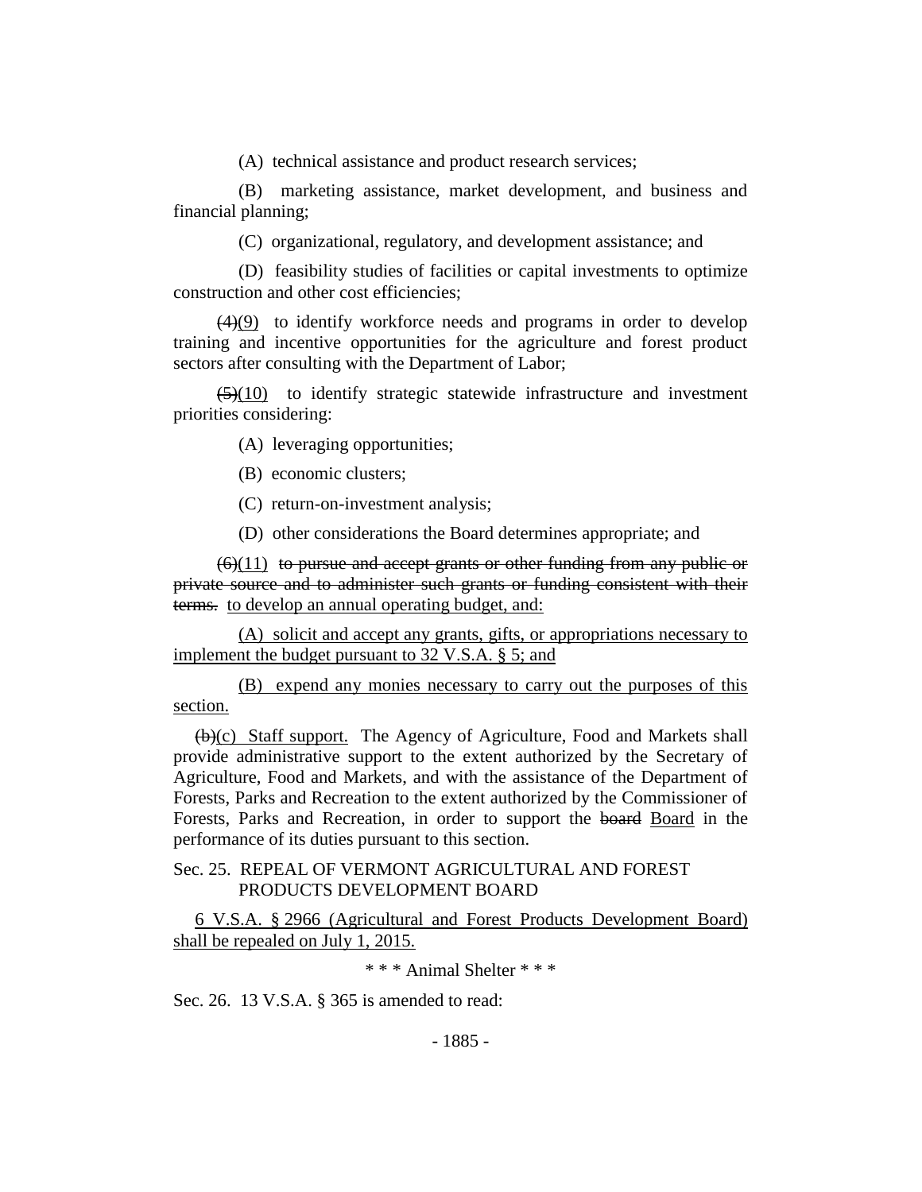(A) technical assistance and product research services;

(B) marketing assistance, market development, and business and financial planning;

(C) organizational, regulatory, and development assistance; and

(D) feasibility studies of facilities or capital investments to optimize construction and other cost efficiencies;

~~(4)~~(9) to identify workforce needs and programs in order to develop training and incentive opportunities for the agriculture and forest product sectors after consulting with the Department of Labor;

~~(5)~~(10) to identify strategic statewide infrastructure and investment priorities considering:

(A) leveraging opportunities;

(B) economic clusters;

(C) return-on-investment analysis;

(D) other considerations the Board determines appropriate; and

~~(6)~~(11) ~~to pursue and accept grants or other funding from any public or private source and to administer such grants or funding consistent with their terms.~~ <u>to develop an annual operating budget, and:</u>

<u>(A) solicit and accept any grants, gifts, or appropriations necessary to implement the budget pursuant to 32 V.S.A. § 5; and</u>

<u>(B) expend any monies necessary to carry out the purposes of this section.</u>

~~(b)~~(c) <u>Staff support.</u> The Agency of Agriculture, Food and Markets shall provide administrative support to the extent authorized by the Secretary of Agriculture, Food and Markets, and with the assistance of the Department of Forests, Parks and Recreation to the extent authorized by the Commissioner of Forests, Parks and Recreation, in order to support the ~~board~~ <u>Board</u> in the performance of its duties pursuant to this section.

Sec. 25. REPEAL OF VERMONT AGRICULTURAL AND FOREST PRODUCTS DEVELOPMENT BOARD

<u>6 V.S.A. § 2966 (Agricultural and Forest Products Development Board) shall be repealed on July 1, 2015.</u>

* * * Animal Shelter * * *

Sec. 26. 13 V.S.A. § 365 is amended to read: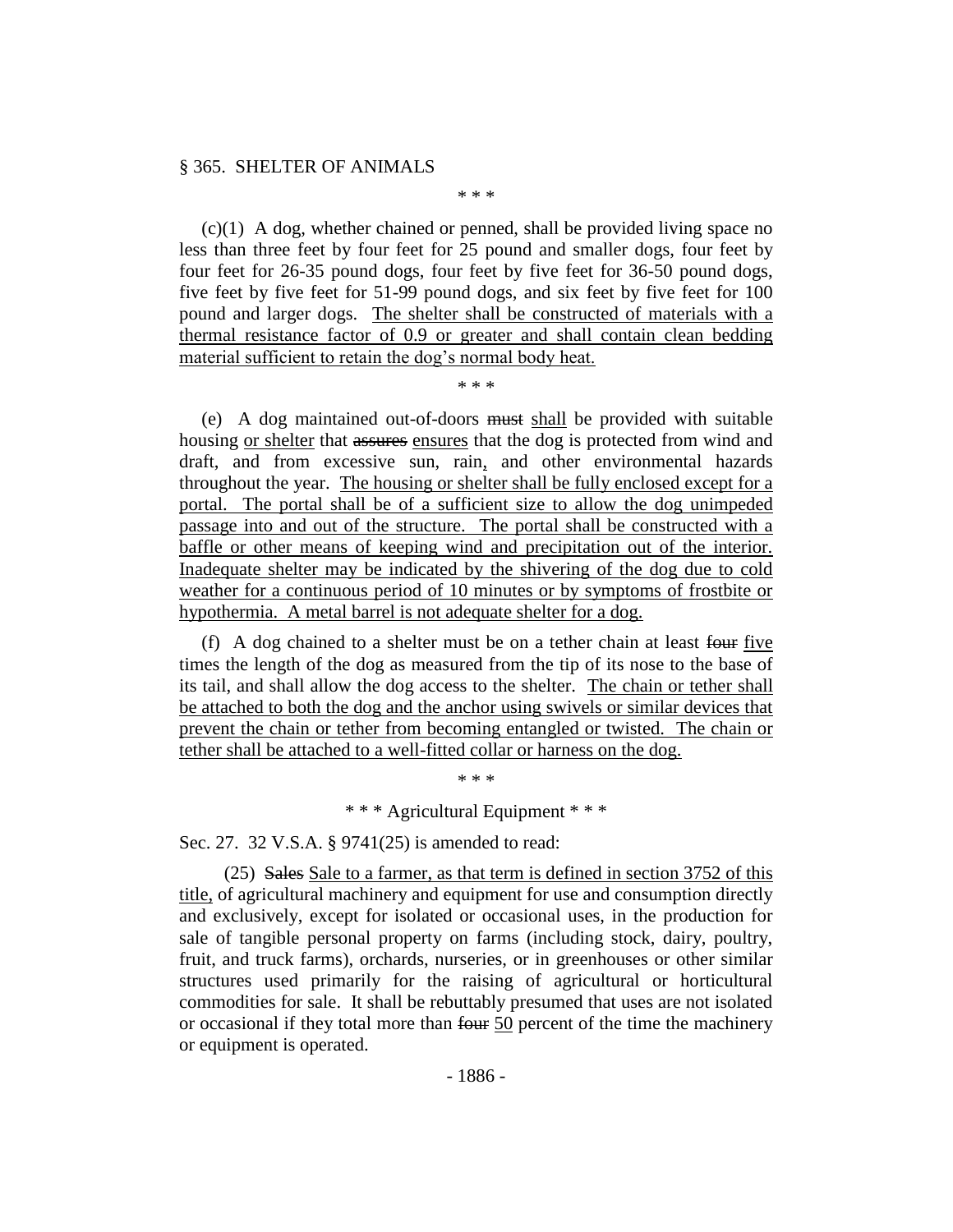§ 365. SHELTER OF ANIMALS

\* \* \*

(c)(1) A dog, whether chained or penned, shall be provided living space no less than three feet by four feet for 25 pound and smaller dogs, four feet by four feet for 26-35 pound dogs, four feet by five feet for 36-50 pound dogs, five feet by five feet for 51-99 pound dogs, and six feet by five feet for 100 pound and larger dogs. <u>The shelter shall be constructed of materials with a thermal resistance factor of 0.9 or greater and shall contain clean bedding material sufficient to retain the dog's normal body heat.</u>

\* \* \*

(e) A dog maintained out-of-doors ~~must~~ <u>shall</u> be provided with suitable housing <u>or shelter</u> that ~~assures~~ <u>ensures</u> that the dog is protected from wind and draft, and from excessive sun, rain<u>,</u> and other environmental hazards throughout the year. <u>The housing or shelter shall be fully enclosed except for a portal. The portal shall be of a sufficient size to allow the dog unimpeded passage into and out of the structure. The portal shall be constructed with a baffle or other means of keeping wind and precipitation out of the interior. Inadequate shelter may be indicated by the shivering of the dog due to cold weather for a continuous period of 10 minutes or by symptoms of frostbite or hypothermia. A metal barrel is not adequate shelter for a dog.</u>

(f) A dog chained to a shelter must be on a tether chain at least ~~four~~ <u>five</u> times the length of the dog as measured from the tip of its nose to the base of its tail, and shall allow the dog access to the shelter. <u>The chain or tether shall be attached to both the dog and the anchor using swivels or similar devices that prevent the chain or tether from becoming entangled or twisted. The chain or tether shall be attached to a well-fitted collar or harness on the dog.</u>

\* \* \*

\* \* \* Agricultural Equipment \* \* \*

Sec. 27. 32 V.S.A. § 9741(25) is amended to read:

(25) ~~Sales~~ <u>Sale to a farmer, as that term is defined in section 3752 of this title,</u> of agricultural machinery and equipment for use and consumption directly and exclusively, except for isolated or occasional uses, in the production for sale of tangible personal property on farms (including stock, dairy, poultry, fruit, and truck farms), orchards, nurseries, or in greenhouses or other similar structures used primarily for the raising of agricultural or horticultural commodities for sale. It shall be rebuttably presumed that uses are not isolated or occasional if they total more than ~~four~~ <u>50</u> percent of the time the machinery or equipment is operated.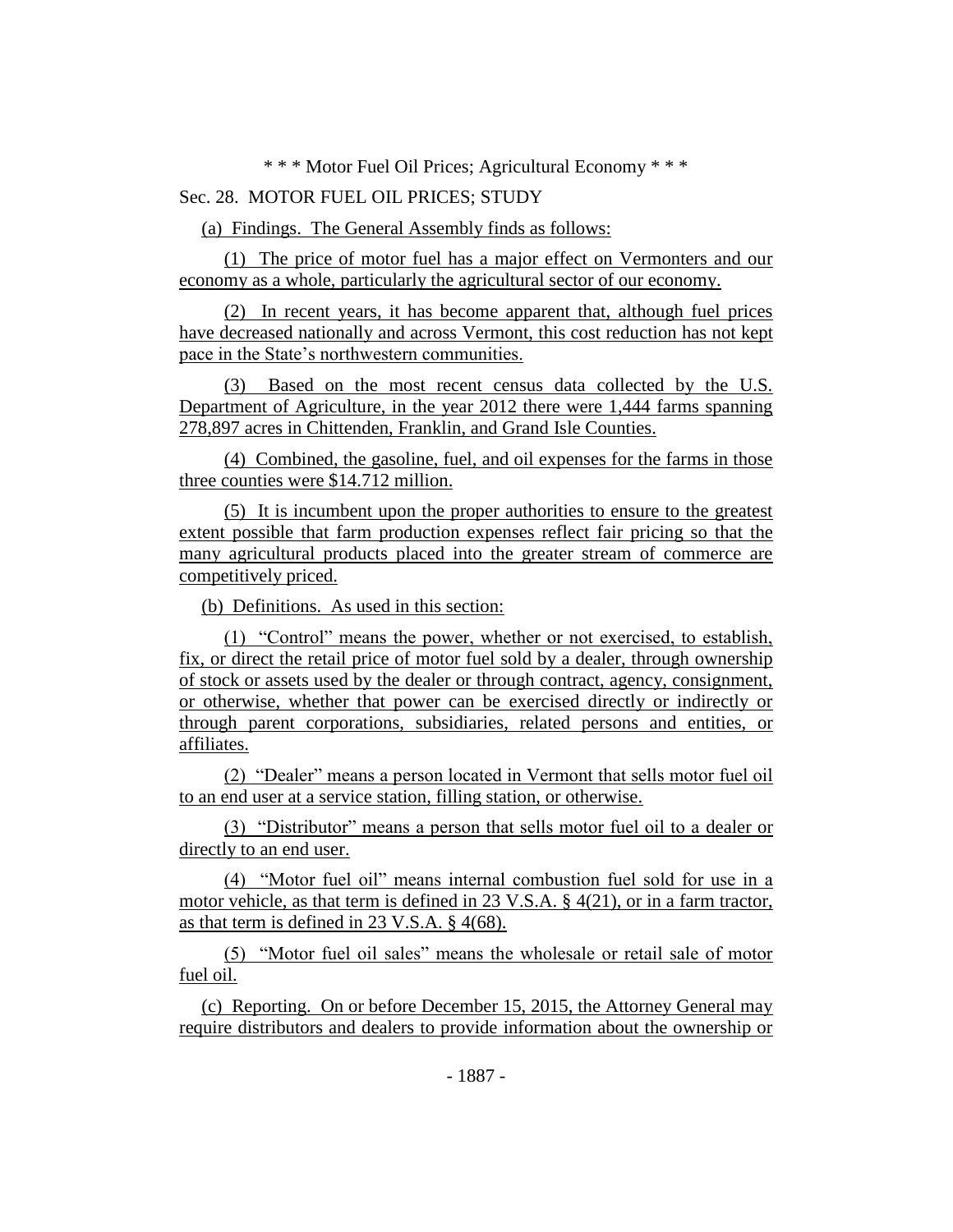\* \* \* Motor Fuel Oil Prices; Agricultural Economy \* \* \*

Sec. 28. MOTOR FUEL OIL PRICES; STUDY

(a) Findings. The General Assembly finds as follows:

(1) The price of motor fuel has a major effect on Vermonters and our economy as a whole, particularly the agricultural sector of our economy.

(2) In recent years, it has become apparent that, although fuel prices have decreased nationally and across Vermont, this cost reduction has not kept pace in the State's northwestern communities.

(3) Based on the most recent census data collected by the U.S. Department of Agriculture, in the year 2012 there were 1,444 farms spanning 278,897 acres in Chittenden, Franklin, and Grand Isle Counties.

(4) Combined, the gasoline, fuel, and oil expenses for the farms in those three counties were $14.712 million.

(5) It is incumbent upon the proper authorities to ensure to the greatest extent possible that farm production expenses reflect fair pricing so that the many agricultural products placed into the greater stream of commerce are competitively priced.

(b) Definitions. As used in this section:

(1) "Control" means the power, whether or not exercised, to establish, fix, or direct the retail price of motor fuel sold by a dealer, through ownership of stock or assets used by the dealer or through contract, agency, consignment, or otherwise, whether that power can be exercised directly or indirectly or through parent corporations, subsidiaries, related persons and entities, or affiliates.

(2) "Dealer" means a person located in Vermont that sells motor fuel oil to an end user at a service station, filling station, or otherwise.

(3) "Distributor" means a person that sells motor fuel oil to a dealer or directly to an end user.

(4) "Motor fuel oil" means internal combustion fuel sold for use in a motor vehicle, as that term is defined in 23 V.S.A. § 4(21), or in a farm tractor, as that term is defined in 23 V.S.A. § 4(68).

(5) "Motor fuel oil sales" means the wholesale or retail sale of motor fuel oil.

(c) Reporting. On or before December 15, 2015, the Attorney General may require distributors and dealers to provide information about the ownership or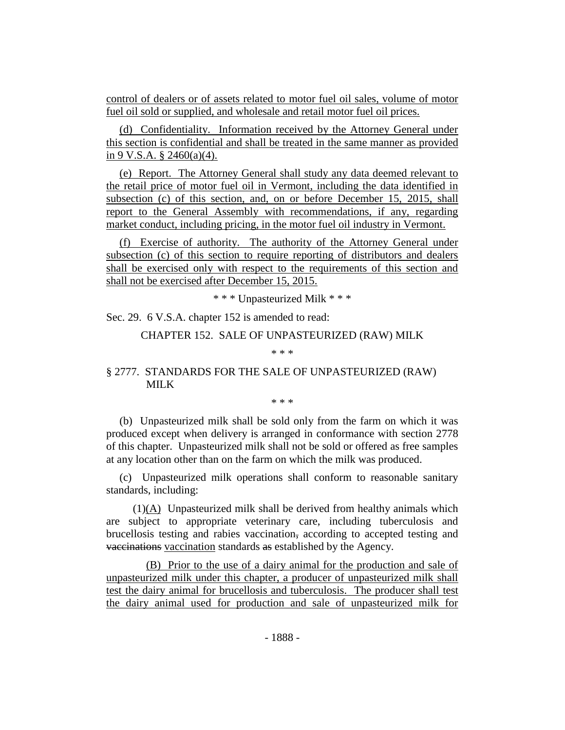control of dealers or of assets related to motor fuel oil sales, volume of motor fuel oil sold or supplied, and wholesale and retail motor fuel oil prices.

(d) Confidentiality. Information received by the Attorney General under this section is confidential and shall be treated in the same manner as provided in 9 V.S.A. § 2460(a)(4).

(e) Report. The Attorney General shall study any data deemed relevant to the retail price of motor fuel oil in Vermont, including the data identified in subsection (c) of this section, and, on or before December 15, 2015, shall report to the General Assembly with recommendations, if any, regarding market conduct, including pricing, in the motor fuel oil industry in Vermont.

(f) Exercise of authority. The authority of the Attorney General under subsection (c) of this section to require reporting of distributors and dealers shall be exercised only with respect to the requirements of this section and shall not be exercised after December 15, 2015.

\* \* \* Unpasteurized Milk \* \* \*

Sec. 29. 6 V.S.A. chapter 152 is amended to read:

CHAPTER 152. SALE OF UNPASTEURIZED (RAW) MILK

\* \* \*

§ 2777. STANDARDS FOR THE SALE OF UNPASTEURIZED (RAW) MILK

\* \* \*

(b) Unpasteurized milk shall be sold only from the farm on which it was produced except when delivery is arranged in conformance with section 2778 of this chapter. Unpasteurized milk shall not be sold or offered as free samples at any location other than on the farm on which the milk was produced.

(c) Unpasteurized milk operations shall conform to reasonable sanitary standards, including:

(1)(A) Unpasteurized milk shall be derived from healthy animals which are subject to appropriate veterinary care, including tuberculosis and brucellosis testing and rabies vaccination, according to accepted testing and ~~vaccinations~~ vaccination standards ~~as~~ established by the Agency.

(B) Prior to the use of a dairy animal for the production and sale of unpasteurized milk under this chapter, a producer of unpasteurized milk shall test the dairy animal for brucellosis and tuberculosis. The producer shall test the dairy animal used for production and sale of unpasteurized milk for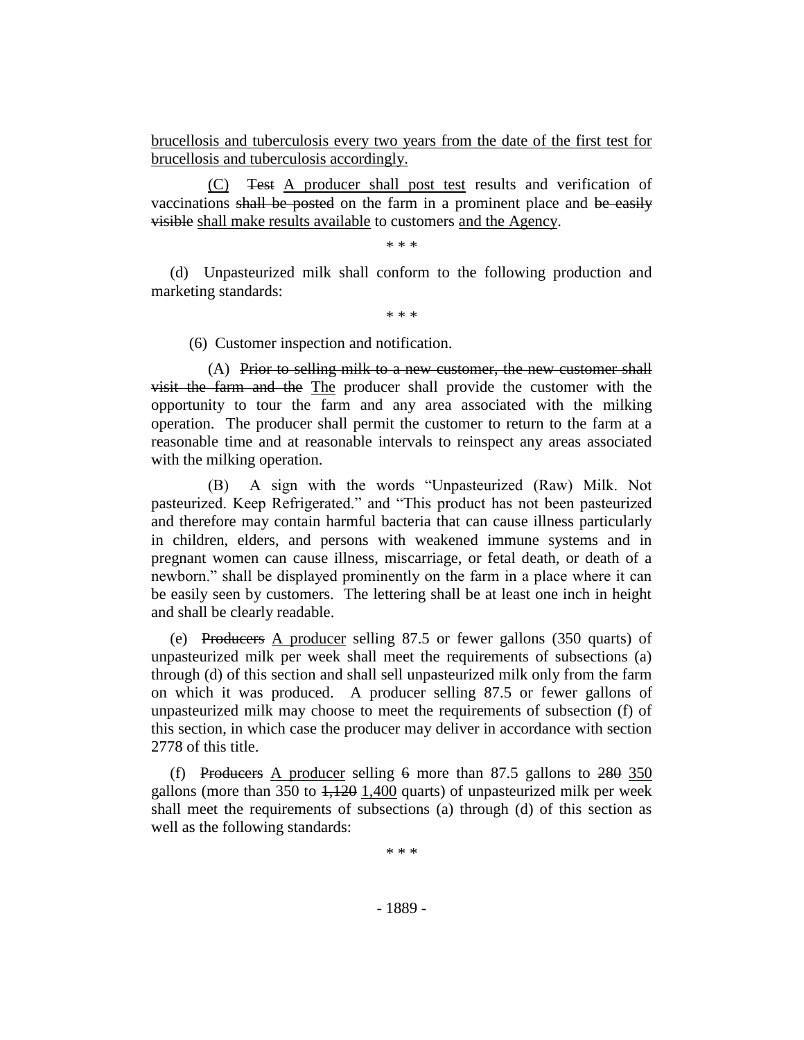brucellosis and tuberculosis every two years from the date of the first test for brucellosis and tuberculosis accordingly.

(C) ~~Test~~ A producer shall post test results and verification of vaccinations ~~shall be posted~~ on the farm in a prominent place and ~~be easily visible~~ shall make results available to customers and the Agency.

\* \* \*

(d) Unpasteurized milk shall conform to the following production and marketing standards:

\* \* \*

(6) Customer inspection and notification.

(A) ~~Prior to selling milk to a new customer, the new customer shall visit the farm and the~~ The producer shall provide the customer with the opportunity to tour the farm and any area associated with the milking operation. The producer shall permit the customer to return to the farm at a reasonable time and at reasonable intervals to reinspect any areas associated with the milking operation.

(B) A sign with the words "Unpasteurized (Raw) Milk. Not pasteurized. Keep Refrigerated." and "This product has not been pasteurized and therefore may contain harmful bacteria that can cause illness particularly in children, elders, and persons with weakened immune systems and in pregnant women can cause illness, miscarriage, or fetal death, or death of a newborn." shall be displayed prominently on the farm in a place where it can be easily seen by customers. The lettering shall be at least one inch in height and shall be clearly readable.

(e) ~~Producers~~ A producer selling 87.5 or fewer gallons (350 quarts) of unpasteurized milk per week shall meet the requirements of subsections (a) through (d) of this section and shall sell unpasteurized milk only from the farm on which it was produced. A producer selling 87.5 or fewer gallons of unpasteurized milk may choose to meet the requirements of subsection (f) of this section, in which case the producer may deliver in accordance with section 2778 of this title.

(f) ~~Producers~~ A producer selling ~~6~~ more than 87.5 gallons to ~~280~~ 350 gallons (more than 350 to ~~1,120~~ 1,400 quarts) of unpasteurized milk per week shall meet the requirements of subsections (a) through (d) of this section as well as the following standards:

\* \* \*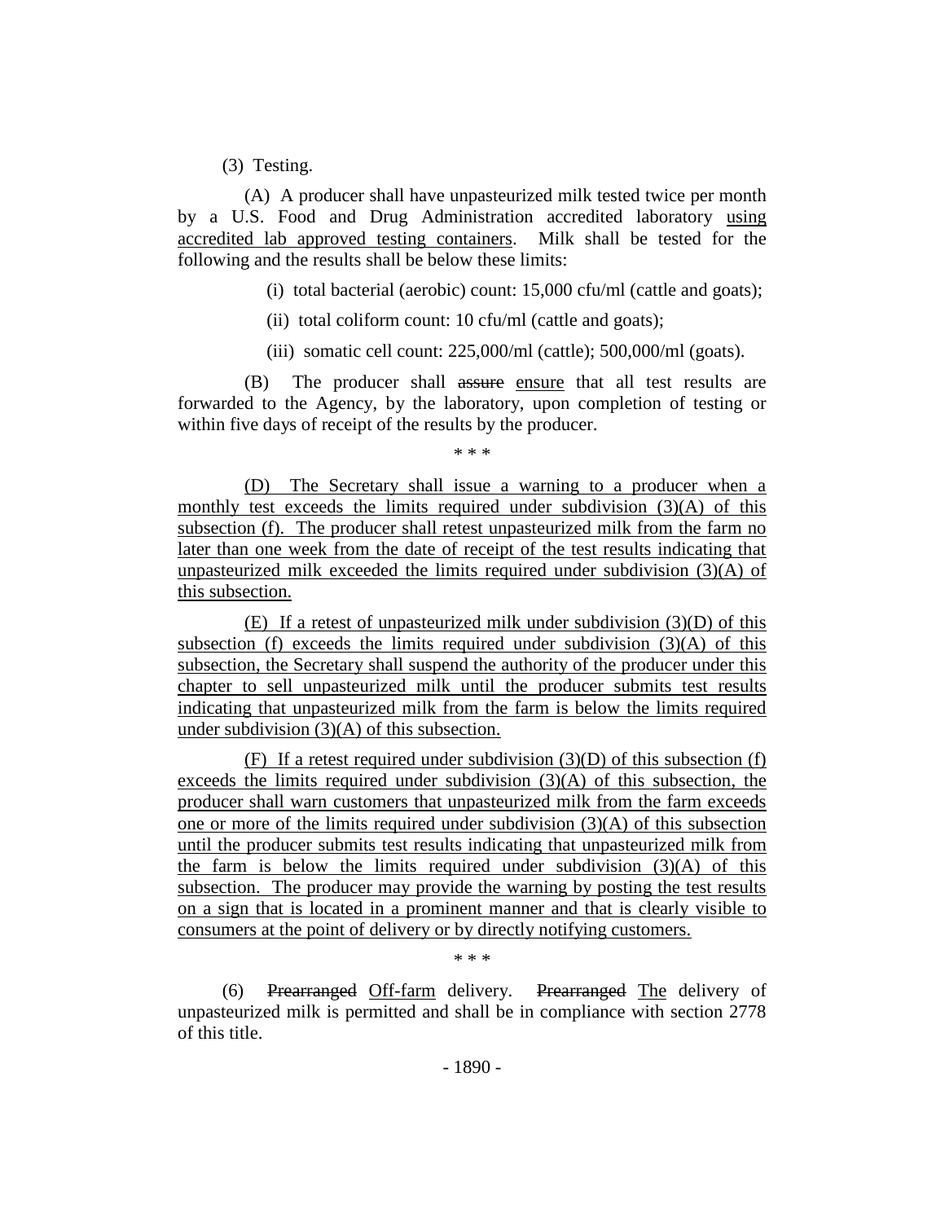(3) Testing.

(A) A producer shall have unpasteurized milk tested twice per month by a U.S. Food and Drug Administration accredited laboratory <u>using accredited lab approved testing containers</u>. Milk shall be tested for the following and the results shall be below these limits:

(i) total bacterial (aerobic) count: 15,000 cfu/ml (cattle and goats);

(ii) total coliform count: 10 cfu/ml (cattle and goats);

(iii) somatic cell count: 225,000/ml (cattle); 500,000/ml (goats).

(B) The producer shall ~~assure~~ <u>ensure</u> that all test results are forwarded to the Agency, by the laboratory, upon completion of testing or within five days of receipt of the results by the producer.

\* \* \*

<u>(D) The Secretary shall issue a warning to a producer when a monthly test exceeds the limits required under subdivision (3)(A) of this subsection (f). The producer shall retest unpasteurized milk from the farm no later than one week from the date of receipt of the test results indicating that unpasteurized milk exceeded the limits required under subdivision (3)(A) of this subsection.</u>

<u>(E) If a retest of unpasteurized milk under subdivision (3)(D) of this subsection (f) exceeds the limits required under subdivision (3)(A) of this subsection, the Secretary shall suspend the authority of the producer under this chapter to sell unpasteurized milk until the producer submits test results indicating that unpasteurized milk from the farm is below the limits required under subdivision (3)(A) of this subsection.</u>

<u>(F) If a retest required under subdivision (3)(D) of this subsection (f) exceeds the limits required under subdivision (3)(A) of this subsection, the producer shall warn customers that unpasteurized milk from the farm exceeds one or more of the limits required under subdivision (3)(A) of this subsection until the producer submits test results indicating that unpasteurized milk from the farm is below the limits required under subdivision (3)(A) of this subsection. The producer may provide the warning by posting the test results on a sign that is located in a prominent manner and that is clearly visible to consumers at the point of delivery or by directly notifying customers.</u>

\* \* \*

(6) ~~Prearranged~~ <u>Off-farm</u> delivery. ~~Prearranged~~ <u>The</u> delivery of unpasteurized milk is permitted and shall be in compliance with section 2778 of this title.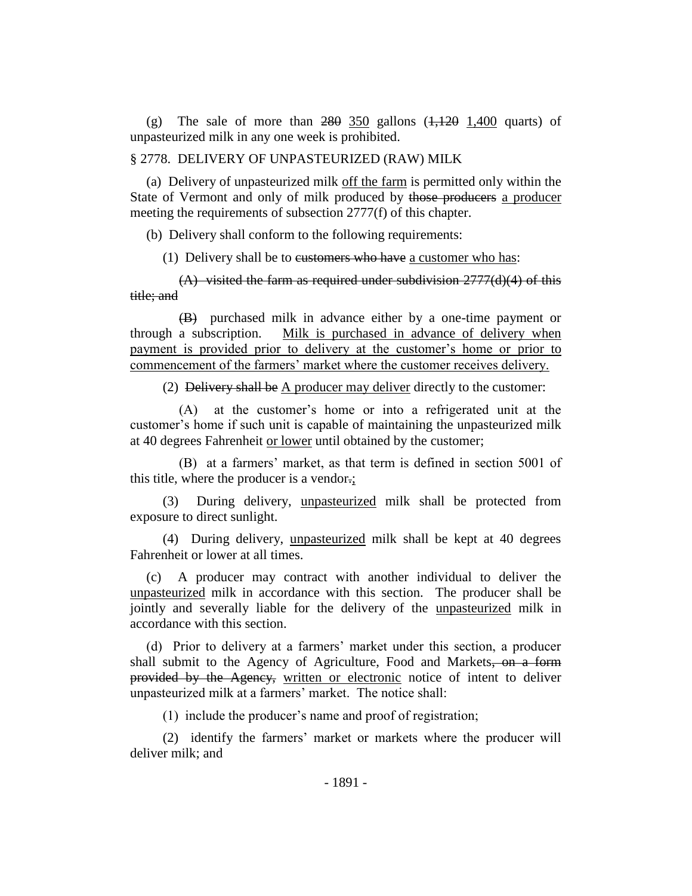(g) The sale of more than ~~280~~ <u>350</u> gallons (~~1,120~~ <u>1,400</u> quarts) of unpasteurized milk in any one week is prohibited.

§ 2778. DELIVERY OF UNPASTEURIZED (RAW) MILK

(a) Delivery of unpasteurized milk <u>off the farm</u> is permitted only within the State of Vermont and only of milk produced by ~~those producers~~ <u>a producer</u> meeting the requirements of subsection 2777(f) of this chapter.

(b) Delivery shall conform to the following requirements:

(1) Delivery shall be to ~~customers who have~~ <u>a customer who has</u>:

~~(A) visited the farm as required under subdivision 2777(d)(4) of this title; and~~

~~(B)~~ purchased milk in advance either by a one-time payment or through a subscription. <u>Milk is purchased in advance of delivery when payment is provided prior to delivery at the customer's home or prior to commencement of the farmers' market where the customer receives delivery.</u>

(2) ~~Delivery shall be~~ <u>A producer may deliver</u> directly to the customer:

(A) at the customer's home or into a refrigerated unit at the customer's home if such unit is capable of maintaining the unpasteurized milk at 40 degrees Fahrenheit <u>or lower</u> until obtained by the customer;

(B) at a farmers' market, as that term is defined in section 5001 of this title, where the producer is a vendor~~.~~<u>;</u>

(3) During delivery, <u>unpasteurized</u> milk shall be protected from exposure to direct sunlight.

(4) During delivery, <u>unpasteurized</u> milk shall be kept at 40 degrees Fahrenheit or lower at all times.

(c) A producer may contract with another individual to deliver the <u>unpasteurized</u> milk in accordance with this section. The producer shall be jointly and severally liable for the delivery of the <u>unpasteurized</u> milk in accordance with this section.

(d) Prior to delivery at a farmers' market under this section, a producer shall submit to the Agency of Agriculture, Food and Markets~~, on a form provided by the Agency,~~ <u>written or electronic</u> notice of intent to deliver unpasteurized milk at a farmers' market. The notice shall:

(1) include the producer's name and proof of registration;

(2) identify the farmers' market or markets where the producer will deliver milk; and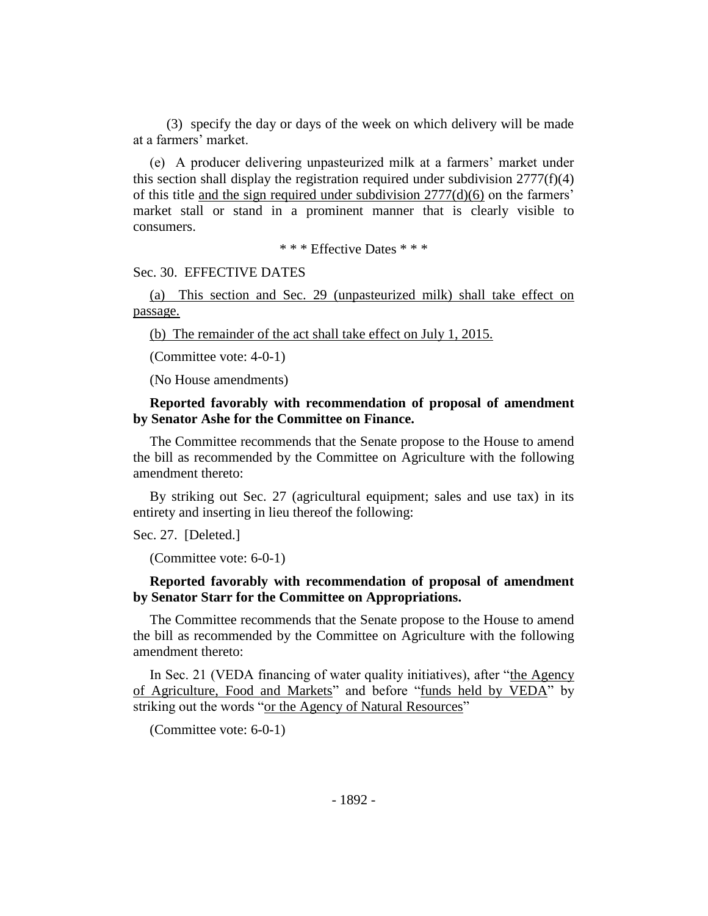(3) specify the day or days of the week on which delivery will be made at a farmers' market.

(e) A producer delivering unpasteurized milk at a farmers' market under this section shall display the registration required under subdivision 2777(f)(4) of this title <u>and the sign required under subdivision 2777(d)(6)</u> on the farmers' market stall or stand in a prominent manner that is clearly visible to consumers.

\* \* \* Effective Dates \* \* \*

Sec. 30. EFFECTIVE DATES

<u>(a) This section and Sec. 29 (unpasteurized milk) shall take effect on passage.</u>

<u>(b) The remainder of the act shall take effect on July 1, 2015.</u>

(Committee vote: 4-0-1)

(No House amendments)

**Reported favorably with recommendation of proposal of amendment by Senator Ashe for the Committee on Finance.**

The Committee recommends that the Senate propose to the House to amend the bill as recommended by the Committee on Agriculture with the following amendment thereto:

By striking out Sec. 27 (agricultural equipment; sales and use tax) in its entirety and inserting in lieu thereof the following:

Sec. 27. [Deleted.]

(Committee vote: 6-0-1)

**Reported favorably with recommendation of proposal of amendment by Senator Starr for the Committee on Appropriations.**

The Committee recommends that the Senate propose to the House to amend the bill as recommended by the Committee on Agriculture with the following amendment thereto:

In Sec. 21 (VEDA financing of water quality initiatives), after "<u>the Agency of Agriculture, Food and Markets</u>" and before "<u>funds held by VEDA</u>" by striking out the words "<u>or the Agency of Natural Resources</u>"

(Committee vote: 6-0-1)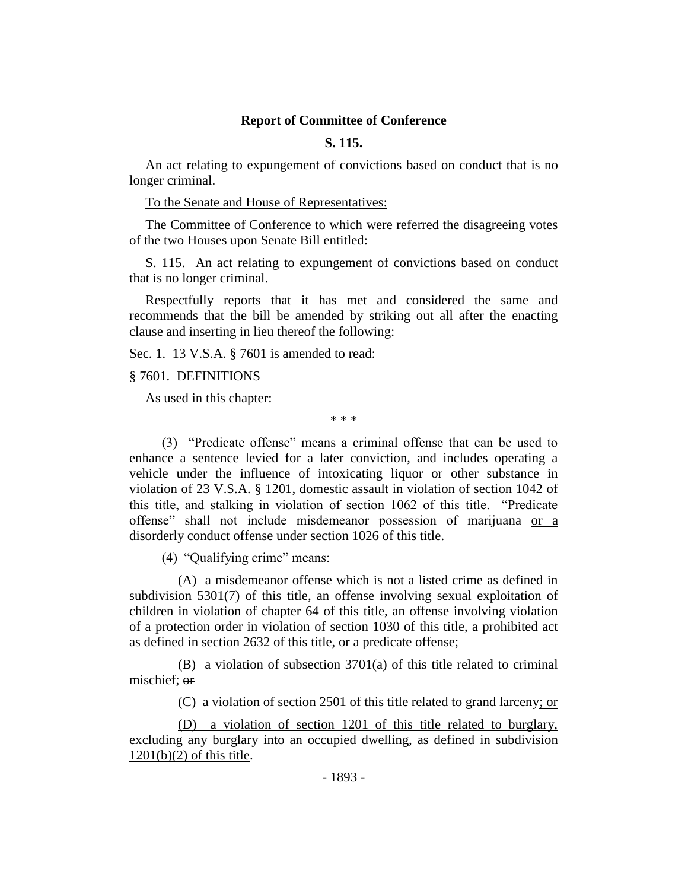**Report of Committee of Conference**

**S. 115.**

An act relating to expungement of convictions based on conduct that is no longer criminal.

To the Senate and House of Representatives:

The Committee of Conference to which were referred the disagreeing votes of the two Houses upon Senate Bill entitled:

S. 115. An act relating to expungement of convictions based on conduct that is no longer criminal.

Respectfully reports that it has met and considered the same and recommends that the bill be amended by striking out all after the enacting clause and inserting in lieu thereof the following:

Sec. 1. 13 V.S.A. § 7601 is amended to read:

§ 7601. DEFINITIONS

As used in this chapter:

\* \* \*

(3) "Predicate offense" means a criminal offense that can be used to enhance a sentence levied for a later conviction, and includes operating a vehicle under the influence of intoxicating liquor or other substance in violation of 23 V.S.A. § 1201, domestic assault in violation of section 1042 of this title, and stalking in violation of section 1062 of this title. "Predicate offense" shall not include misdemeanor possession of marijuana <u>or a disorderly conduct offense under section 1026 of this title</u>.

(4) "Qualifying crime" means:

(A) a misdemeanor offense which is not a listed crime as defined in subdivision 5301(7) of this title, an offense involving sexual exploitation of children in violation of chapter 64 of this title, an offense involving violation of a protection order in violation of section 1030 of this title, a prohibited act as defined in section 2632 of this title, or a predicate offense;

(B) a violation of subsection 3701(a) of this title related to criminal mischief; ~~or~~

(C) a violation of section 2501 of this title related to grand larceny<u>; or</u>

<u>(D) a violation of section 1201 of this title related to burglary, excluding any burglary into an occupied dwelling, as defined in subdivision 1201(b)(2) of this title</u>.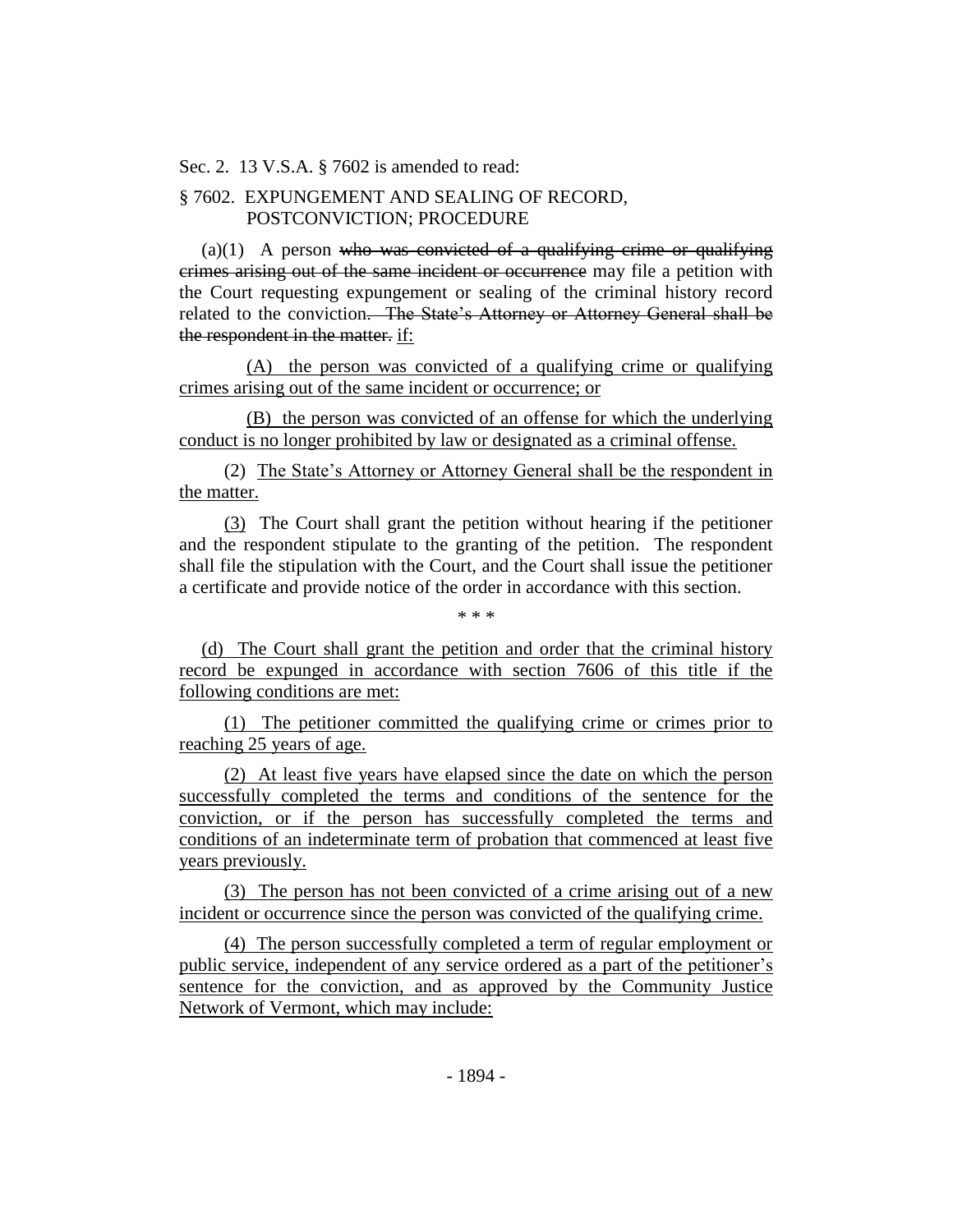Sec. 2. 13 V.S.A. § 7602 is amended to read:

§ 7602. EXPUNGEMENT AND SEALING OF RECORD, POSTCONVICTION; PROCEDURE

(a)(1) A person ~~who was convicted of a qualifying crime or qualifying crimes arising out of the same incident or occurrence~~ may file a petition with the Court requesting expungement or sealing of the criminal history record related to the conviction~~. The State's Attorney or Attorney General shall be the respondent in the matter.~~ <u>if:</u>

<u>(A) the person was convicted of a qualifying crime or qualifying crimes arising out of the same incident or occurrence; or</u>

<u>(B) the person was convicted of an offense for which the underlying conduct is no longer prohibited by law or designated as a criminal offense.</u>

(2) <u>The State's Attorney or Attorney General shall be the respondent in the matter.</u>

<u>(3)</u> The Court shall grant the petition without hearing if the petitioner and the respondent stipulate to the granting of the petition. The respondent shall file the stipulation with the Court, and the Court shall issue the petitioner a certificate and provide notice of the order in accordance with this section.

\* \* \*

<u>(d) The Court shall grant the petition and order that the criminal history record be expunged in accordance with section 7606 of this title if the following conditions are met:</u>

<u>(1) The petitioner committed the qualifying crime or crimes prior to reaching 25 years of age.</u>

<u>(2) At least five years have elapsed since the date on which the person successfully completed the terms and conditions of the sentence for the conviction, or if the person has successfully completed the terms and conditions of an indeterminate term of probation that commenced at least five years previously.</u>

<u>(3) The person has not been convicted of a crime arising out of a new incident or occurrence since the person was convicted of the qualifying crime.</u>

<u>(4) The person successfully completed a term of regular employment or public service, independent of any service ordered as a part of the petitioner's sentence for the conviction, and as approved by the Community Justice Network of Vermont, which may include:</u>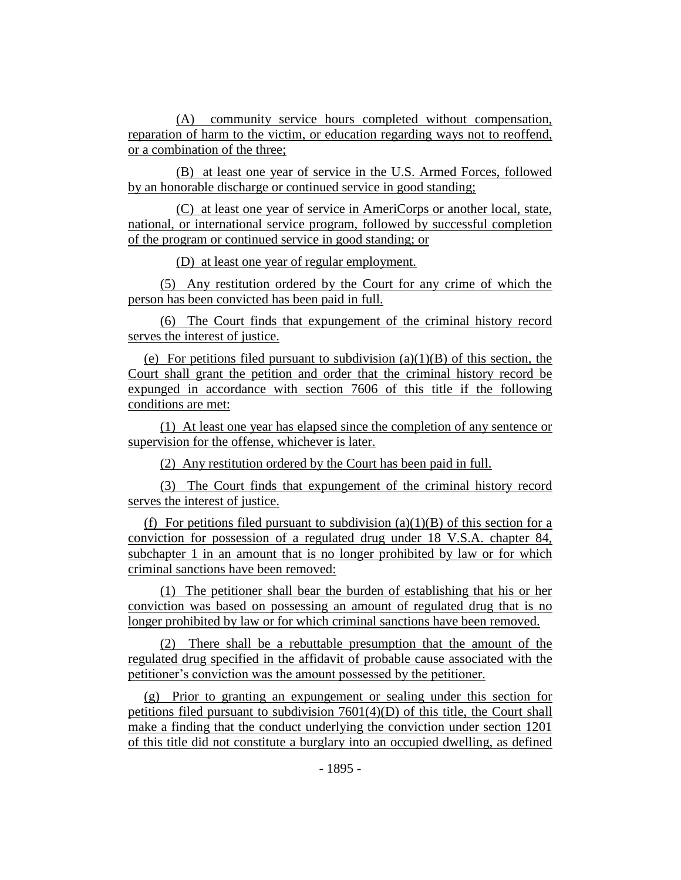(A) community service hours completed without compensation, reparation of harm to the victim, or education regarding ways not to reoffend, or a combination of the three;

(B) at least one year of service in the U.S. Armed Forces, followed by an honorable discharge or continued service in good standing;

(C) at least one year of service in AmeriCorps or another local, state, national, or international service program, followed by successful completion of the program or continued service in good standing; or

(D) at least one year of regular employment.

(5) Any restitution ordered by the Court for any crime of which the person has been convicted has been paid in full.

(6) The Court finds that expungement of the criminal history record serves the interest of justice.

(e) For petitions filed pursuant to subdivision (a)(1)(B) of this section, the Court shall grant the petition and order that the criminal history record be expunged in accordance with section 7606 of this title if the following conditions are met:

(1) At least one year has elapsed since the completion of any sentence or supervision for the offense, whichever is later.

(2) Any restitution ordered by the Court has been paid in full.

(3) The Court finds that expungement of the criminal history record serves the interest of justice.

(f) For petitions filed pursuant to subdivision (a)(1)(B) of this section for a conviction for possession of a regulated drug under 18 V.S.A. chapter 84, subchapter 1 in an amount that is no longer prohibited by law or for which criminal sanctions have been removed:

(1) The petitioner shall bear the burden of establishing that his or her conviction was based on possessing an amount of regulated drug that is no longer prohibited by law or for which criminal sanctions have been removed.

(2) There shall be a rebuttable presumption that the amount of the regulated drug specified in the affidavit of probable cause associated with the petitioner's conviction was the amount possessed by the petitioner.

(g) Prior to granting an expungement or sealing under this section for petitions filed pursuant to subdivision 7601(4)(D) of this title, the Court shall make a finding that the conduct underlying the conviction under section 1201 of this title did not constitute a burglary into an occupied dwelling, as defined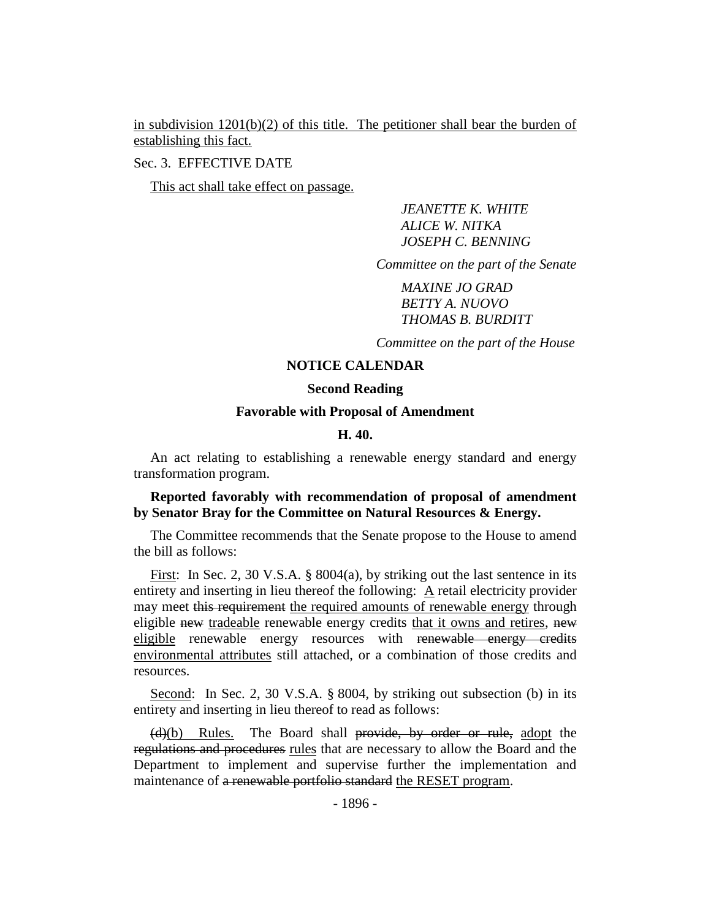<u>in subdivision 1201(b)(2) of this title. The petitioner shall bear the burden of establishing this fact.</u>

Sec. 3. EFFECTIVE DATE

<u>This act shall take effect on passage.</u>

*JEANETTE K. WHITE*
*ALICE W. NITKA*
*JOSEPH C. BENNING*

*Committee on the part of the Senate*

*MAXINE JO GRAD*
*BETTY A. NUOVO*
*THOMAS B. BURDITT*

*Committee on the part of the House*

## NOTICE CALENDAR

### Second Reading

### Favorable with Proposal of Amendment

### H. 40.

An act relating to establishing a renewable energy standard and energy transformation program.

**Reported favorably with recommendation of proposal of amendment by Senator Bray for the Committee on Natural Resources & Energy.**

The Committee recommends that the Senate propose to the House to amend the bill as follows:

<u>First</u>: In Sec. 2, 30 V.S.A. § 8004(a), by striking out the last sentence in its entirety and inserting in lieu thereof the following: <u>A</u> retail electricity provider may meet ~~this requirement~~ <u>the required amounts of renewable energy</u> through eligible ~~new~~ <u>tradeable</u> renewable energy credits <u>that it owns and retires</u>, ~~new~~ <u>eligible</u> renewable energy resources with ~~renewable energy credits~~ <u>environmental attributes</u> still attached, or a combination of those credits and resources.

<u>Second</u>: In Sec. 2, 30 V.S.A. § 8004, by striking out subsection (b) in its entirety and inserting in lieu thereof to read as follows:

~~(d)~~<u>(b)</u> <u>Rules.</u> The Board shall ~~provide, by order or rule,~~ <u>adopt</u> the ~~regulations and procedures~~ <u>rules</u> that are necessary to allow the Board and the Department to implement and supervise further the implementation and maintenance of ~~a renewable portfolio standard~~ <u>the RESET program</u>.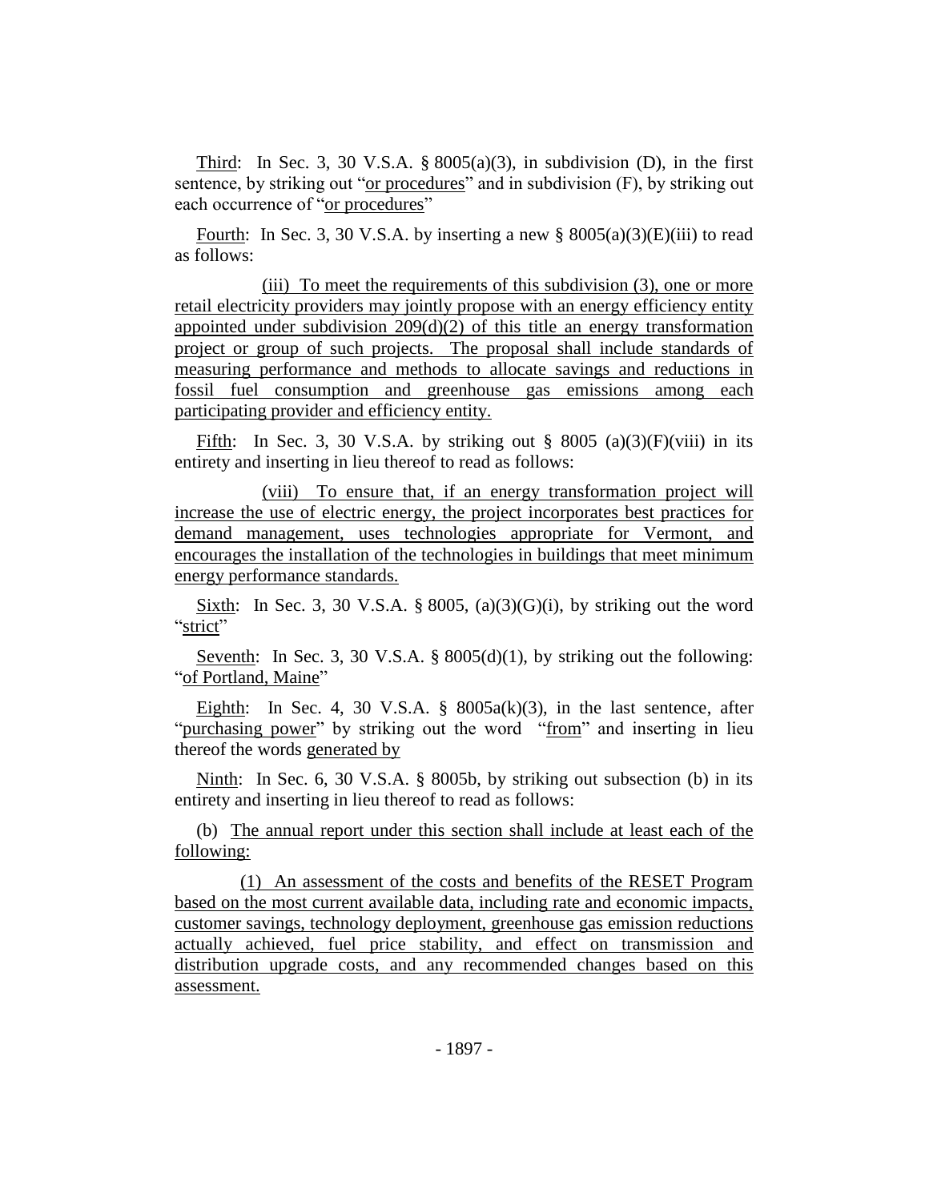Third: In Sec. 3, 30 V.S.A. § 8005(a)(3), in subdivision (D), in the first sentence, by striking out "or procedures" and in subdivision (F), by striking out each occurrence of "or procedures"

Fourth: In Sec. 3, 30 V.S.A. by inserting a new § 8005(a)(3)(E)(iii) to read as follows:

(iii) To meet the requirements of this subdivision (3), one or more retail electricity providers may jointly propose with an energy efficiency entity appointed under subdivision 209(d)(2) of this title an energy transformation project or group of such projects. The proposal shall include standards of measuring performance and methods to allocate savings and reductions in fossil fuel consumption and greenhouse gas emissions among each participating provider and efficiency entity.

Fifth: In Sec. 3, 30 V.S.A. by striking out § 8005 (a)(3)(F)(viii) in its entirety and inserting in lieu thereof to read as follows:

(viii) To ensure that, if an energy transformation project will increase the use of electric energy, the project incorporates best practices for demand management, uses technologies appropriate for Vermont, and encourages the installation of the technologies in buildings that meet minimum energy performance standards.

Sixth: In Sec. 3, 30 V.S.A. § 8005, (a)(3)(G)(i), by striking out the word "strict"

Seventh: In Sec. 3, 30 V.S.A. § 8005(d)(1), by striking out the following: "of Portland, Maine"

Eighth: In Sec. 4, 30 V.S.A. § 8005a(k)(3), in the last sentence, after "purchasing power" by striking out the word "from" and inserting in lieu thereof the words generated by

Ninth: In Sec. 6, 30 V.S.A. § 8005b, by striking out subsection (b) in its entirety and inserting in lieu thereof to read as follows:

(b) The annual report under this section shall include at least each of the following:

(1) An assessment of the costs and benefits of the RESET Program based on the most current available data, including rate and economic impacts, customer savings, technology deployment, greenhouse gas emission reductions actually achieved, fuel price stability, and effect on transmission and distribution upgrade costs, and any recommended changes based on this assessment.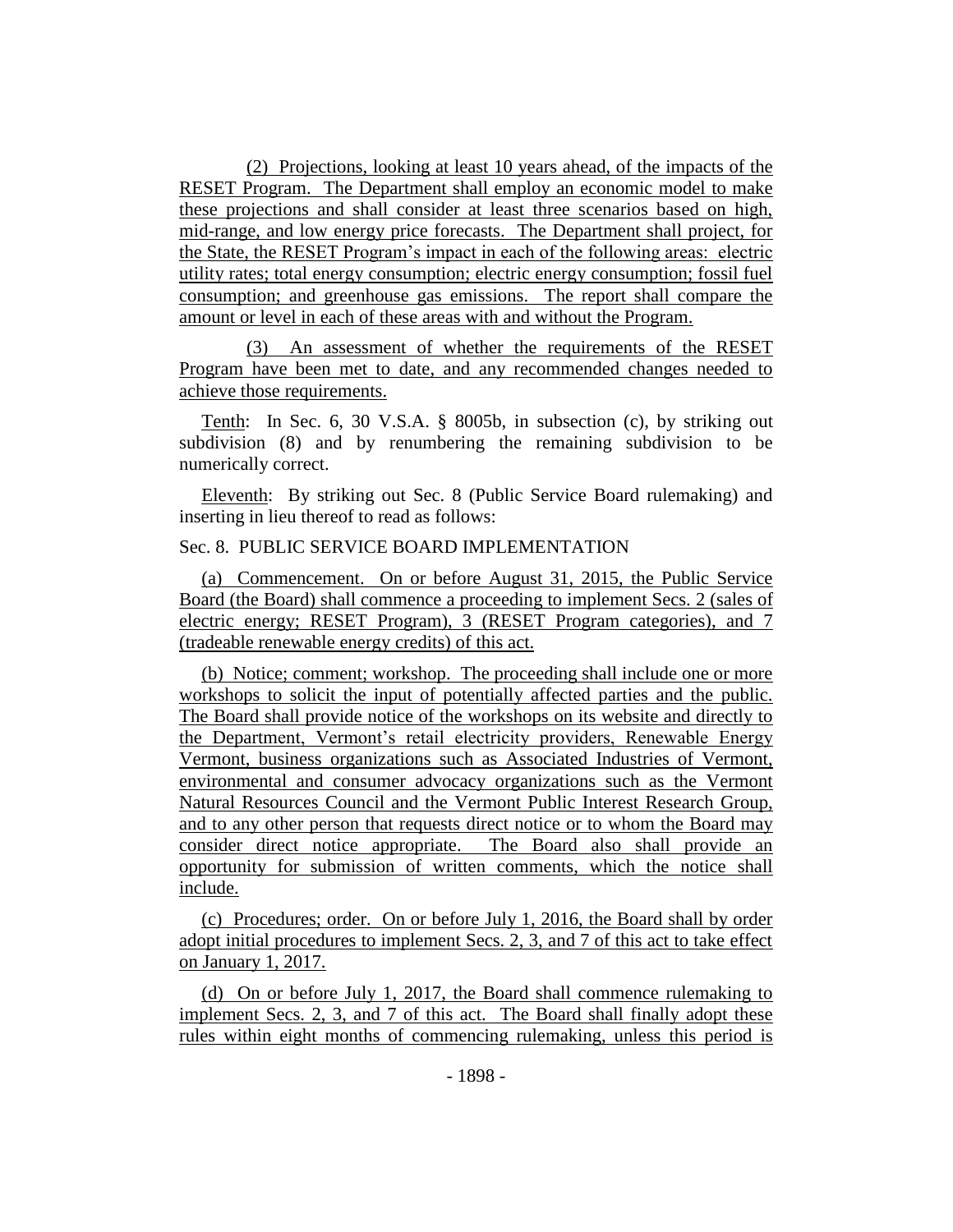(2) Projections, looking at least 10 years ahead, of the impacts of the RESET Program. The Department shall employ an economic model to make these projections and shall consider at least three scenarios based on high, mid-range, and low energy price forecasts. The Department shall project, for the State, the RESET Program's impact in each of the following areas: electric utility rates; total energy consumption; electric energy consumption; fossil fuel consumption; and greenhouse gas emissions. The report shall compare the amount or level in each of these areas with and without the Program.

(3) An assessment of whether the requirements of the RESET Program have been met to date, and any recommended changes needed to achieve those requirements.

Tenth: In Sec. 6, 30 V.S.A. § 8005b, in subsection (c), by striking out subdivision (8) and by renumbering the remaining subdivision to be numerically correct.

Eleventh: By striking out Sec. 8 (Public Service Board rulemaking) and inserting in lieu thereof to read as follows:

Sec. 8. PUBLIC SERVICE BOARD IMPLEMENTATION

(a) Commencement. On or before August 31, 2015, the Public Service Board (the Board) shall commence a proceeding to implement Secs. 2 (sales of electric energy; RESET Program), 3 (RESET Program categories), and 7 (tradeable renewable energy credits) of this act.

(b) Notice; comment; workshop. The proceeding shall include one or more workshops to solicit the input of potentially affected parties and the public. The Board shall provide notice of the workshops on its website and directly to the Department, Vermont's retail electricity providers, Renewable Energy Vermont, business organizations such as Associated Industries of Vermont, environmental and consumer advocacy organizations such as the Vermont Natural Resources Council and the Vermont Public Interest Research Group, and to any other person that requests direct notice or to whom the Board may consider direct notice appropriate. The Board also shall provide an opportunity for submission of written comments, which the notice shall include.

(c) Procedures; order. On or before July 1, 2016, the Board shall by order adopt initial procedures to implement Secs. 2, 3, and 7 of this act to take effect on January 1, 2017.

(d) On or before July 1, 2017, the Board shall commence rulemaking to implement Secs. 2, 3, and 7 of this act. The Board shall finally adopt these rules within eight months of commencing rulemaking, unless this period is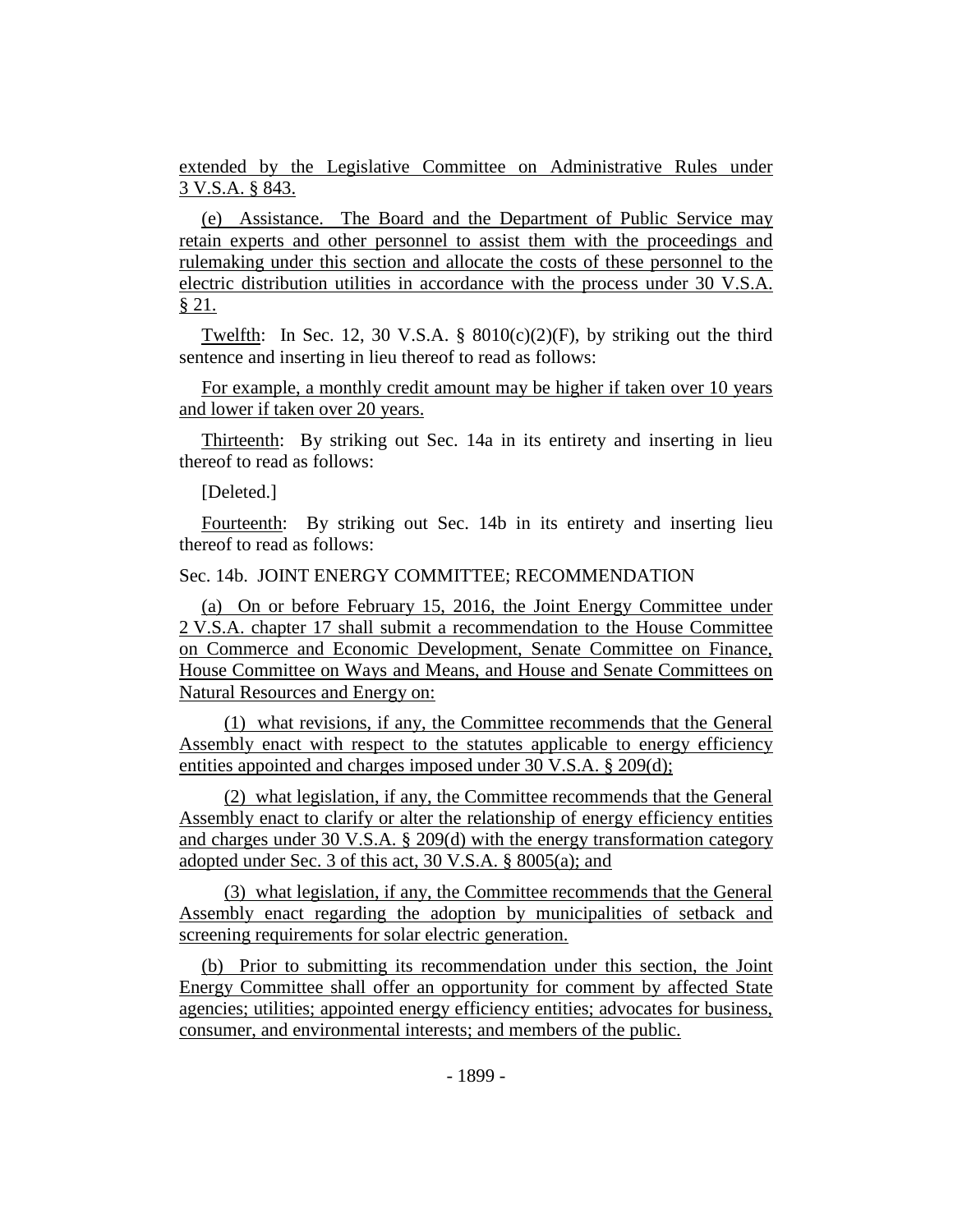extended by the Legislative Committee on Administrative Rules under 3 V.S.A. § 843.

(e) Assistance. The Board and the Department of Public Service may retain experts and other personnel to assist them with the proceedings and rulemaking under this section and allocate the costs of these personnel to the electric distribution utilities in accordance with the process under 30 V.S.A. § 21.

Twelfth: In Sec. 12, 30 V.S.A. § 8010(c)(2)(F), by striking out the third sentence and inserting in lieu thereof to read as follows:

For example, a monthly credit amount may be higher if taken over 10 years and lower if taken over 20 years.

Thirteenth: By striking out Sec. 14a in its entirety and inserting in lieu thereof to read as follows:

[Deleted.]

Fourteenth: By striking out Sec. 14b in its entirety and inserting lieu thereof to read as follows:

Sec. 14b. JOINT ENERGY COMMITTEE; RECOMMENDATION

(a) On or before February 15, 2016, the Joint Energy Committee under 2 V.S.A. chapter 17 shall submit a recommendation to the House Committee on Commerce and Economic Development, Senate Committee on Finance, House Committee on Ways and Means, and House and Senate Committees on Natural Resources and Energy on:

(1) what revisions, if any, the Committee recommends that the General Assembly enact with respect to the statutes applicable to energy efficiency entities appointed and charges imposed under 30 V.S.A. § 209(d);

(2) what legislation, if any, the Committee recommends that the General Assembly enact to clarify or alter the relationship of energy efficiency entities and charges under 30 V.S.A. § 209(d) with the energy transformation category adopted under Sec. 3 of this act, 30 V.S.A. § 8005(a); and

(3) what legislation, if any, the Committee recommends that the General Assembly enact regarding the adoption by municipalities of setback and screening requirements for solar electric generation.

(b) Prior to submitting its recommendation under this section, the Joint Energy Committee shall offer an opportunity for comment by affected State agencies; utilities; appointed energy efficiency entities; advocates for business, consumer, and environmental interests; and members of the public.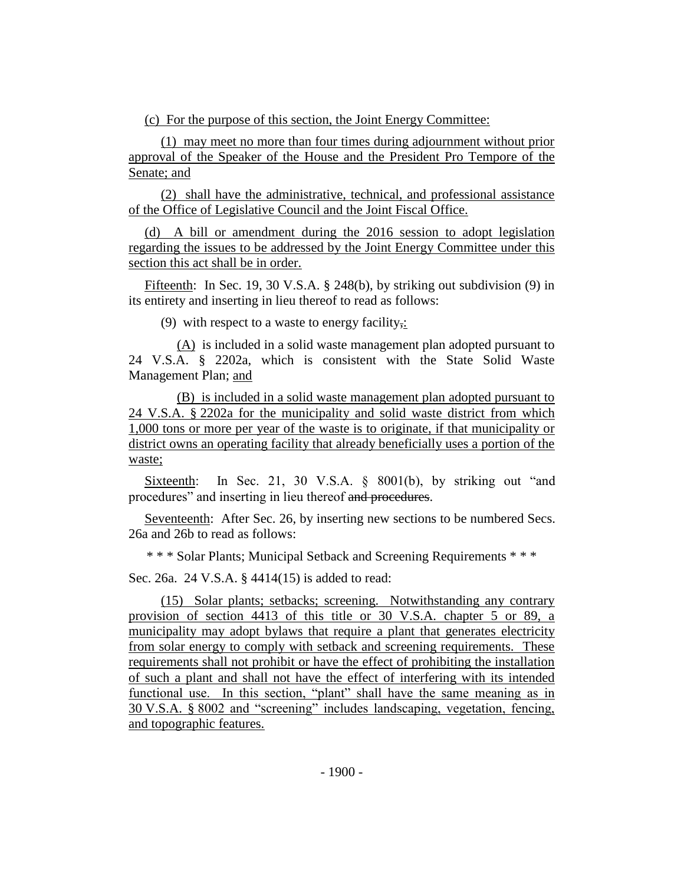(c) For the purpose of this section, the Joint Energy Committee:

(1) may meet no more than four times during adjournment without prior approval of the Speaker of the House and the President Pro Tempore of the Senate; and

(2) shall have the administrative, technical, and professional assistance of the Office of Legislative Council and the Joint Fiscal Office.

(d) A bill or amendment during the 2016 session to adopt legislation regarding the issues to be addressed by the Joint Energy Committee under this section this act shall be in order.

Fifteenth: In Sec. 19, 30 V.S.A. § 248(b), by striking out subdivision (9) in its entirety and inserting in lieu thereof to read as follows:

(9) with respect to a waste to energy facility,:

(A) is included in a solid waste management plan adopted pursuant to 24 V.S.A. § 2202a, which is consistent with the State Solid Waste Management Plan; and

(B) is included in a solid waste management plan adopted pursuant to 24 V.S.A. § 2202a for the municipality and solid waste district from which 1,000 tons or more per year of the waste is to originate, if that municipality or district owns an operating facility that already beneficially uses a portion of the waste;

Sixteenth: In Sec. 21, 30 V.S.A. § 8001(b), by striking out "and procedures" and inserting in lieu thereof ~~and procedures~~.

Seventeenth: After Sec. 26, by inserting new sections to be numbered Secs. 26a and 26b to read as follows:

* * * Solar Plants; Municipal Setback and Screening Requirements * * *

Sec. 26a. 24 V.S.A. § 4414(15) is added to read:

(15) Solar plants; setbacks; screening. Notwithstanding any contrary provision of section 4413 of this title or 30 V.S.A. chapter 5 or 89, a municipality may adopt bylaws that require a plant that generates electricity from solar energy to comply with setback and screening requirements. These requirements shall not prohibit or have the effect of prohibiting the installation of such a plant and shall not have the effect of interfering with its intended functional use. In this section, "plant" shall have the same meaning as in 30 V.S.A. § 8002 and "screening" includes landscaping, vegetation, fencing, and topographic features.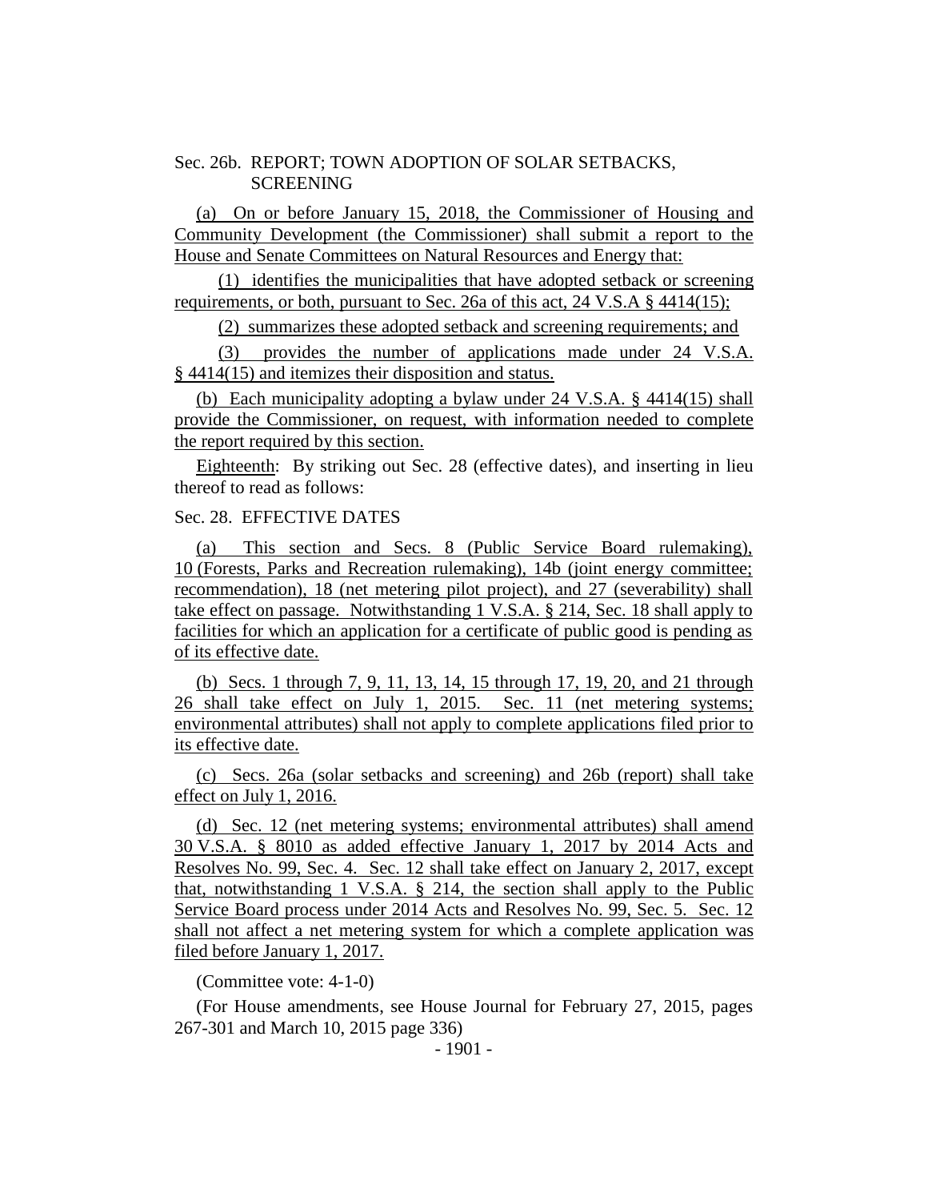Sec. 26b. REPORT; TOWN ADOPTION OF SOLAR SETBACKS, SCREENING

(a) On or before January 15, 2018, the Commissioner of Housing and Community Development (the Commissioner) shall submit a report to the House and Senate Committees on Natural Resources and Energy that:

(1) identifies the municipalities that have adopted setback or screening requirements, or both, pursuant to Sec. 26a of this act, 24 V.S.A § 4414(15);

(2) summarizes these adopted setback and screening requirements; and

(3) provides the number of applications made under 24 V.S.A. § 4414(15) and itemizes their disposition and status.

(b) Each municipality adopting a bylaw under 24 V.S.A. § 4414(15) shall provide the Commissioner, on request, with information needed to complete the report required by this section.

Eighteenth: By striking out Sec. 28 (effective dates), and inserting in lieu thereof to read as follows:

Sec. 28. EFFECTIVE DATES

(a) This section and Secs. 8 (Public Service Board rulemaking), 10 (Forests, Parks and Recreation rulemaking), 14b (joint energy committee; recommendation), 18 (net metering pilot project), and 27 (severability) shall take effect on passage. Notwithstanding 1 V.S.A. § 214, Sec. 18 shall apply to facilities for which an application for a certificate of public good is pending as of its effective date.

(b) Secs. 1 through 7, 9, 11, 13, 14, 15 through 17, 19, 20, and 21 through 26 shall take effect on July 1, 2015. Sec. 11 (net metering systems; environmental attributes) shall not apply to complete applications filed prior to its effective date.

(c) Secs. 26a (solar setbacks and screening) and 26b (report) shall take effect on July 1, 2016.

(d) Sec. 12 (net metering systems; environmental attributes) shall amend 30 V.S.A. § 8010 as added effective January 1, 2017 by 2014 Acts and Resolves No. 99, Sec. 4. Sec. 12 shall take effect on January 2, 2017, except that, notwithstanding 1 V.S.A. § 214, the section shall apply to the Public Service Board process under 2014 Acts and Resolves No. 99, Sec. 5. Sec. 12 shall not affect a net metering system for which a complete application was filed before January 1, 2017.

(Committee vote: 4-1-0)

(For House amendments, see House Journal for February 27, 2015, pages 267-301 and March 10, 2015 page 336)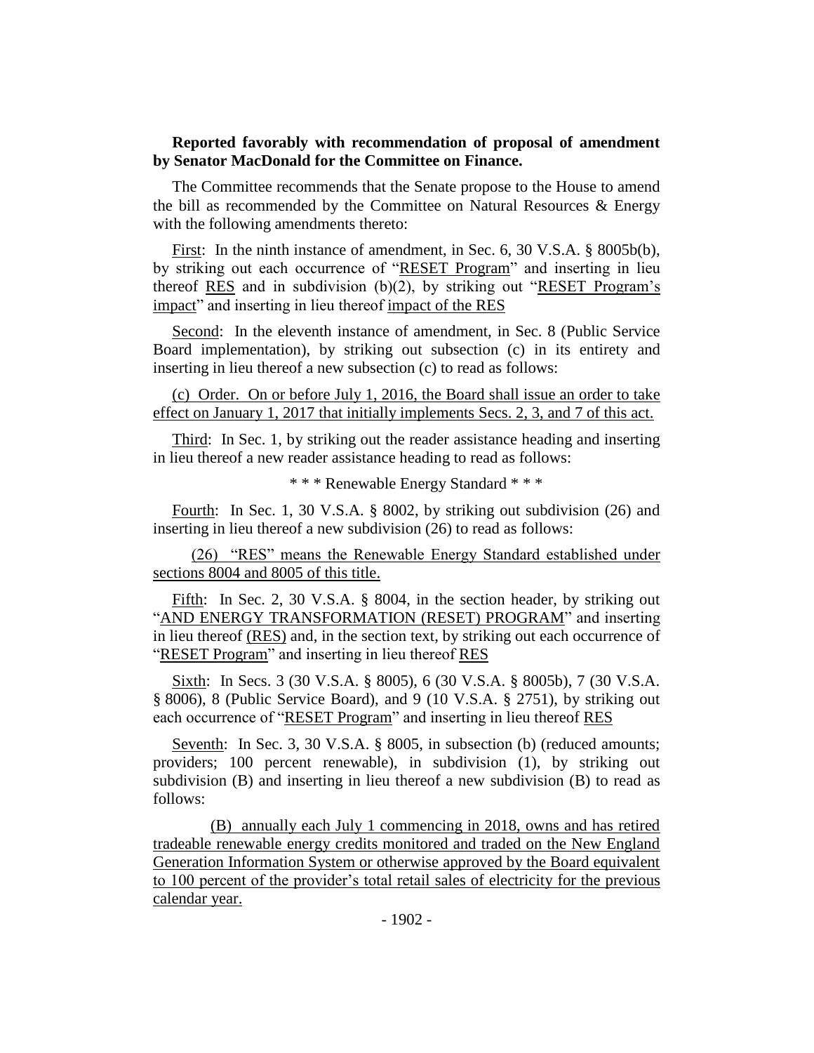**Reported favorably with recommendation of proposal of amendment by Senator MacDonald for the Committee on Finance.**

The Committee recommends that the Senate propose to the House to amend the bill as recommended by the Committee on Natural Resources & Energy with the following amendments thereto:

First: In the ninth instance of amendment, in Sec. 6, 30 V.S.A. § 8005b(b), by striking out each occurrence of "RESET Program" and inserting in lieu thereof RES and in subdivision (b)(2), by striking out "RESET Program's impact" and inserting in lieu thereof impact of the RES

Second: In the eleventh instance of amendment, in Sec. 8 (Public Service Board implementation), by striking out subsection (c) in its entirety and inserting in lieu thereof a new subsection (c) to read as follows:

(c) Order. On or before July 1, 2016, the Board shall issue an order to take effect on January 1, 2017 that initially implements Secs. 2, 3, and 7 of this act.

Third: In Sec. 1, by striking out the reader assistance heading and inserting in lieu thereof a new reader assistance heading to read as follows:

\* \* \* Renewable Energy Standard \* \* \*

Fourth: In Sec. 1, 30 V.S.A. § 8002, by striking out subdivision (26) and inserting in lieu thereof a new subdivision (26) to read as follows:

(26) "RES" means the Renewable Energy Standard established under sections 8004 and 8005 of this title.

Fifth: In Sec. 2, 30 V.S.A. § 8004, in the section header, by striking out "AND ENERGY TRANSFORMATION (RESET) PROGRAM" and inserting in lieu thereof (RES) and, in the section text, by striking out each occurrence of "RESET Program" and inserting in lieu thereof RES

Sixth: In Secs. 3 (30 V.S.A. § 8005), 6 (30 V.S.A. § 8005b), 7 (30 V.S.A. § 8006), 8 (Public Service Board), and 9 (10 V.S.A. § 2751), by striking out each occurrence of "RESET Program" and inserting in lieu thereof RES

Seventh: In Sec. 3, 30 V.S.A. § 8005, in subsection (b) (reduced amounts; providers; 100 percent renewable), in subdivision (1), by striking out subdivision (B) and inserting in lieu thereof a new subdivision (B) to read as follows:

(B) annually each July 1 commencing in 2018, owns and has retired tradeable renewable energy credits monitored and traded on the New England Generation Information System or otherwise approved by the Board equivalent to 100 percent of the provider's total retail sales of electricity for the previous calendar year.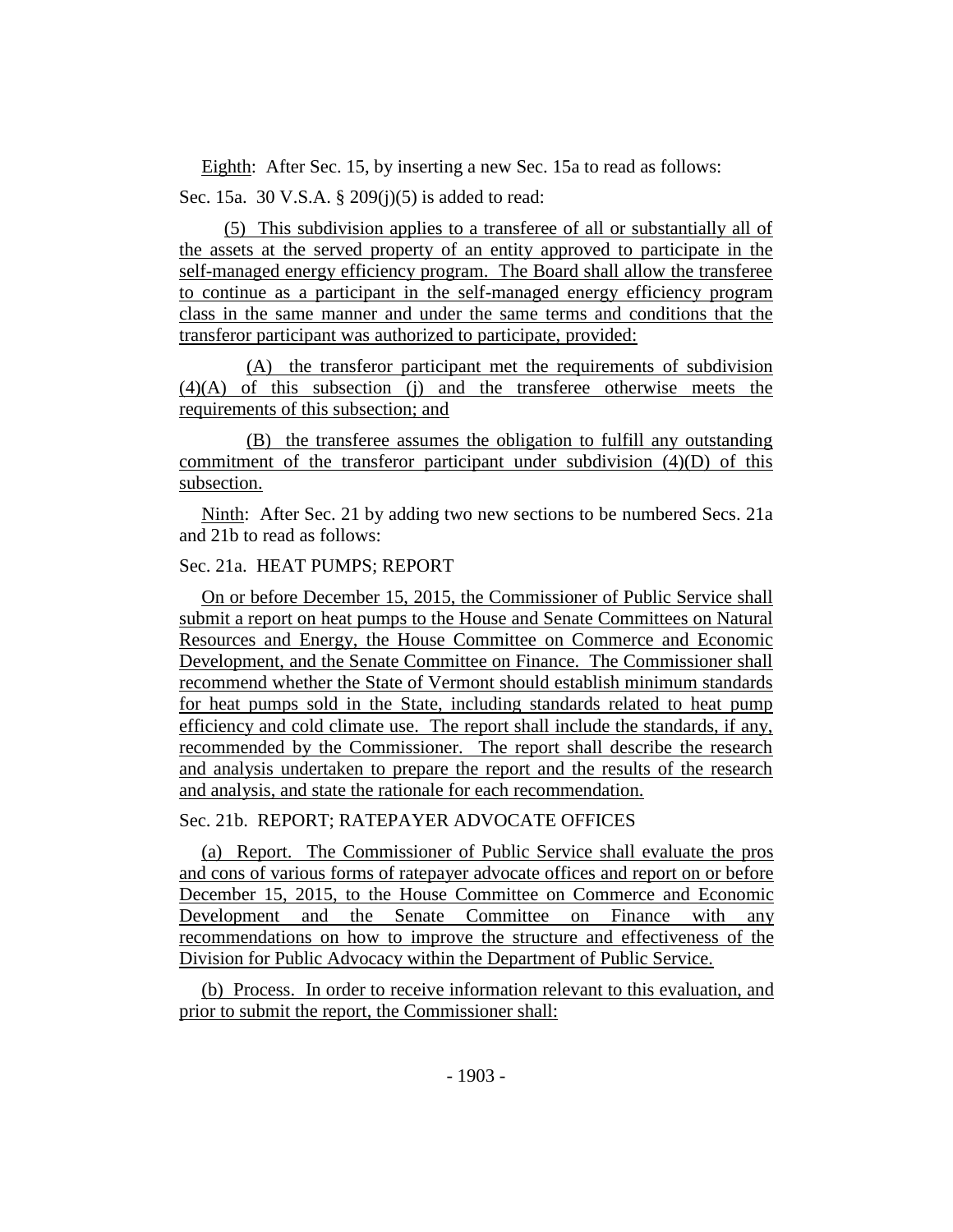Eighth: After Sec. 15, by inserting a new Sec. 15a to read as follows:

Sec. 15a. 30 V.S.A. § 209(j)(5) is added to read:

(5) This subdivision applies to a transferee of all or substantially all of the assets at the served property of an entity approved to participate in the self-managed energy efficiency program. The Board shall allow the transferee to continue as a participant in the self-managed energy efficiency program class in the same manner and under the same terms and conditions that the transferor participant was authorized to participate, provided:

(A) the transferor participant met the requirements of subdivision (4)(A) of this subsection (j) and the transferee otherwise meets the requirements of this subsection; and

(B) the transferee assumes the obligation to fulfill any outstanding commitment of the transferor participant under subdivision (4)(D) of this subsection.

Ninth: After Sec. 21 by adding two new sections to be numbered Secs. 21a and 21b to read as follows:

Sec. 21a. HEAT PUMPS; REPORT

On or before December 15, 2015, the Commissioner of Public Service shall submit a report on heat pumps to the House and Senate Committees on Natural Resources and Energy, the House Committee on Commerce and Economic Development, and the Senate Committee on Finance. The Commissioner shall recommend whether the State of Vermont should establish minimum standards for heat pumps sold in the State, including standards related to heat pump efficiency and cold climate use. The report shall include the standards, if any, recommended by the Commissioner. The report shall describe the research and analysis undertaken to prepare the report and the results of the research and analysis, and state the rationale for each recommendation.

Sec. 21b. REPORT; RATEPAYER ADVOCATE OFFICES

(a) Report. The Commissioner of Public Service shall evaluate the pros and cons of various forms of ratepayer advocate offices and report on or before December 15, 2015, to the House Committee on Commerce and Economic Development and the Senate Committee on Finance with any recommendations on how to improve the structure and effectiveness of the Division for Public Advocacy within the Department of Public Service.

(b) Process. In order to receive information relevant to this evaluation, and prior to submit the report, the Commissioner shall: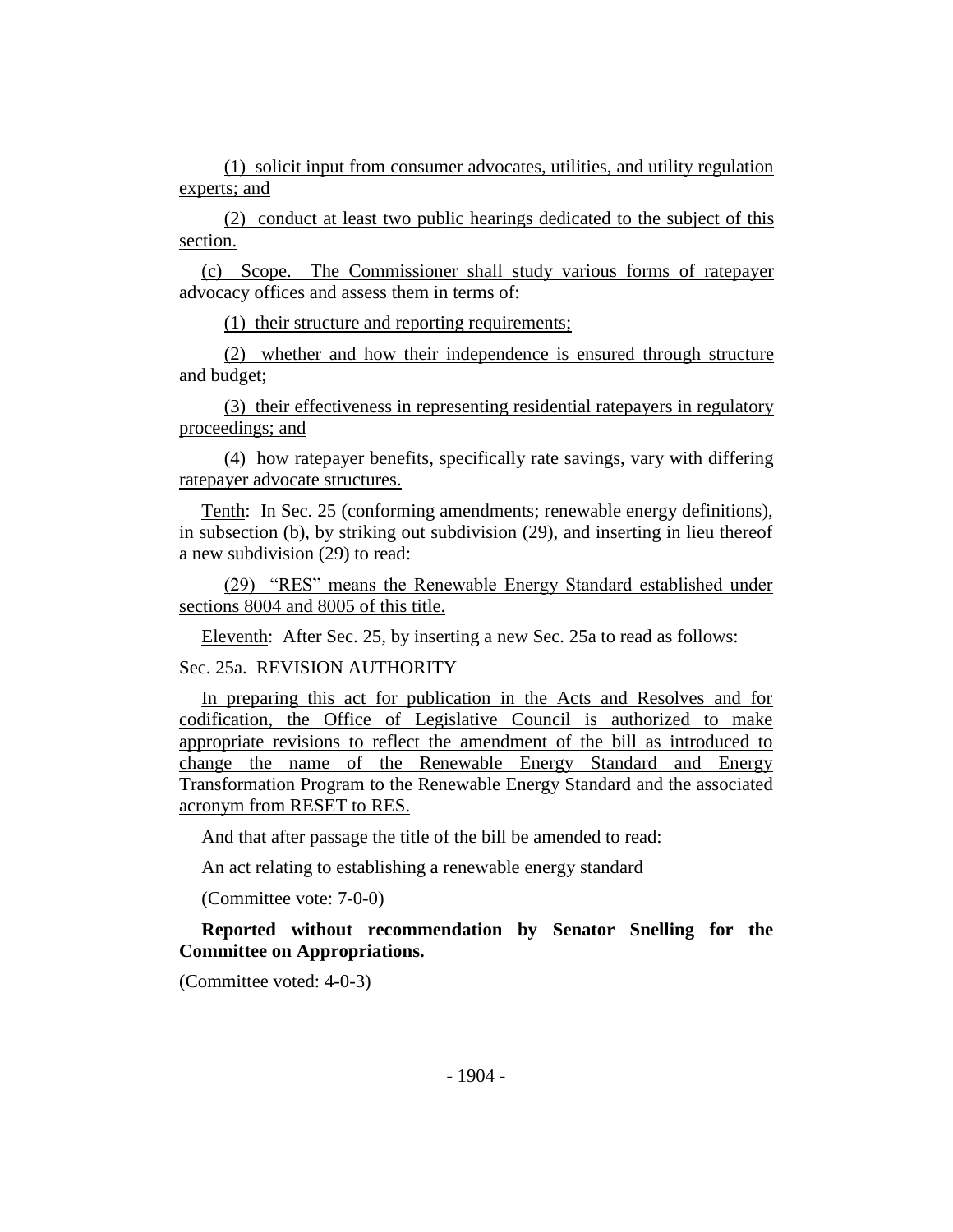(1) solicit input from consumer advocates, utilities, and utility regulation experts; and

(2) conduct at least two public hearings dedicated to the subject of this section.

(c) Scope. The Commissioner shall study various forms of ratepayer advocacy offices and assess them in terms of:

(1) their structure and reporting requirements;

(2) whether and how their independence is ensured through structure and budget;

(3) their effectiveness in representing residential ratepayers in regulatory proceedings; and

(4) how ratepayer benefits, specifically rate savings, vary with differing ratepayer advocate structures.

Tenth: In Sec. 25 (conforming amendments; renewable energy definitions), in subsection (b), by striking out subdivision (29), and inserting in lieu thereof a new subdivision (29) to read:

(29) "RES" means the Renewable Energy Standard established under sections 8004 and 8005 of this title.

Eleventh: After Sec. 25, by inserting a new Sec. 25a to read as follows:

Sec. 25a. REVISION AUTHORITY

In preparing this act for publication in the Acts and Resolves and for codification, the Office of Legislative Council is authorized to make appropriate revisions to reflect the amendment of the bill as introduced to change the name of the Renewable Energy Standard and Energy Transformation Program to the Renewable Energy Standard and the associated acronym from RESET to RES.

And that after passage the title of the bill be amended to read:

An act relating to establishing a renewable energy standard

(Committee vote: 7-0-0)

**Reported without recommendation by Senator Snelling for the Committee on Appropriations.**

(Committee voted: 4-0-3)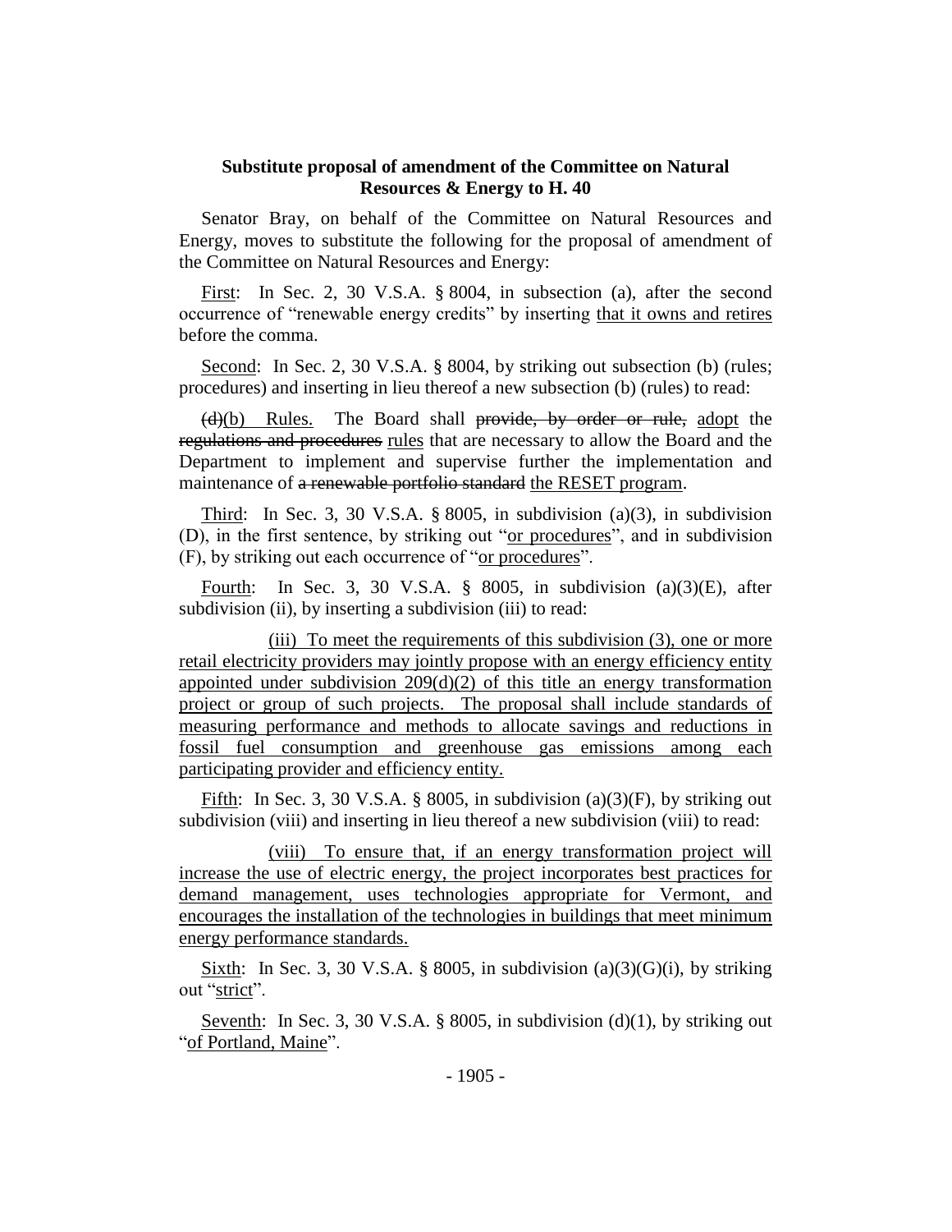**Substitute proposal of amendment of the Committee on Natural Resources & Energy to H. 40**

Senator Bray, on behalf of the Committee on Natural Resources and Energy, moves to substitute the following for the proposal of amendment of the Committee on Natural Resources and Energy:

<u>First</u>: In Sec. 2, 30 V.S.A. § 8004, in subsection (a), after the second occurrence of "renewable energy credits" by inserting <u>that it owns and retires</u> before the comma.

<u>Second</u>: In Sec. 2, 30 V.S.A. § 8004, by striking out subsection (b) (rules; procedures) and inserting in lieu thereof a new subsection (b) (rules) to read:

~~(d)~~<u>(b)</u> <u>Rules.</u> The Board shall ~~provide, by order or rule,~~ <u>adopt</u> the ~~regulations and procedures~~ <u>rules</u> that are necessary to allow the Board and the Department to implement and supervise further the implementation and maintenance of ~~a renewable portfolio standard~~ <u>the RESET program</u>.

<u>Third</u>: In Sec. 3, 30 V.S.A. § 8005, in subdivision (a)(3), in subdivision (D), in the first sentence, by striking out "<u>or procedures</u>", and in subdivision (F), by striking out each occurrence of "<u>or procedures</u>".

<u>Fourth</u>: In Sec. 3, 30 V.S.A. § 8005, in subdivision (a)(3)(E), after subdivision (ii), by inserting a subdivision (iii) to read:

<u>(iii) To meet the requirements of this subdivision (3), one or more retail electricity providers may jointly propose with an energy efficiency entity appointed under subdivision 209(d)(2) of this title an energy transformation project or group of such projects. The proposal shall include standards of measuring performance and methods to allocate savings and reductions in fossil fuel consumption and greenhouse gas emissions among each participating provider and efficiency entity.</u>

<u>Fifth</u>: In Sec. 3, 30 V.S.A. § 8005, in subdivision (a)(3)(F), by striking out subdivision (viii) and inserting in lieu thereof a new subdivision (viii) to read:

<u>(viii) To ensure that, if an energy transformation project will increase the use of electric energy, the project incorporates best practices for demand management, uses technologies appropriate for Vermont, and encourages the installation of the technologies in buildings that meet minimum energy performance standards.</u>

<u>Sixth</u>: In Sec. 3, 30 V.S.A. § 8005, in subdivision (a)(3)(G)(i), by striking out "<u>strict</u>".

<u>Seventh</u>: In Sec. 3, 30 V.S.A. § 8005, in subdivision (d)(1), by striking out "<u>of Portland, Maine</u>".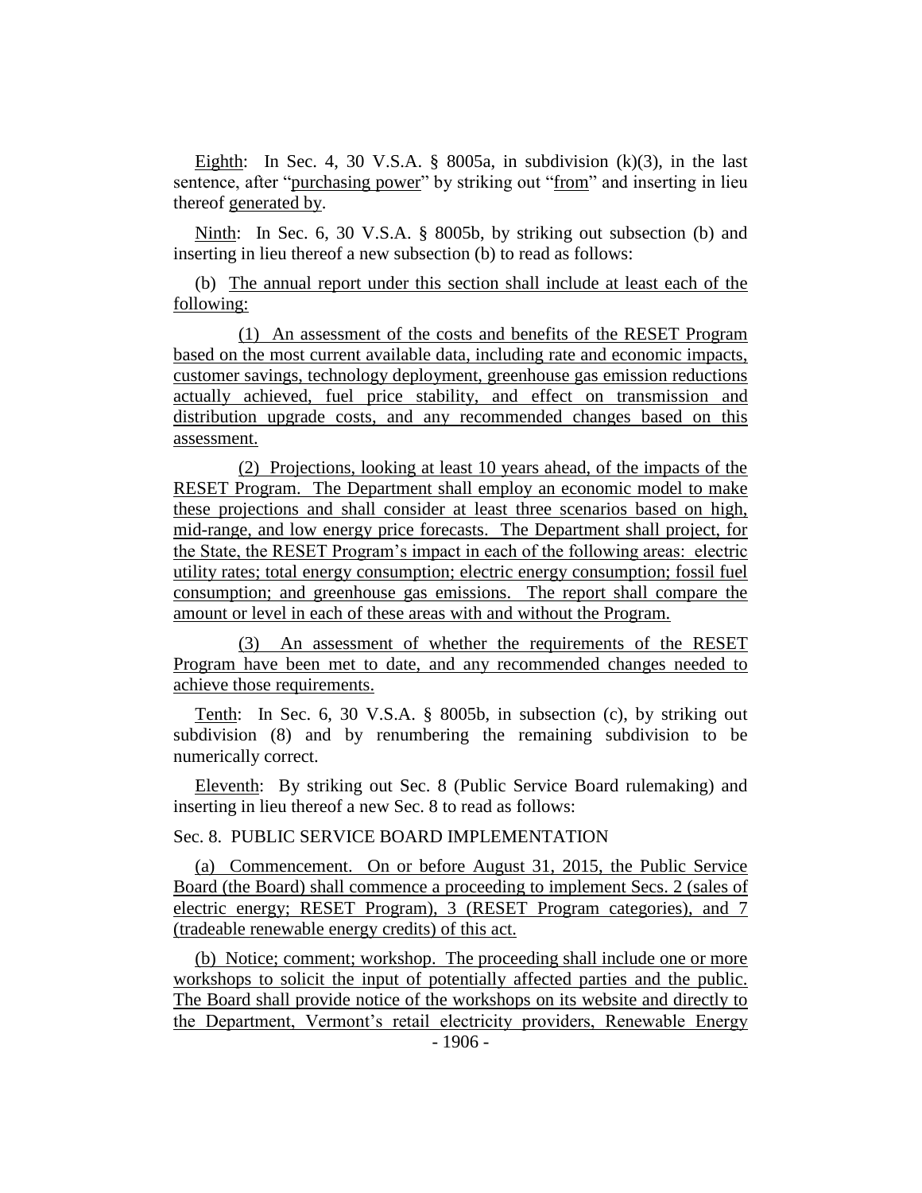Eighth: In Sec. 4, 30 V.S.A. § 8005a, in subdivision (k)(3), in the last sentence, after "purchasing power" by striking out "from" and inserting in lieu thereof generated by.

Ninth: In Sec. 6, 30 V.S.A. § 8005b, by striking out subsection (b) and inserting in lieu thereof a new subsection (b) to read as follows:

(b) The annual report under this section shall include at least each of the following:

(1) An assessment of the costs and benefits of the RESET Program based on the most current available data, including rate and economic impacts, customer savings, technology deployment, greenhouse gas emission reductions actually achieved, fuel price stability, and effect on transmission and distribution upgrade costs, and any recommended changes based on this assessment.

(2) Projections, looking at least 10 years ahead, of the impacts of the RESET Program. The Department shall employ an economic model to make these projections and shall consider at least three scenarios based on high, mid-range, and low energy price forecasts. The Department shall project, for the State, the RESET Program's impact in each of the following areas: electric utility rates; total energy consumption; electric energy consumption; fossil fuel consumption; and greenhouse gas emissions. The report shall compare the amount or level in each of these areas with and without the Program.

(3) An assessment of whether the requirements of the RESET Program have been met to date, and any recommended changes needed to achieve those requirements.

Tenth: In Sec. 6, 30 V.S.A. § 8005b, in subsection (c), by striking out subdivision (8) and by renumbering the remaining subdivision to be numerically correct.

Eleventh: By striking out Sec. 8 (Public Service Board rulemaking) and inserting in lieu thereof a new Sec. 8 to read as follows:

Sec. 8. PUBLIC SERVICE BOARD IMPLEMENTATION

(a) Commencement. On or before August 31, 2015, the Public Service Board (the Board) shall commence a proceeding to implement Secs. 2 (sales of electric energy; RESET Program), 3 (RESET Program categories), and 7 (tradeable renewable energy credits) of this act.

(b) Notice; comment; workshop. The proceeding shall include one or more workshops to solicit the input of potentially affected parties and the public. The Board shall provide notice of the workshops on its website and directly to the Department, Vermont's retail electricity providers, Renewable Energy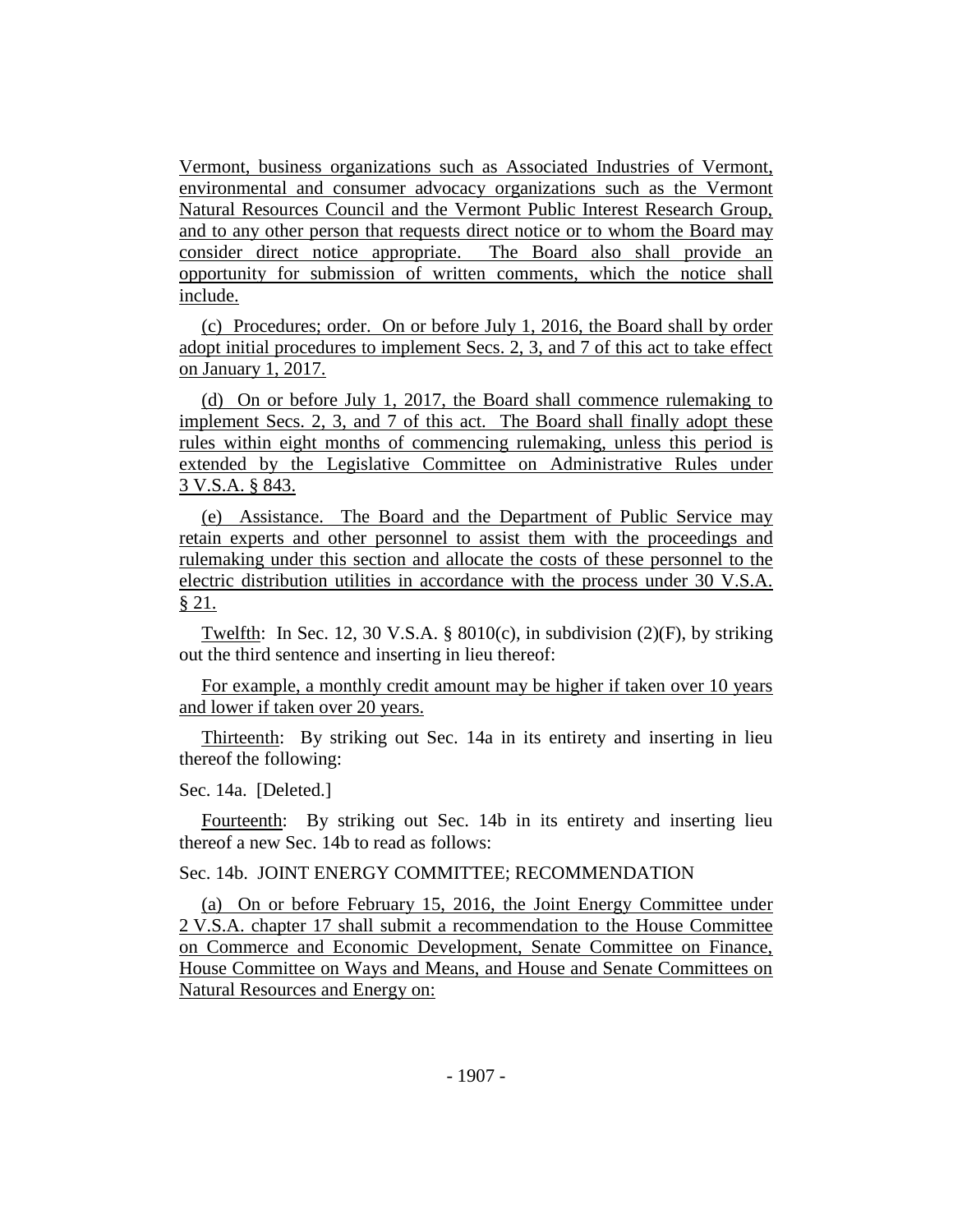Vermont, business organizations such as Associated Industries of Vermont, environmental and consumer advocacy organizations such as the Vermont Natural Resources Council and the Vermont Public Interest Research Group, and to any other person that requests direct notice or to whom the Board may consider direct notice appropriate. The Board also shall provide an opportunity for submission of written comments, which the notice shall include.

(c) Procedures; order. On or before July 1, 2016, the Board shall by order adopt initial procedures to implement Secs. 2, 3, and 7 of this act to take effect on January 1, 2017.

(d) On or before July 1, 2017, the Board shall commence rulemaking to implement Secs. 2, 3, and 7 of this act. The Board shall finally adopt these rules within eight months of commencing rulemaking, unless this period is extended by the Legislative Committee on Administrative Rules under 3 V.S.A. § 843.

(e) Assistance. The Board and the Department of Public Service may retain experts and other personnel to assist them with the proceedings and rulemaking under this section and allocate the costs of these personnel to the electric distribution utilities in accordance with the process under 30 V.S.A. § 21.

Twelfth: In Sec. 12, 30 V.S.A. § 8010(c), in subdivision (2)(F), by striking out the third sentence and inserting in lieu thereof:

For example, a monthly credit amount may be higher if taken over 10 years and lower if taken over 20 years.

Thirteenth: By striking out Sec. 14a in its entirety and inserting in lieu thereof the following:

Sec. 14a. [Deleted.]

Fourteenth: By striking out Sec. 14b in its entirety and inserting lieu thereof a new Sec. 14b to read as follows:

Sec. 14b. JOINT ENERGY COMMITTEE; RECOMMENDATION

(a) On or before February 15, 2016, the Joint Energy Committee under 2 V.S.A. chapter 17 shall submit a recommendation to the House Committee on Commerce and Economic Development, Senate Committee on Finance, House Committee on Ways and Means, and House and Senate Committees on Natural Resources and Energy on: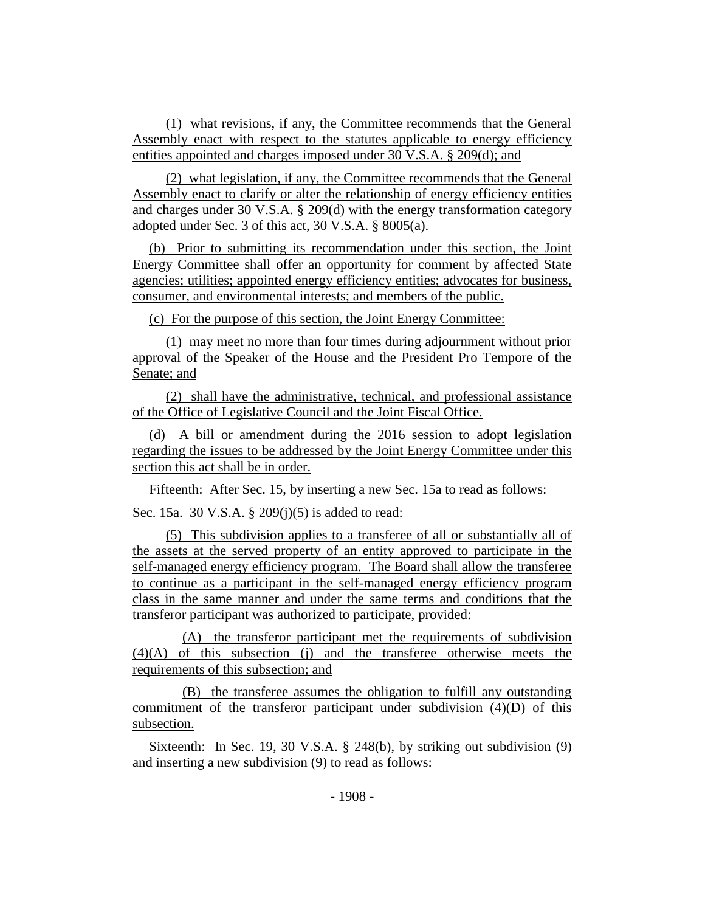(1) what revisions, if any, the Committee recommends that the General Assembly enact with respect to the statutes applicable to energy efficiency entities appointed and charges imposed under 30 V.S.A. § 209(d); and

(2) what legislation, if any, the Committee recommends that the General Assembly enact to clarify or alter the relationship of energy efficiency entities and charges under 30 V.S.A. § 209(d) with the energy transformation category adopted under Sec. 3 of this act, 30 V.S.A. § 8005(a).

(b) Prior to submitting its recommendation under this section, the Joint Energy Committee shall offer an opportunity for comment by affected State agencies; utilities; appointed energy efficiency entities; advocates for business, consumer, and environmental interests; and members of the public.

(c) For the purpose of this section, the Joint Energy Committee:

(1) may meet no more than four times during adjournment without prior approval of the Speaker of the House and the President Pro Tempore of the Senate; and

(2) shall have the administrative, technical, and professional assistance of the Office of Legislative Council and the Joint Fiscal Office.

(d) A bill or amendment during the 2016 session to adopt legislation regarding the issues to be addressed by the Joint Energy Committee under this section this act shall be in order.

Fifteenth: After Sec. 15, by inserting a new Sec. 15a to read as follows:

Sec. 15a. 30 V.S.A. § 209(j)(5) is added to read:

(5) This subdivision applies to a transferee of all or substantially all of the assets at the served property of an entity approved to participate in the self-managed energy efficiency program. The Board shall allow the transferee to continue as a participant in the self-managed energy efficiency program class in the same manner and under the same terms and conditions that the transferor participant was authorized to participate, provided:

(A) the transferor participant met the requirements of subdivision (4)(A) of this subsection (j) and the transferee otherwise meets the requirements of this subsection; and

(B) the transferee assumes the obligation to fulfill any outstanding commitment of the transferor participant under subdivision (4)(D) of this subsection.

Sixteenth: In Sec. 19, 30 V.S.A. § 248(b), by striking out subdivision (9) and inserting a new subdivision (9) to read as follows: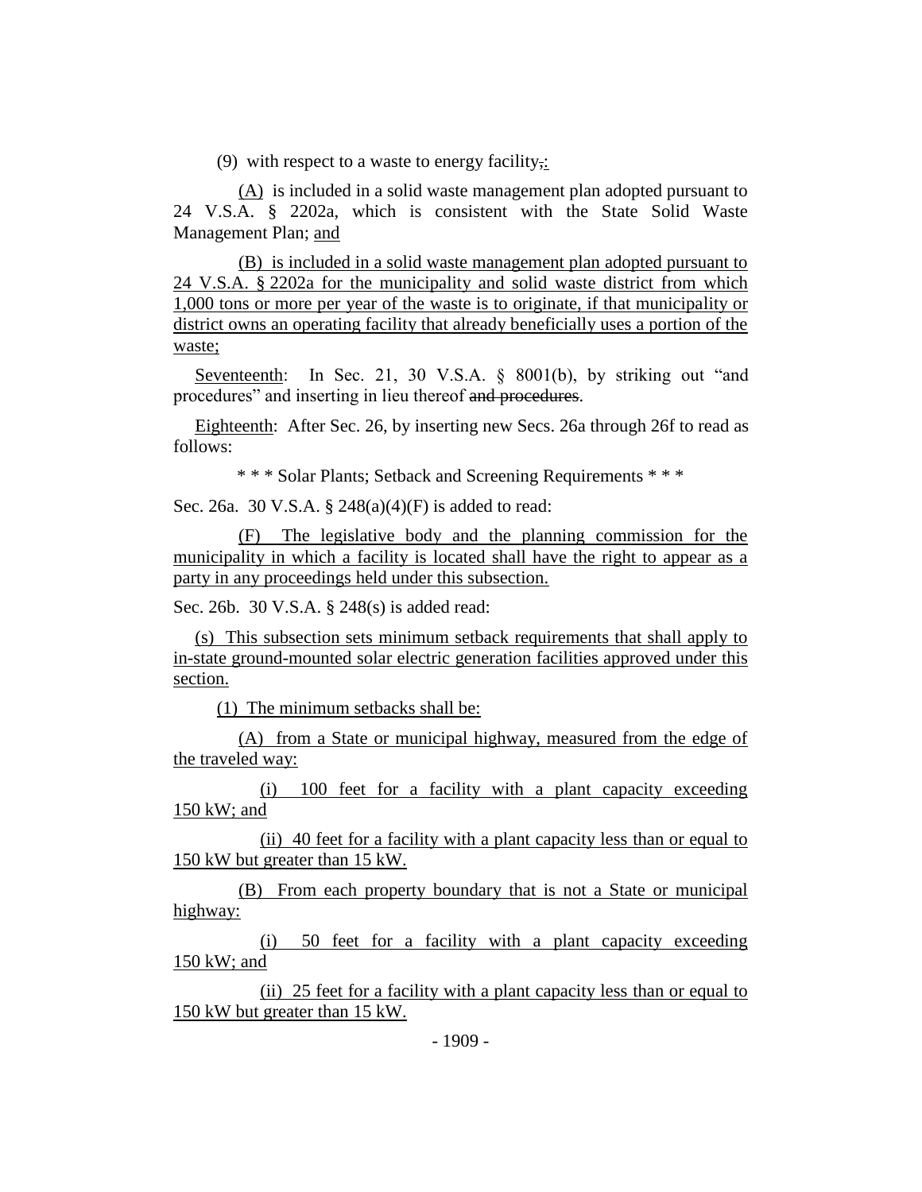(9) with respect to a waste to energy facility,:

(A) is included in a solid waste management plan adopted pursuant to 24 V.S.A. § 2202a, which is consistent with the State Solid Waste Management Plan; and

(B) is included in a solid waste management plan adopted pursuant to 24 V.S.A. § 2202a for the municipality and solid waste district from which 1,000 tons or more per year of the waste is to originate, if that municipality or district owns an operating facility that already beneficially uses a portion of the waste;

Seventeenth: In Sec. 21, 30 V.S.A. § 8001(b), by striking out "and procedures" and inserting in lieu thereof ~~and procedures~~.

Eighteenth: After Sec. 26, by inserting new Secs. 26a through 26f to read as follows:

\* \* \* Solar Plants; Setback and Screening Requirements \* \* \*

Sec. 26a. 30 V.S.A. § 248(a)(4)(F) is added to read:

(F) The legislative body and the planning commission for the municipality in which a facility is located shall have the right to appear as a party in any proceedings held under this subsection.

Sec. 26b. 30 V.S.A. § 248(s) is added read:

(s) This subsection sets minimum setback requirements that shall apply to in-state ground-mounted solar electric generation facilities approved under this section.

(1) The minimum setbacks shall be:

(A) from a State or municipal highway, measured from the edge of the traveled way:

(i) 100 feet for a facility with a plant capacity exceeding 150 kW; and

(ii) 40 feet for a facility with a plant capacity less than or equal to 150 kW but greater than 15 kW.

(B) From each property boundary that is not a State or municipal highway:

(i) 50 feet for a facility with a plant capacity exceeding 150 kW; and

(ii) 25 feet for a facility with a plant capacity less than or equal to 150 kW but greater than 15 kW.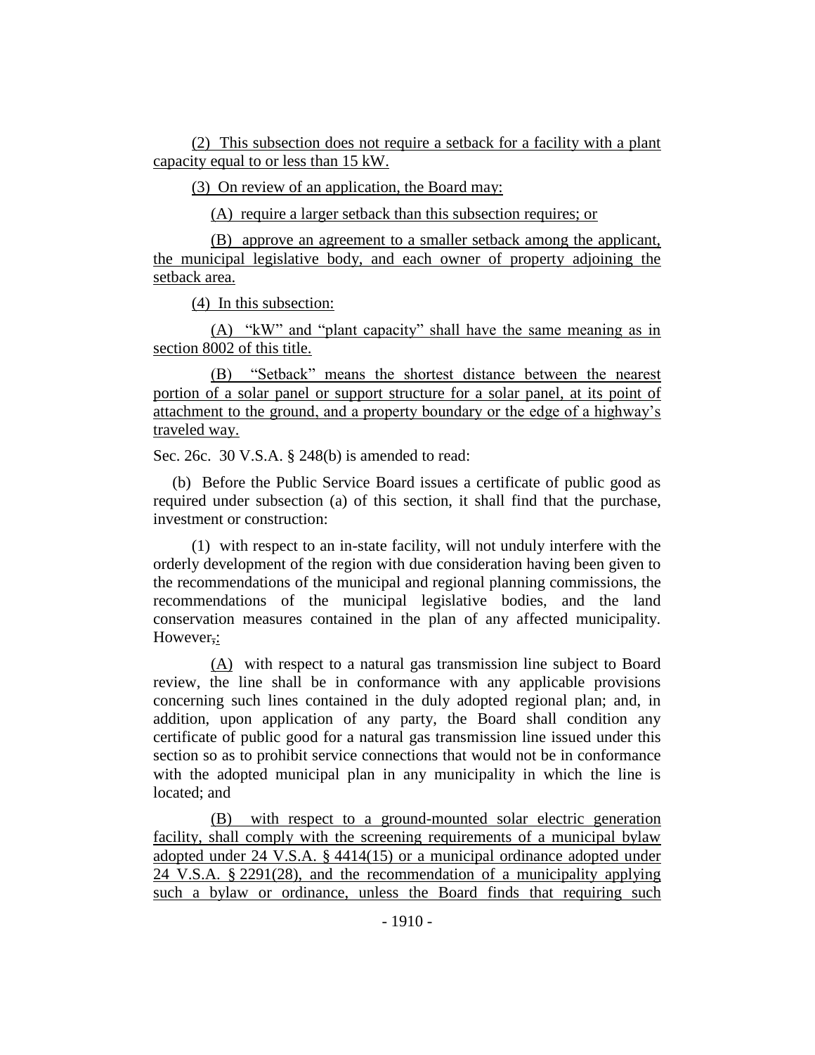(2) This subsection does not require a setback for a facility with a plant capacity equal to or less than 15 kW.

(3) On review of an application, the Board may:

(A) require a larger setback than this subsection requires; or

(B) approve an agreement to a smaller setback among the applicant, the municipal legislative body, and each owner of property adjoining the setback area.

(4) In this subsection:

(A) "kW" and "plant capacity" shall have the same meaning as in section 8002 of this title.

(B) "Setback" means the shortest distance between the nearest portion of a solar panel or support structure for a solar panel, at its point of attachment to the ground, and a property boundary or the edge of a highway's traveled way.

Sec. 26c. 30 V.S.A. § 248(b) is amended to read:

(b) Before the Public Service Board issues a certificate of public good as required under subsection (a) of this section, it shall find that the purchase, investment or construction:

(1) with respect to an in-state facility, will not unduly interfere with the orderly development of the region with due consideration having been given to the recommendations of the municipal and regional planning commissions, the recommendations of the municipal legislative bodies, and the land conservation measures contained in the plan of any affected municipality. However, :

(A) with respect to a natural gas transmission line subject to Board review, the line shall be in conformance with any applicable provisions concerning such lines contained in the duly adopted regional plan; and, in addition, upon application of any party, the Board shall condition any certificate of public good for a natural gas transmission line issued under this section so as to prohibit service connections that would not be in conformance with the adopted municipal plan in any municipality in which the line is located; and

(B) with respect to a ground-mounted solar electric generation facility, shall comply with the screening requirements of a municipal bylaw adopted under 24 V.S.A. § 4414(15) or a municipal ordinance adopted under 24 V.S.A. § 2291(28), and the recommendation of a municipality applying such a bylaw or ordinance, unless the Board finds that requiring such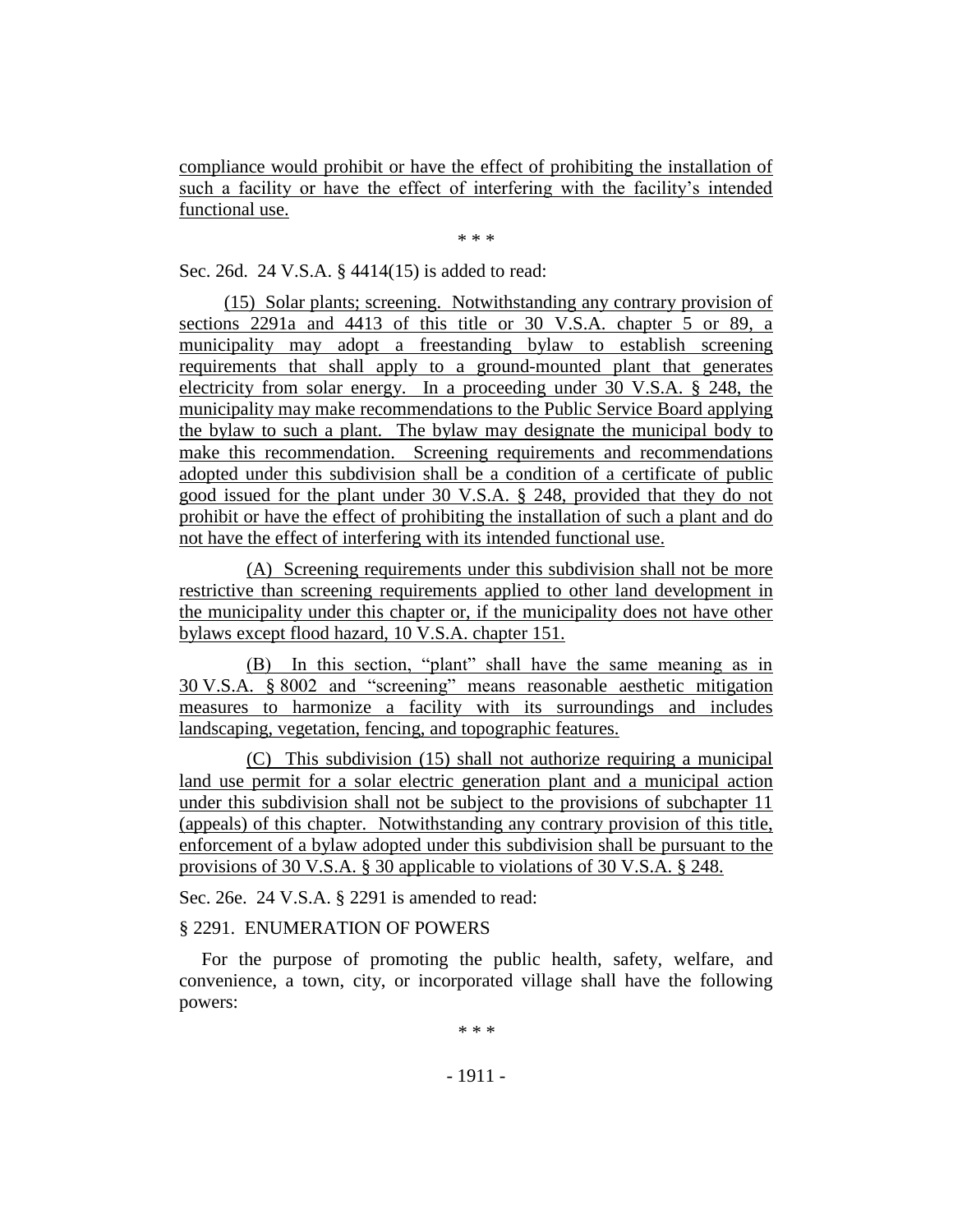compliance would prohibit or have the effect of prohibiting the installation of such a facility or have the effect of interfering with the facility's intended functional use.

\* \* \*

Sec. 26d. 24 V.S.A. § 4414(15) is added to read:

(15) Solar plants; screening. Notwithstanding any contrary provision of sections 2291a and 4413 of this title or 30 V.S.A. chapter 5 or 89, a municipality may adopt a freestanding bylaw to establish screening requirements that shall apply to a ground-mounted plant that generates electricity from solar energy. In a proceeding under 30 V.S.A. § 248, the municipality may make recommendations to the Public Service Board applying the bylaw to such a plant. The bylaw may designate the municipal body to make this recommendation. Screening requirements and recommendations adopted under this subdivision shall be a condition of a certificate of public good issued for the plant under 30 V.S.A. § 248, provided that they do not prohibit or have the effect of prohibiting the installation of such a plant and do not have the effect of interfering with its intended functional use.

(A) Screening requirements under this subdivision shall not be more restrictive than screening requirements applied to other land development in the municipality under this chapter or, if the municipality does not have other bylaws except flood hazard, 10 V.S.A. chapter 151.

(B) In this section, "plant" shall have the same meaning as in 30 V.S.A. § 8002 and "screening" means reasonable aesthetic mitigation measures to harmonize a facility with its surroundings and includes landscaping, vegetation, fencing, and topographic features.

(C) This subdivision (15) shall not authorize requiring a municipal land use permit for a solar electric generation plant and a municipal action under this subdivision shall not be subject to the provisions of subchapter 11 (appeals) of this chapter. Notwithstanding any contrary provision of this title, enforcement of a bylaw adopted under this subdivision shall be pursuant to the provisions of 30 V.S.A. § 30 applicable to violations of 30 V.S.A. § 248.

Sec. 26e. 24 V.S.A. § 2291 is amended to read:

§ 2291. ENUMERATION OF POWERS

For the purpose of promoting the public health, safety, welfare, and convenience, a town, city, or incorporated village shall have the following powers:

\* \* \*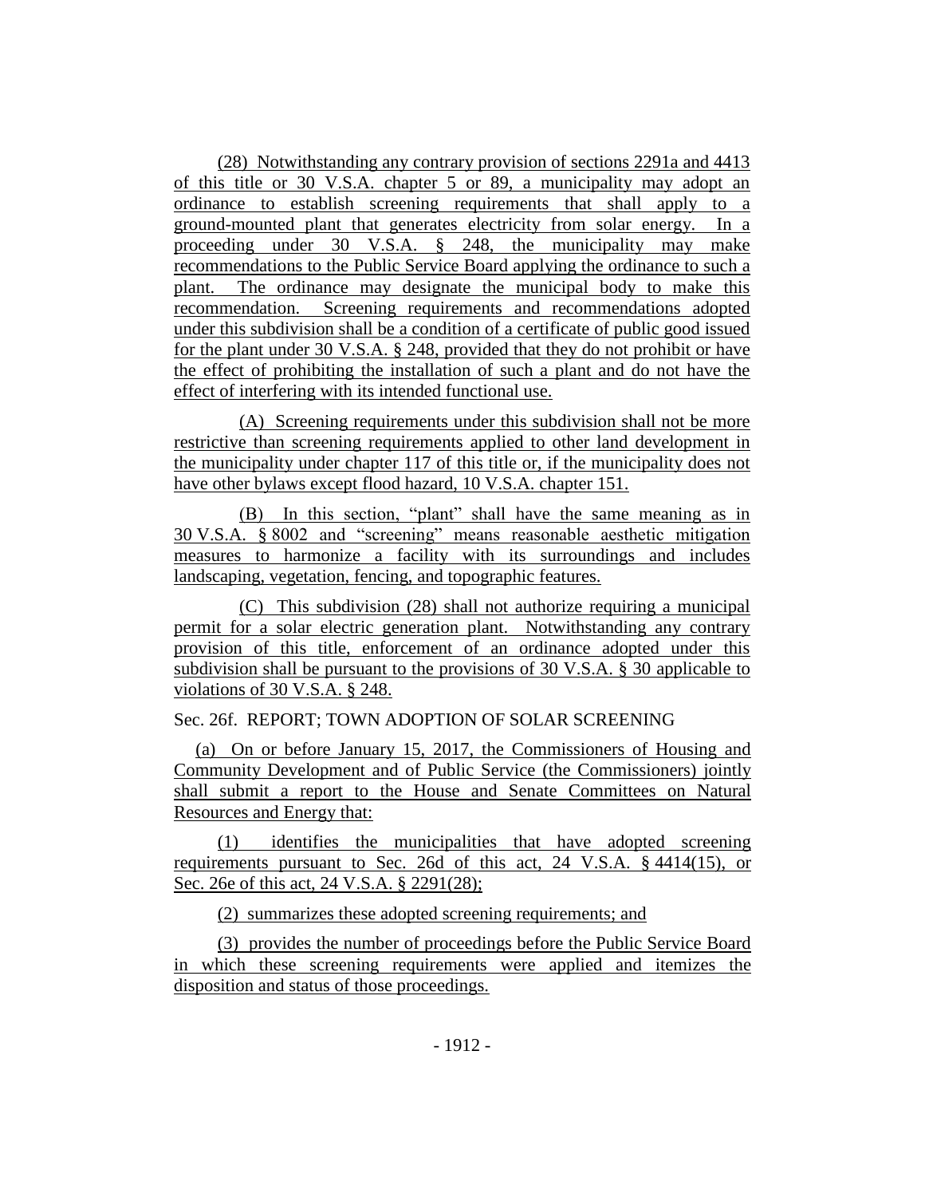(28) Notwithstanding any contrary provision of sections 2291a and 4413 of this title or 30 V.S.A. chapter 5 or 89, a municipality may adopt an ordinance to establish screening requirements that shall apply to a ground-mounted plant that generates electricity from solar energy. In a proceeding under 30 V.S.A. § 248, the municipality may make recommendations to the Public Service Board applying the ordinance to such a plant. The ordinance may designate the municipal body to make this recommendation. Screening requirements and recommendations adopted under this subdivision shall be a condition of a certificate of public good issued for the plant under 30 V.S.A. § 248, provided that they do not prohibit or have the effect of prohibiting the installation of such a plant and do not have the effect of interfering with its intended functional use.

(A) Screening requirements under this subdivision shall not be more restrictive than screening requirements applied to other land development in the municipality under chapter 117 of this title or, if the municipality does not have other bylaws except flood hazard, 10 V.S.A. chapter 151.

(B) In this section, "plant" shall have the same meaning as in 30 V.S.A. § 8002 and "screening" means reasonable aesthetic mitigation measures to harmonize a facility with its surroundings and includes landscaping, vegetation, fencing, and topographic features.

(C) This subdivision (28) shall not authorize requiring a municipal permit for a solar electric generation plant. Notwithstanding any contrary provision of this title, enforcement of an ordinance adopted under this subdivision shall be pursuant to the provisions of 30 V.S.A. § 30 applicable to violations of 30 V.S.A. § 248.

Sec. 26f. REPORT; TOWN ADOPTION OF SOLAR SCREENING

(a) On or before January 15, 2017, the Commissioners of Housing and Community Development and of Public Service (the Commissioners) jointly shall submit a report to the House and Senate Committees on Natural Resources and Energy that:

(1) identifies the municipalities that have adopted screening requirements pursuant to Sec. 26d of this act, 24 V.S.A. § 4414(15), or Sec. 26e of this act, 24 V.S.A. § 2291(28);

(2) summarizes these adopted screening requirements; and

(3) provides the number of proceedings before the Public Service Board in which these screening requirements were applied and itemizes the disposition and status of those proceedings.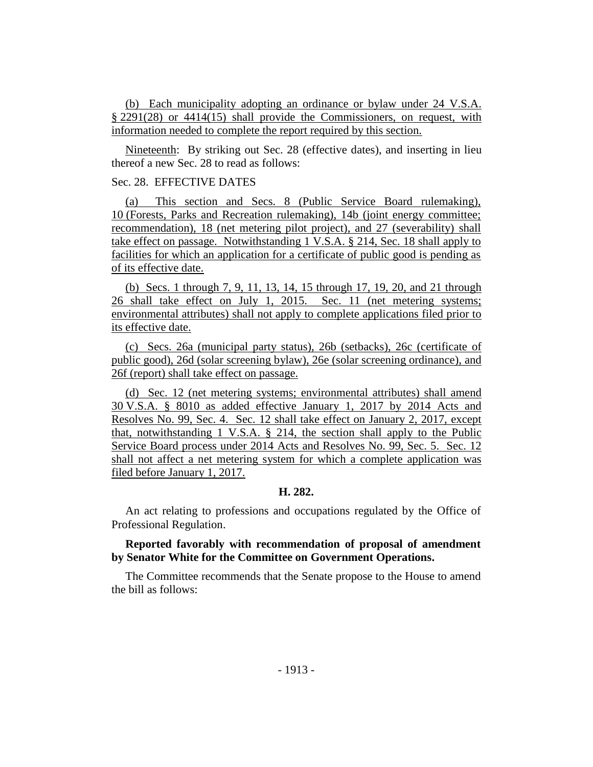(b) Each municipality adopting an ordinance or bylaw under 24 V.S.A. § 2291(28) or 4414(15) shall provide the Commissioners, on request, with information needed to complete the report required by this section.

Nineteenth: By striking out Sec. 28 (effective dates), and inserting in lieu thereof a new Sec. 28 to read as follows:

Sec. 28. EFFECTIVE DATES

(a) This section and Secs. 8 (Public Service Board rulemaking), 10 (Forests, Parks and Recreation rulemaking), 14b (joint energy committee; recommendation), 18 (net metering pilot project), and 27 (severability) shall take effect on passage. Notwithstanding 1 V.S.A. § 214, Sec. 18 shall apply to facilities for which an application for a certificate of public good is pending as of its effective date.

(b) Secs. 1 through 7, 9, 11, 13, 14, 15 through 17, 19, 20, and 21 through 26 shall take effect on July 1, 2015. Sec. 11 (net metering systems; environmental attributes) shall not apply to complete applications filed prior to its effective date.

(c) Secs. 26a (municipal party status), 26b (setbacks), 26c (certificate of public good), 26d (solar screening bylaw), 26e (solar screening ordinance), and 26f (report) shall take effect on passage.

(d) Sec. 12 (net metering systems; environmental attributes) shall amend 30 V.S.A. § 8010 as added effective January 1, 2017 by 2014 Acts and Resolves No. 99, Sec. 4. Sec. 12 shall take effect on January 2, 2017, except that, notwithstanding 1 V.S.A. § 214, the section shall apply to the Public Service Board process under 2014 Acts and Resolves No. 99, Sec. 5. Sec. 12 shall not affect a net metering system for which a complete application was filed before January 1, 2017.

**H. 282.**

An act relating to professions and occupations regulated by the Office of Professional Regulation.

**Reported favorably with recommendation of proposal of amendment by Senator White for the Committee on Government Operations.**

The Committee recommends that the Senate propose to the House to amend the bill as follows: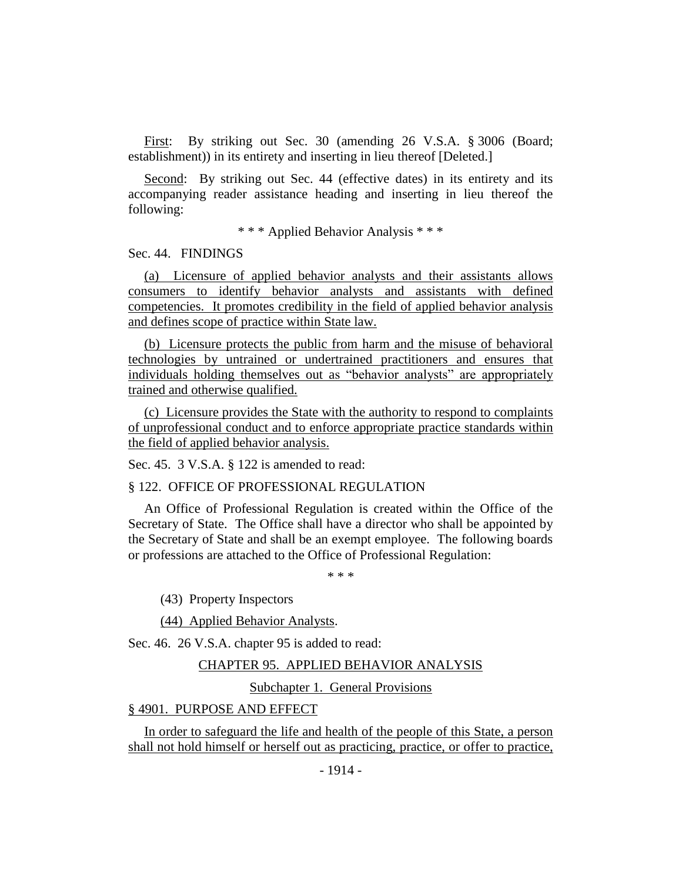First: By striking out Sec. 30 (amending 26 V.S.A. § 3006 (Board; establishment)) in its entirety and inserting in lieu thereof [Deleted.]

Second: By striking out Sec. 44 (effective dates) in its entirety and its accompanying reader assistance heading and inserting in lieu thereof the following:

\* \* \* Applied Behavior Analysis \* \* \*

Sec. 44. FINDINGS

(a) Licensure of applied behavior analysts and their assistants allows consumers to identify behavior analysts and assistants with defined competencies. It promotes credibility in the field of applied behavior analysis and defines scope of practice within State law.

(b) Licensure protects the public from harm and the misuse of behavioral technologies by untrained or undertrained practitioners and ensures that individuals holding themselves out as "behavior analysts" are appropriately trained and otherwise qualified.

(c) Licensure provides the State with the authority to respond to complaints of unprofessional conduct and to enforce appropriate practice standards within the field of applied behavior analysis.

Sec. 45. 3 V.S.A. § 122 is amended to read:

§ 122. OFFICE OF PROFESSIONAL REGULATION

An Office of Professional Regulation is created within the Office of the Secretary of State. The Office shall have a director who shall be appointed by the Secretary of State and shall be an exempt employee. The following boards or professions are attached to the Office of Professional Regulation:

\* \* \*

(43) Property Inspectors

(44) Applied Behavior Analysts.

Sec. 46. 26 V.S.A. chapter 95 is added to read:

CHAPTER 95. APPLIED BEHAVIOR ANALYSIS

Subchapter 1. General Provisions

§ 4901. PURPOSE AND EFFECT

In order to safeguard the life and health of the people of this State, a person shall not hold himself or herself out as practicing, practice, or offer to practice,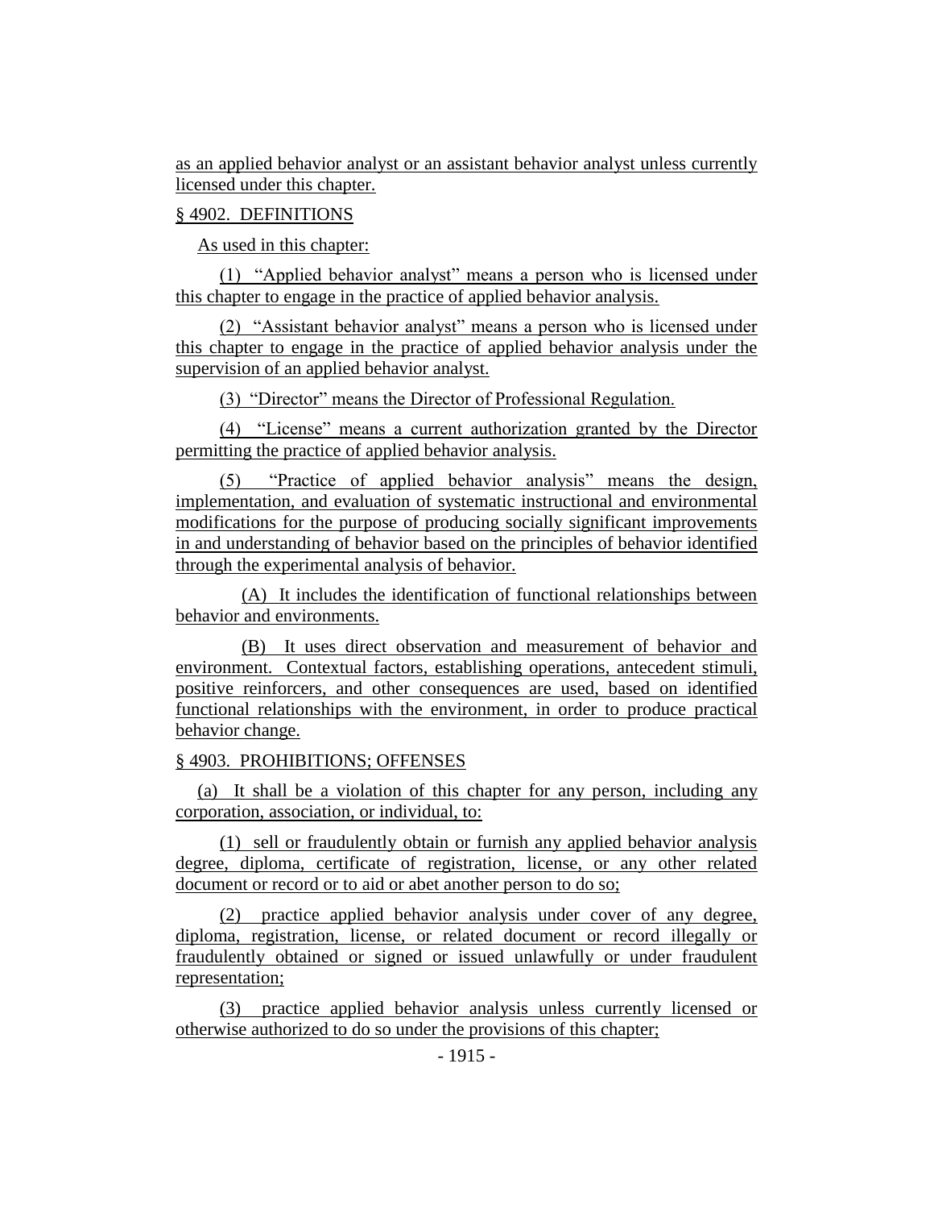as an applied behavior analyst or an assistant behavior analyst unless currently licensed under this chapter.

§ 4902. DEFINITIONS

As used in this chapter:

(1) "Applied behavior analyst" means a person who is licensed under this chapter to engage in the practice of applied behavior analysis.

(2) "Assistant behavior analyst" means a person who is licensed under this chapter to engage in the practice of applied behavior analysis under the supervision of an applied behavior analyst.

(3) "Director" means the Director of Professional Regulation.

(4) "License" means a current authorization granted by the Director permitting the practice of applied behavior analysis.

(5) "Practice of applied behavior analysis" means the design, implementation, and evaluation of systematic instructional and environmental modifications for the purpose of producing socially significant improvements in and understanding of behavior based on the principles of behavior identified through the experimental analysis of behavior.

(A) It includes the identification of functional relationships between behavior and environments.

(B) It uses direct observation and measurement of behavior and environment. Contextual factors, establishing operations, antecedent stimuli, positive reinforcers, and other consequences are used, based on identified functional relationships with the environment, in order to produce practical behavior change.

§ 4903. PROHIBITIONS; OFFENSES

(a) It shall be a violation of this chapter for any person, including any corporation, association, or individual, to:

(1) sell or fraudulently obtain or furnish any applied behavior analysis degree, diploma, certificate of registration, license, or any other related document or record or to aid or abet another person to do so;

(2) practice applied behavior analysis under cover of any degree, diploma, registration, license, or related document or record illegally or fraudulently obtained or signed or issued unlawfully or under fraudulent representation;

(3) practice applied behavior analysis unless currently licensed or otherwise authorized to do so under the provisions of this chapter;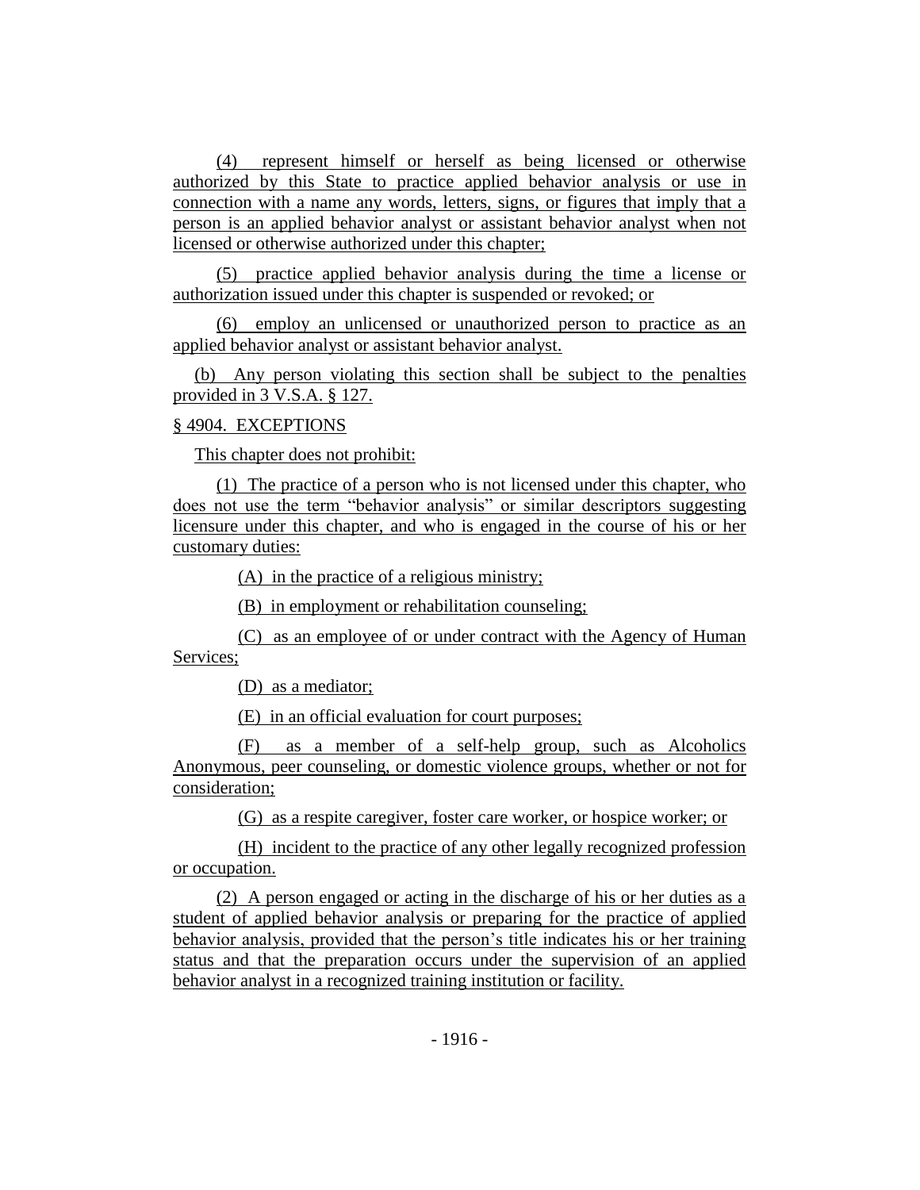(4) represent himself or herself as being licensed or otherwise authorized by this State to practice applied behavior analysis or use in connection with a name any words, letters, signs, or figures that imply that a person is an applied behavior analyst or assistant behavior analyst when not licensed or otherwise authorized under this chapter;

(5) practice applied behavior analysis during the time a license or authorization issued under this chapter is suspended or revoked; or

(6) employ an unlicensed or unauthorized person to practice as an applied behavior analyst or assistant behavior analyst.

(b) Any person violating this section shall be subject to the penalties provided in 3 V.S.A. § 127.

§ 4904. EXCEPTIONS

This chapter does not prohibit:

(1) The practice of a person who is not licensed under this chapter, who does not use the term "behavior analysis" or similar descriptors suggesting licensure under this chapter, and who is engaged in the course of his or her customary duties:

(A) in the practice of a religious ministry;

(B) in employment or rehabilitation counseling;

(C) as an employee of or under contract with the Agency of Human Services;

(D) as a mediator;

(E) in an official evaluation for court purposes;

(F) as a member of a self-help group, such as Alcoholics Anonymous, peer counseling, or domestic violence groups, whether or not for consideration;

(G) as a respite caregiver, foster care worker, or hospice worker; or

(H) incident to the practice of any other legally recognized profession or occupation.

(2) A person engaged or acting in the discharge of his or her duties as a student of applied behavior analysis or preparing for the practice of applied behavior analysis, provided that the person's title indicates his or her training status and that the preparation occurs under the supervision of an applied behavior analyst in a recognized training institution or facility.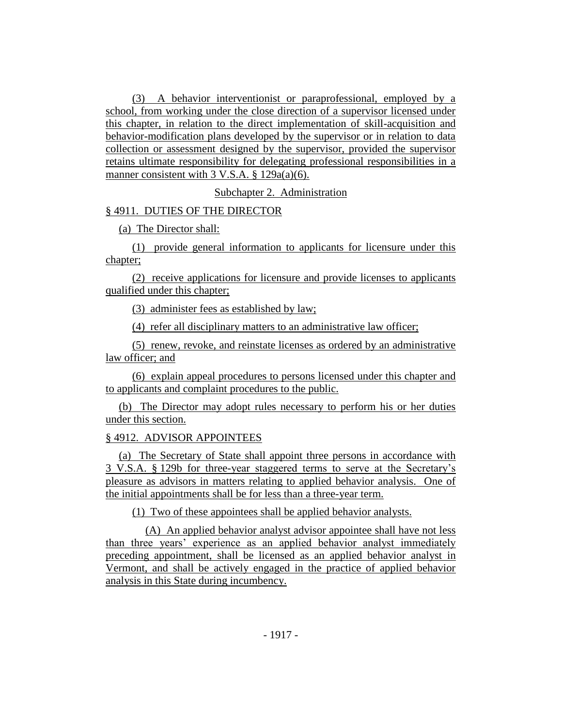(3) A behavior interventionist or paraprofessional, employed by a school, from working under the close direction of a supervisor licensed under this chapter, in relation to the direct implementation of skill-acquisition and behavior-modification plans developed by the supervisor or in relation to data collection or assessment designed by the supervisor, provided the supervisor retains ultimate responsibility for delegating professional responsibilities in a manner consistent with 3 V.S.A. § 129a(a)(6).

Subchapter 2. Administration

§ 4911. DUTIES OF THE DIRECTOR

(a) The Director shall:

(1) provide general information to applicants for licensure under this chapter;

(2) receive applications for licensure and provide licenses to applicants qualified under this chapter;

(3) administer fees as established by law;

(4) refer all disciplinary matters to an administrative law officer;

(5) renew, revoke, and reinstate licenses as ordered by an administrative law officer; and

(6) explain appeal procedures to persons licensed under this chapter and to applicants and complaint procedures to the public.

(b) The Director may adopt rules necessary to perform his or her duties under this section.

§ 4912. ADVISOR APPOINTEES

(a) The Secretary of State shall appoint three persons in accordance with 3 V.S.A. § 129b for three-year staggered terms to serve at the Secretary's pleasure as advisors in matters relating to applied behavior analysis. One of the initial appointments shall be for less than a three-year term.

(1) Two of these appointees shall be applied behavior analysts.

(A) An applied behavior analyst advisor appointee shall have not less than three years' experience as an applied behavior analyst immediately preceding appointment, shall be licensed as an applied behavior analyst in Vermont, and shall be actively engaged in the practice of applied behavior analysis in this State during incumbency.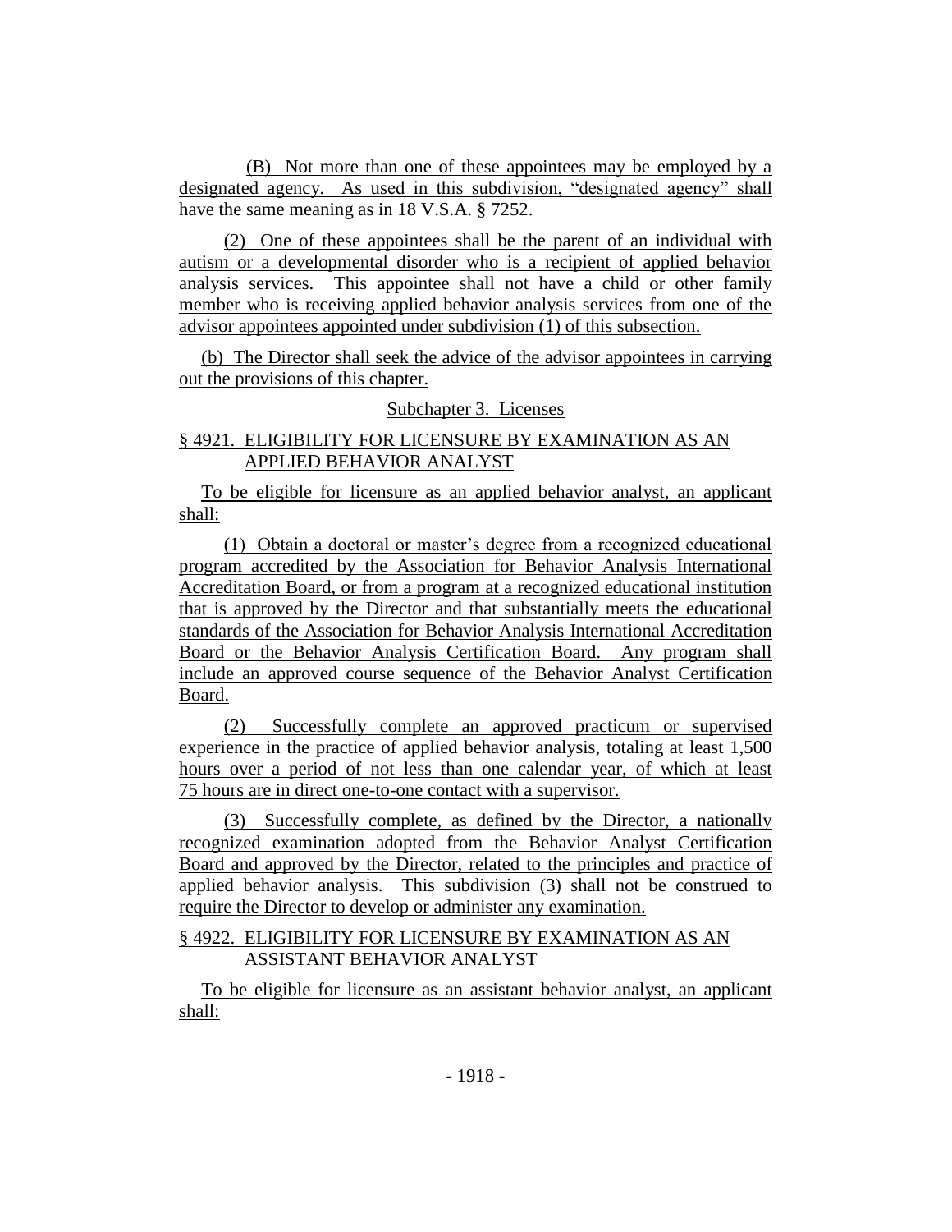(B) Not more than one of these appointees may be employed by a designated agency. As used in this subdivision, "designated agency" shall have the same meaning as in 18 V.S.A. § 7252.

(2) One of these appointees shall be the parent of an individual with autism or a developmental disorder who is a recipient of applied behavior analysis services. This appointee shall not have a child or other family member who is receiving applied behavior analysis services from one of the advisor appointees appointed under subdivision (1) of this subsection.

(b) The Director shall seek the advice of the advisor appointees in carrying out the provisions of this chapter.

Subchapter 3. Licenses

§ 4921. ELIGIBILITY FOR LICENSURE BY EXAMINATION AS AN APPLIED BEHAVIOR ANALYST

To be eligible for licensure as an applied behavior analyst, an applicant shall:

(1) Obtain a doctoral or master's degree from a recognized educational program accredited by the Association for Behavior Analysis International Accreditation Board, or from a program at a recognized educational institution that is approved by the Director and that substantially meets the educational standards of the Association for Behavior Analysis International Accreditation Board or the Behavior Analysis Certification Board. Any program shall include an approved course sequence of the Behavior Analyst Certification Board.

(2) Successfully complete an approved practicum or supervised experience in the practice of applied behavior analysis, totaling at least 1,500 hours over a period of not less than one calendar year, of which at least 75 hours are in direct one-to-one contact with a supervisor.

(3) Successfully complete, as defined by the Director, a nationally recognized examination adopted from the Behavior Analyst Certification Board and approved by the Director, related to the principles and practice of applied behavior analysis. This subdivision (3) shall not be construed to require the Director to develop or administer any examination.

§ 4922. ELIGIBILITY FOR LICENSURE BY EXAMINATION AS AN ASSISTANT BEHAVIOR ANALYST

To be eligible for licensure as an assistant behavior analyst, an applicant shall: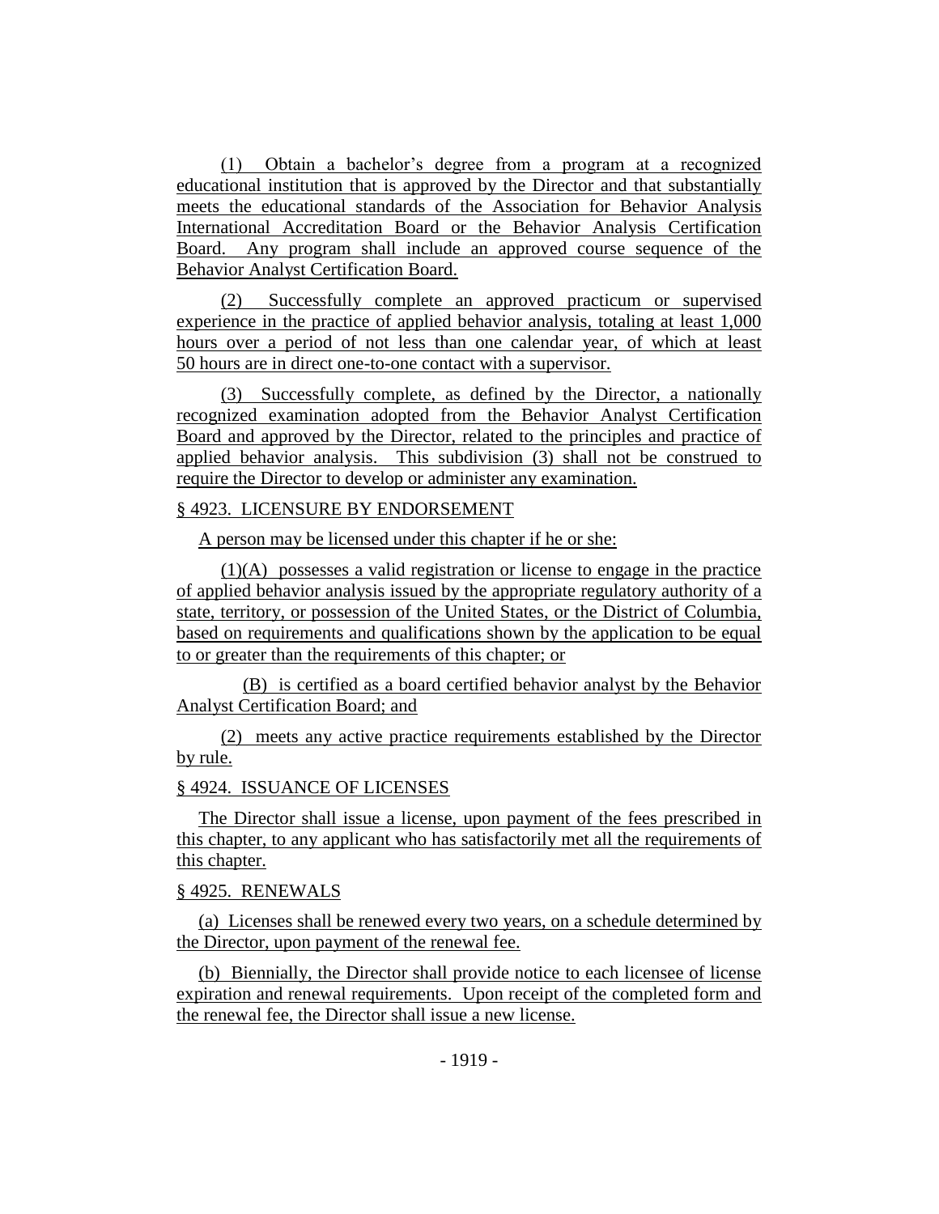(1) Obtain a bachelor's degree from a program at a recognized educational institution that is approved by the Director and that substantially meets the educational standards of the Association for Behavior Analysis International Accreditation Board or the Behavior Analysis Certification Board. Any program shall include an approved course sequence of the Behavior Analyst Certification Board.

(2) Successfully complete an approved practicum or supervised experience in the practice of applied behavior analysis, totaling at least 1,000 hours over a period of not less than one calendar year, of which at least 50 hours are in direct one-to-one contact with a supervisor.

(3) Successfully complete, as defined by the Director, a nationally recognized examination adopted from the Behavior Analyst Certification Board and approved by the Director, related to the principles and practice of applied behavior analysis. This subdivision (3) shall not be construed to require the Director to develop or administer any examination.

§ 4923. LICENSURE BY ENDORSEMENT

A person may be licensed under this chapter if he or she:

(1)(A) possesses a valid registration or license to engage in the practice of applied behavior analysis issued by the appropriate regulatory authority of a state, territory, or possession of the United States, or the District of Columbia, based on requirements and qualifications shown by the application to be equal to or greater than the requirements of this chapter; or

(B) is certified as a board certified behavior analyst by the Behavior Analyst Certification Board; and

(2) meets any active practice requirements established by the Director by rule.

§ 4924. ISSUANCE OF LICENSES

The Director shall issue a license, upon payment of the fees prescribed in this chapter, to any applicant who has satisfactorily met all the requirements of this chapter.

§ 4925. RENEWALS

(a) Licenses shall be renewed every two years, on a schedule determined by the Director, upon payment of the renewal fee.

(b) Biennially, the Director shall provide notice to each licensee of license expiration and renewal requirements. Upon receipt of the completed form and the renewal fee, the Director shall issue a new license.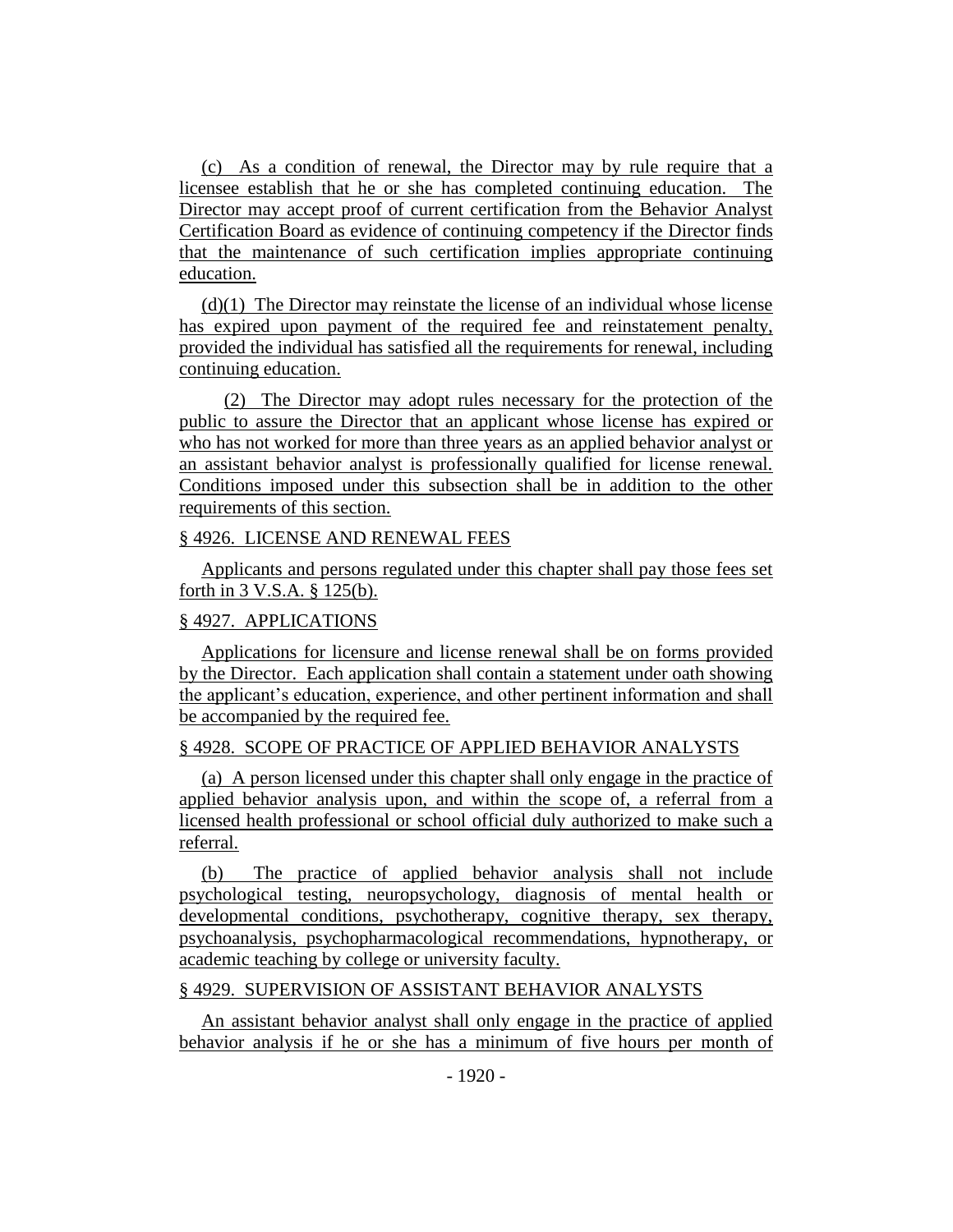(c) As a condition of renewal, the Director may by rule require that a licensee establish that he or she has completed continuing education. The Director may accept proof of current certification from the Behavior Analyst Certification Board as evidence of continuing competency if the Director finds that the maintenance of such certification implies appropriate continuing education.

(d)(1) The Director may reinstate the license of an individual whose license has expired upon payment of the required fee and reinstatement penalty, provided the individual has satisfied all the requirements for renewal, including continuing education.

(2) The Director may adopt rules necessary for the protection of the public to assure the Director that an applicant whose license has expired or who has not worked for more than three years as an applied behavior analyst or an assistant behavior analyst is professionally qualified for license renewal. Conditions imposed under this subsection shall be in addition to the other requirements of this section.

§ 4926. LICENSE AND RENEWAL FEES

Applicants and persons regulated under this chapter shall pay those fees set forth in 3 V.S.A. § 125(b).

§ 4927. APPLICATIONS

Applications for licensure and license renewal shall be on forms provided by the Director. Each application shall contain a statement under oath showing the applicant's education, experience, and other pertinent information and shall be accompanied by the required fee.

§ 4928. SCOPE OF PRACTICE OF APPLIED BEHAVIOR ANALYSTS

(a) A person licensed under this chapter shall only engage in the practice of applied behavior analysis upon, and within the scope of, a referral from a licensed health professional or school official duly authorized to make such a referral.

(b) The practice of applied behavior analysis shall not include psychological testing, neuropsychology, diagnosis of mental health or developmental conditions, psychotherapy, cognitive therapy, sex therapy, psychoanalysis, psychopharmacological recommendations, hypnotherapy, or academic teaching by college or university faculty.

§ 4929. SUPERVISION OF ASSISTANT BEHAVIOR ANALYSTS

An assistant behavior analyst shall only engage in the practice of applied behavior analysis if he or she has a minimum of five hours per month of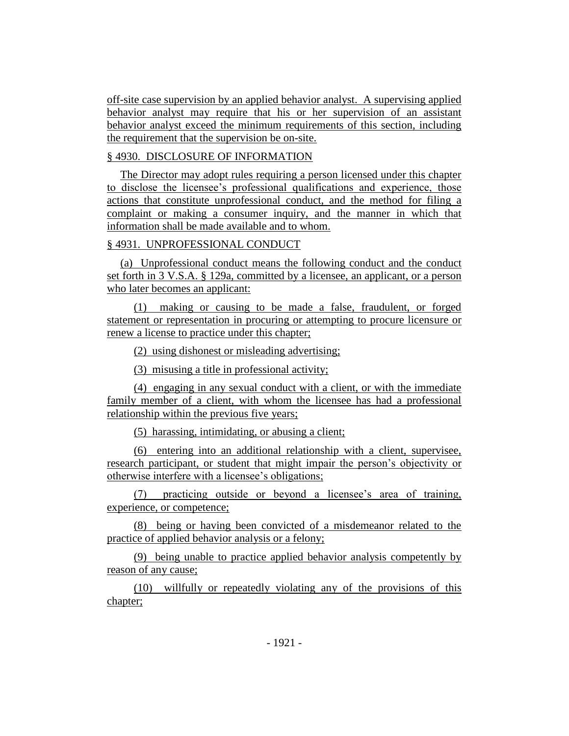off-site case supervision by an applied behavior analyst. A supervising applied behavior analyst may require that his or her supervision of an assistant behavior analyst exceed the minimum requirements of this section, including the requirement that the supervision be on-site.

§ 4930. DISCLOSURE OF INFORMATION

The Director may adopt rules requiring a person licensed under this chapter to disclose the licensee's professional qualifications and experience, those actions that constitute unprofessional conduct, and the method for filing a complaint or making a consumer inquiry, and the manner in which that information shall be made available and to whom.

§ 4931. UNPROFESSIONAL CONDUCT

(a) Unprofessional conduct means the following conduct and the conduct set forth in 3 V.S.A. § 129a, committed by a licensee, an applicant, or a person who later becomes an applicant:

(1) making or causing to be made a false, fraudulent, or forged statement or representation in procuring or attempting to procure licensure or renew a license to practice under this chapter;

(2) using dishonest or misleading advertising;

(3) misusing a title in professional activity;

(4) engaging in any sexual conduct with a client, or with the immediate family member of a client, with whom the licensee has had a professional relationship within the previous five years;

(5) harassing, intimidating, or abusing a client;

(6) entering into an additional relationship with a client, supervisee, research participant, or student that might impair the person's objectivity or otherwise interfere with a licensee's obligations;

(7) practicing outside or beyond a licensee's area of training, experience, or competence;

(8) being or having been convicted of a misdemeanor related to the practice of applied behavior analysis or a felony;

(9) being unable to practice applied behavior analysis competently by reason of any cause;

(10) willfully or repeatedly violating any of the provisions of this chapter;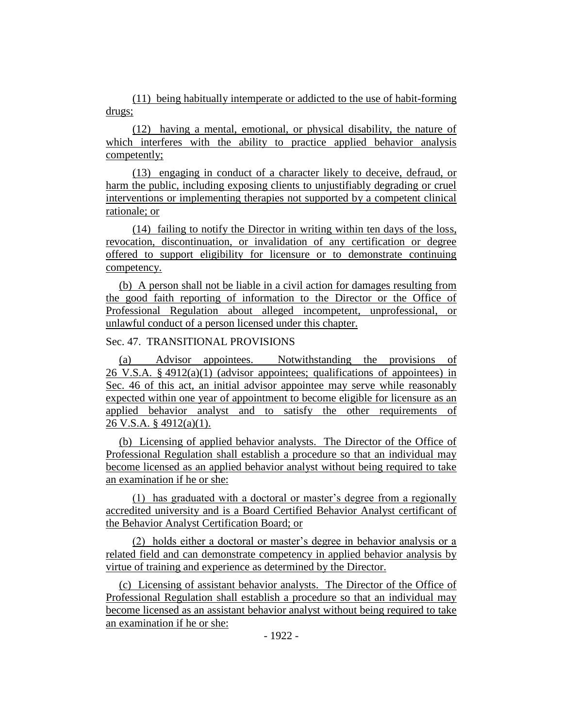(11) being habitually intemperate or addicted to the use of habit-forming drugs;

(12) having a mental, emotional, or physical disability, the nature of which interferes with the ability to practice applied behavior analysis competently;

(13) engaging in conduct of a character likely to deceive, defraud, or harm the public, including exposing clients to unjustifiably degrading or cruel interventions or implementing therapies not supported by a competent clinical rationale; or

(14) failing to notify the Director in writing within ten days of the loss, revocation, discontinuation, or invalidation of any certification or degree offered to support eligibility for licensure or to demonstrate continuing competency.

(b) A person shall not be liable in a civil action for damages resulting from the good faith reporting of information to the Director or the Office of Professional Regulation about alleged incompetent, unprofessional, or unlawful conduct of a person licensed under this chapter.

Sec. 47. TRANSITIONAL PROVISIONS

(a) Advisor appointees. Notwithstanding the provisions of 26 V.S.A. § 4912(a)(1) (advisor appointees; qualifications of appointees) in Sec. 46 of this act, an initial advisor appointee may serve while reasonably expected within one year of appointment to become eligible for licensure as an applied behavior analyst and to satisfy the other requirements of 26 V.S.A. § 4912(a)(1).

(b) Licensing of applied behavior analysts. The Director of the Office of Professional Regulation shall establish a procedure so that an individual may become licensed as an applied behavior analyst without being required to take an examination if he or she:

(1) has graduated with a doctoral or master's degree from a regionally accredited university and is a Board Certified Behavior Analyst certificant of the Behavior Analyst Certification Board; or

(2) holds either a doctoral or master's degree in behavior analysis or a related field and can demonstrate competency in applied behavior analysis by virtue of training and experience as determined by the Director.

(c) Licensing of assistant behavior analysts. The Director of the Office of Professional Regulation shall establish a procedure so that an individual may become licensed as an assistant behavior analyst without being required to take an examination if he or she: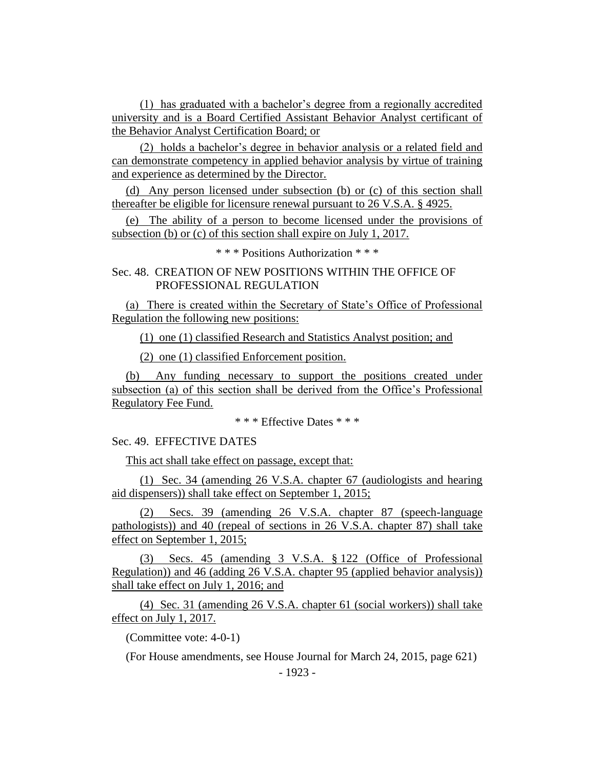(1) has graduated with a bachelor's degree from a regionally accredited university and is a Board Certified Assistant Behavior Analyst certificant of the Behavior Analyst Certification Board; or

(2) holds a bachelor's degree in behavior analysis or a related field and can demonstrate competency in applied behavior analysis by virtue of training and experience as determined by the Director.

(d) Any person licensed under subsection (b) or (c) of this section shall thereafter be eligible for licensure renewal pursuant to 26 V.S.A. § 4925.

(e) The ability of a person to become licensed under the provisions of subsection (b) or (c) of this section shall expire on July 1, 2017.

\* \* \* Positions Authorization \* \* \*

Sec. 48. CREATION OF NEW POSITIONS WITHIN THE OFFICE OF PROFESSIONAL REGULATION

(a) There is created within the Secretary of State's Office of Professional Regulation the following new positions:

(1) one (1) classified Research and Statistics Analyst position; and

(2) one (1) classified Enforcement position.

(b) Any funding necessary to support the positions created under subsection (a) of this section shall be derived from the Office's Professional Regulatory Fee Fund.

\* \* \* Effective Dates \* \* \*

Sec. 49. EFFECTIVE DATES

This act shall take effect on passage, except that:

(1) Sec. 34 (amending 26 V.S.A. chapter 67 (audiologists and hearing aid dispensers)) shall take effect on September 1, 2015;

(2) Secs. 39 (amending 26 V.S.A. chapter 87 (speech-language pathologists)) and 40 (repeal of sections in 26 V.S.A. chapter 87) shall take effect on September 1, 2015;

(3) Secs. 45 (amending 3 V.S.A. § 122 (Office of Professional Regulation)) and 46 (adding 26 V.S.A. chapter 95 (applied behavior analysis)) shall take effect on July 1, 2016; and

(4) Sec. 31 (amending 26 V.S.A. chapter 61 (social workers)) shall take effect on July 1, 2017.

(Committee vote: 4-0-1)

(For House amendments, see House Journal for March 24, 2015, page 621)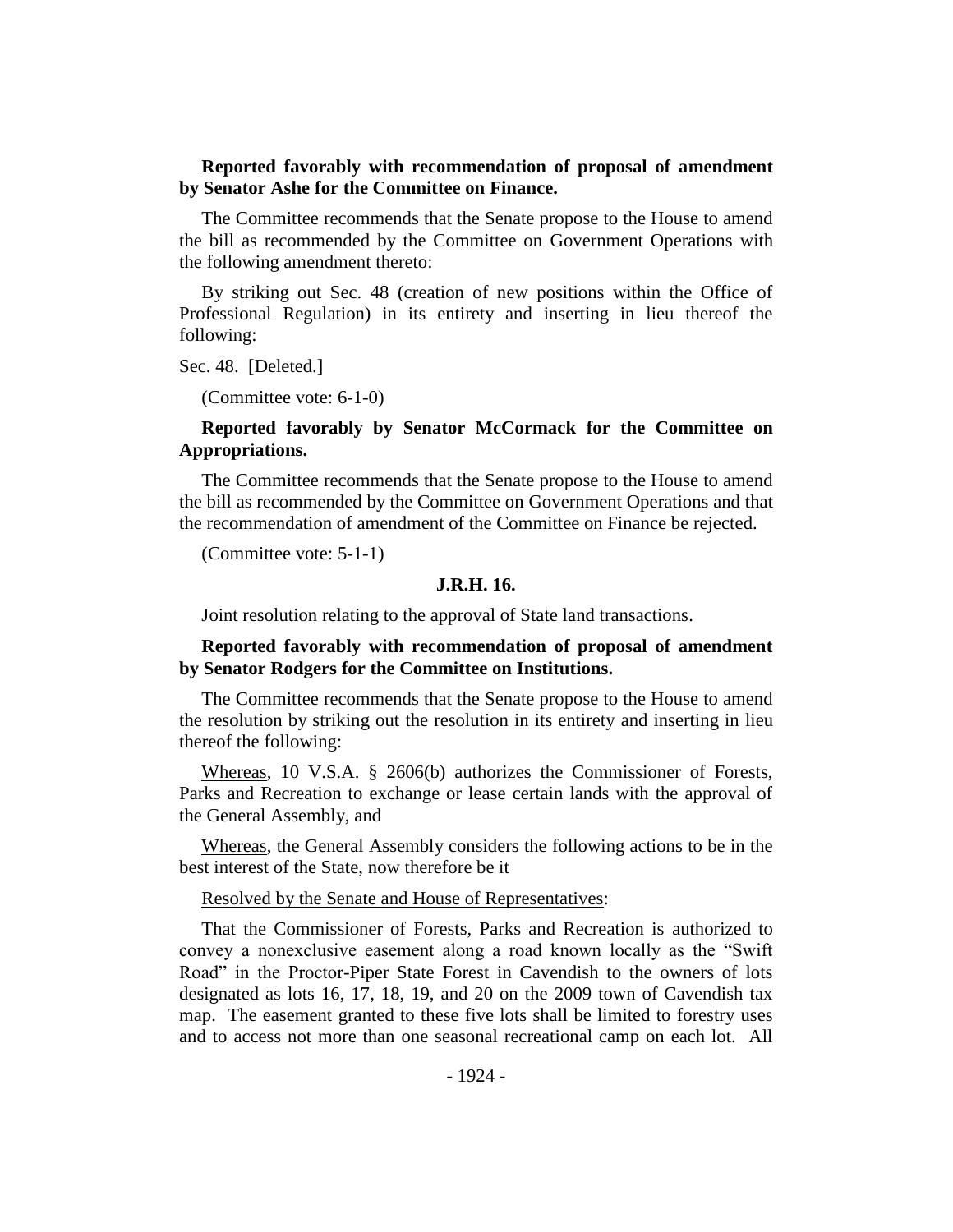**Reported favorably with recommendation of proposal of amendment by Senator Ashe for the Committee on Finance.**

The Committee recommends that the Senate propose to the House to amend the bill as recommended by the Committee on Government Operations with the following amendment thereto:

By striking out Sec. 48 (creation of new positions within the Office of Professional Regulation) in its entirety and inserting in lieu thereof the following:

Sec. 48. [Deleted.]

(Committee vote: 6-1-0)

**Reported favorably by Senator McCormack for the Committee on Appropriations.**

The Committee recommends that the Senate propose to the House to amend the bill as recommended by the Committee on Government Operations and that the recommendation of amendment of the Committee on Finance be rejected.

(Committee vote: 5-1-1)

**J.R.H. 16.**

Joint resolution relating to the approval of State land transactions.

**Reported favorably with recommendation of proposal of amendment by Senator Rodgers for the Committee on Institutions.**

The Committee recommends that the Senate propose to the House to amend the resolution by striking out the resolution in its entirety and inserting in lieu thereof the following:

Whereas, 10 V.S.A. § 2606(b) authorizes the Commissioner of Forests, Parks and Recreation to exchange or lease certain lands with the approval of the General Assembly, and

Whereas, the General Assembly considers the following actions to be in the best interest of the State, now therefore be it

Resolved by the Senate and House of Representatives:

That the Commissioner of Forests, Parks and Recreation is authorized to convey a nonexclusive easement along a road known locally as the "Swift Road" in the Proctor-Piper State Forest in Cavendish to the owners of lots designated as lots 16, 17, 18, 19, and 20 on the 2009 town of Cavendish tax map. The easement granted to these five lots shall be limited to forestry uses and to access not more than one seasonal recreational camp on each lot. All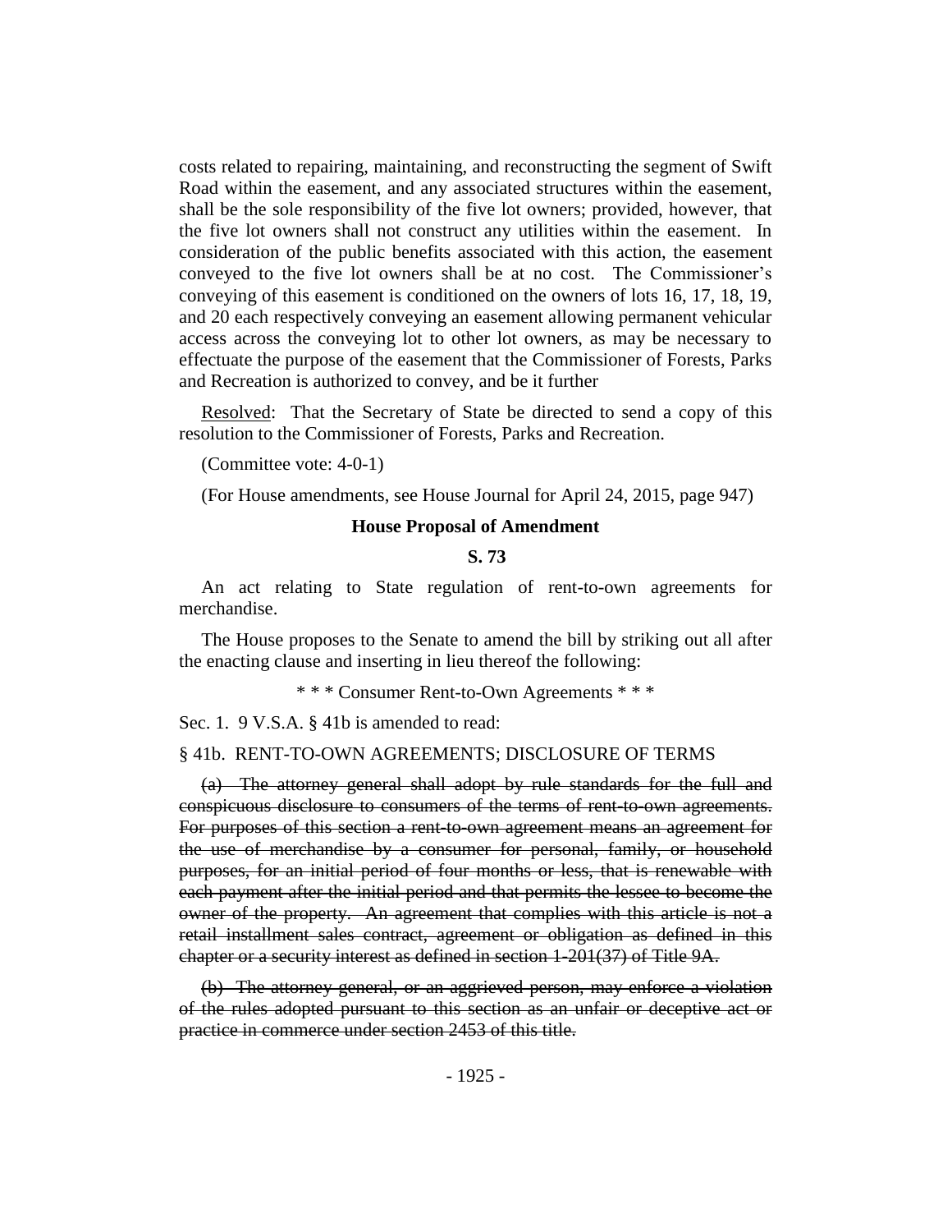costs related to repairing, maintaining, and reconstructing the segment of Swift Road within the easement, and any associated structures within the easement, shall be the sole responsibility of the five lot owners; provided, however, that the five lot owners shall not construct any utilities within the easement. In consideration of the public benefits associated with this action, the easement conveyed to the five lot owners shall be at no cost. The Commissioner's conveying of this easement is conditioned on the owners of lots 16, 17, 18, 19, and 20 each respectively conveying an easement allowing permanent vehicular access across the conveying lot to other lot owners, as may be necessary to effectuate the purpose of the easement that the Commissioner of Forests, Parks and Recreation is authorized to convey, and be it further

Resolved: That the Secretary of State be directed to send a copy of this resolution to the Commissioner of Forests, Parks and Recreation.

(Committee vote: 4-0-1)

(For House amendments, see House Journal for April 24, 2015, page 947)

**House Proposal of Amendment**

**S. 73**

An act relating to State regulation of rent-to-own agreements for merchandise.

The House proposes to the Senate to amend the bill by striking out all after the enacting clause and inserting in lieu thereof the following:

\* \* \* Consumer Rent-to-Own Agreements \* \* \*

Sec. 1. 9 V.S.A. § 41b is amended to read:

§ 41b. RENT-TO-OWN AGREEMENTS; DISCLOSURE OF TERMS

~~(a) The attorney general shall adopt by rule standards for the full and conspicuous disclosure to consumers of the terms of rent-to-own agreements. For purposes of this section a rent-to-own agreement means an agreement for the use of merchandise by a consumer for personal, family, or household purposes, for an initial period of four months or less, that is renewable with each payment after the initial period and that permits the lessee to become the owner of the property. An agreement that complies with this article is not a retail installment sales contract, agreement or obligation as defined in this chapter or a security interest as defined in section 1-201(37) of Title 9A.~~

~~(b) The attorney general, or an aggrieved person, may enforce a violation of the rules adopted pursuant to this section as an unfair or deceptive act or practice in commerce under section 2453 of this title.~~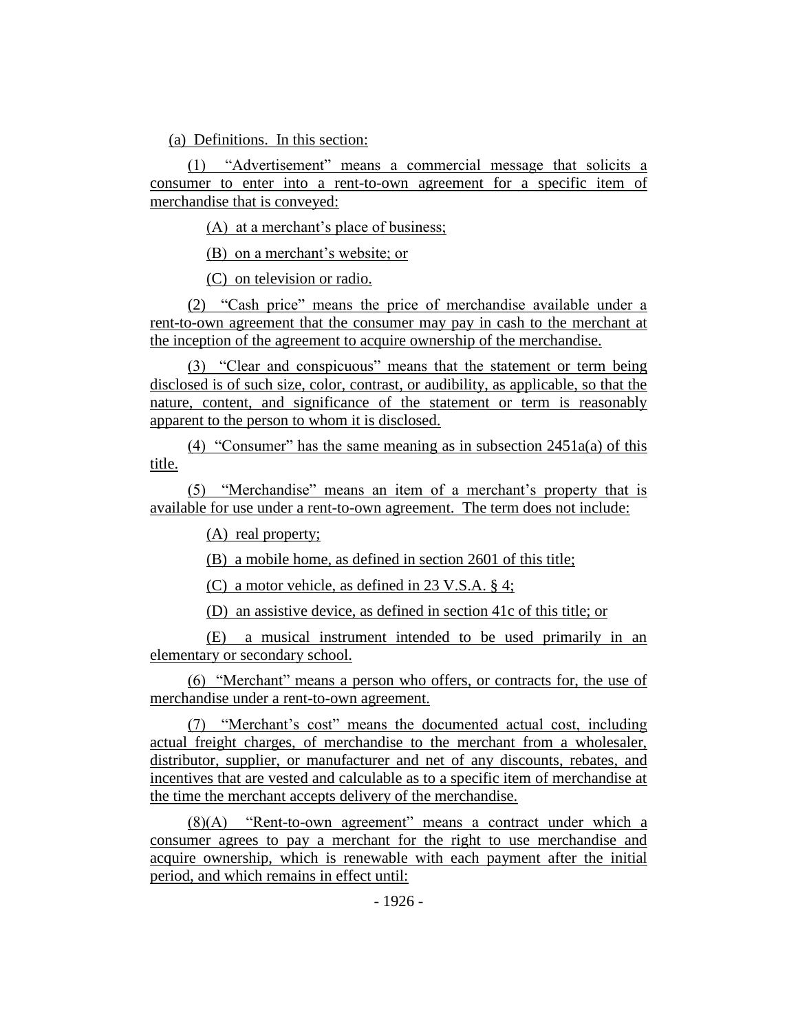(a) Definitions. In this section:

(1) "Advertisement" means a commercial message that solicits a consumer to enter into a rent-to-own agreement for a specific item of merchandise that is conveyed:

(A) at a merchant's place of business;

(B) on a merchant's website; or

(C) on television or radio.

(2) "Cash price" means the price of merchandise available under a rent-to-own agreement that the consumer may pay in cash to the merchant at the inception of the agreement to acquire ownership of the merchandise.

(3) "Clear and conspicuous" means that the statement or term being disclosed is of such size, color, contrast, or audibility, as applicable, so that the nature, content, and significance of the statement or term is reasonably apparent to the person to whom it is disclosed.

(4) "Consumer" has the same meaning as in subsection 2451a(a) of this title.

(5) "Merchandise" means an item of a merchant's property that is available for use under a rent-to-own agreement. The term does not include:

(A) real property;

(B) a mobile home, as defined in section 2601 of this title;

(C) a motor vehicle, as defined in 23 V.S.A. § 4;

(D) an assistive device, as defined in section 41c of this title; or

(E) a musical instrument intended to be used primarily in an elementary or secondary school.

(6) "Merchant" means a person who offers, or contracts for, the use of merchandise under a rent-to-own agreement.

(7) "Merchant's cost" means the documented actual cost, including actual freight charges, of merchandise to the merchant from a wholesaler, distributor, supplier, or manufacturer and net of any discounts, rebates, and incentives that are vested and calculable as to a specific item of merchandise at the time the merchant accepts delivery of the merchandise.

(8)(A) "Rent-to-own agreement" means a contract under which a consumer agrees to pay a merchant for the right to use merchandise and acquire ownership, which is renewable with each payment after the initial period, and which remains in effect until: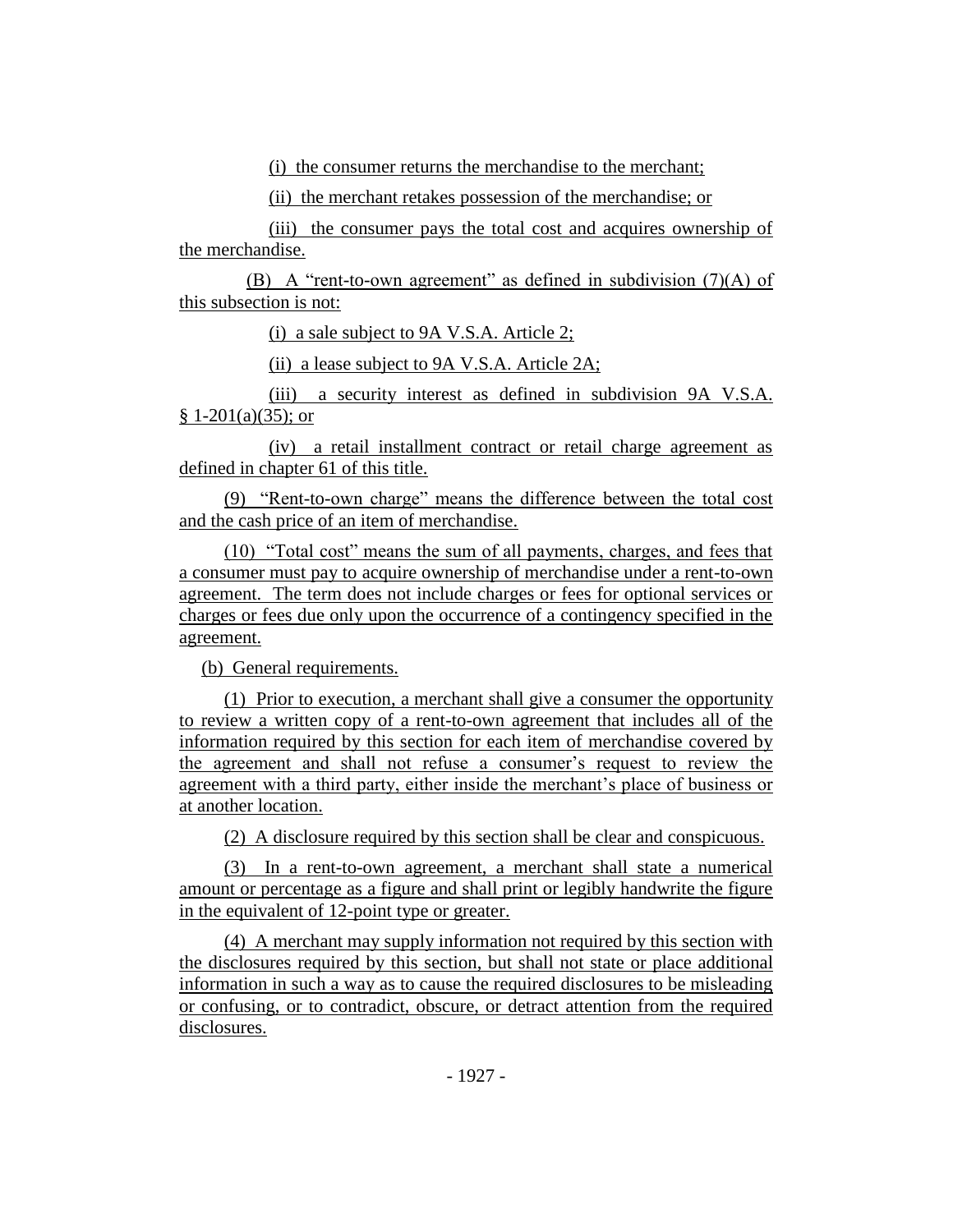(i) the consumer returns the merchandise to the merchant;

(ii) the merchant retakes possession of the merchandise; or

(iii) the consumer pays the total cost and acquires ownership of the merchandise.

(B) A "rent-to-own agreement" as defined in subdivision (7)(A) of this subsection is not:

(i) a sale subject to 9A V.S.A. Article 2;

(ii) a lease subject to 9A V.S.A. Article 2A;

(iii) a security interest as defined in subdivision 9A V.S.A. § 1-201(a)(35); or

(iv) a retail installment contract or retail charge agreement as defined in chapter 61 of this title.

(9) "Rent-to-own charge" means the difference between the total cost and the cash price of an item of merchandise.

(10) "Total cost" means the sum of all payments, charges, and fees that a consumer must pay to acquire ownership of merchandise under a rent-to-own agreement. The term does not include charges or fees for optional services or charges or fees due only upon the occurrence of a contingency specified in the agreement.

(b) General requirements.

(1) Prior to execution, a merchant shall give a consumer the opportunity to review a written copy of a rent-to-own agreement that includes all of the information required by this section for each item of merchandise covered by the agreement and shall not refuse a consumer's request to review the agreement with a third party, either inside the merchant's place of business or at another location.

(2) A disclosure required by this section shall be clear and conspicuous.

(3) In a rent-to-own agreement, a merchant shall state a numerical amount or percentage as a figure and shall print or legibly handwrite the figure in the equivalent of 12-point type or greater.

(4) A merchant may supply information not required by this section with the disclosures required by this section, but shall not state or place additional information in such a way as to cause the required disclosures to be misleading or confusing, or to contradict, obscure, or detract attention from the required disclosures.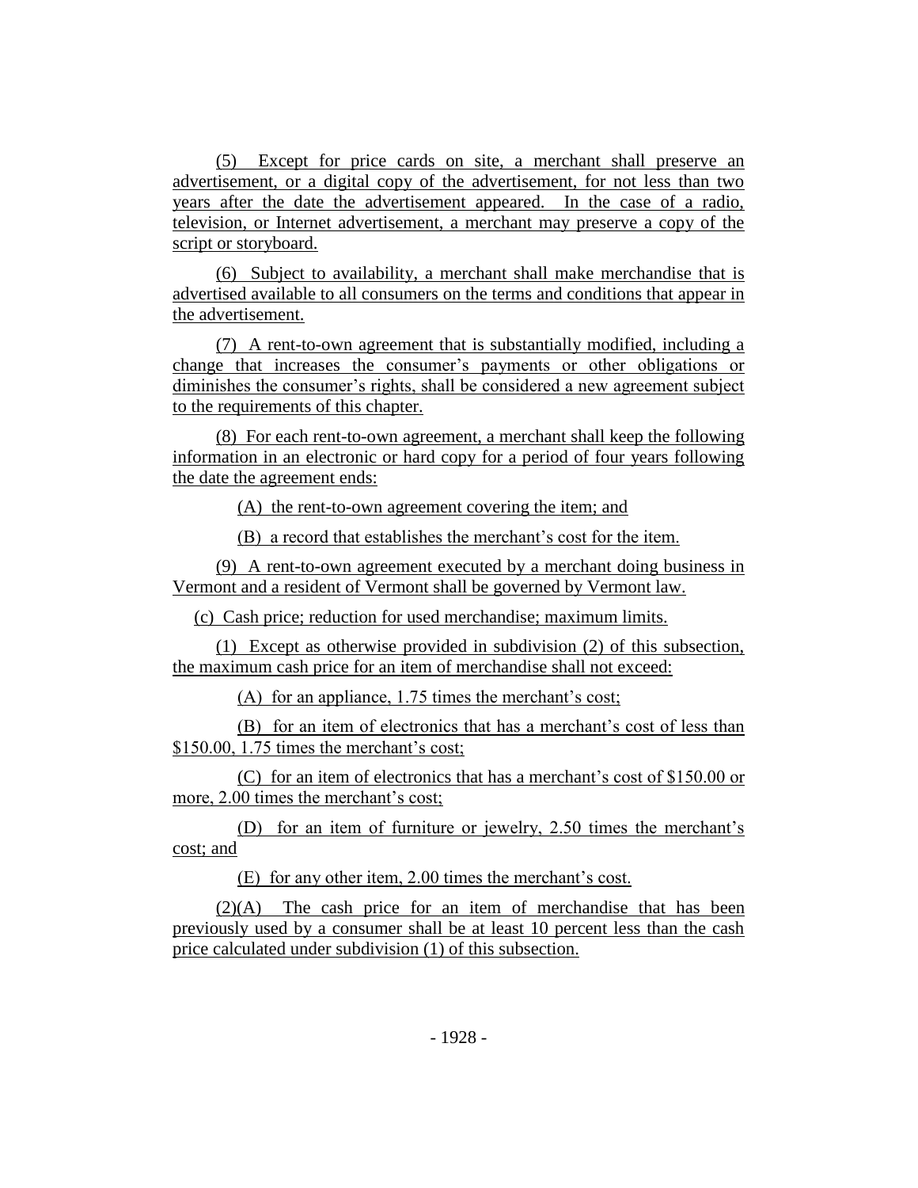(5) Except for price cards on site, a merchant shall preserve an advertisement, or a digital copy of the advertisement, for not less than two years after the date the advertisement appeared. In the case of a radio, television, or Internet advertisement, a merchant may preserve a copy of the script or storyboard.

(6) Subject to availability, a merchant shall make merchandise that is advertised available to all consumers on the terms and conditions that appear in the advertisement.

(7) A rent-to-own agreement that is substantially modified, including a change that increases the consumer's payments or other obligations or diminishes the consumer's rights, shall be considered a new agreement subject to the requirements of this chapter.

(8) For each rent-to-own agreement, a merchant shall keep the following information in an electronic or hard copy for a period of four years following the date the agreement ends:

(A) the rent-to-own agreement covering the item; and

(B) a record that establishes the merchant's cost for the item.

(9) A rent-to-own agreement executed by a merchant doing business in Vermont and a resident of Vermont shall be governed by Vermont law.

(c) Cash price; reduction for used merchandise; maximum limits.

(1) Except as otherwise provided in subdivision (2) of this subsection, the maximum cash price for an item of merchandise shall not exceed:

(A) for an appliance, 1.75 times the merchant's cost;

(B) for an item of electronics that has a merchant's cost of less than $150.00, 1.75 times the merchant's cost;

(C) for an item of electronics that has a merchant's cost of $150.00 or more, 2.00 times the merchant's cost;

(D) for an item of furniture or jewelry, 2.50 times the merchant's cost; and

(E) for any other item, 2.00 times the merchant's cost.

(2)(A) The cash price for an item of merchandise that has been previously used by a consumer shall be at least 10 percent less than the cash price calculated under subdivision (1) of this subsection.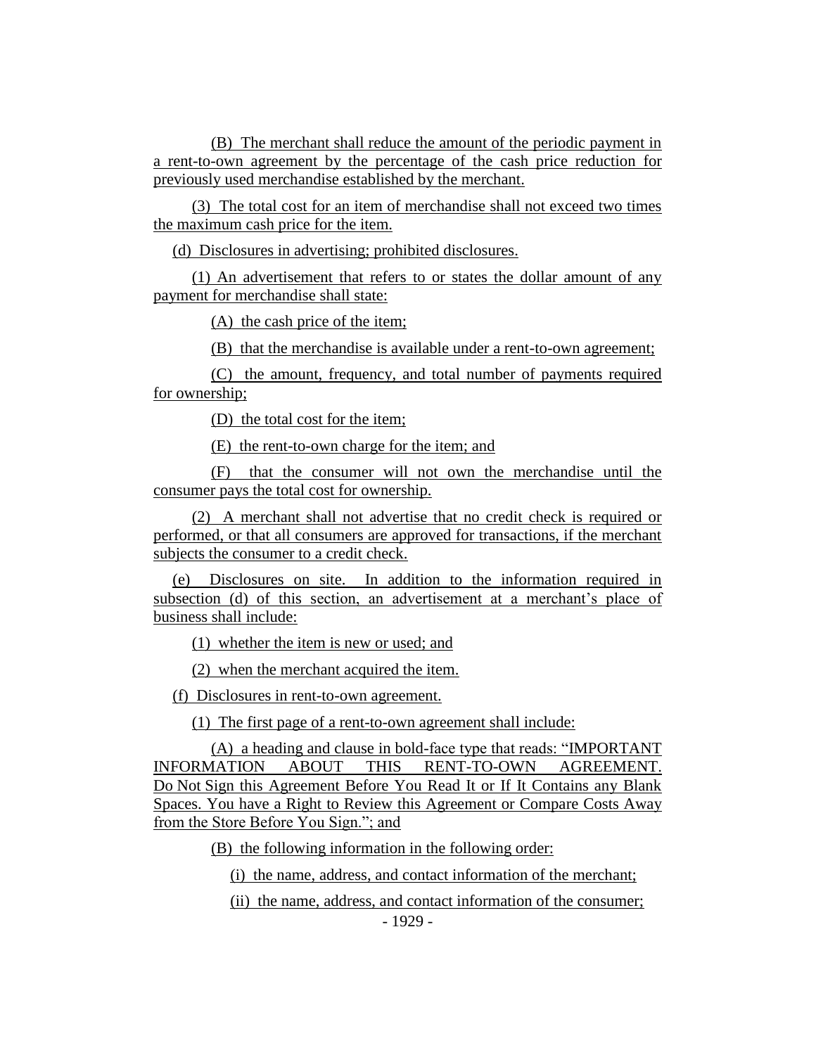(B) The merchant shall reduce the amount of the periodic payment in a rent-to-own agreement by the percentage of the cash price reduction for previously used merchandise established by the merchant.

(3) The total cost for an item of merchandise shall not exceed two times the maximum cash price for the item.

(d) Disclosures in advertising; prohibited disclosures.

(1) An advertisement that refers to or states the dollar amount of any payment for merchandise shall state:

(A) the cash price of the item;

(B) that the merchandise is available under a rent-to-own agreement;

(C) the amount, frequency, and total number of payments required for ownership;

(D) the total cost for the item;

(E) the rent-to-own charge for the item; and

(F) that the consumer will not own the merchandise until the consumer pays the total cost for ownership.

(2) A merchant shall not advertise that no credit check is required or performed, or that all consumers are approved for transactions, if the merchant subjects the consumer to a credit check.

(e) Disclosures on site. In addition to the information required in subsection (d) of this section, an advertisement at a merchant's place of business shall include:

(1) whether the item is new or used; and

(2) when the merchant acquired the item.

(f) Disclosures in rent-to-own agreement.

(1) The first page of a rent-to-own agreement shall include:

(A) a heading and clause in bold-face type that reads: "IMPORTANT INFORMATION ABOUT THIS RENT-TO-OWN AGREEMENT. Do Not Sign this Agreement Before You Read It or If It Contains any Blank Spaces. You have a Right to Review this Agreement or Compare Costs Away from the Store Before You Sign."; and

(B) the following information in the following order:

(i) the name, address, and contact information of the merchant;

(ii) the name, address, and contact information of the consumer;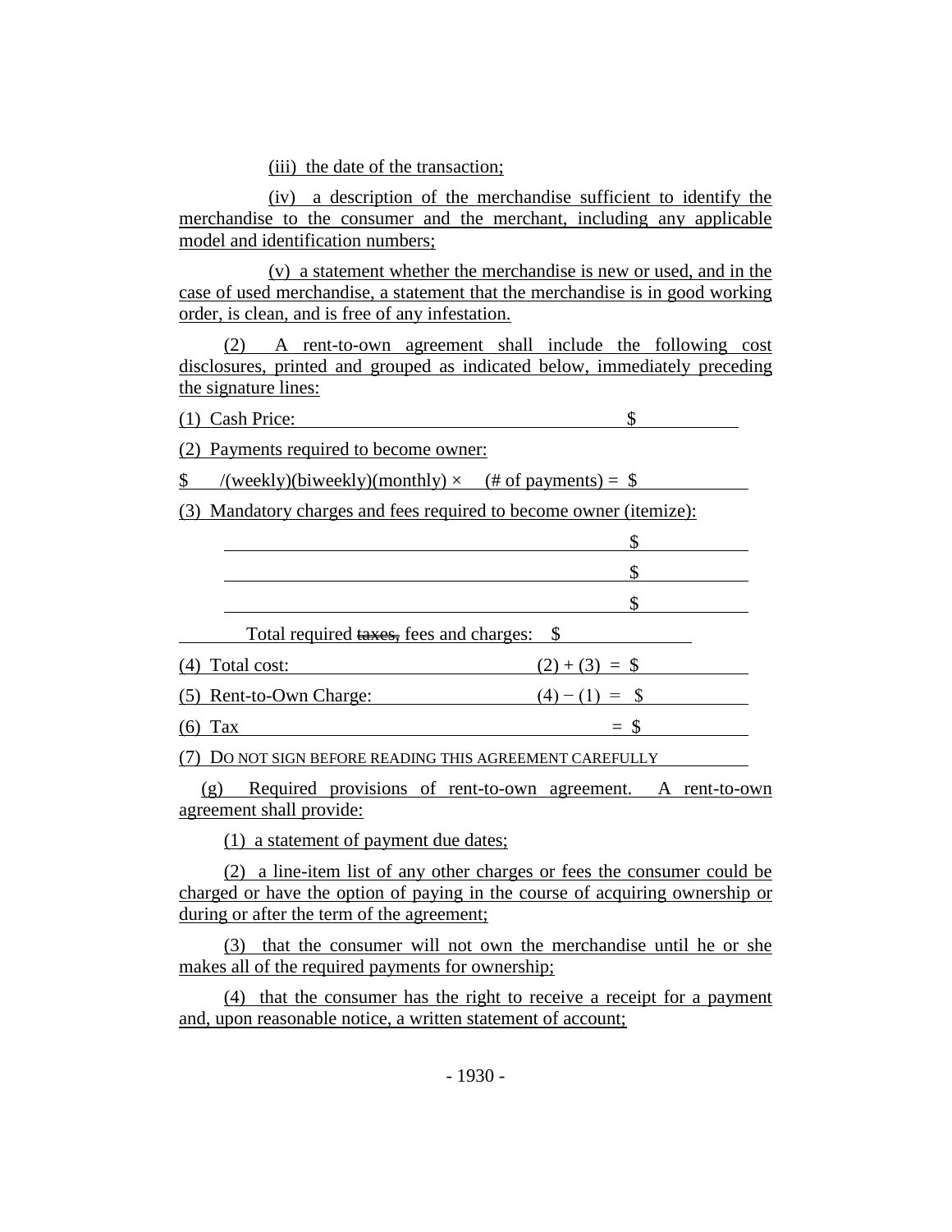(iii) the date of the transaction;

(iv) a description of the merchandise sufficient to identify the merchandise to the consumer and the merchant, including any applicable model and identification numbers;

(v) a statement whether the merchandise is new or used, and in the case of used merchandise, a statement that the merchandise is in good working order, is clean, and is free of any infestation.

(2) A rent-to-own agreement shall include the following cost disclosures, printed and grouped as indicated below, immediately preceding the signature lines:

(1) Cash Price: $

(2) Payments required to become owner:

$ /(weekly)(biweekly)(monthly) × (# of payments) = $

(3) Mandatory charges and fees required to become owner (itemize):

$

$

$

Total required ~~taxes,~~ fees and charges: $

(4) Total cost: (2) + (3) = $

(5) Rent-to-Own Charge: (4) − (1) = $

(6) Tax = $

(7) DO NOT SIGN BEFORE READING THIS AGREEMENT CAREFULLY

(g) Required provisions of rent-to-own agreement. A rent-to-own agreement shall provide:

(1) a statement of payment due dates;

(2) a line-item list of any other charges or fees the consumer could be charged or have the option of paying in the course of acquiring ownership or during or after the term of the agreement;

(3) that the consumer will not own the merchandise until he or she makes all of the required payments for ownership;

(4) that the consumer has the right to receive a receipt for a payment and, upon reasonable notice, a written statement of account;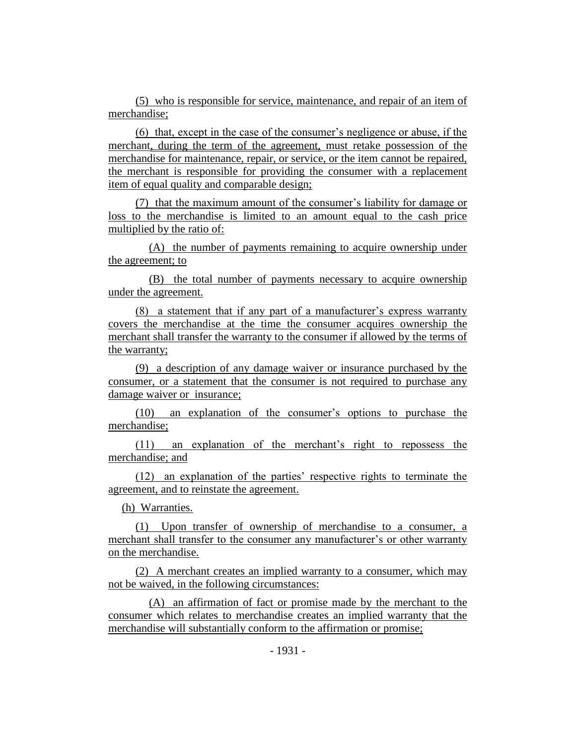(5) who is responsible for service, maintenance, and repair of an item of merchandise;

(6) that, except in the case of the consumer's negligence or abuse, if the merchant, during the term of the agreement, must retake possession of the merchandise for maintenance, repair, or service, or the item cannot be repaired, the merchant is responsible for providing the consumer with a replacement item of equal quality and comparable design;

(7) that the maximum amount of the consumer's liability for damage or loss to the merchandise is limited to an amount equal to the cash price multiplied by the ratio of:

(A) the number of payments remaining to acquire ownership under the agreement; to

(B) the total number of payments necessary to acquire ownership under the agreement.

(8) a statement that if any part of a manufacturer's express warranty covers the merchandise at the time the consumer acquires ownership the merchant shall transfer the warranty to the consumer if allowed by the terms of the warranty;

(9) a description of any damage waiver or insurance purchased by the consumer, or a statement that the consumer is not required to purchase any damage waiver or insurance;

(10) an explanation of the consumer's options to purchase the merchandise;

(11) an explanation of the merchant's right to repossess the merchandise; and

(12) an explanation of the parties' respective rights to terminate the agreement, and to reinstate the agreement.

(h) Warranties.

(1) Upon transfer of ownership of merchandise to a consumer, a merchant shall transfer to the consumer any manufacturer's or other warranty on the merchandise.

(2) A merchant creates an implied warranty to a consumer, which may not be waived, in the following circumstances:

(A) an affirmation of fact or promise made by the merchant to the consumer which relates to merchandise creates an implied warranty that the merchandise will substantially conform to the affirmation or promise;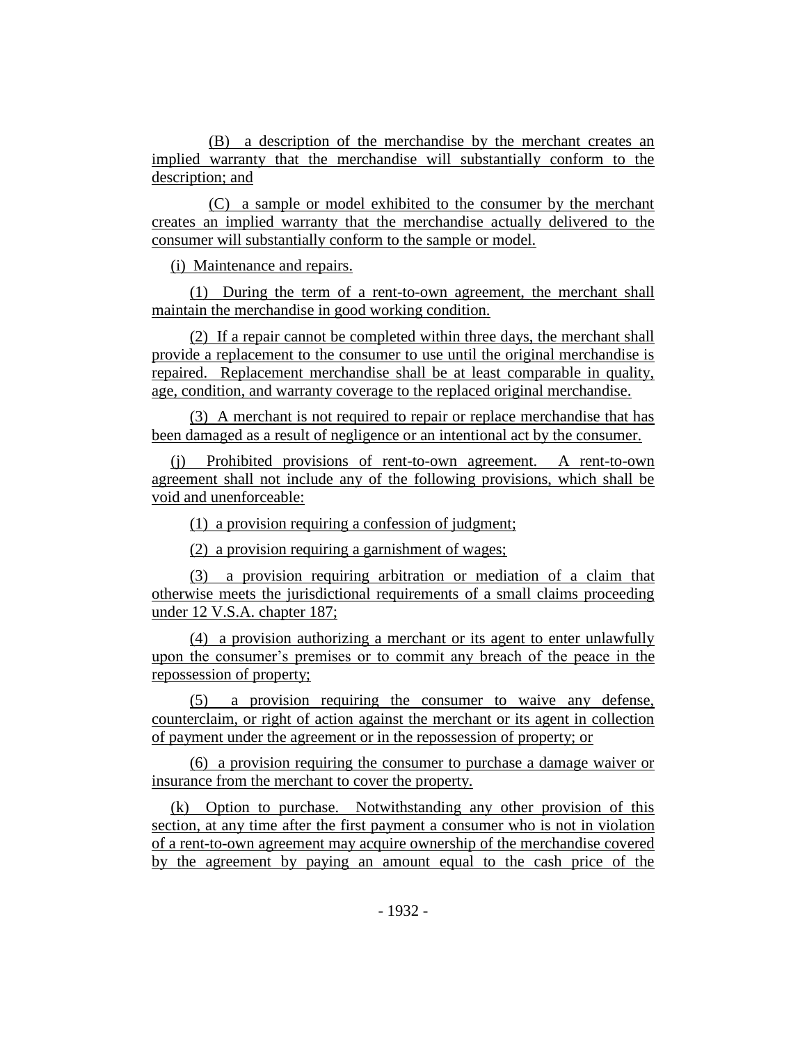(B) a description of the merchandise by the merchant creates an implied warranty that the merchandise will substantially conform to the description; and

(C) a sample or model exhibited to the consumer by the merchant creates an implied warranty that the merchandise actually delivered to the consumer will substantially conform to the sample or model.

(i) Maintenance and repairs.

(1) During the term of a rent-to-own agreement, the merchant shall maintain the merchandise in good working condition.

(2) If a repair cannot be completed within three days, the merchant shall provide a replacement to the consumer to use until the original merchandise is repaired. Replacement merchandise shall be at least comparable in quality, age, condition, and warranty coverage to the replaced original merchandise.

(3) A merchant is not required to repair or replace merchandise that has been damaged as a result of negligence or an intentional act by the consumer.

(j) Prohibited provisions of rent-to-own agreement. A rent-to-own agreement shall not include any of the following provisions, which shall be void and unenforceable:

(1) a provision requiring a confession of judgment;

(2) a provision requiring a garnishment of wages;

(3) a provision requiring arbitration or mediation of a claim that otherwise meets the jurisdictional requirements of a small claims proceeding under 12 V.S.A. chapter 187;

(4) a provision authorizing a merchant or its agent to enter unlawfully upon the consumer's premises or to commit any breach of the peace in the repossession of property;

(5) a provision requiring the consumer to waive any defense, counterclaim, or right of action against the merchant or its agent in collection of payment under the agreement or in the repossession of property; or

(6) a provision requiring the consumer to purchase a damage waiver or insurance from the merchant to cover the property.

(k) Option to purchase. Notwithstanding any other provision of this section, at any time after the first payment a consumer who is not in violation of a rent-to-own agreement may acquire ownership of the merchandise covered by the agreement by paying an amount equal to the cash price of the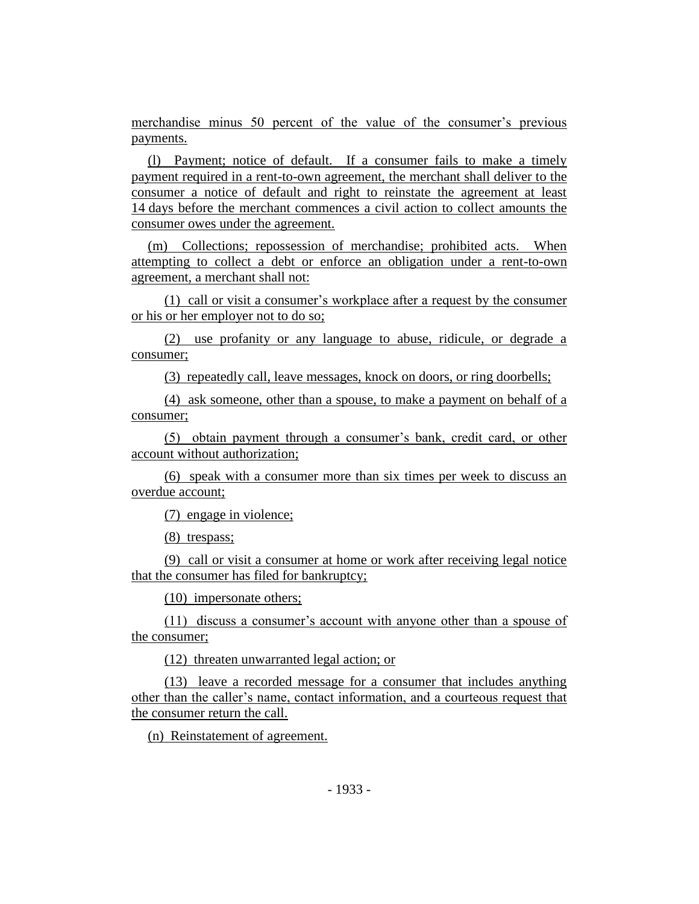merchandise minus 50 percent of the value of the consumer's previous payments.

(l) Payment; notice of default. If a consumer fails to make a timely payment required in a rent-to-own agreement, the merchant shall deliver to the consumer a notice of default and right to reinstate the agreement at least 14 days before the merchant commences a civil action to collect amounts the consumer owes under the agreement.

(m) Collections; repossession of merchandise; prohibited acts. When attempting to collect a debt or enforce an obligation under a rent-to-own agreement, a merchant shall not:

(1) call or visit a consumer's workplace after a request by the consumer or his or her employer not to do so;

(2) use profanity or any language to abuse, ridicule, or degrade a consumer;

(3) repeatedly call, leave messages, knock on doors, or ring doorbells;

(4) ask someone, other than a spouse, to make a payment on behalf of a consumer;

(5) obtain payment through a consumer's bank, credit card, or other account without authorization;

(6) speak with a consumer more than six times per week to discuss an overdue account;

(7) engage in violence;

(8) trespass;

(9) call or visit a consumer at home or work after receiving legal notice that the consumer has filed for bankruptcy;

(10) impersonate others;

(11) discuss a consumer's account with anyone other than a spouse of the consumer;

(12) threaten unwarranted legal action; or

(13) leave a recorded message for a consumer that includes anything other than the caller's name, contact information, and a courteous request that the consumer return the call.

(n) Reinstatement of agreement.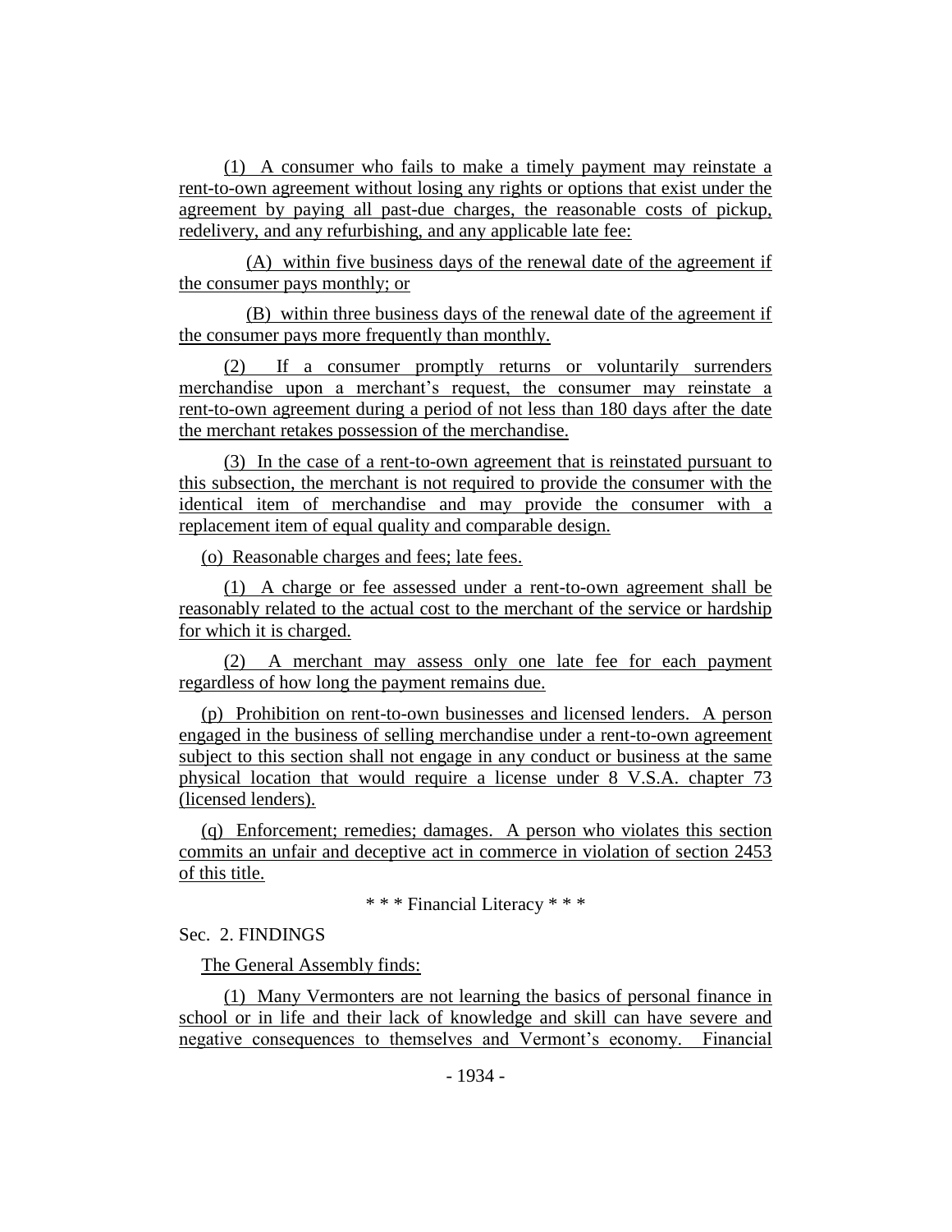(1) A consumer who fails to make a timely payment may reinstate a rent-to-own agreement without losing any rights or options that exist under the agreement by paying all past-due charges, the reasonable costs of pickup, redelivery, and any refurbishing, and any applicable late fee:

(A) within five business days of the renewal date of the agreement if the consumer pays monthly; or

(B) within three business days of the renewal date of the agreement if the consumer pays more frequently than monthly.

(2) If a consumer promptly returns or voluntarily surrenders merchandise upon a merchant's request, the consumer may reinstate a rent-to-own agreement during a period of not less than 180 days after the date the merchant retakes possession of the merchandise.

(3) In the case of a rent-to-own agreement that is reinstated pursuant to this subsection, the merchant is not required to provide the consumer with the identical item of merchandise and may provide the consumer with a replacement item of equal quality and comparable design.

(o) Reasonable charges and fees; late fees.

(1) A charge or fee assessed under a rent-to-own agreement shall be reasonably related to the actual cost to the merchant of the service or hardship for which it is charged.

(2) A merchant may assess only one late fee for each payment regardless of how long the payment remains due.

(p) Prohibition on rent-to-own businesses and licensed lenders. A person engaged in the business of selling merchandise under a rent-to-own agreement subject to this section shall not engage in any conduct or business at the same physical location that would require a license under 8 V.S.A. chapter 73 (licensed lenders).

(q) Enforcement; remedies; damages. A person who violates this section commits an unfair and deceptive act in commerce in violation of section 2453 of this title.

\* \* \* Financial Literacy \* \* \*

Sec. 2. FINDINGS

The General Assembly finds:

(1) Many Vermonters are not learning the basics of personal finance in school or in life and their lack of knowledge and skill can have severe and negative consequences to themselves and Vermont's economy. Financial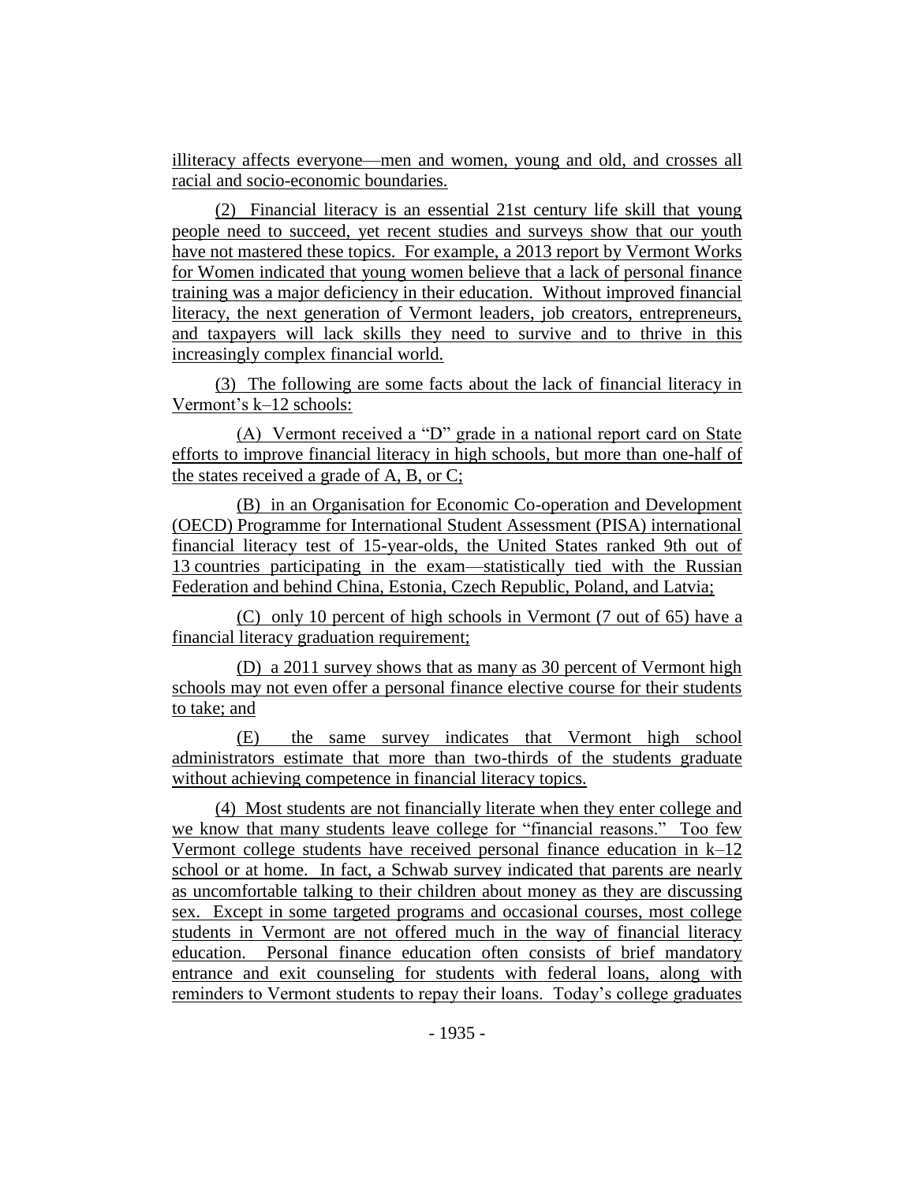illiteracy affects everyone—men and women, young and old, and crosses all racial and socio-economic boundaries.

(2) Financial literacy is an essential 21st century life skill that young people need to succeed, yet recent studies and surveys show that our youth have not mastered these topics. For example, a 2013 report by Vermont Works for Women indicated that young women believe that a lack of personal finance training was a major deficiency in their education. Without improved financial literacy, the next generation of Vermont leaders, job creators, entrepreneurs, and taxpayers will lack skills they need to survive and to thrive in this increasingly complex financial world.

(3) The following are some facts about the lack of financial literacy in Vermont's k–12 schools:

(A) Vermont received a "D" grade in a national report card on State efforts to improve financial literacy in high schools, but more than one-half of the states received a grade of A, B, or C;

(B) in an Organisation for Economic Co-operation and Development (OECD) Programme for International Student Assessment (PISA) international financial literacy test of 15-year-olds, the United States ranked 9th out of 13 countries participating in the exam—statistically tied with the Russian Federation and behind China, Estonia, Czech Republic, Poland, and Latvia;

(C) only 10 percent of high schools in Vermont (7 out of 65) have a financial literacy graduation requirement;

(D) a 2011 survey shows that as many as 30 percent of Vermont high schools may not even offer a personal finance elective course for their students to take; and

(E) the same survey indicates that Vermont high school administrators estimate that more than two-thirds of the students graduate without achieving competence in financial literacy topics.

(4) Most students are not financially literate when they enter college and we know that many students leave college for "financial reasons." Too few Vermont college students have received personal finance education in k–12 school or at home. In fact, a Schwab survey indicated that parents are nearly as uncomfortable talking to their children about money as they are discussing sex. Except in some targeted programs and occasional courses, most college students in Vermont are not offered much in the way of financial literacy education. Personal finance education often consists of brief mandatory entrance and exit counseling for students with federal loans, along with reminders to Vermont students to repay their loans. Today's college graduates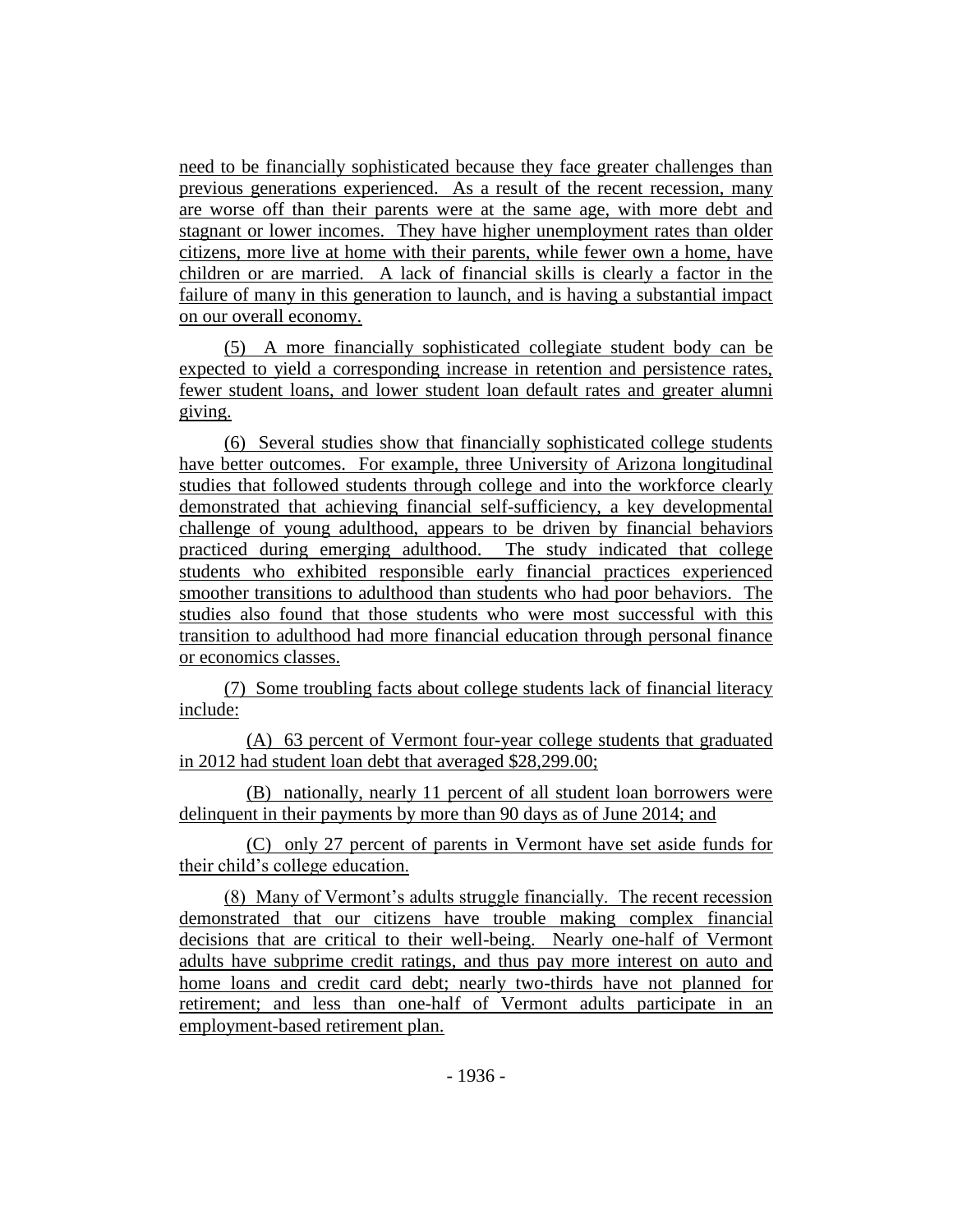need to be financially sophisticated because they face greater challenges than previous generations experienced. As a result of the recent recession, many are worse off than their parents were at the same age, with more debt and stagnant or lower incomes. They have higher unemployment rates than older citizens, more live at home with their parents, while fewer own a home, have children or are married. A lack of financial skills is clearly a factor in the failure of many in this generation to launch, and is having a substantial impact on our overall economy.

(5) A more financially sophisticated collegiate student body can be expected to yield a corresponding increase in retention and persistence rates, fewer student loans, and lower student loan default rates and greater alumni giving.

(6) Several studies show that financially sophisticated college students have better outcomes. For example, three University of Arizona longitudinal studies that followed students through college and into the workforce clearly demonstrated that achieving financial self-sufficiency, a key developmental challenge of young adulthood, appears to be driven by financial behaviors practiced during emerging adulthood. The study indicated that college students who exhibited responsible early financial practices experienced smoother transitions to adulthood than students who had poor behaviors. The studies also found that those students who were most successful with this transition to adulthood had more financial education through personal finance or economics classes.

(7) Some troubling facts about college students lack of financial literacy include:

(A) 63 percent of Vermont four-year college students that graduated in 2012 had student loan debt that averaged $28,299.00;

(B) nationally, nearly 11 percent of all student loan borrowers were delinquent in their payments by more than 90 days as of June 2014; and

(C) only 27 percent of parents in Vermont have set aside funds for their child's college education.

(8) Many of Vermont's adults struggle financially. The recent recession demonstrated that our citizens have trouble making complex financial decisions that are critical to their well-being. Nearly one-half of Vermont adults have subprime credit ratings, and thus pay more interest on auto and home loans and credit card debt; nearly two-thirds have not planned for retirement; and less than one-half of Vermont adults participate in an employment-based retirement plan.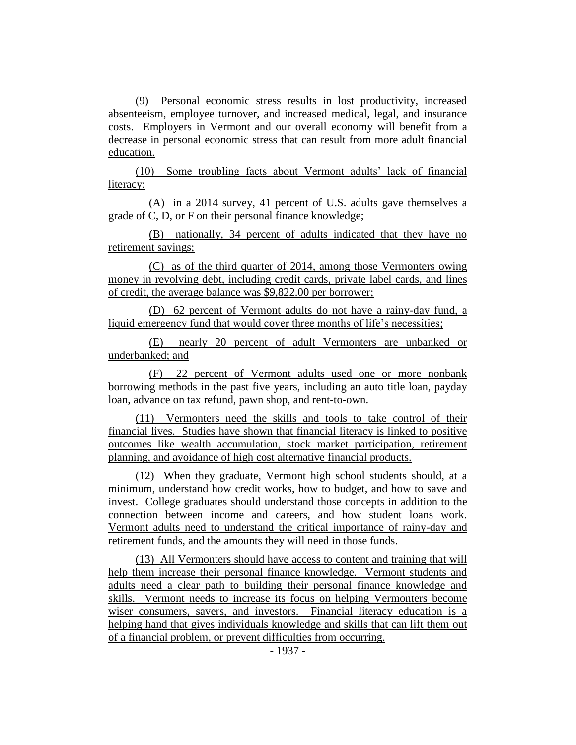(9) Personal economic stress results in lost productivity, increased absenteeism, employee turnover, and increased medical, legal, and insurance costs. Employers in Vermont and our overall economy will benefit from a decrease in personal economic stress that can result from more adult financial education.

(10) Some troubling facts about Vermont adults' lack of financial literacy:

(A) in a 2014 survey, 41 percent of U.S. adults gave themselves a grade of C, D, or F on their personal finance knowledge;

(B) nationally, 34 percent of adults indicated that they have no retirement savings;

(C) as of the third quarter of 2014, among those Vermonters owing money in revolving debt, including credit cards, private label cards, and lines of credit, the average balance was $9,822.00 per borrower;

(D) 62 percent of Vermont adults do not have a rainy-day fund, a liquid emergency fund that would cover three months of life's necessities;

(E) nearly 20 percent of adult Vermonters are unbanked or underbanked; and

(F) 22 percent of Vermont adults used one or more nonbank borrowing methods in the past five years, including an auto title loan, payday loan, advance on tax refund, pawn shop, and rent-to-own.

(11) Vermonters need the skills and tools to take control of their financial lives. Studies have shown that financial literacy is linked to positive outcomes like wealth accumulation, stock market participation, retirement planning, and avoidance of high cost alternative financial products.

(12) When they graduate, Vermont high school students should, at a minimum, understand how credit works, how to budget, and how to save and invest. College graduates should understand those concepts in addition to the connection between income and careers, and how student loans work. Vermont adults need to understand the critical importance of rainy-day and retirement funds, and the amounts they will need in those funds.

(13) All Vermonters should have access to content and training that will help them increase their personal finance knowledge. Vermont students and adults need a clear path to building their personal finance knowledge and skills. Vermont needs to increase its focus on helping Vermonters become wiser consumers, savers, and investors. Financial literacy education is a helping hand that gives individuals knowledge and skills that can lift them out of a financial problem, or prevent difficulties from occurring.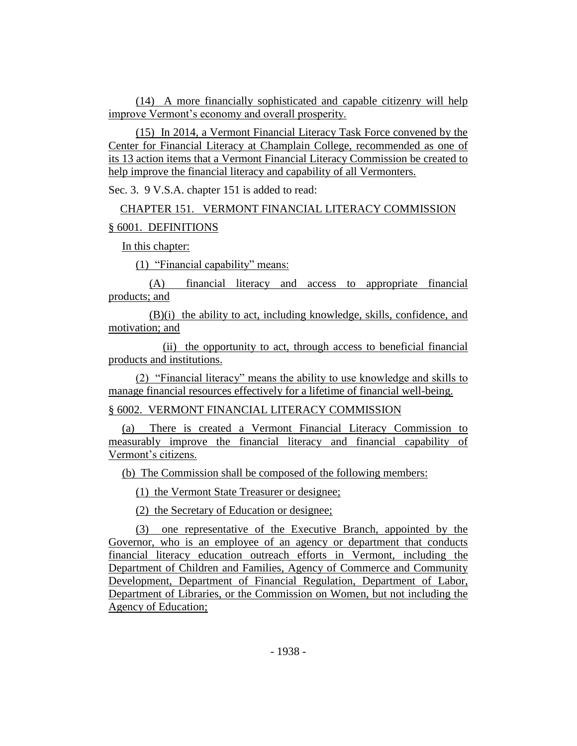(14) A more financially sophisticated and capable citizenry will help improve Vermont's economy and overall prosperity.

(15) In 2014, a Vermont Financial Literacy Task Force convened by the Center for Financial Literacy at Champlain College, recommended as one of its 13 action items that a Vermont Financial Literacy Commission be created to help improve the financial literacy and capability of all Vermonters.

Sec. 3. 9 V.S.A. chapter 151 is added to read:

CHAPTER 151. VERMONT FINANCIAL LITERACY COMMISSION

§ 6001. DEFINITIONS

In this chapter:

(1) "Financial capability" means:

(A) financial literacy and access to appropriate financial products; and

(B)(i) the ability to act, including knowledge, skills, confidence, and motivation; and

(ii) the opportunity to act, through access to beneficial financial products and institutions.

(2) "Financial literacy" means the ability to use knowledge and skills to manage financial resources effectively for a lifetime of financial well-being.

§ 6002. VERMONT FINANCIAL LITERACY COMMISSION

(a) There is created a Vermont Financial Literacy Commission to measurably improve the financial literacy and financial capability of Vermont's citizens.

(b) The Commission shall be composed of the following members:

(1) the Vermont State Treasurer or designee;

(2) the Secretary of Education or designee;

(3) one representative of the Executive Branch, appointed by the Governor, who is an employee of an agency or department that conducts financial literacy education outreach efforts in Vermont, including the Department of Children and Families, Agency of Commerce and Community Development, Department of Financial Regulation, Department of Labor, Department of Libraries, or the Commission on Women, but not including the Agency of Education;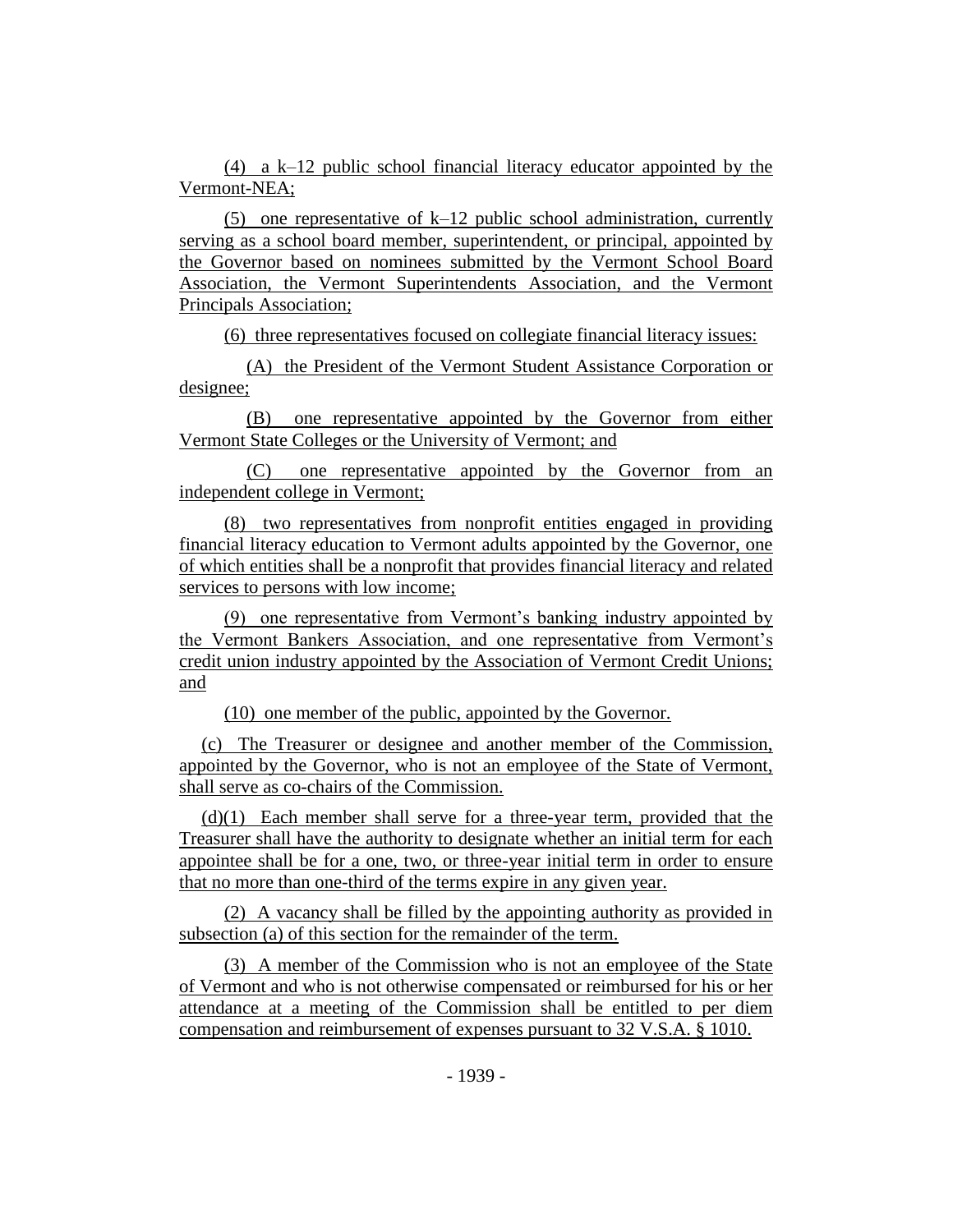(4) a k–12 public school financial literacy educator appointed by the Vermont-NEA;

(5) one representative of k–12 public school administration, currently serving as a school board member, superintendent, or principal, appointed by the Governor based on nominees submitted by the Vermont School Board Association, the Vermont Superintendents Association, and the Vermont Principals Association;

(6) three representatives focused on collegiate financial literacy issues:

(A) the President of the Vermont Student Assistance Corporation or designee;

(B) one representative appointed by the Governor from either Vermont State Colleges or the University of Vermont; and

(C) one representative appointed by the Governor from an independent college in Vermont;

(8) two representatives from nonprofit entities engaged in providing financial literacy education to Vermont adults appointed by the Governor, one of which entities shall be a nonprofit that provides financial literacy and related services to persons with low income;

(9) one representative from Vermont's banking industry appointed by the Vermont Bankers Association, and one representative from Vermont's credit union industry appointed by the Association of Vermont Credit Unions; and

(10) one member of the public, appointed by the Governor.

(c) The Treasurer or designee and another member of the Commission, appointed by the Governor, who is not an employee of the State of Vermont, shall serve as co-chairs of the Commission.

(d)(1) Each member shall serve for a three-year term, provided that the Treasurer shall have the authority to designate whether an initial term for each appointee shall be for a one, two, or three-year initial term in order to ensure that no more than one-third of the terms expire in any given year.

(2) A vacancy shall be filled by the appointing authority as provided in subsection (a) of this section for the remainder of the term.

(3) A member of the Commission who is not an employee of the State of Vermont and who is not otherwise compensated or reimbursed for his or her attendance at a meeting of the Commission shall be entitled to per diem compensation and reimbursement of expenses pursuant to 32 V.S.A. § 1010.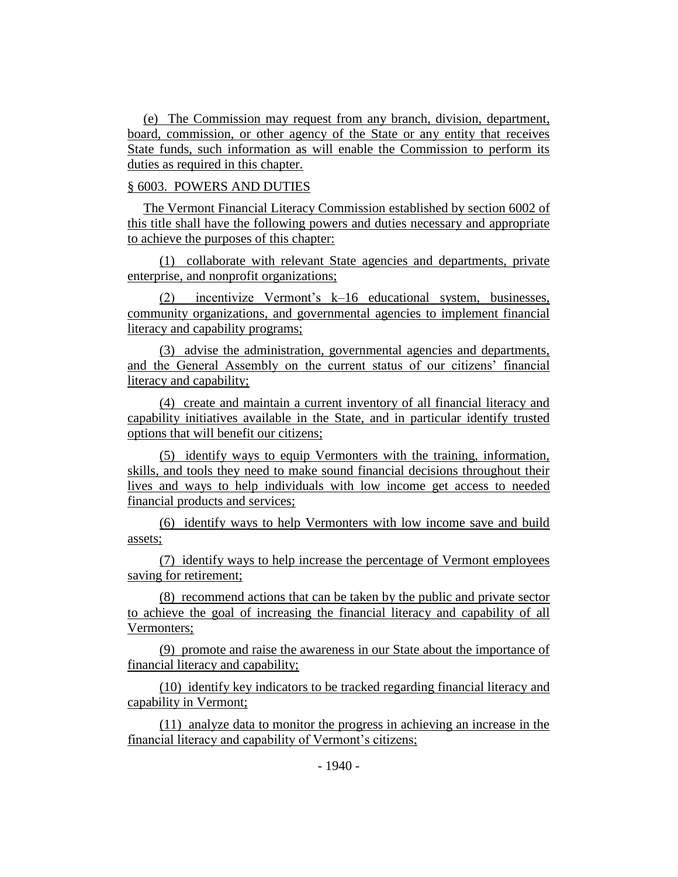(e) The Commission may request from any branch, division, department, board, commission, or other agency of the State or any entity that receives State funds, such information as will enable the Commission to perform its duties as required in this chapter.

§ 6003. POWERS AND DUTIES

The Vermont Financial Literacy Commission established by section 6002 of this title shall have the following powers and duties necessary and appropriate to achieve the purposes of this chapter:

(1) collaborate with relevant State agencies and departments, private enterprise, and nonprofit organizations;

(2) incentivize Vermont's k–16 educational system, businesses, community organizations, and governmental agencies to implement financial literacy and capability programs;

(3) advise the administration, governmental agencies and departments, and the General Assembly on the current status of our citizens' financial literacy and capability;

(4) create and maintain a current inventory of all financial literacy and capability initiatives available in the State, and in particular identify trusted options that will benefit our citizens;

(5) identify ways to equip Vermonters with the training, information, skills, and tools they need to make sound financial decisions throughout their lives and ways to help individuals with low income get access to needed financial products and services;

(6) identify ways to help Vermonters with low income save and build assets;

(7) identify ways to help increase the percentage of Vermont employees saving for retirement;

(8) recommend actions that can be taken by the public and private sector to achieve the goal of increasing the financial literacy and capability of all Vermonters;

(9) promote and raise the awareness in our State about the importance of financial literacy and capability;

(10) identify key indicators to be tracked regarding financial literacy and capability in Vermont;

(11) analyze data to monitor the progress in achieving an increase in the financial literacy and capability of Vermont's citizens;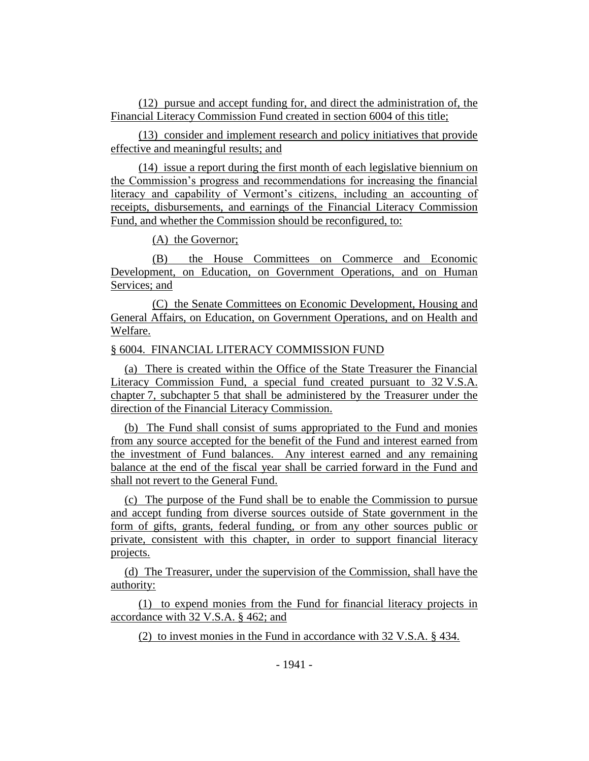(12) pursue and accept funding for, and direct the administration of, the Financial Literacy Commission Fund created in section 6004 of this title;

(13) consider and implement research and policy initiatives that provide effective and meaningful results; and

(14) issue a report during the first month of each legislative biennium on the Commission's progress and recommendations for increasing the financial literacy and capability of Vermont's citizens, including an accounting of receipts, disbursements, and earnings of the Financial Literacy Commission Fund, and whether the Commission should be reconfigured, to:

(A) the Governor;

(B) the House Committees on Commerce and Economic Development, on Education, on Government Operations, and on Human Services; and

(C) the Senate Committees on Economic Development, Housing and General Affairs, on Education, on Government Operations, and on Health and Welfare.

§ 6004. FINANCIAL LITERACY COMMISSION FUND

(a) There is created within the Office of the State Treasurer the Financial Literacy Commission Fund, a special fund created pursuant to 32 V.S.A. chapter 7, subchapter 5 that shall be administered by the Treasurer under the direction of the Financial Literacy Commission.

(b) The Fund shall consist of sums appropriated to the Fund and monies from any source accepted for the benefit of the Fund and interest earned from the investment of Fund balances. Any interest earned and any remaining balance at the end of the fiscal year shall be carried forward in the Fund and shall not revert to the General Fund.

(c) The purpose of the Fund shall be to enable the Commission to pursue and accept funding from diverse sources outside of State government in the form of gifts, grants, federal funding, or from any other sources public or private, consistent with this chapter, in order to support financial literacy projects.

(d) The Treasurer, under the supervision of the Commission, shall have the authority:

(1) to expend monies from the Fund for financial literacy projects in accordance with 32 V.S.A. § 462; and

(2) to invest monies in the Fund in accordance with 32 V.S.A. § 434.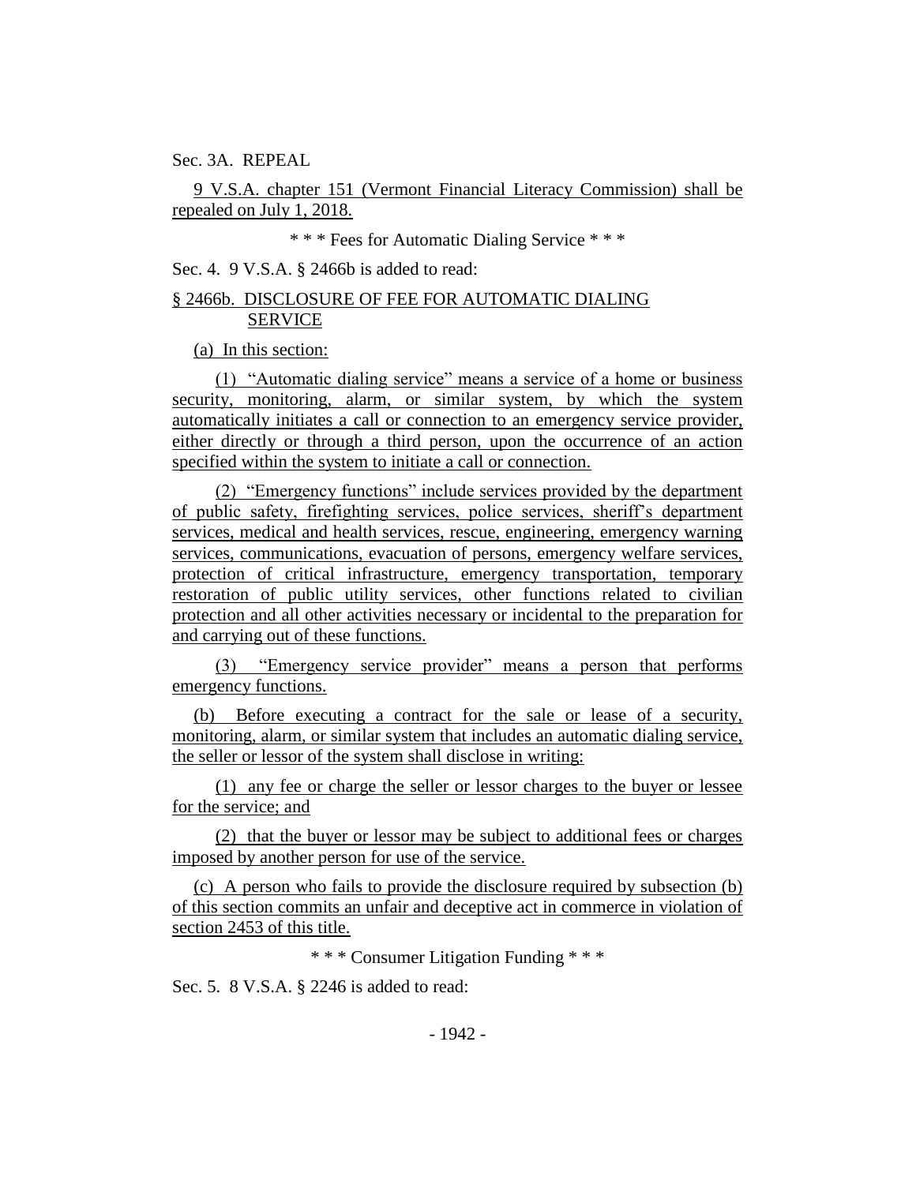Sec. 3A. REPEAL

9 V.S.A. chapter 151 (Vermont Financial Literacy Commission) shall be repealed on July 1, 2018.

\* \* \* Fees for Automatic Dialing Service \* \* \*

Sec. 4. 9 V.S.A. § 2466b is added to read:

§ 2466b. DISCLOSURE OF FEE FOR AUTOMATIC DIALING SERVICE

(a) In this section:

(1) "Automatic dialing service" means a service of a home or business security, monitoring, alarm, or similar system, by which the system automatically initiates a call or connection to an emergency service provider, either directly or through a third person, upon the occurrence of an action specified within the system to initiate a call or connection.

(2) "Emergency functions" include services provided by the department of public safety, firefighting services, police services, sheriff's department services, medical and health services, rescue, engineering, emergency warning services, communications, evacuation of persons, emergency welfare services, protection of critical infrastructure, emergency transportation, temporary restoration of public utility services, other functions related to civilian protection and all other activities necessary or incidental to the preparation for and carrying out of these functions.

(3) "Emergency service provider" means a person that performs emergency functions.

(b) Before executing a contract for the sale or lease of a security, monitoring, alarm, or similar system that includes an automatic dialing service, the seller or lessor of the system shall disclose in writing:

(1) any fee or charge the seller or lessor charges to the buyer or lessee for the service; and

(2) that the buyer or lessor may be subject to additional fees or charges imposed by another person for use of the service.

(c) A person who fails to provide the disclosure required by subsection (b) of this section commits an unfair and deceptive act in commerce in violation of section 2453 of this title.

\* \* \* Consumer Litigation Funding \* \* \*

Sec. 5. 8 V.S.A. § 2246 is added to read: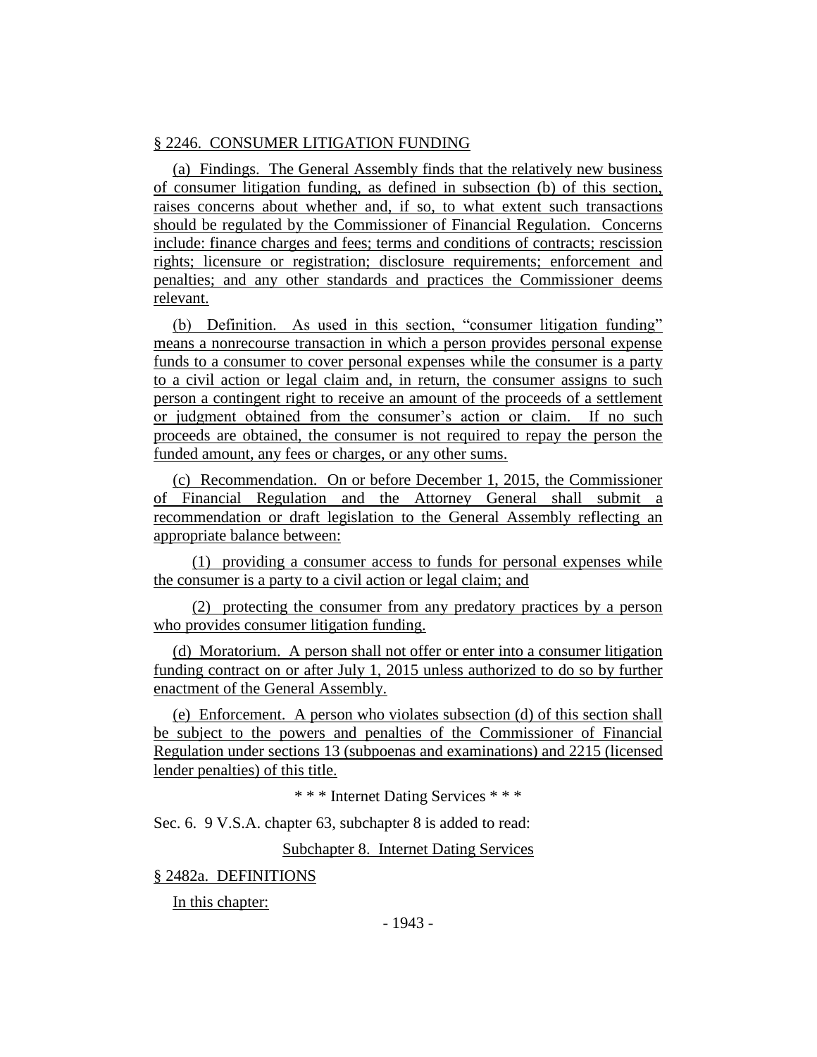§ 2246. CONSUMER LITIGATION FUNDING

(a) Findings. The General Assembly finds that the relatively new business of consumer litigation funding, as defined in subsection (b) of this section, raises concerns about whether and, if so, to what extent such transactions should be regulated by the Commissioner of Financial Regulation. Concerns include: finance charges and fees; terms and conditions of contracts; rescission rights; licensure or registration; disclosure requirements; enforcement and penalties; and any other standards and practices the Commissioner deems relevant.

(b) Definition. As used in this section, "consumer litigation funding" means a nonrecourse transaction in which a person provides personal expense funds to a consumer to cover personal expenses while the consumer is a party to a civil action or legal claim and, in return, the consumer assigns to such person a contingent right to receive an amount of the proceeds of a settlement or judgment obtained from the consumer's action or claim. If no such proceeds are obtained, the consumer is not required to repay the person the funded amount, any fees or charges, or any other sums.

(c) Recommendation. On or before December 1, 2015, the Commissioner of Financial Regulation and the Attorney General shall submit a recommendation or draft legislation to the General Assembly reflecting an appropriate balance between:

(1) providing a consumer access to funds for personal expenses while the consumer is a party to a civil action or legal claim; and

(2) protecting the consumer from any predatory practices by a person who provides consumer litigation funding.

(d) Moratorium. A person shall not offer or enter into a consumer litigation funding contract on or after July 1, 2015 unless authorized to do so by further enactment of the General Assembly.

(e) Enforcement. A person who violates subsection (d) of this section shall be subject to the powers and penalties of the Commissioner of Financial Regulation under sections 13 (subpoenas and examinations) and 2215 (licensed lender penalties) of this title.

\* \* \* Internet Dating Services \* \* \*

Sec. 6. 9 V.S.A. chapter 63, subchapter 8 is added to read:

Subchapter 8. Internet Dating Services

§ 2482a. DEFINITIONS

In this chapter: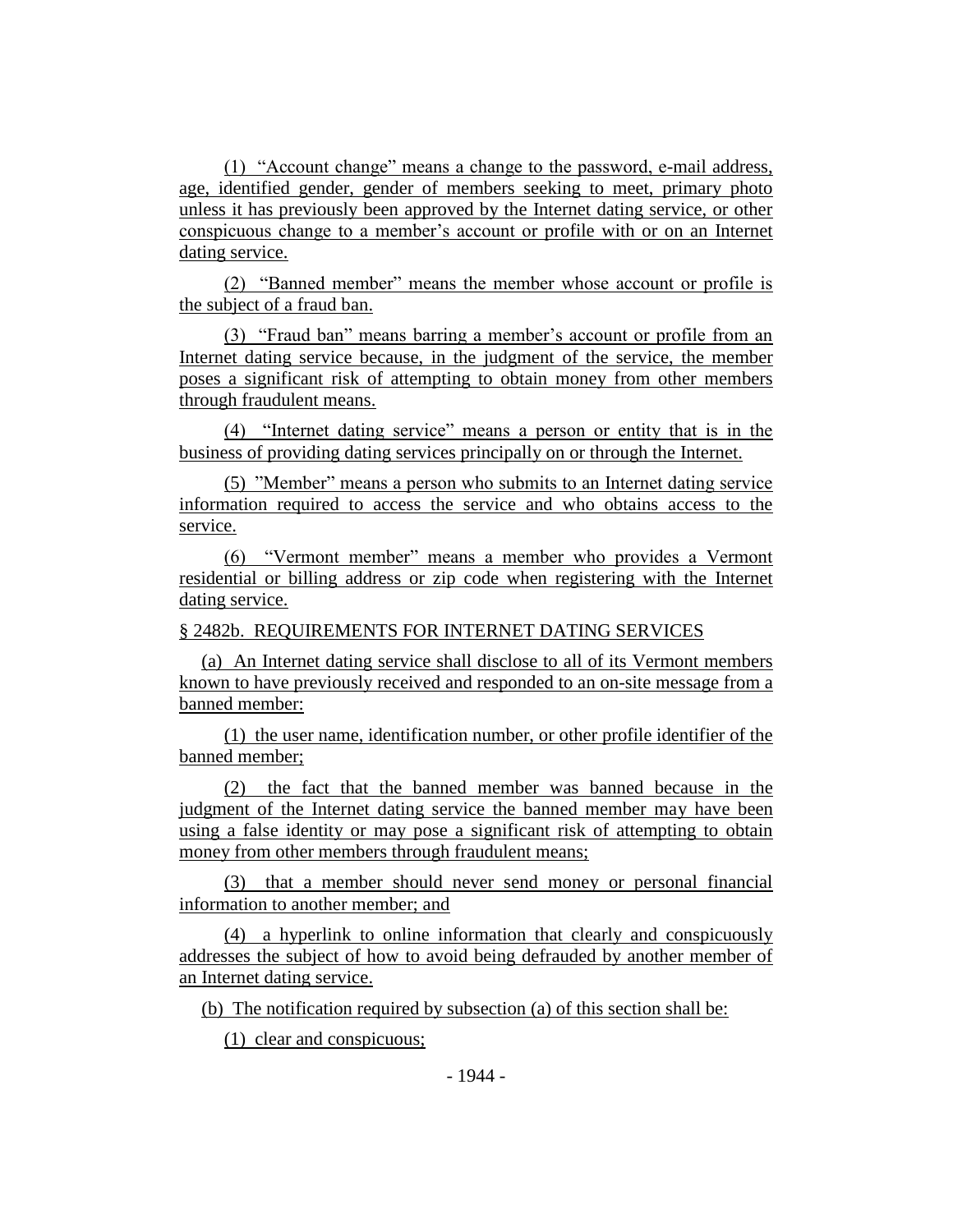(1) "Account change" means a change to the password, e-mail address, age, identified gender, gender of members seeking to meet, primary photo unless it has previously been approved by the Internet dating service, or other conspicuous change to a member's account or profile with or on an Internet dating service.

(2) "Banned member" means the member whose account or profile is the subject of a fraud ban.

(3) "Fraud ban" means barring a member's account or profile from an Internet dating service because, in the judgment of the service, the member poses a significant risk of attempting to obtain money from other members through fraudulent means.

(4) "Internet dating service" means a person or entity that is in the business of providing dating services principally on or through the Internet.

(5) "Member" means a person who submits to an Internet dating service information required to access the service and who obtains access to the service.

(6) "Vermont member" means a member who provides a Vermont residential or billing address or zip code when registering with the Internet dating service.

§ 2482b. REQUIREMENTS FOR INTERNET DATING SERVICES

(a) An Internet dating service shall disclose to all of its Vermont members known to have previously received and responded to an on-site message from a banned member:

(1) the user name, identification number, or other profile identifier of the banned member;

(2) the fact that the banned member was banned because in the judgment of the Internet dating service the banned member may have been using a false identity or may pose a significant risk of attempting to obtain money from other members through fraudulent means;

(3) that a member should never send money or personal financial information to another member; and

(4) a hyperlink to online information that clearly and conspicuously addresses the subject of how to avoid being defrauded by another member of an Internet dating service.

(b) The notification required by subsection (a) of this section shall be:

(1) clear and conspicuous;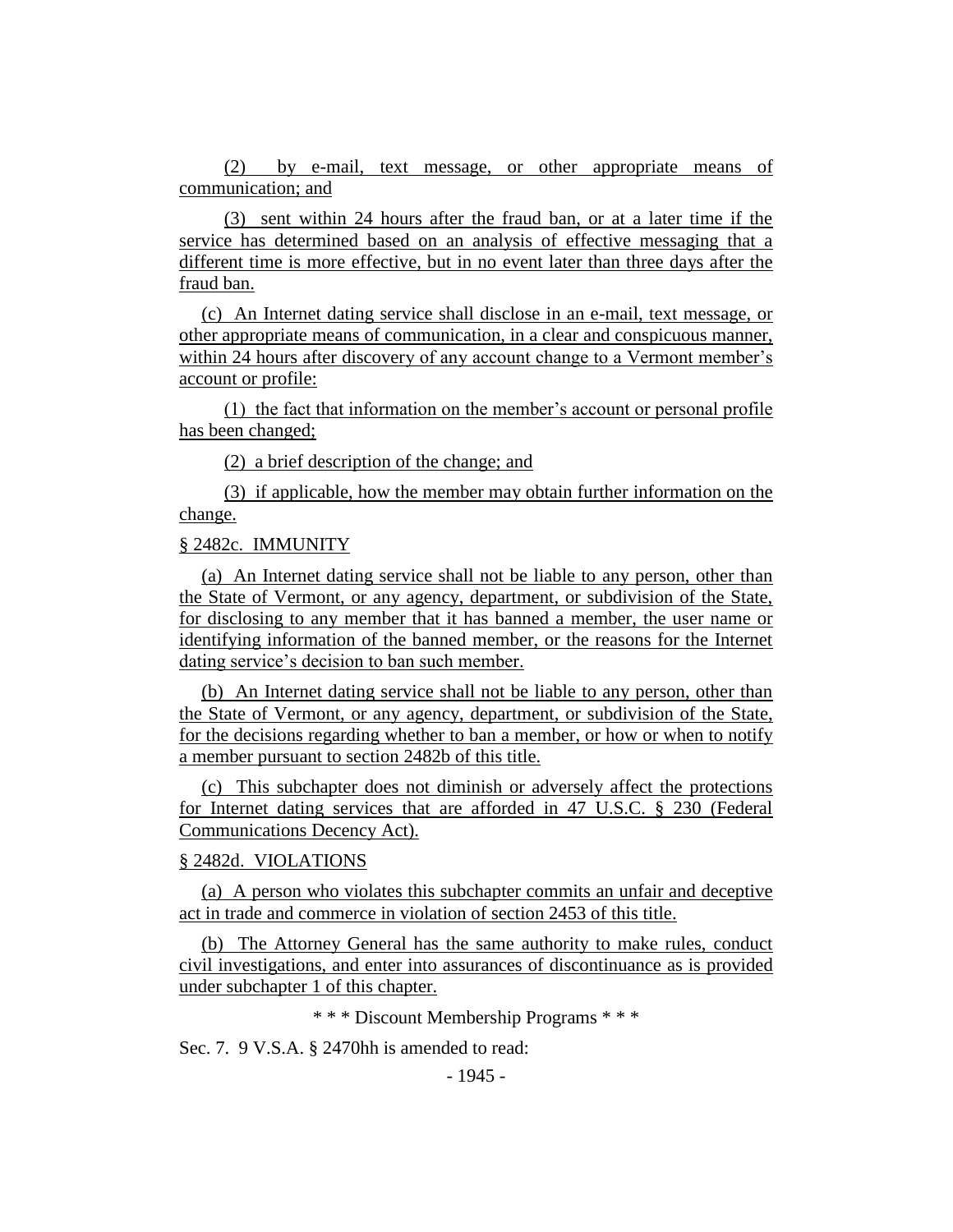(2) by e-mail, text message, or other appropriate means of communication; and

(3) sent within 24 hours after the fraud ban, or at a later time if the service has determined based on an analysis of effective messaging that a different time is more effective, but in no event later than three days after the fraud ban.

(c) An Internet dating service shall disclose in an e-mail, text message, or other appropriate means of communication, in a clear and conspicuous manner, within 24 hours after discovery of any account change to a Vermont member's account or profile:

(1) the fact that information on the member's account or personal profile has been changed;

(2) a brief description of the change; and

(3) if applicable, how the member may obtain further information on the change.

§ 2482c. IMMUNITY

(a) An Internet dating service shall not be liable to any person, other than the State of Vermont, or any agency, department, or subdivision of the State, for disclosing to any member that it has banned a member, the user name or identifying information of the banned member, or the reasons for the Internet dating service's decision to ban such member.

(b) An Internet dating service shall not be liable to any person, other than the State of Vermont, or any agency, department, or subdivision of the State, for the decisions regarding whether to ban a member, or how or when to notify a member pursuant to section 2482b of this title.

(c) This subchapter does not diminish or adversely affect the protections for Internet dating services that are afforded in 47 U.S.C. § 230 (Federal Communications Decency Act).

§ 2482d. VIOLATIONS

(a) A person who violates this subchapter commits an unfair and deceptive act in trade and commerce in violation of section 2453 of this title.

(b) The Attorney General has the same authority to make rules, conduct civil investigations, and enter into assurances of discontinuance as is provided under subchapter 1 of this chapter.

\* \* \* Discount Membership Programs \* \* \*

Sec. 7. 9 V.S.A. § 2470hh is amended to read: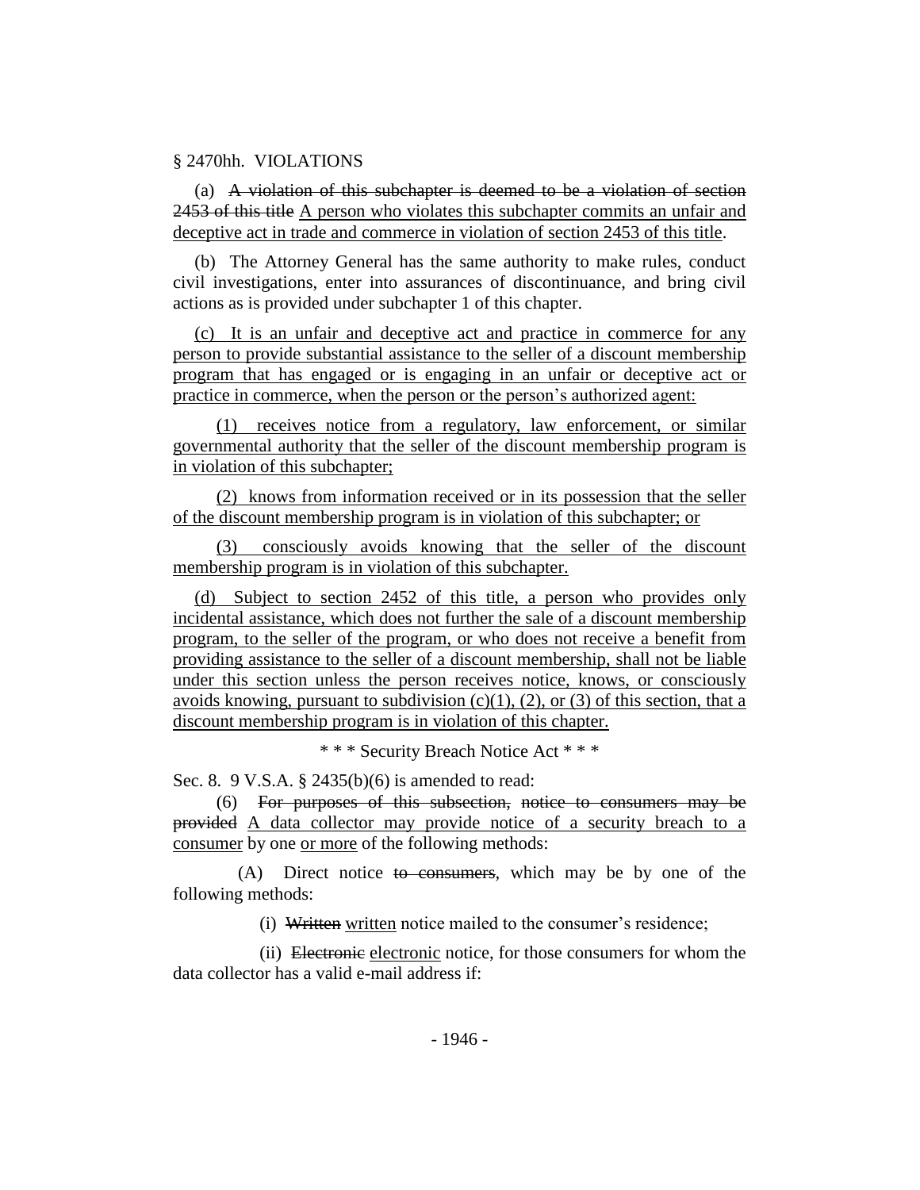§ 2470hh. VIOLATIONS

(a) ~~A violation of this subchapter is deemed to be a violation of section 2453 of this title~~ <u>A person who violates this subchapter commits an unfair and deceptive act in trade and commerce in violation of section 2453 of this title</u>.

(b) The Attorney General has the same authority to make rules, conduct civil investigations, enter into assurances of discontinuance, and bring civil actions as is provided under subchapter 1 of this chapter.

<u>(c) It is an unfair and deceptive act and practice in commerce for any person to provide substantial assistance to the seller of a discount membership program that has engaged or is engaging in an unfair or deceptive act or practice in commerce, when the person or the person's authorized agent:</u>

<u>(1) receives notice from a regulatory, law enforcement, or similar governmental authority that the seller of the discount membership program is in violation of this subchapter;</u>

<u>(2) knows from information received or in its possession that the seller of the discount membership program is in violation of this subchapter; or</u>

<u>(3) consciously avoids knowing that the seller of the discount membership program is in violation of this subchapter.</u>

<u>(d) Subject to section 2452 of this title, a person who provides only incidental assistance, which does not further the sale of a discount membership program, to the seller of the program, or who does not receive a benefit from providing assistance to the seller of a discount membership, shall not be liable under this section unless the person receives notice, knows, or consciously avoids knowing, pursuant to subdivision (c)(1), (2), or (3) of this section, that a discount membership program is in violation of this chapter.</u>

\* \* \* Security Breach Notice Act \* \* \*

Sec. 8. 9 V.S.A. § 2435(b)(6) is amended to read:

(6) ~~For purposes of this subsection, notice to consumers may be provided~~ <u>A data collector may provide notice of a security breach to a consumer</u> by one <u>or more</u> of the following methods:

(A) Direct notice ~~to consumers~~, which may be by one of the following methods:

(i) ~~Written~~ <u>written</u> notice mailed to the consumer's residence;

(ii) ~~Electronic~~ <u>electronic</u> notice, for those consumers for whom the data collector has a valid e-mail address if: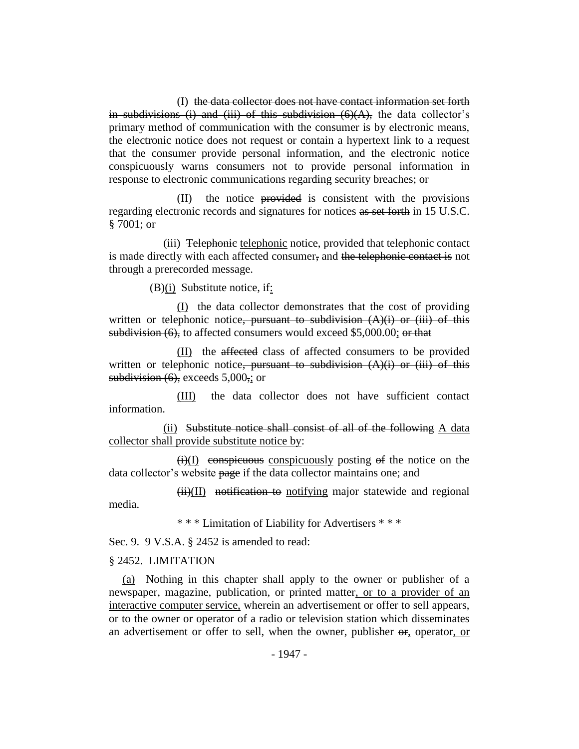(I) ~~the data collector does not have contact information set forth in subdivisions (i) and (iii) of this subdivision (6)(A),~~ the data collector's primary method of communication with the consumer is by electronic means, the electronic notice does not request or contain a hypertext link to a request that the consumer provide personal information, and the electronic notice conspicuously warns consumers not to provide personal information in response to electronic communications regarding security breaches; or

(II) the notice ~~provided~~ is consistent with the provisions regarding electronic records and signatures for notices ~~as set forth~~ in 15 U.S.C. § 7001; or

(iii) ~~Telephonic~~ telephonic notice, provided that telephonic contact is made directly with each affected consumer~~,~~ and ~~the telephonic contact is~~ not through a prerecorded message.

(B)(i) Substitute notice, if:

(I) the data collector demonstrates that the cost of providing written or telephonic notice~~, pursuant to subdivision (A)(i) or (iii) of this subdivision (6),~~ to affected consumers would exceed $5,000.00; ~~or that~~

(II) the ~~affected~~ class of affected consumers to be provided written or telephonic notice~~, pursuant to subdivision (A)(i) or (iii) of this subdivision (6),~~ exceeds 5,000~~,~~; or

(III) the data collector does not have sufficient contact information.

(ii) ~~Substitute notice shall consist of all of the following~~ A data collector shall provide substitute notice by:

~~(i)~~(I) ~~conspicuous~~ conspicuously posting ~~of~~ the notice on the data collector's website ~~page~~ if the data collector maintains one; and

~~(ii)~~(II) ~~notification to~~ notifying major statewide and regional media.

\* \* \* Limitation of Liability for Advertisers \* \* \*

Sec. 9. 9 V.S.A. § 2452 is amended to read:

§ 2452. LIMITATION

(a) Nothing in this chapter shall apply to the owner or publisher of a newspaper, magazine, publication, or printed matter, or to a provider of an interactive computer service, wherein an advertisement or offer to sell appears, or to the owner or operator of a radio or television station which disseminates an advertisement or offer to sell, when the owner, publisher ~~or~~, operator, or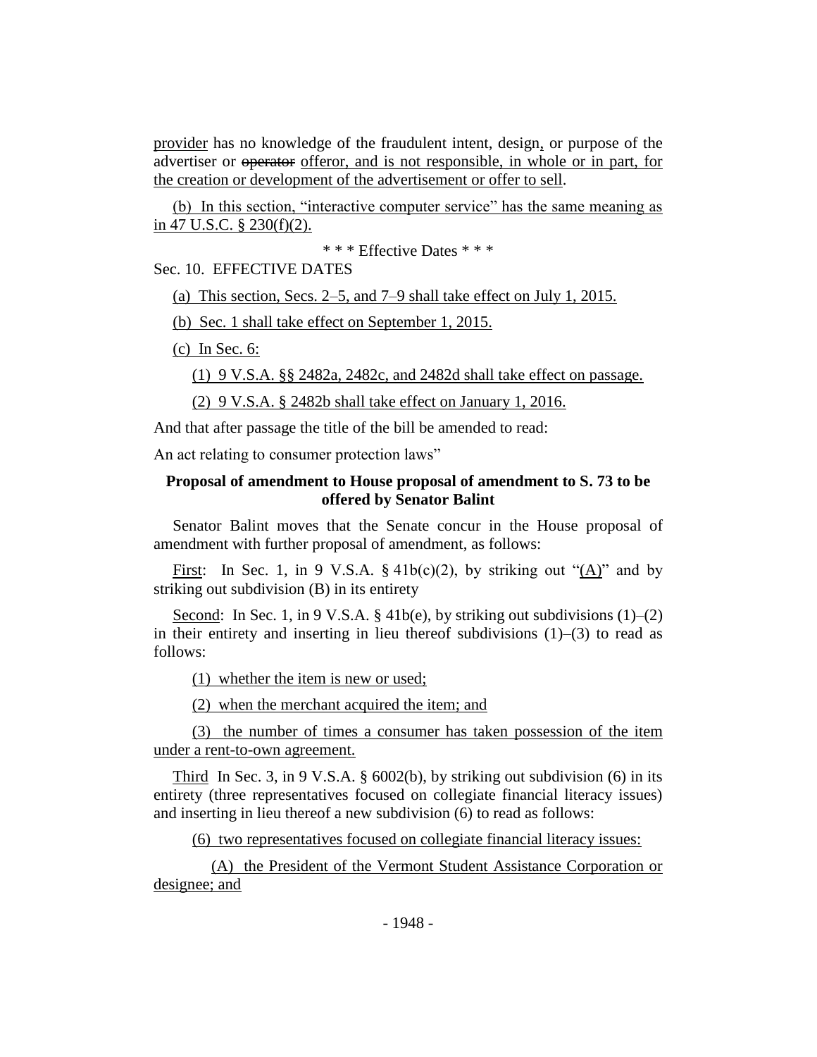provider has no knowledge of the fraudulent intent, design, or purpose of the advertiser or ~~operator~~ offeror, and is not responsible, in whole or in part, for the creation or development of the advertisement or offer to sell.

(b) In this section, "interactive computer service" has the same meaning as in 47 U.S.C. § 230(f)(2).

\* \* \* Effective Dates \* \* \*

Sec. 10. EFFECTIVE DATES

(a) This section, Secs. 2–5, and 7–9 shall take effect on July 1, 2015.

(b) Sec. 1 shall take effect on September 1, 2015.

(c) In Sec. 6:

(1) 9 V.S.A. §§ 2482a, 2482c, and 2482d shall take effect on passage.

(2) 9 V.S.A. § 2482b shall take effect on January 1, 2016.

And that after passage the title of the bill be amended to read:

An act relating to consumer protection laws"

**Proposal of amendment to House proposal of amendment to S. 73 to be offered by Senator Balint**

Senator Balint moves that the Senate concur in the House proposal of amendment with further proposal of amendment, as follows:

First: In Sec. 1, in 9 V.S.A. § 41b(c)(2), by striking out "(A)" and by striking out subdivision (B) in its entirety

Second: In Sec. 1, in 9 V.S.A. § 41b(e), by striking out subdivisions (1)–(2) in their entirety and inserting in lieu thereof subdivisions (1)–(3) to read as follows:

(1) whether the item is new or used;

(2) when the merchant acquired the item; and

(3) the number of times a consumer has taken possession of the item under a rent-to-own agreement.

Third In Sec. 3, in 9 V.S.A. § 6002(b), by striking out subdivision (6) in its entirety (three representatives focused on collegiate financial literacy issues) and inserting in lieu thereof a new subdivision (6) to read as follows:

(6) two representatives focused on collegiate financial literacy issues:

(A) the President of the Vermont Student Assistance Corporation or designee; and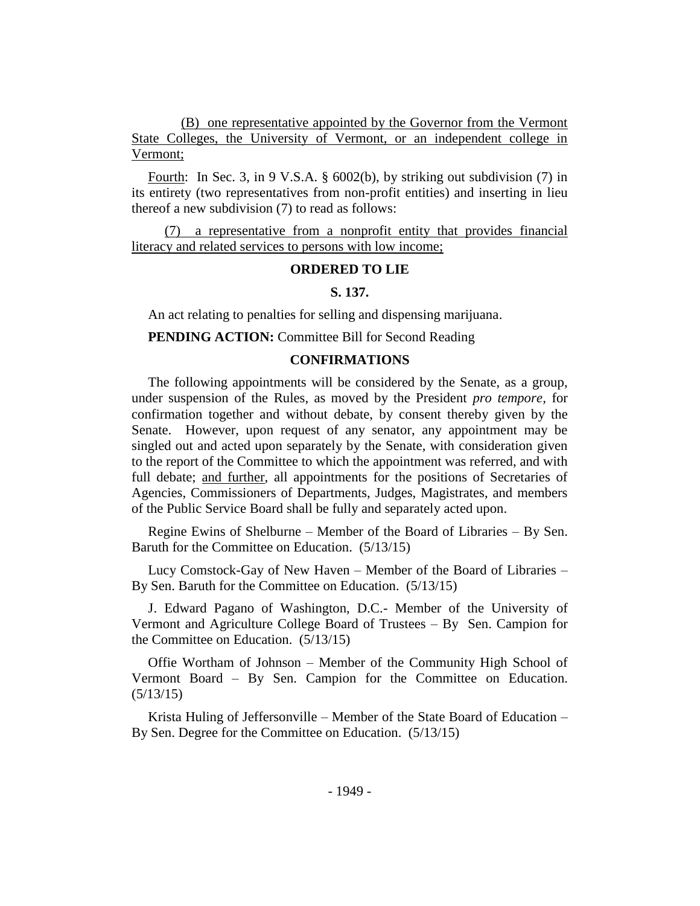(B) one representative appointed by the Governor from the Vermont State Colleges, the University of Vermont, or an independent college in Vermont;

Fourth: In Sec. 3, in 9 V.S.A. § 6002(b), by striking out subdivision (7) in its entirety (two representatives from non-profit entities) and inserting in lieu thereof a new subdivision (7) to read as follows:

(7) a representative from a nonprofit entity that provides financial literacy and related services to persons with low income;

**ORDERED TO LIE**

**S. 137.**

An act relating to penalties for selling and dispensing marijuana.

**PENDING ACTION:** Committee Bill for Second Reading

**CONFIRMATIONS**

The following appointments will be considered by the Senate, as a group, under suspension of the Rules, as moved by the President *pro tempore,* for confirmation together and without debate, by consent thereby given by the Senate. However, upon request of any senator, any appointment may be singled out and acted upon separately by the Senate, with consideration given to the report of the Committee to which the appointment was referred, and with full debate; and further, all appointments for the positions of Secretaries of Agencies, Commissioners of Departments, Judges, Magistrates, and members of the Public Service Board shall be fully and separately acted upon.

Regine Ewins of Shelburne – Member of the Board of Libraries – By Sen. Baruth for the Committee on Education. (5/13/15)

Lucy Comstock-Gay of New Haven – Member of the Board of Libraries – By Sen. Baruth for the Committee on Education. (5/13/15)

J. Edward Pagano of Washington, D.C.- Member of the University of Vermont and Agriculture College Board of Trustees – By Sen. Campion for the Committee on Education. (5/13/15)

Offie Wortham of Johnson – Member of the Community High School of Vermont Board – By Sen. Campion for the Committee on Education. (5/13/15)

Krista Huling of Jeffersonville – Member of the State Board of Education – By Sen. Degree for the Committee on Education. (5/13/15)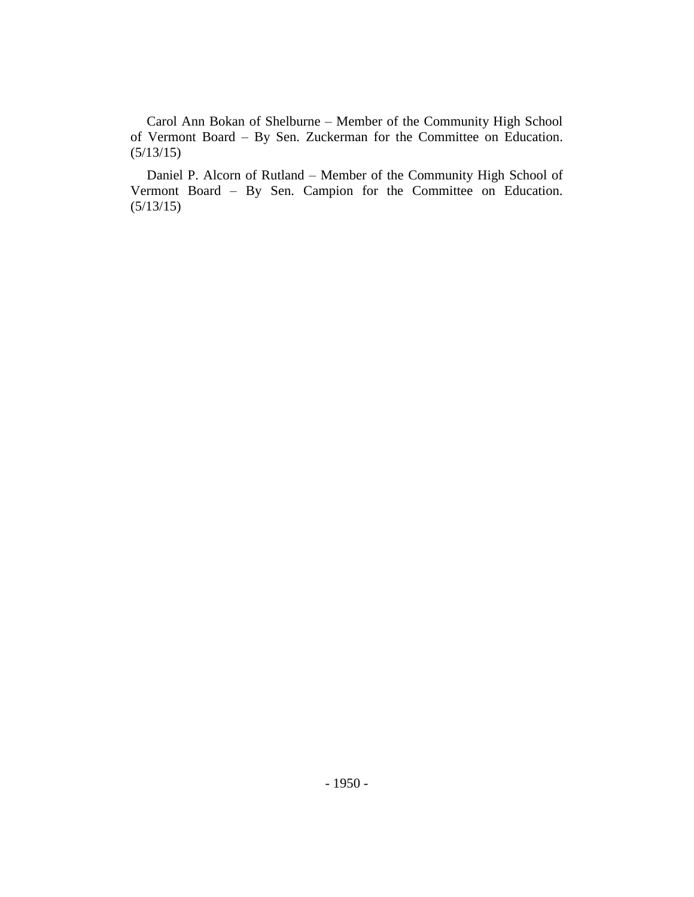Carol Ann Bokan of Shelburne – Member of the Community High School of Vermont Board – By Sen. Zuckerman for the Committee on Education. (5/13/15)

Daniel P. Alcorn of Rutland – Member of the Community High School of Vermont Board – By Sen. Campion for the Committee on Education. (5/13/15)